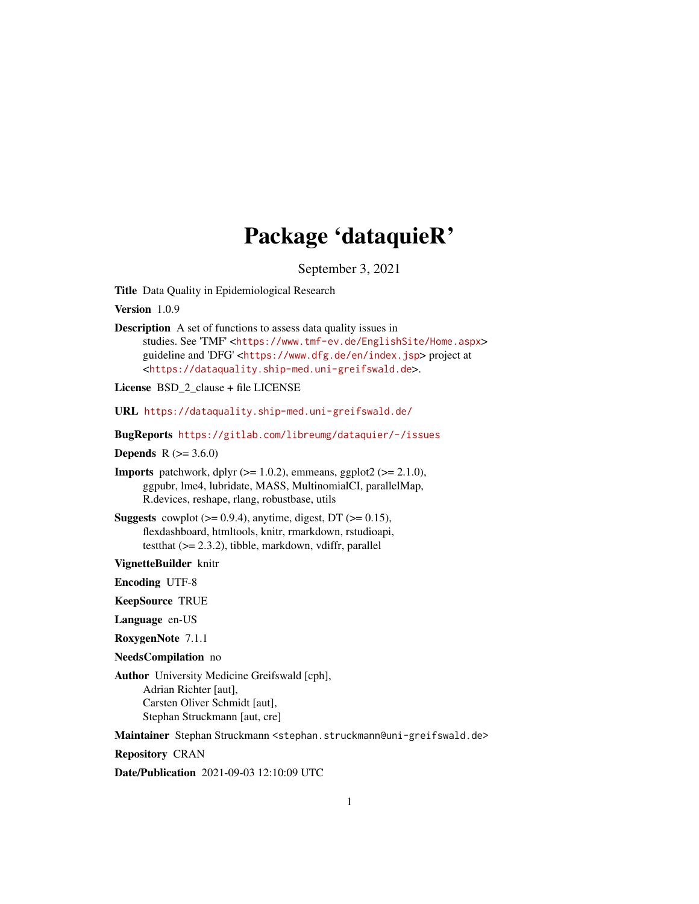# Package 'dataquieR'

September 3, 2021

**Title** Data Quality in Epidemiological Research

**Version** 1.0.9

**Description** A set of functions to assess data quality issues in studies. See 'TMF' <https://www.tmf-ev.de/EnglishSite/Home.aspx> guideline and 'DFG' <https://www.dfg.de/en/index.jsp> project at <https://dataquality.ship-med.uni-greifswald.de>.

**License** BSD_2_clause + file LICENSE

**URL** https://dataquality.ship-med.uni-greifswald.de/

**BugReports** https://gitlab.com/libreumg/dataquier/-/issues

**Depends** R (>= 3.6.0)

**Imports** patchwork, dplyr (>= 1.0.2), emmeans, ggplot2 (>= 2.1.0), ggpubr, lme4, lubridate, MASS, MultinomialCI, parallelMap, R.devices, reshape, rlang, robustbase, utils

**Suggests** cowplot (>= 0.9.4), anytime, digest, DT (>= 0.15), flexdashboard, htmltools, knitr, rmarkdown, rstudioapi, testthat (>= 2.3.2), tibble, markdown, vdiffr, parallel

**VignetteBuilder** knitr

**Encoding** UTF-8

**KeepSource** TRUE

**Language** en-US

**RoxygenNote** 7.1.1

**NeedsCompilation** no

**Author** University Medicine Greifswald [cph], Adrian Richter [aut], Carsten Oliver Schmidt [aut], Stephan Struckmann [aut, cre]

**Maintainer** Stephan Struckmann <stephan.struckmann@uni-greifswald.de>

**Repository** CRAN

**Date/Publication** 2021-09-03 12:10:09 UTC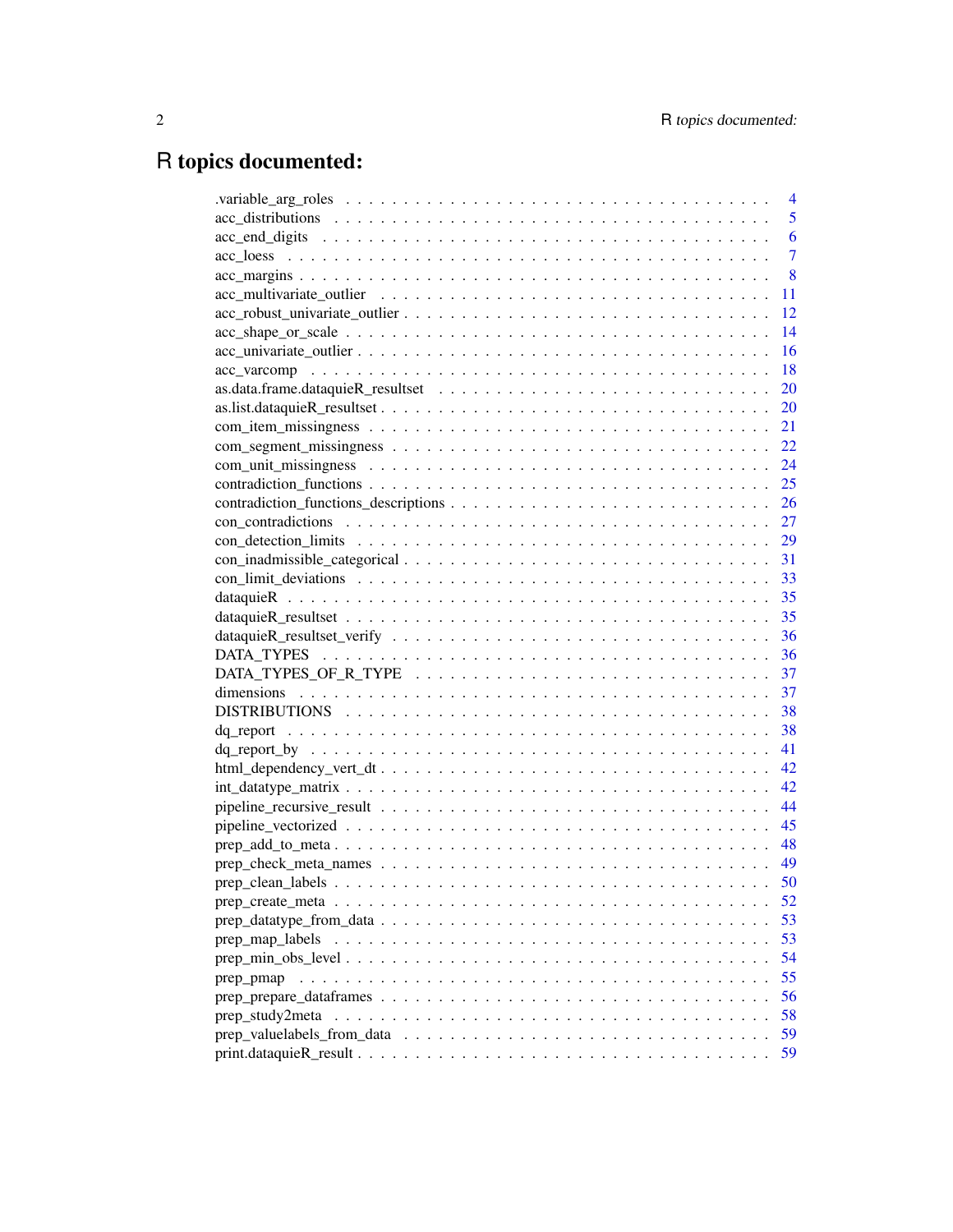# R topics documented:

| | |
|---|---|
| .variable_arg_roles | 4 |
| acc_distributions | 5 |
| acc_end_digits | 6 |
| acc_loess | 7 |
| acc_margins | 8 |
| acc_multivariate_outlier | 11 |
| acc_robust_univariate_outlier | 12 |
| acc_shape_or_scale | 14 |
| acc_univariate_outlier | 16 |
| acc_varcomp | 18 |
| as.data.frame.dataquieR_resultset | 20 |
| as.list.dataquieR_resultset | 20 |
| com_item_missingness | 21 |
| com_segment_missingness | 22 |
| com_unit_missingness | 24 |
| contradiction_functions | 25 |
| contradiction_functions_descriptions | 26 |
| con_contradictions | 27 |
| con_detection_limits | 29 |
| con_inadmissible_categorical | 31 |
| con_limit_deviations | 33 |
| dataquieR | 35 |
| dataquieR_resultset | 35 |
| dataquieR_resultset_verify | 36 |
| DATA_TYPES | 36 |
| DATA_TYPES_OF_R_TYPE | 37 |
| dimensions | 37 |
| DISTRIBUTIONS | 38 |
| dq_report | 38 |
| dq_report_by | 41 |
| html_dependency_vert_dt | 42 |
| int_datatype_matrix | 42 |
| pipeline_recursive_result | 44 |
| pipeline_vectorized | 45 |
| prep_add_to_meta | 48 |
| prep_check_meta_names | 49 |
| prep_clean_labels | 50 |
| prep_create_meta | 52 |
| prep_datatype_from_data | 53 |
| prep_map_labels | 53 |
| prep_min_obs_level | 54 |
| prep_pmap | 55 |
| prep_prepare_dataframes | 56 |
| prep_study2meta | 58 |
| prep_valuelabels_from_data | 59 |
| print.dataquieR_result | 59 |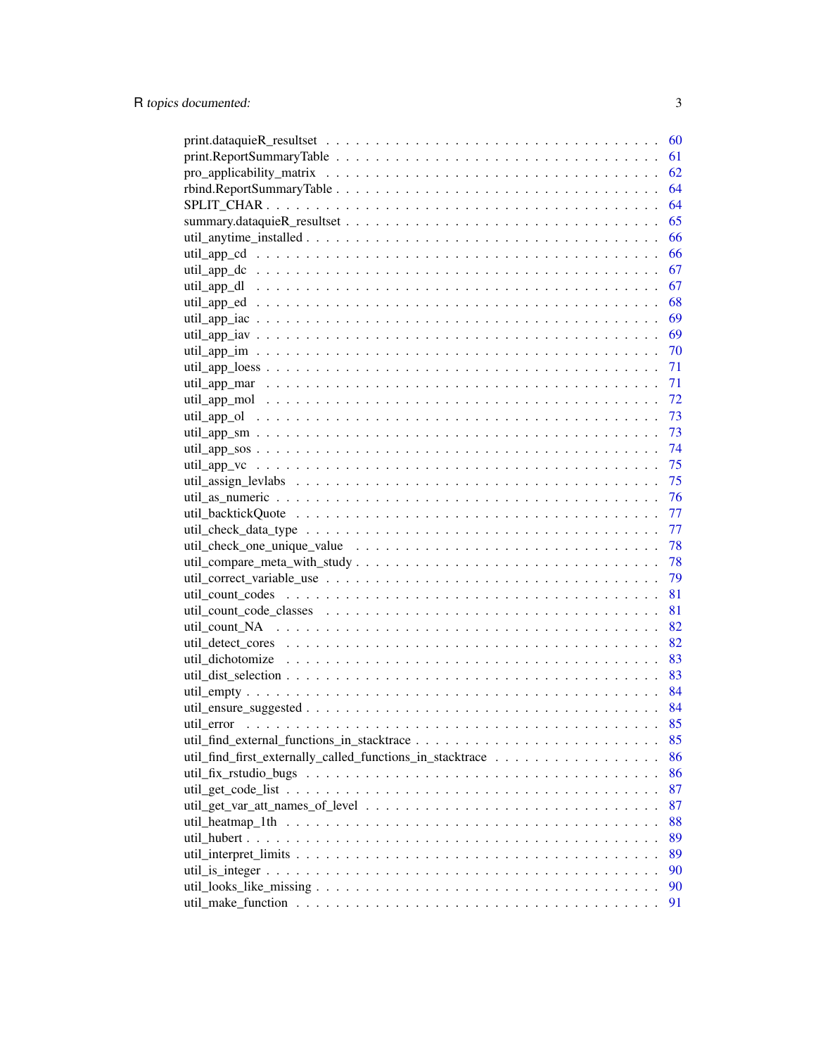| | |
|---|---|
| print.dataquieR_resultset | 60 |
| print.ReportSummaryTable | 61 |
| pro_applicability_matrix | 62 |
| rbind.ReportSummaryTable | 64 |
| SPLIT_CHAR | 64 |
| summary.dataquieR_resultset | 65 |
| util_anytime_installed | 66 |
| util_app_cd | 66 |
| util_app_dc | 67 |
| util_app_dl | 67 |
| util_app_ed | 68 |
| util_app_iac | 69 |
| util_app_iav | 69 |
| util_app_im | 70 |
| util_app_loess | 71 |
| util_app_mar | 71 |
| util_app_mol | 72 |
| util_app_ol | 73 |
| util_app_sm | 73 |
| util_app_sos | 74 |
| util_app_vc | 75 |
| util_assign_levlabs | 75 |
| util_as_numeric | 76 |
| util_backtickQuote | 77 |
| util_check_data_type | 77 |
| util_check_one_unique_value | 78 |
| util_compare_meta_with_study | 78 |
| util_correct_variable_use | 79 |
| util_count_codes | 81 |
| util_count_code_classes | 81 |
| util_count_NA | 82 |
| util_detect_cores | 82 |
| util_dichotomize | 83 |
| util_dist_selection | 83 |
| util_empty | 84 |
| util_ensure_suggested | 84 |
| util_error | 85 |
| util_find_external_functions_in_stacktrace | 85 |
| util_find_first_externally_called_functions_in_stacktrace | 86 |
| util_fix_rstudio_bugs | 86 |
| util_get_code_list | 87 |
| util_get_var_att_names_of_level | 87 |
| util_heatmap_1th | 88 |
| util_hubert | 89 |
| util_interpret_limits | 89 |
| util_is_integer | 90 |
| util_looks_like_missing | 90 |
| util_make_function | 91 |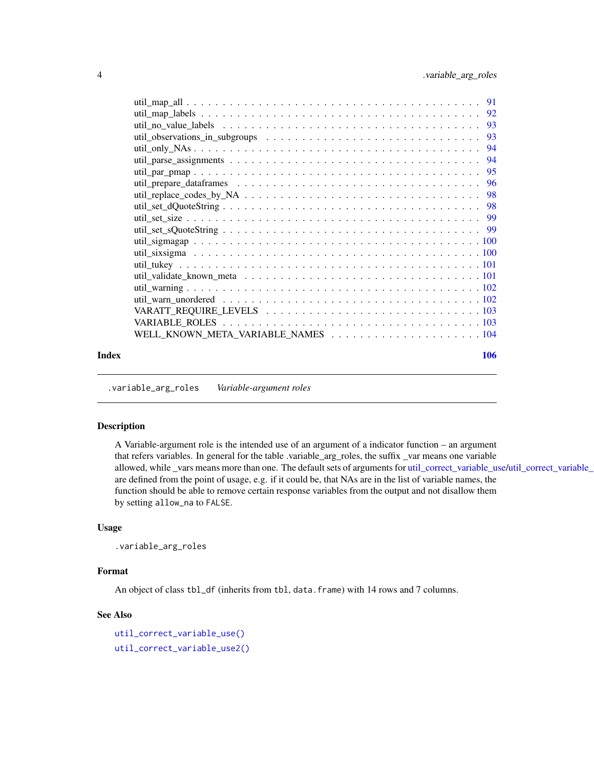util_map_all . . . . . . . . . . . . . . . . . . . . . . . . . . . . . . . . . . . . . . 91
util_map_labels . . . . . . . . . . . . . . . . . . . . . . . . . . . . . . . . . . . . . 92
util_no_value_labels . . . . . . . . . . . . . . . . . . . . . . . . . . . . . . . . . . 93
util_observations_in_subgroups . . . . . . . . . . . . . . . . . . . . . . . . . . . . 93
util_only_NAs . . . . . . . . . . . . . . . . . . . . . . . . . . . . . . . . . . . . . . 94
util_parse_assignments . . . . . . . . . . . . . . . . . . . . . . . . . . . . . . . . . 94
util_par_pmap . . . . . . . . . . . . . . . . . . . . . . . . . . . . . . . . . . . . . . 95
util_prepare_dataframes . . . . . . . . . . . . . . . . . . . . . . . . . . . . . . . . 96
util_replace_codes_by_NA . . . . . . . . . . . . . . . . . . . . . . . . . . . . . . . 98
util_set_dQuoteString . . . . . . . . . . . . . . . . . . . . . . . . . . . . . . . . . 98
util_set_size . . . . . . . . . . . . . . . . . . . . . . . . . . . . . . . . . . . . . . 99
util_set_sQuoteString . . . . . . . . . . . . . . . . . . . . . . . . . . . . . . . . . 99
util_sigmagap . . . . . . . . . . . . . . . . . . . . . . . . . . . . . . . . . . . . . . 100
util_sixsigma . . . . . . . . . . . . . . . . . . . . . . . . . . . . . . . . . . . . . . 100
util_tukey . . . . . . . . . . . . . . . . . . . . . . . . . . . . . . . . . . . . . . . 101
util_validate_known_meta . . . . . . . . . . . . . . . . . . . . . . . . . . . . . . . 101
util_warning . . . . . . . . . . . . . . . . . . . . . . . . . . . . . . . . . . . . . . 102
util_warn_unordered . . . . . . . . . . . . . . . . . . . . . . . . . . . . . . . . . . 102
VARATT_REQUIRE_LEVELS . . . . . . . . . . . . . . . . . . . . . . . . . . . . . . 103
VARIABLE_ROLES . . . . . . . . . . . . . . . . . . . . . . . . . . . . . . . . . . . 103
WELL_KNOWN_META_VARIABLE_NAMES . . . . . . . . . . . . . . . . . . . . . 104

**Index** **106**

---

`.variable_arg_roles` *Variable-argument roles*

---

### Description

A Variable-argument role is the intended use of an argument of a indicator function – an argument that refers variables. In general for the table .variable_arg_roles, the suffix _var means one variable allowed, while _vars means more than one. The default sets of arguments for util_correct_variable_use/util_correct_variable_use2 are defined from the point of usage, e.g. if it could be, that NAs are in the list of variable names, the function should be able to remove certain response variables from the output and not disallow them by setting `allow_na` to `FALSE`.

### Usage

```
.variable_arg_roles
```

### Format

An object of class `tbl_df` (inherits from `tbl`, `data.frame`) with 14 rows and 7 columns.

### See Also

`util_correct_variable_use()`

`util_correct_variable_use2()`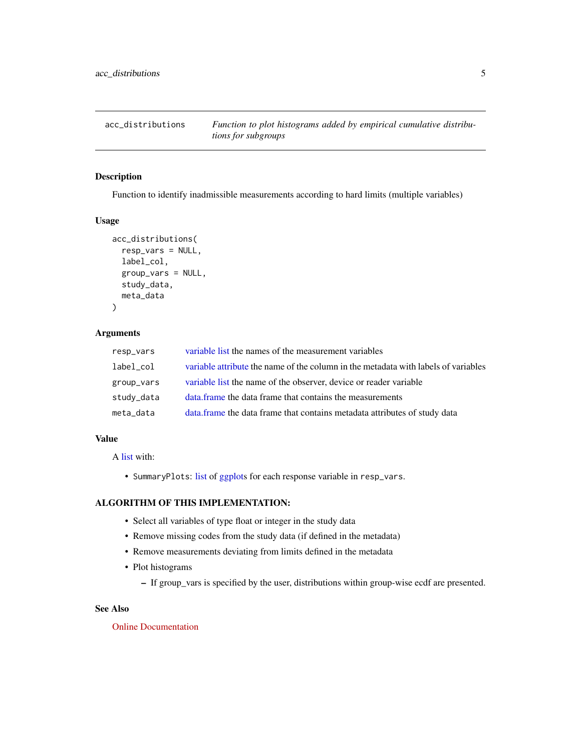## acc_distributions — *Function to plot histograms added by empirical cumulative distributions for subgroups*

### Description

Function to identify inadmissible measurements according to hard limits (multiple variables)

### Usage

```
acc_distributions(
  resp_vars = NULL,
  label_col,
  group_vars = NULL,
  study_data,
  meta_data
)
```

### Arguments

| | |
|---|---|
| `resp_vars` | variable list the names of the measurement variables |
| `label_col` | variable attribute the name of the column in the metadata with labels of variables |
| `group_vars` | variable list the name of the observer, device or reader variable |
| `study_data` | data.frame the data frame that contains the measurements |
| `meta_data` | data.frame the data frame that contains metadata attributes of study data |

### Value

A list with:

- `SummaryPlots`: list of ggplots for each response variable in `resp_vars`.

### ALGORITHM OF THIS IMPLEMENTATION:

- Select all variables of type float or integer in the study data
- Remove missing codes from the study data (if defined in the metadata)
- Remove measurements deviating from limits defined in the metadata
- Plot histograms
  - If group_vars is specified by the user, distributions within group-wise ecdf are presented.

### See Also

Online Documentation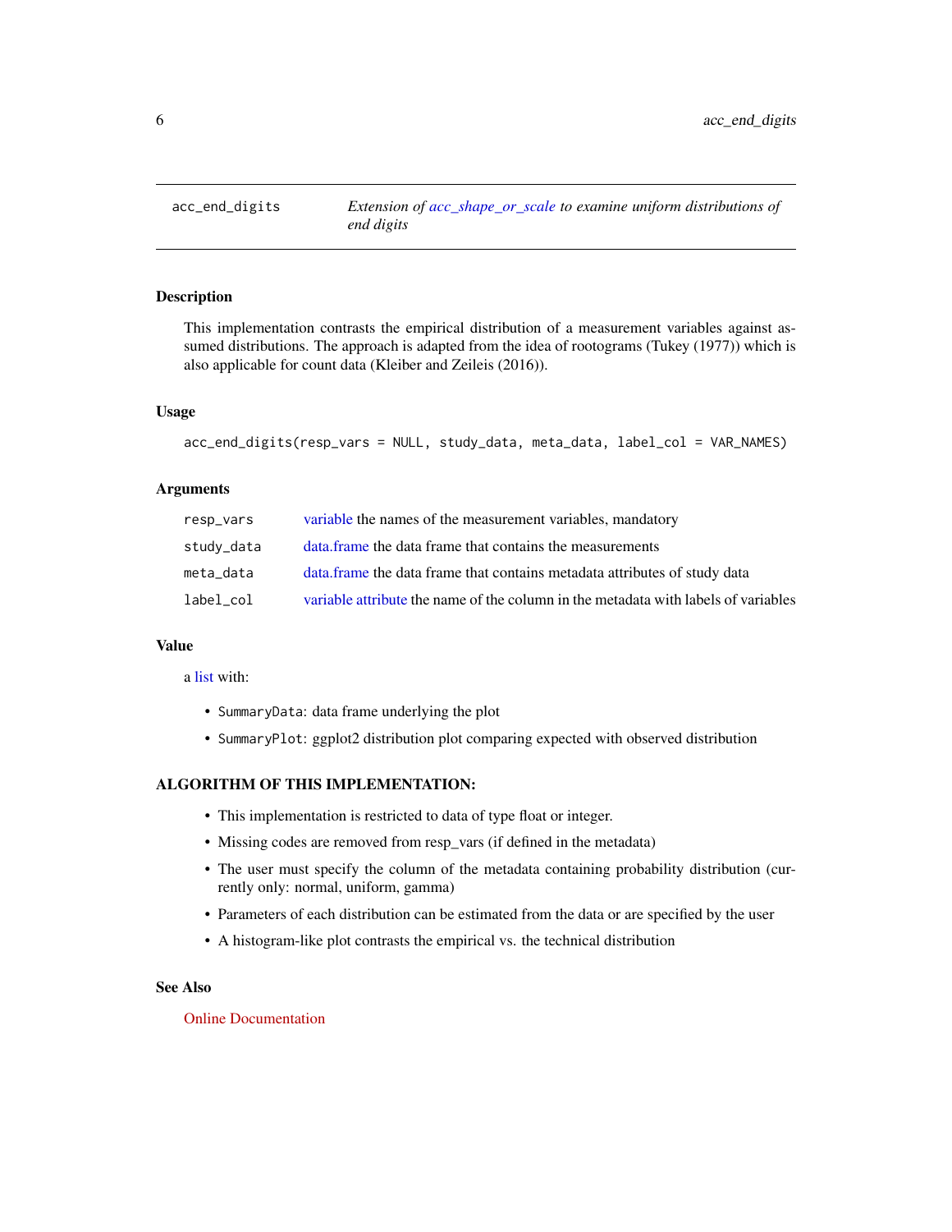`acc_end_digits` *Extension of acc_shape_or_scale to examine uniform distributions of end digits*

## Description

This implementation contrasts the empirical distribution of a measurement variables against assumed distributions. The approach is adapted from the idea of rootograms (Tukey (1977)) which is also applicable for count data (Kleiber and Zeileis (2016)).

## Usage

```
acc_end_digits(resp_vars = NULL, study_data, meta_data, label_col = VAR_NAMES)
```

## Arguments

| | |
|---|---|
| `resp_vars` | variable the names of the measurement variables, mandatory |
| `study_data` | data.frame the data frame that contains the measurements |
| `meta_data` | data.frame the data frame that contains metadata attributes of study data |
| `label_col` | variable attribute the name of the column in the metadata with labels of variables |

## Value

a list with:

- `SummaryData`: data frame underlying the plot
- `SummaryPlot`: ggplot2 distribution plot comparing expected with observed distribution

## ALGORITHM OF THIS IMPLEMENTATION:

- This implementation is restricted to data of type float or integer.
- Missing codes are removed from resp_vars (if defined in the metadata)
- The user must specify the column of the metadata containing probability distribution (currently only: normal, uniform, gamma)
- Parameters of each distribution can be estimated from the data or are specified by the user
- A histogram-like plot contrasts the empirical vs. the technical distribution

## See Also

Online Documentation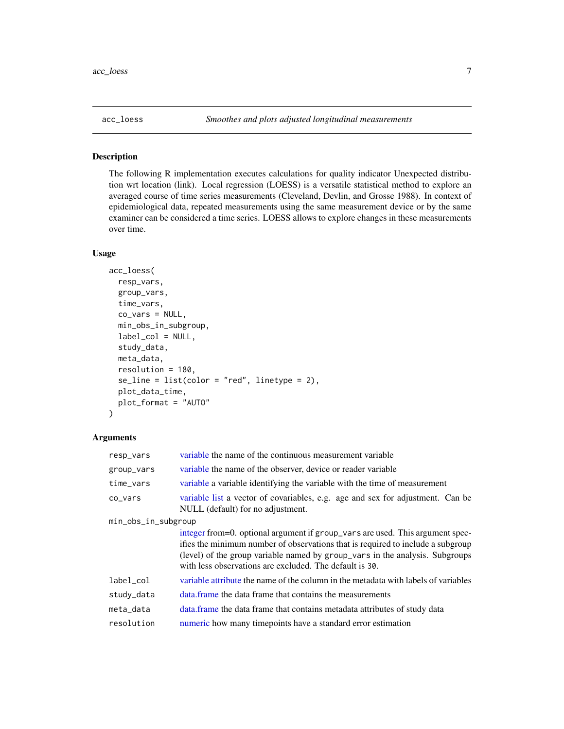## acc_loess — *Smoothes and plots adjusted longitudinal measurements*

### Description

The following R implementation executes calculations for quality indicator Unexpected distribution wrt location (link). Local regression (LOESS) is a versatile statistical method to explore an averaged course of time series measurements (Cleveland, Devlin, and Grosse 1988). In context of epidemiological data, repeated measurements using the same measurement device or by the same examiner can be considered a time series. LOESS allows to explore changes in these measurements over time.

### Usage

```
acc_loess(
  resp_vars,
  group_vars,
  time_vars,
  co_vars = NULL,
  min_obs_in_subgroup,
  label_col = NULL,
  study_data,
  meta_data,
  resolution = 180,
  se_line = list(color = "red", linetype = 2),
  plot_data_time,
  plot_format = "AUTO"
)
```

### Arguments

| Argument | Description |
|---|---|
| `resp_vars` | variable the name of the continuous measurement variable |
| `group_vars` | variable the name of the observer, device or reader variable |
| `time_vars` | variable a variable identifying the variable with the time of measurement |
| `co_vars` | variable list a vector of covariables, e.g. age and sex for adjustment. Can be NULL (default) for no adjustment. |
| `min_obs_in_subgroup` | integer from=0. optional argument if `group_vars` are used. This argument specifies the minimum number of observations that is required to include a subgroup (level) of the group variable named by `group_vars` in the analysis. Subgroups with less observations are excluded. The default is `30`. |
| `label_col` | variable attribute the name of the column in the metadata with labels of variables |
| `study_data` | data.frame the data frame that contains the measurements |
| `meta_data` | data.frame the data frame that contains metadata attributes of study data |
| `resolution` | numeric how many timepoints have a standard error estimation |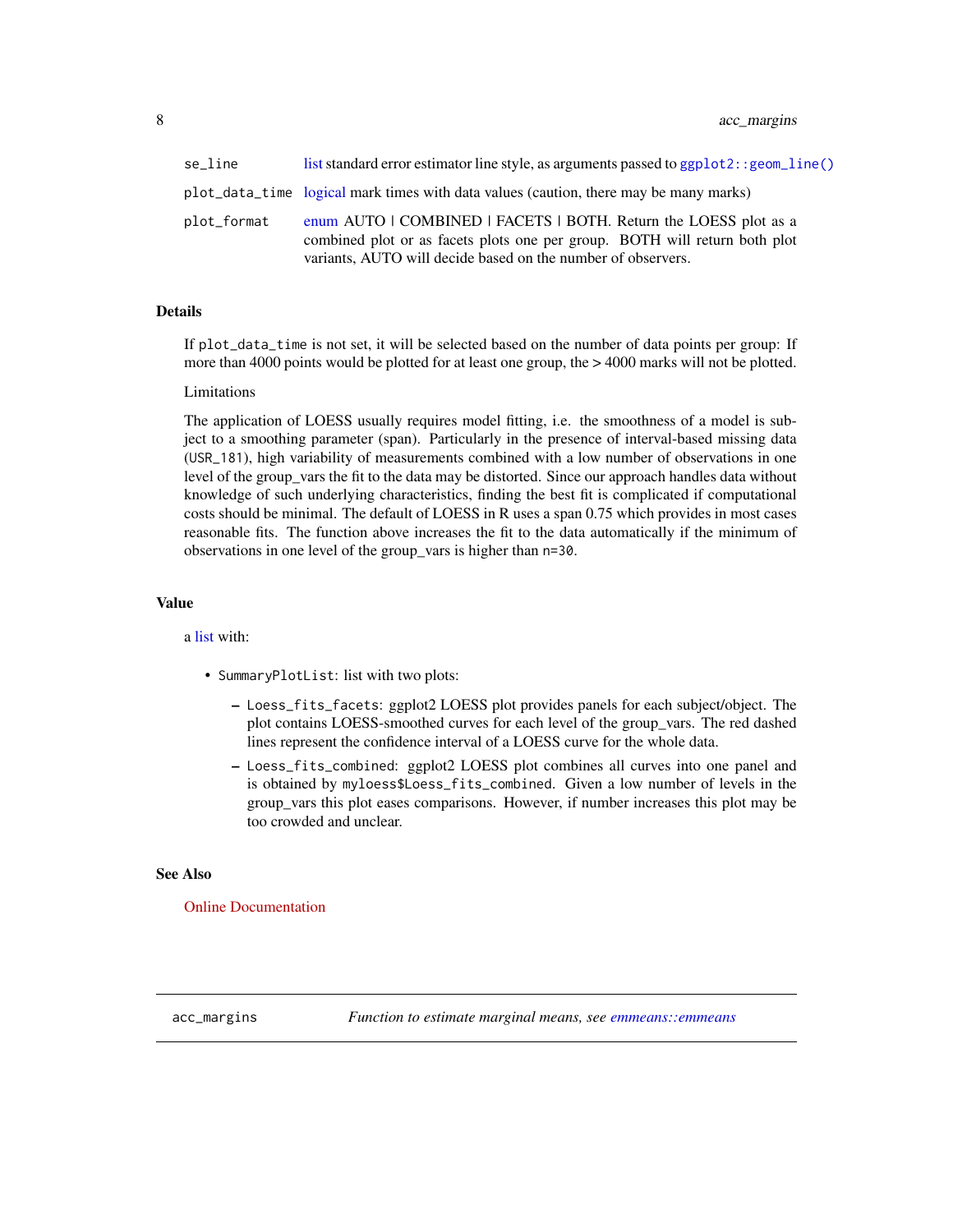| | |
|---|---|
| se_line | list standard error estimator line style, as arguments passed to `ggplot2::geom_line()` |
| plot_data_time | logical mark times with data values (caution, there may be many marks) |
| plot_format | enum AUTO \| COMBINED \| FACETS \| BOTH. Return the LOESS plot as a combined plot or as facets plots one per group. BOTH will return both plot variants, AUTO will decide based on the number of observers. |

### Details

If `plot_data_time` is not set, it will be selected based on the number of data points per group: If more than 4000 points would be plotted for at least one group, the > 4000 marks will not be plotted.

Limitations

The application of LOESS usually requires model fitting, i.e. the smoothness of a model is subject to a smoothing parameter (span). Particularly in the presence of interval-based missing data (`USR_181`), high variability of measurements combined with a low number of observations in one level of the group_vars the fit to the data may be distorted. Since our approach handles data without knowledge of such underlying characteristics, finding the best fit is complicated if computational costs should be minimal. The default of LOESS in R uses a span 0.75 which provides in most cases reasonable fits. The function above increases the fit to the data automatically if the minimum of observations in one level of the group_vars is higher than `n=30`.

### Value

a list with:

- `SummaryPlotList`: list with two plots:
  - `Loess_fits_facets`: ggplot2 LOESS plot provides panels for each subject/object. The plot contains LOESS-smoothed curves for each level of the group_vars. The red dashed lines represent the confidence interval of a LOESS curve for the whole data.
  - `Loess_fits_combined`: ggplot2 LOESS plot combines all curves into one panel and is obtained by `myloess$Loess_fits_combined`. Given a low number of levels in the group_vars this plot eases comparisons. However, if number increases this plot may be too crowded and unclear.

### See Also

Online Documentation

---

## acc_margins — *Function to estimate marginal means, see emmeans::emmeans*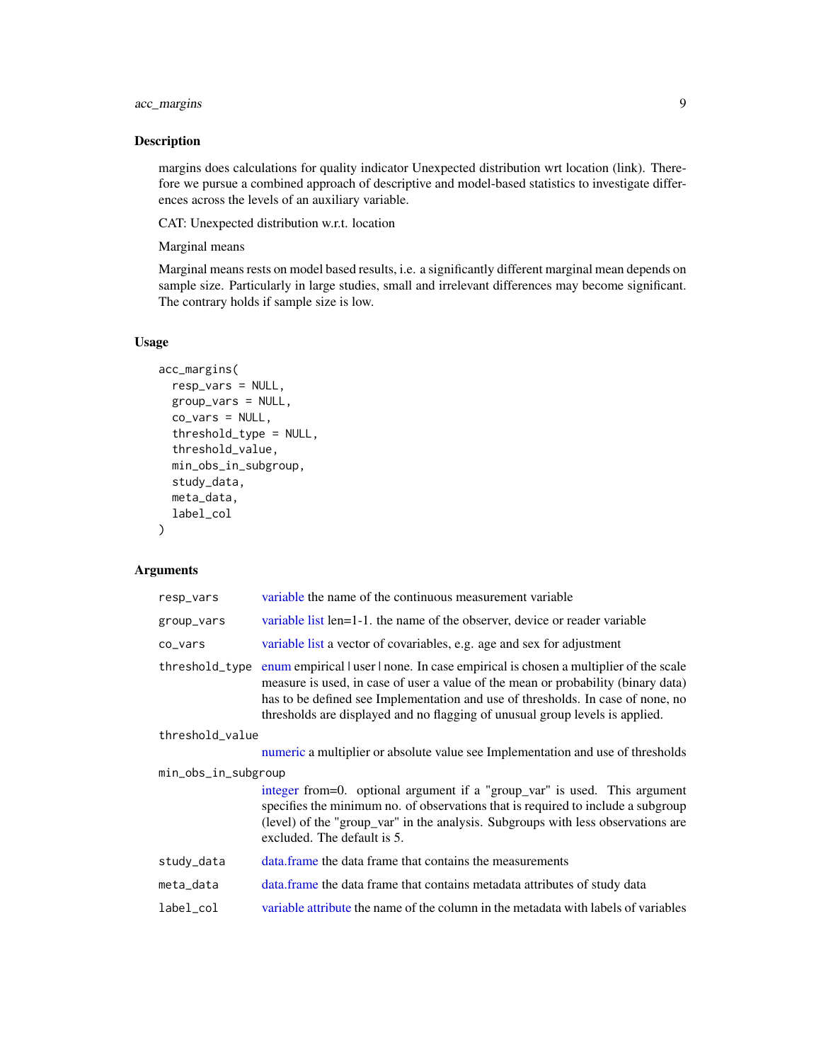## Description

margins does calculations for quality indicator Unexpected distribution wrt location (link). Therefore we pursue a combined approach of descriptive and model-based statistics to investigate differences across the levels of an auxiliary variable.

CAT: Unexpected distribution w.r.t. location

Marginal means

Marginal means rests on model based results, i.e. a significantly different marginal mean depends on sample size. Particularly in large studies, small and irrelevant differences may become significant. The contrary holds if sample size is low.

## Usage

```
acc_margins(
  resp_vars = NULL,
  group_vars = NULL,
  co_vars = NULL,
  threshold_type = NULL,
  threshold_value,
  min_obs_in_subgroup,
  study_data,
  meta_data,
  label_col
)
```

## Arguments

| Argument | Description |
|---|---|
| resp_vars | variable the name of the continuous measurement variable |
| group_vars | variable list len=1-1. the name of the observer, device or reader variable |
| co_vars | variable list a vector of covariables, e.g. age and sex for adjustment |
| threshold_type | enum empirical \| user \| none. In case empirical is chosen a multiplier of the scale measure is used, in case of user a value of the mean or probability (binary data) has to be defined see Implementation and use of thresholds. In case of none, no thresholds are displayed and no flagging of unusual group levels is applied. |
| threshold_value | numeric a multiplier or absolute value see Implementation and use of thresholds |
| min_obs_in_subgroup | integer from=0. optional argument if a "group_var" is used. This argument specifies the minimum no. of observations that is required to include a subgroup (level) of the "group_var" in the analysis. Subgroups with less observations are excluded. The default is 5. |
| study_data | data.frame the data frame that contains the measurements |
| meta_data | data.frame the data frame that contains metadata attributes of study data |
| label_col | variable attribute the name of the column in the metadata with labels of variables |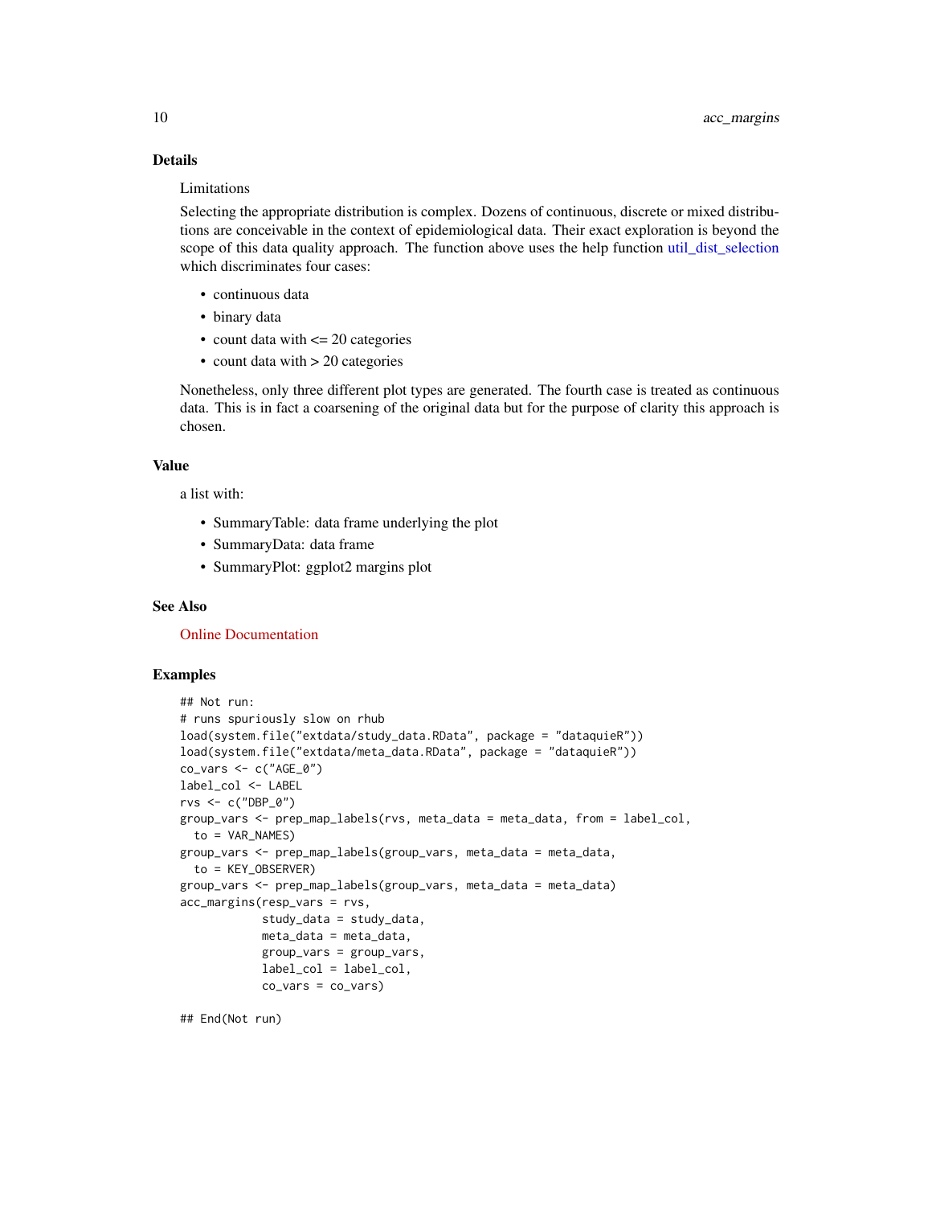### Details

Limitations

Selecting the appropriate distribution is complex. Dozens of continuous, discrete or mixed distributions are conceivable in the context of epidemiological data. Their exact exploration is beyond the scope of this data quality approach. The function above uses the help function util_dist_selection which discriminates four cases:

- continuous data
- binary data
- count data with <= 20 categories
- count data with > 20 categories

Nonetheless, only three different plot types are generated. The fourth case is treated as continuous data. This is in fact a coarsening of the original data but for the purpose of clarity this approach is chosen.

### Value

a list with:

- SummaryTable: data frame underlying the plot
- SummaryData: data frame
- SummaryPlot: ggplot2 margins plot

### See Also

Online Documentation

### Examples

```
## Not run:
# runs spuriously slow on rhub
load(system.file("extdata/study_data.RData", package = "dataquieR"))
load(system.file("extdata/meta_data.RData", package = "dataquieR"))
co_vars <- c("AGE_0")
label_col <- LABEL
rvs <- c("DBP_0")
group_vars <- prep_map_labels(rvs, meta_data = meta_data, from = label_col,
  to = VAR_NAMES)
group_vars <- prep_map_labels(group_vars, meta_data = meta_data,
  to = KEY_OBSERVER)
group_vars <- prep_map_labels(group_vars, meta_data = meta_data)
acc_margins(resp_vars = rvs,
            study_data = study_data,
            meta_data = meta_data,
            group_vars = group_vars,
            label_col = label_col,
            co_vars = co_vars)

## End(Not run)
```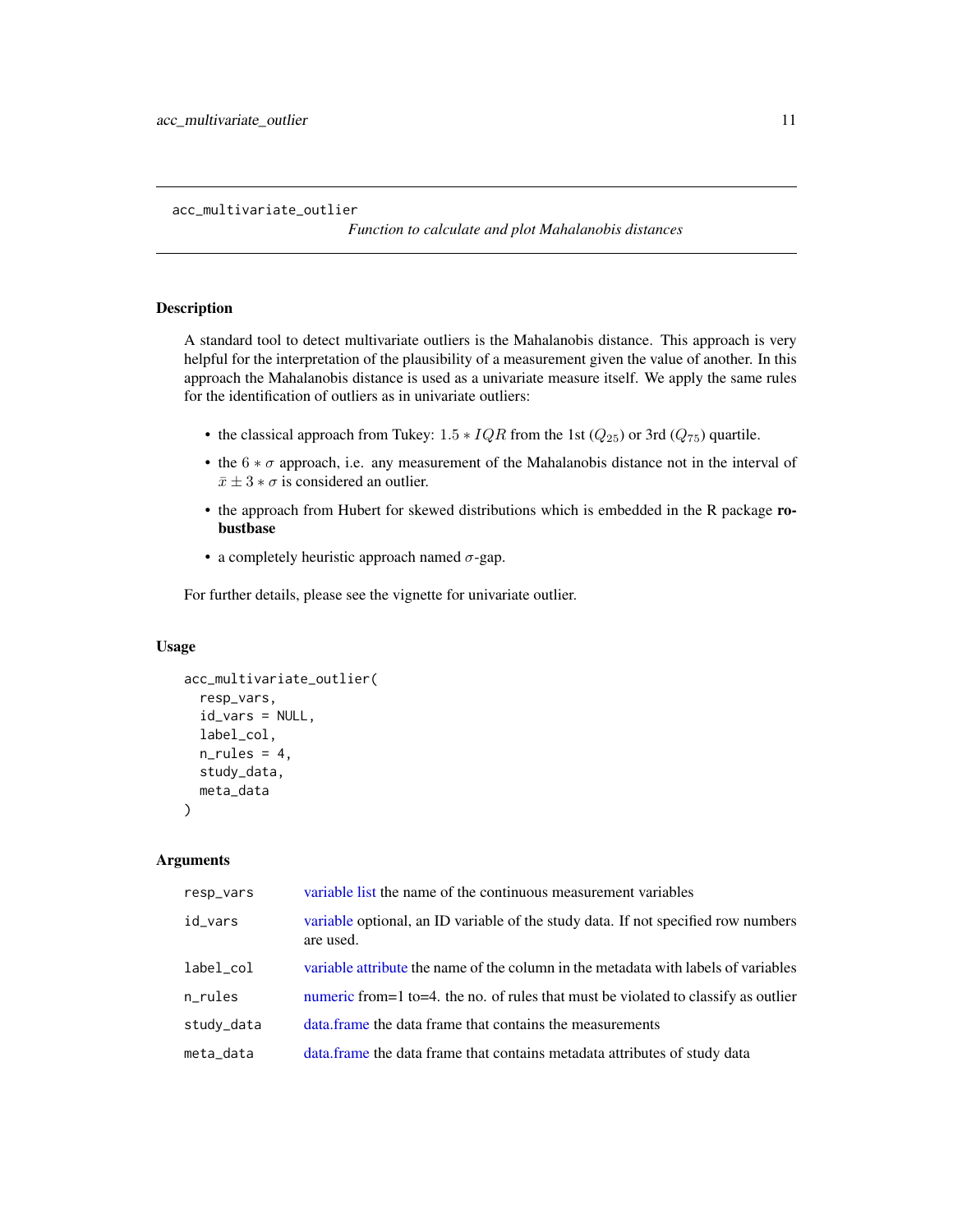# acc_multivariate_outlier

*Function to calculate and plot Mahalanobis distances*

## Description

A standard tool to detect multivariate outliers is the Mahalanobis distance. This approach is very helpful for the interpretation of the plausibility of a measurement given the value of another. In this approach the Mahalanobis distance is used as a univariate measure itself. We apply the same rules for the identification of outliers as in univariate outliers:

- the classical approach from Tukey: $1.5 * IQR$ from the 1st ($Q_{25}$) or 3rd ($Q_{75}$) quartile.
- the $6 * \sigma$ approach, i.e. any measurement of the Mahalanobis distance not in the interval of $\bar{x} \pm 3 * \sigma$ is considered an outlier.
- the approach from Hubert for skewed distributions which is embedded in the R package **robustbase**
- a completely heuristic approach named $\sigma$-gap.

For further details, please see the vignette for univariate outlier.

## Usage

```
acc_multivariate_outlier(
  resp_vars,
  id_vars = NULL,
  label_col,
  n_rules = 4,
  study_data,
  meta_data
)
```

## Arguments

| | |
|---|---|
| resp_vars | variable list the name of the continuous measurement variables |
| id_vars | variable optional, an ID variable of the study data. If not specified row numbers are used. |
| label_col | variable attribute the name of the column in the metadata with labels of variables |
| n_rules | numeric from=1 to=4. the no. of rules that must be violated to classify as outlier |
| study_data | data.frame the data frame that contains the measurements |
| meta_data | data.frame the data frame that contains metadata attributes of study data |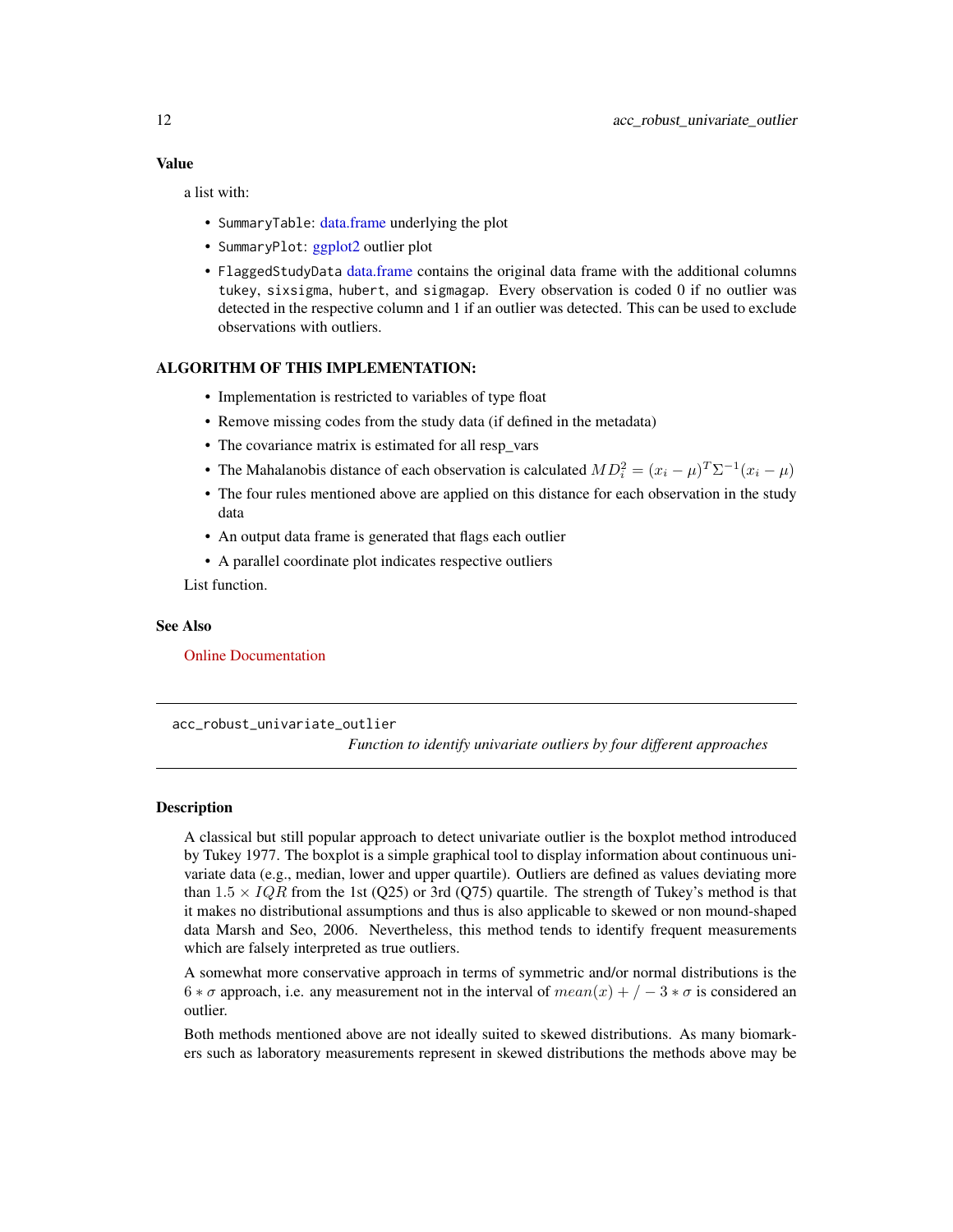### Value

a list with:

- `SummaryTable`: data.frame underlying the plot
- `SummaryPlot`: ggplot2 outlier plot
- `FlaggedStudyData` data.frame contains the original data frame with the additional columns `tukey`, `sixsigma`, `hubert`, and `sigmagap`. Every observation is coded 0 if no outlier was detected in the respective column and 1 if an outlier was detected. This can be used to exclude observations with outliers.

### ALGORITHM OF THIS IMPLEMENTATION:

- Implementation is restricted to variables of type float
- Remove missing codes from the study data (if defined in the metadata)
- The covariance matrix is estimated for all resp_vars
- The Mahalanobis distance of each observation is calculated $MD^2_i = (x_i - \mu)^T \Sigma^{-1} (x_i - \mu)$
- The four rules mentioned above are applied on this distance for each observation in the study data
- An output data frame is generated that flags each outlier
- A parallel coordinate plot indicates respective outliers

List function.

### See Also

Online Documentation

---

## acc_robust_univariate_outlier

*Function to identify univariate outliers by four different approaches*

### Description

A classical but still popular approach to detect univariate outlier is the boxplot method introduced by Tukey 1977. The boxplot is a simple graphical tool to display information about continuous univariate data (e.g., median, lower and upper quartile). Outliers are defined as values deviating more than $1.5 \times IQR$ from the 1st (Q25) or 3rd (Q75) quartile. The strength of Tukey's method is that it makes no distributional assumptions and thus is also applicable to skewed or non mound-shaped data Marsh and Seo, 2006. Nevertheless, this method tends to identify frequent measurements which are falsely interpreted as true outliers.

A somewhat more conservative approach in terms of symmetric and/or normal distributions is the $6 * \sigma$ approach, i.e. any measurement not in the interval of $mean(x) + / - 3 * \sigma$ is considered an outlier.

Both methods mentioned above are not ideally suited to skewed distributions. As many biomarkers such as laboratory measurements represent in skewed distributions the methods above may be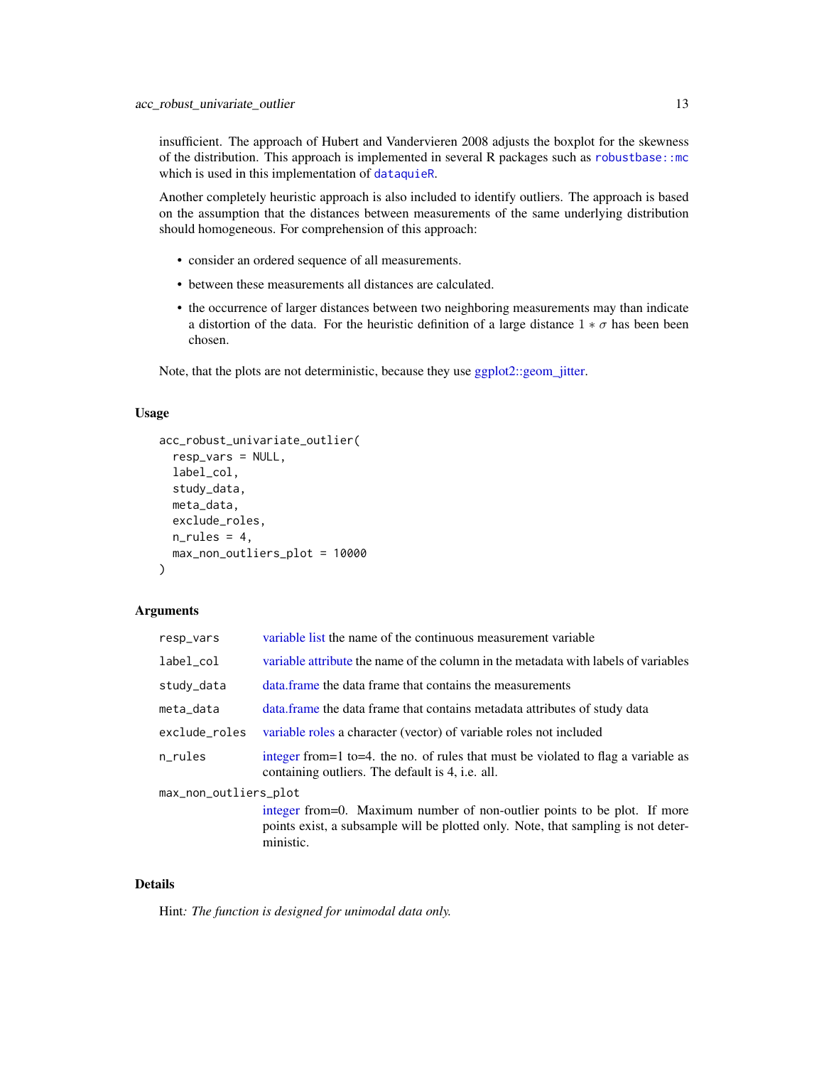insufficient. The approach of Hubert and Vandervieren 2008 adjusts the boxplot for the skewness of the distribution. This approach is implemented in several R packages such as `robustbase::mc` which is used in this implementation of `dataquieR`.

Another completely heuristic approach is also included to identify outliers. The approach is based on the assumption that the distances between measurements of the same underlying distribution should homogeneous. For comprehension of this approach:

- consider an ordered sequence of all measurements.
- between these measurements all distances are calculated.
- the occurrence of larger distances between two neighboring measurements may than indicate a distortion of the data. For the heuristic definition of a large distance $1 * \sigma$ has been been chosen.

Note, that the plots are not deterministic, because they use ggplot2::geom_jitter.

### Usage

```
acc_robust_univariate_outlier(
  resp_vars = NULL,
  label_col,
  study_data,
  meta_data,
  exclude_roles,
  n_rules = 4,
  max_non_outliers_plot = 10000
)
```

### Arguments

| | |
|---|---|
| `resp_vars` | variable list the name of the continuous measurement variable |
| `label_col` | variable attribute the name of the column in the metadata with labels of variables |
| `study_data` | data.frame the data frame that contains the measurements |
| `meta_data` | data.frame the data frame that contains metadata attributes of study data |
| `exclude_roles` | variable roles a character (vector) of variable roles not included |
| `n_rules` | integer from=1 to=4. the no. of rules that must be violated to flag a variable as containing outliers. The default is 4, i.e. all. |
| `max_non_outliers_plot` | integer from=0. Maximum number of non-outlier points to be plot. If more points exist, a subsample will be plotted only. Note, that sampling is not deterministic. |

### Details

Hint*: The function is designed for unimodal data only.*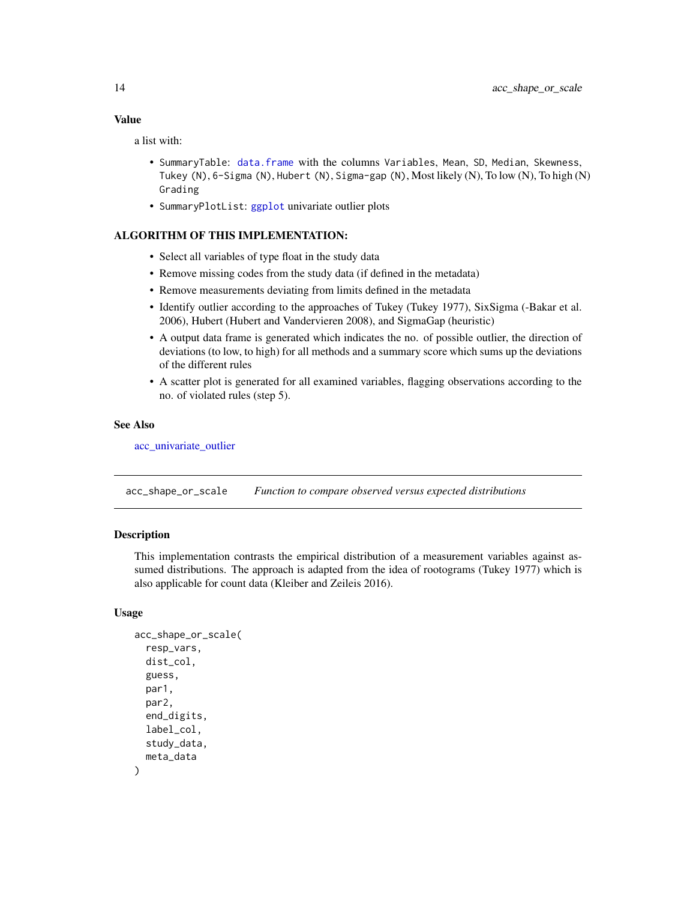### Value

a list with:

- `SummaryTable`: `data.frame` with the columns `Variables`, `Mean`, `SD`, `Median`, `Skewness`, `Tukey (N)`, `6-Sigma (N)`, `Hubert (N)`, `Sigma-gap (N)`, Most likely (N), To low (N), To high (N) `Grading`
- `SummaryPlotList`: `ggplot` univariate outlier plots

### ALGORITHM OF THIS IMPLEMENTATION:

- Select all variables of type float in the study data
- Remove missing codes from the study data (if defined in the metadata)
- Remove measurements deviating from limits defined in the metadata
- Identify outlier according to the approaches of Tukey (Tukey 1977), SixSigma (-Bakar et al. 2006), Hubert (Hubert and Vandervieren 2008), and SigmaGap (heuristic)
- A output data frame is generated which indicates the no. of possible outlier, the direction of deviations (to low, to high) for all methods and a summary score which sums up the deviations of the different rules
- A scatter plot is generated for all examined variables, flagging observations according to the no. of violated rules (step 5).

### See Also

acc_univariate_outlier

---

## acc_shape_or_scale — *Function to compare observed versus expected distributions*

### Description

This implementation contrasts the empirical distribution of a measurement variables against assumed distributions. The approach is adapted from the idea of rootograms (Tukey 1977) which is also applicable for count data (Kleiber and Zeileis 2016).

### Usage

```
acc_shape_or_scale(
  resp_vars,
  dist_col,
  guess,
  par1,
  par2,
  end_digits,
  label_col,
  study_data,
  meta_data
)
```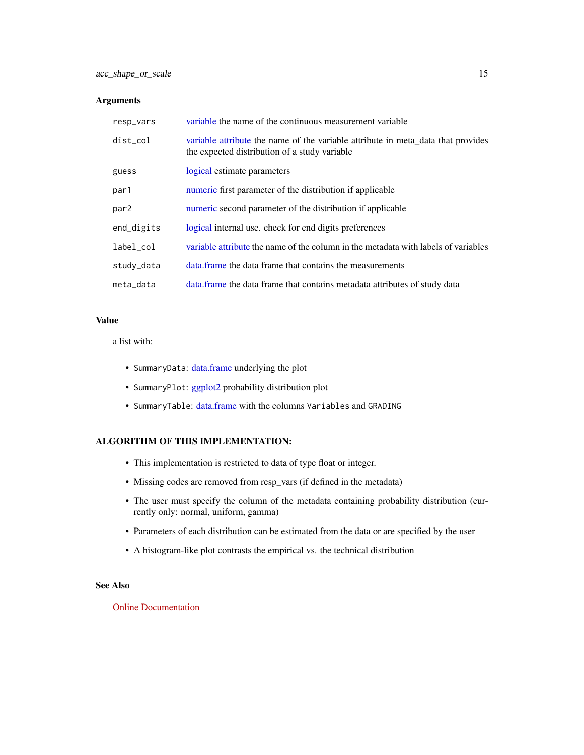## Arguments

| | |
|---|---|
| `resp_vars` | variable the name of the continuous measurement variable |
| `dist_col` | variable attribute the name of the variable attribute in meta_data that provides the expected distribution of a study variable |
| `guess` | logical estimate parameters |
| `par1` | numeric first parameter of the distribution if applicable |
| `par2` | numeric second parameter of the distribution if applicable |
| `end_digits` | logical internal use. check for end digits preferences |
| `label_col` | variable attribute the name of the column in the metadata with labels of variables |
| `study_data` | data.frame the data frame that contains the measurements |
| `meta_data` | data.frame the data frame that contains metadata attributes of study data |

## Value

a list with:

- `SummaryData`: data.frame underlying the plot
- `SummaryPlot`: ggplot2 probability distribution plot
- `SummaryTable`: data.frame with the columns `Variables` and `GRADING`

## ALGORITHM OF THIS IMPLEMENTATION:

- This implementation is restricted to data of type float or integer.
- Missing codes are removed from resp_vars (if defined in the metadata)
- The user must specify the column of the metadata containing probability distribution (currently only: normal, uniform, gamma)
- Parameters of each distribution can be estimated from the data or are specified by the user
- A histogram-like plot contrasts the empirical vs. the technical distribution

## See Also

Online Documentation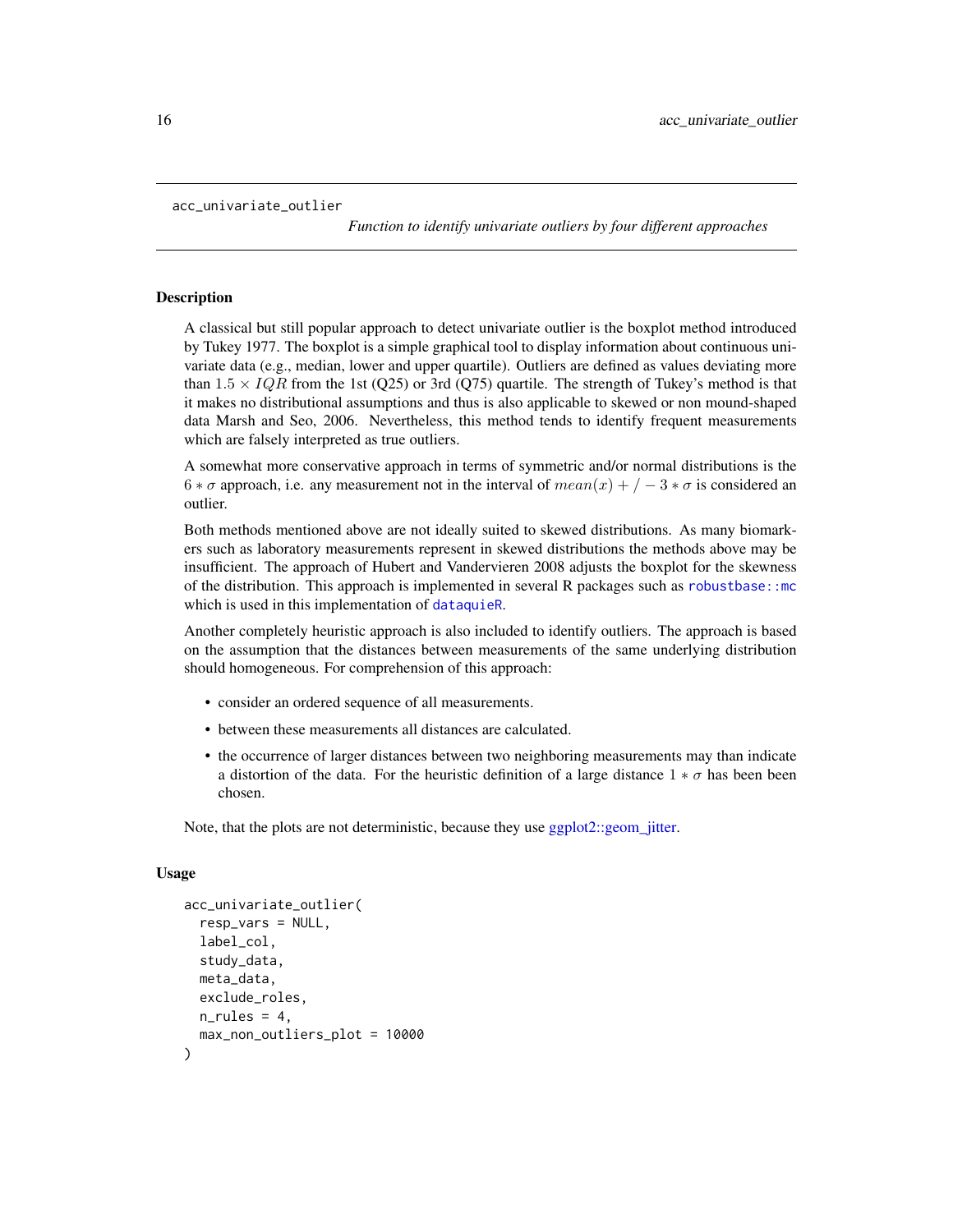acc_univariate_outlier

*Function to identify univariate outliers by four different approaches*

## Description

A classical but still popular approach to detect univariate outlier is the boxplot method introduced by Tukey 1977. The boxplot is a simple graphical tool to display information about continuous univariate data (e.g., median, lower and upper quartile). Outliers are defined as values deviating more than $1.5 \times IQR$ from the 1st (Q25) or 3rd (Q75) quartile. The strength of Tukey's method is that it makes no distributional assumptions and thus is also applicable to skewed or non mound-shaped data Marsh and Seo, 2006. Nevertheless, this method tends to identify frequent measurements which are falsely interpreted as true outliers.

A somewhat more conservative approach in terms of symmetric and/or normal distributions is the $6 * \sigma$ approach, i.e. any measurement not in the interval of $mean(x) + / - 3 * \sigma$ is considered an outlier.

Both methods mentioned above are not ideally suited to skewed distributions. As many biomarkers such as laboratory measurements represent in skewed distributions the methods above may be insufficient. The approach of Hubert and Vandervieren 2008 adjusts the boxplot for the skewness of the distribution. This approach is implemented in several R packages such as `robustbase::mc` which is used in this implementation of `dataquieR`.

Another completely heuristic approach is also included to identify outliers. The approach is based on the assumption that the distances between measurements of the same underlying distribution should homogeneous. For comprehension of this approach:

- consider an ordered sequence of all measurements.
- between these measurements all distances are calculated.
- the occurrence of larger distances between two neighboring measurements may than indicate a distortion of the data. For the heuristic definition of a large distance $1 * \sigma$ has been been chosen.

Note, that the plots are not deterministic, because they use ggplot2::geom_jitter.

## Usage

```
acc_univariate_outlier(
  resp_vars = NULL,
  label_col,
  study_data,
  meta_data,
  exclude_roles,
  n_rules = 4,
  max_non_outliers_plot = 10000
)
```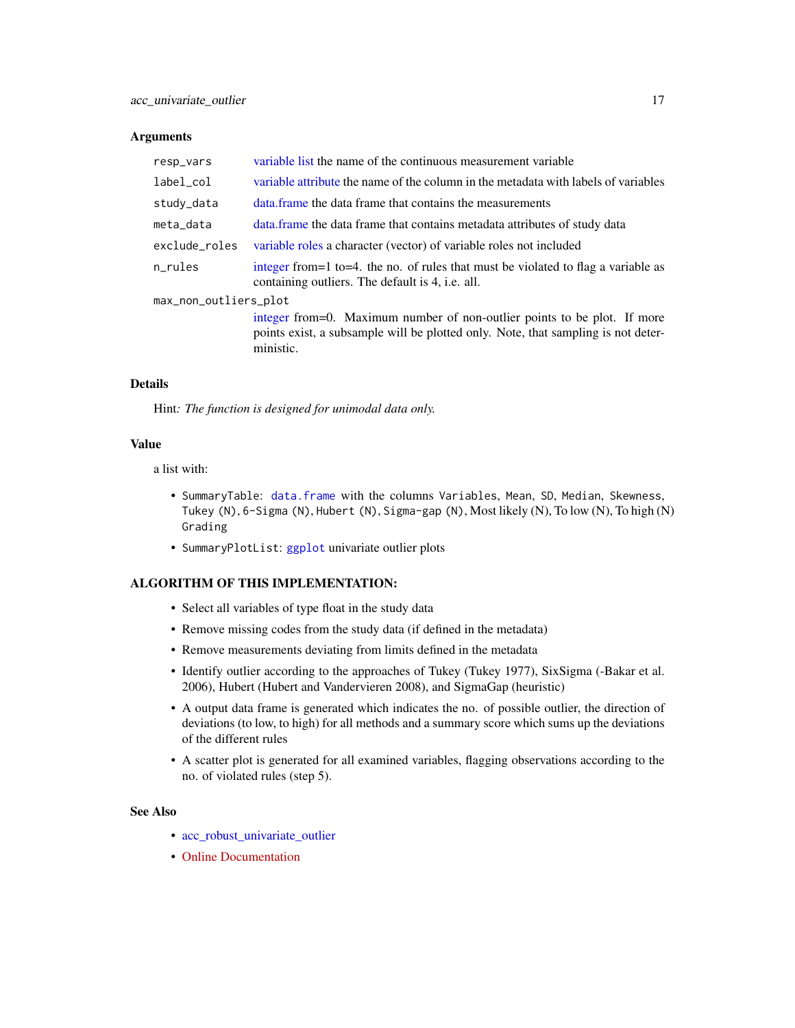### Arguments

| | |
|---|---|
| `resp_vars` | variable list the name of the continuous measurement variable |
| `label_col` | variable attribute the name of the column in the metadata with labels of variables |
| `study_data` | data.frame the data frame that contains the measurements |
| `meta_data` | data.frame the data frame that contains metadata attributes of study data |
| `exclude_roles` | variable roles a character (vector) of variable roles not included |
| `n_rules` | integer from=1 to=4. the no. of rules that must be violated to flag a variable as containing outliers. The default is 4, i.e. all. |
| `max_non_outliers_plot` | integer from=0. Maximum number of non-outlier points to be plot. If more points exist, a subsample will be plotted only. Note, that sampling is not deterministic. |

### Details

Hint*: The function is designed for unimodal data only.*

### Value

a list with:

- `SummaryTable`: `data.frame` with the columns `Variables`, `Mean`, `SD`, `Median`, `Skewness`, `Tukey (N)`, `6-Sigma (N)`, `Hubert (N)`, `Sigma-gap (N)`, Most likely (N), To low (N), To high (N) `Grading`
- `SummaryPlotList`: `ggplot` univariate outlier plots

### ALGORITHM OF THIS IMPLEMENTATION:

- Select all variables of type float in the study data
- Remove missing codes from the study data (if defined in the metadata)
- Remove measurements deviating from limits defined in the metadata
- Identify outlier according to the approaches of Tukey (Tukey 1977), SixSigma (-Bakar et al. 2006), Hubert (Hubert and Vandervieren 2008), and SigmaGap (heuristic)
- A output data frame is generated which indicates the no. of possible outlier, the direction of deviations (to low, to high) for all methods and a summary score which sums up the deviations of the different rules
- A scatter plot is generated for all examined variables, flagging observations according to the no. of violated rules (step 5).

### See Also

- acc_robust_univariate_outlier
- Online Documentation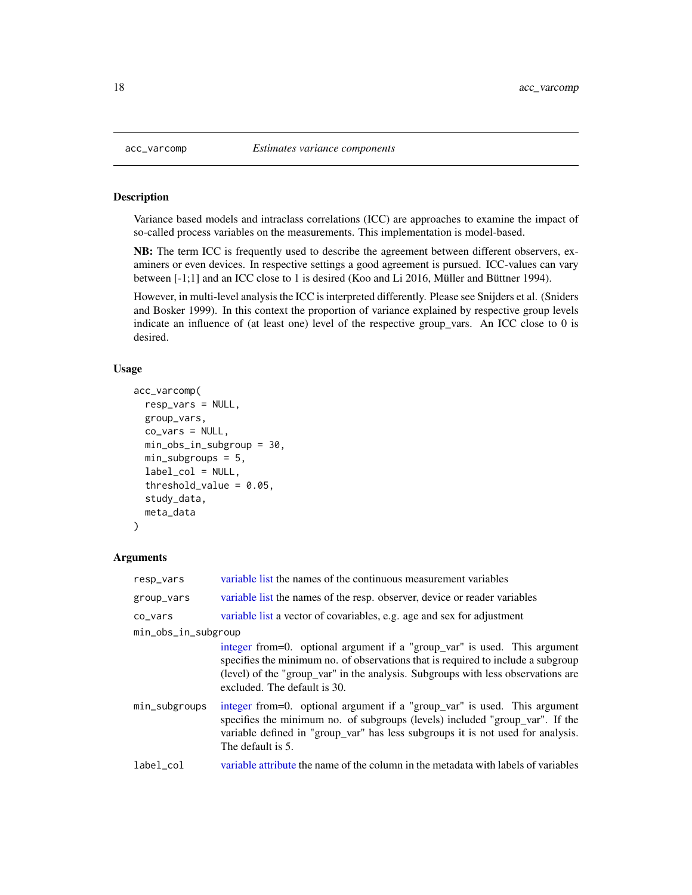## acc_varcomp — *Estimates variance components*

### Description

Variance based models and intraclass correlations (ICC) are approaches to examine the impact of so-called process variables on the measurements. This implementation is model-based.

**NB:** The term ICC is frequently used to describe the agreement between different observers, examiners or even devices. In respective settings a good agreement is pursued. ICC-values can vary between [-1;1] and an ICC close to 1 is desired (Koo and Li 2016, Müller and Büttner 1994).

However, in multi-level analysis the ICC is interpreted differently. Please see Snijders et al. (Sniders and Bosker 1999). In this context the proportion of variance explained by respective group levels indicate an influence of (at least one) level of the respective group_vars. An ICC close to 0 is desired.

### Usage

```
acc_varcomp(
  resp_vars = NULL,
  group_vars,
  co_vars = NULL,
  min_obs_in_subgroup = 30,
  min_subgroups = 5,
  label_col = NULL,
  threshold_value = 0.05,
  study_data,
  meta_data
)
```

### Arguments

| Argument | Description |
|---|---|
| `resp_vars` | variable list the names of the continuous measurement variables |
| `group_vars` | variable list the names of the resp. observer, device or reader variables |
| `co_vars` | variable list a vector of covariables, e.g. age and sex for adjustment |
| `min_obs_in_subgroup` | integer from=0. optional argument if a "group_var" is used. This argument specifies the minimum no. of observations that is required to include a subgroup (level) of the "group_var" in the analysis. Subgroups with less observations are excluded. The default is 30. |
| `min_subgroups` | integer from=0. optional argument if a "group_var" is used. This argument specifies the minimum no. of subgroups (levels) included "group_var". If the variable defined in "group_var" has less subgroups it is not used for analysis. The default is 5. |
| `label_col` | variable attribute the name of the column in the metadata with labels of variables |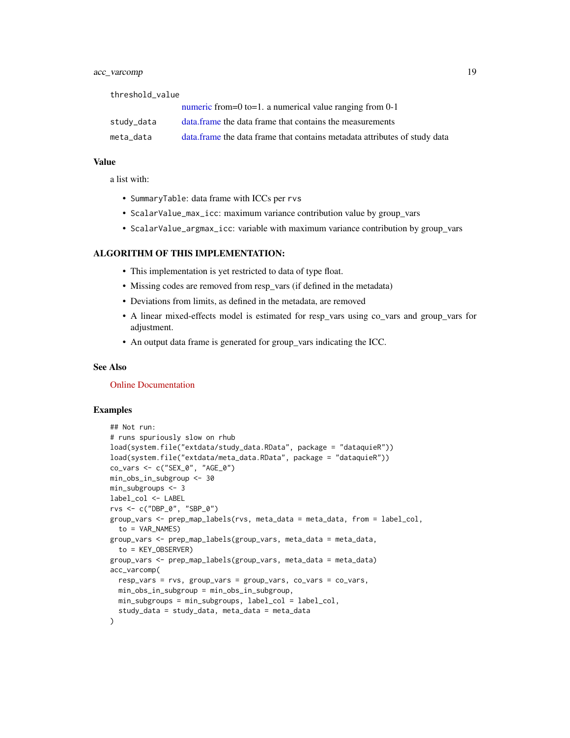| | |
|---|---|
| threshold_value | numeric from=0 to=1. a numerical value ranging from 0-1 |
| study_data | data.frame the data frame that contains the measurements |
| meta_data | data.frame the data frame that contains metadata attributes of study data |

## Value

a list with:

- `SummaryTable`: data frame with ICCs per `rvs`
- `ScalarValue_max_icc`: maximum variance contribution value by group_vars
- `ScalarValue_argmax_icc`: variable with maximum variance contribution by group_vars

## ALGORITHM OF THIS IMPLEMENTATION:

- This implementation is yet restricted to data of type float.
- Missing codes are removed from resp_vars (if defined in the metadata)
- Deviations from limits, as defined in the metadata, are removed
- A linear mixed-effects model is estimated for resp_vars using co_vars and group_vars for adjustment.
- An output data frame is generated for group_vars indicating the ICC.

## See Also

Online Documentation

## Examples

```
## Not run:
# runs spuriously slow on rhub
load(system.file("extdata/study_data.RData", package = "dataquieR"))
load(system.file("extdata/meta_data.RData", package = "dataquieR"))
co_vars <- c("SEX_0", "AGE_0")
min_obs_in_subgroup <- 30
min_subgroups <- 3
label_col <- LABEL
rvs <- c("DBP_0", "SBP_0")
group_vars <- prep_map_labels(rvs, meta_data = meta_data, from = label_col,
  to = VAR_NAMES)
group_vars <- prep_map_labels(group_vars, meta_data = meta_data,
  to = KEY_OBSERVER)
group_vars <- prep_map_labels(group_vars, meta_data = meta_data)
acc_varcomp(
  resp_vars = rvs, group_vars = group_vars, co_vars = co_vars,
  min_obs_in_subgroup = min_obs_in_subgroup,
  min_subgroups = min_subgroups, label_col = label_col,
  study_data = study_data, meta_data = meta_data
)
```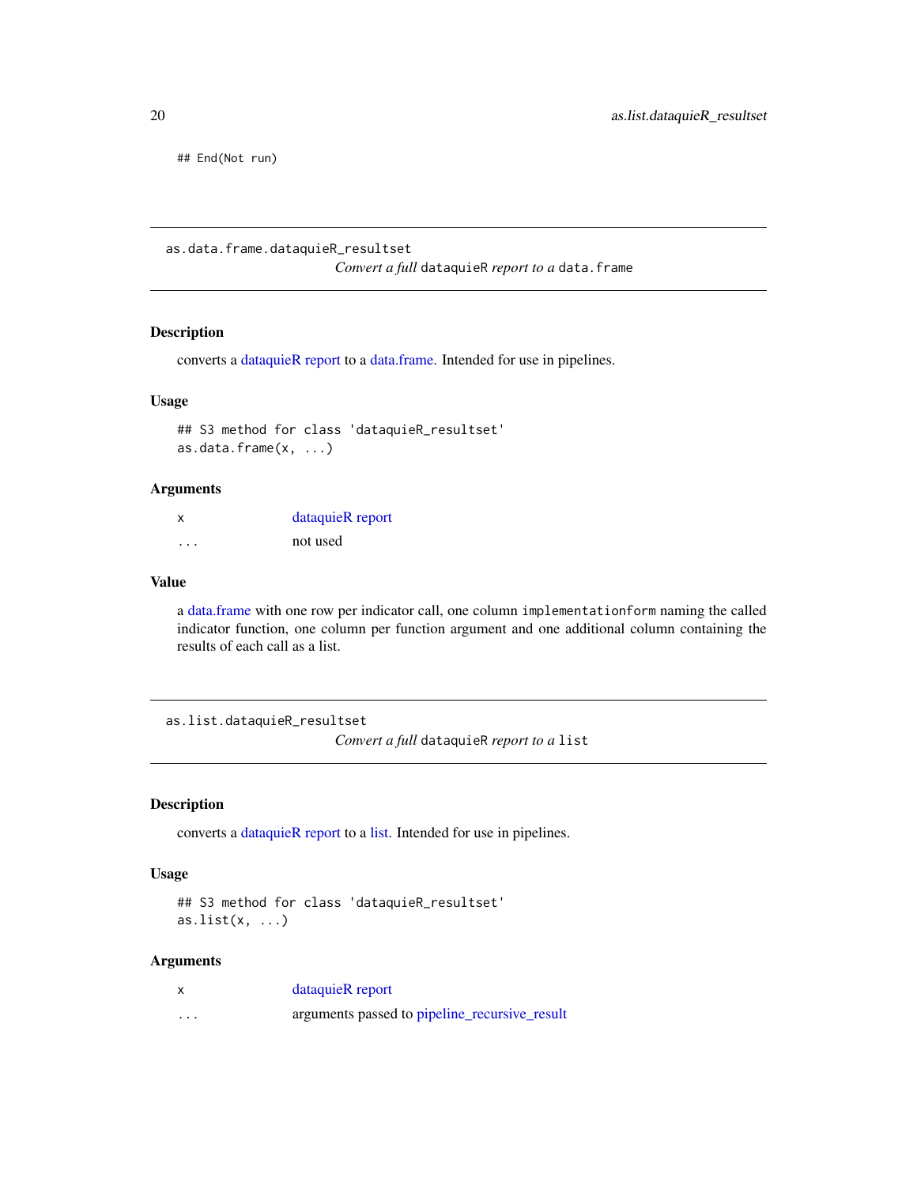```
## End(Not run)
```

---

## as.data.frame.dataquieR_resultset

*Convert a full* `dataquieR` *report to a* `data.frame`

### Description

converts a dataquieR report to a data.frame. Intended for use in pipelines.

### Usage

```
## S3 method for class 'dataquieR_resultset'
as.data.frame(x, ...)
```

### Arguments

| | |
|---|---|
| `x` | dataquieR report |
| `...` | not used |

### Value

a data.frame with one row per indicator call, one column `implementationform` naming the called indicator function, one column per function argument and one additional column containing the results of each call as a list.

---

## as.list.dataquieR_resultset

*Convert a full* `dataquieR` *report to a* `list`

### Description

converts a dataquieR report to a list. Intended for use in pipelines.

### Usage

```
## S3 method for class 'dataquieR_resultset'
as.list(x, ...)
```

### Arguments

| | |
|---|---|
| `x` | dataquieR report |
| `...` | arguments passed to pipeline_recursive_result |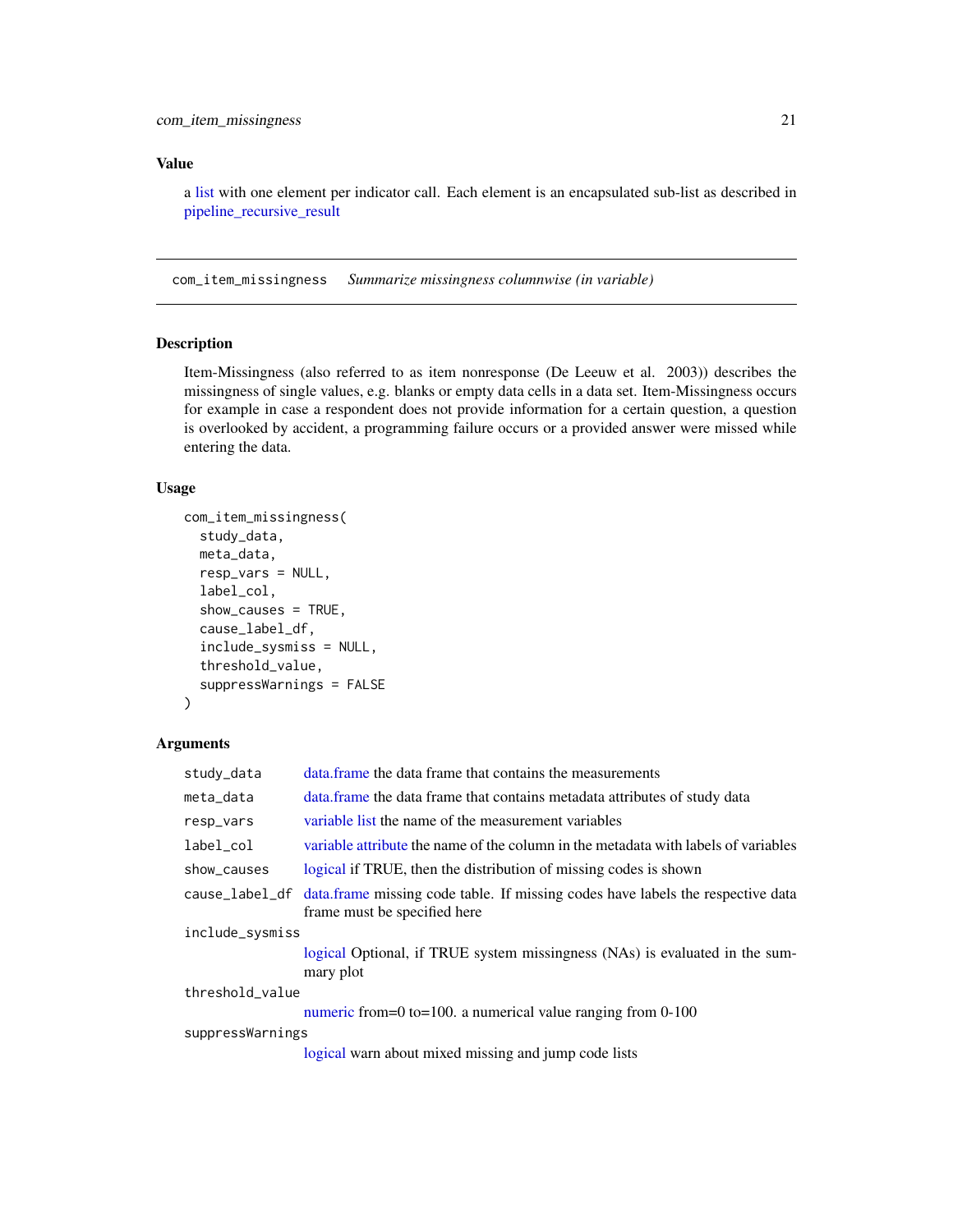### Value

a list with one element per indicator call. Each element is an encapsulated sub-list as described in pipeline_recursive_result

---

## com_item_missingness    *Summarize missingness columnwise (in variable)*

### Description

Item-Missingness (also referred to as item nonresponse (De Leeuw et al. 2003)) describes the missingness of single values, e.g. blanks or empty data cells in a data set. Item-Missingness occurs for example in case a respondent does not provide information for a certain question, a question is overlooked by accident, a programming failure occurs or a provided answer were missed while entering the data.

### Usage

```
com_item_missingness(
  study_data,
  meta_data,
  resp_vars = NULL,
  label_col,
  show_causes = TRUE,
  cause_label_df,
  include_sysmiss = NULL,
  threshold_value,
  suppressWarnings = FALSE
)
```

### Arguments

| | |
|---|---|
| `study_data` | data.frame the data frame that contains the measurements |
| `meta_data` | data.frame the data frame that contains metadata attributes of study data |
| `resp_vars` | variable list the name of the measurement variables |
| `label_col` | variable attribute the name of the column in the metadata with labels of variables |
| `show_causes` | logical if TRUE, then the distribution of missing codes is shown |
| `cause_label_df` | data.frame missing code table. If missing codes have labels the respective data frame must be specified here |
| `include_sysmiss` | logical Optional, if TRUE system missingness (NAs) is evaluated in the summary plot |
| `threshold_value` | numeric from=0 to=100. a numerical value ranging from 0-100 |
| `suppressWarnings` | logical warn about mixed missing and jump code lists |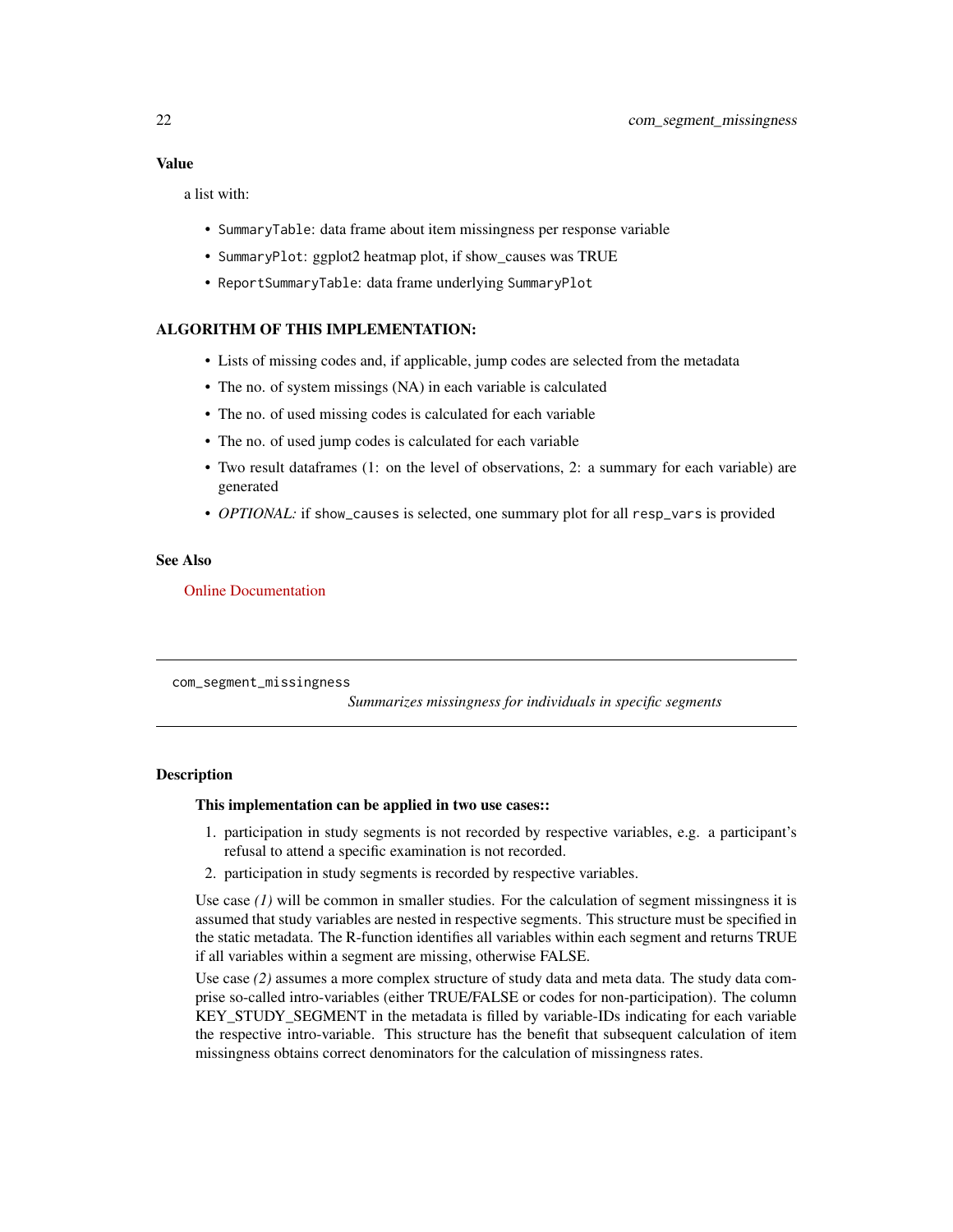## Value

a list with:

- `SummaryTable`: data frame about item missingness per response variable
- `SummaryPlot`: ggplot2 heatmap plot, if show_causes was TRUE
- `ReportSummaryTable`: data frame underlying `SummaryPlot`

## ALGORITHM OF THIS IMPLEMENTATION:

- Lists of missing codes and, if applicable, jump codes are selected from the metadata
- The no. of system missings (NA) in each variable is calculated
- The no. of used missing codes is calculated for each variable
- The no. of used jump codes is calculated for each variable
- Two result dataframes (1: on the level of observations, 2: a summary for each variable) are generated
- *OPTIONAL:* if `show_causes` is selected, one summary plot for all `resp_vars` is provided

## See Also

Online Documentation

---

# com_segment_missingness

*Summarizes missingness for individuals in specific segments*

---

## Description

### This implementation can be applied in two use cases::

1. participation in study segments is not recorded by respective variables, e.g. a participant's refusal to attend a specific examination is not recorded.
2. participation in study segments is recorded by respective variables.

Use case *(1)* will be common in smaller studies. For the calculation of segment missingness it is assumed that study variables are nested in respective segments. This structure must be specified in the static metadata. The R-function identifies all variables within each segment and returns TRUE if all variables within a segment are missing, otherwise FALSE.

Use case *(2)* assumes a more complex structure of study data and meta data. The study data comprise so-called intro-variables (either TRUE/FALSE or codes for non-participation). The column KEY_STUDY_SEGMENT in the metadata is filled by variable-IDs indicating for each variable the respective intro-variable. This structure has the benefit that subsequent calculation of item missingness obtains correct denominators for the calculation of missingness rates.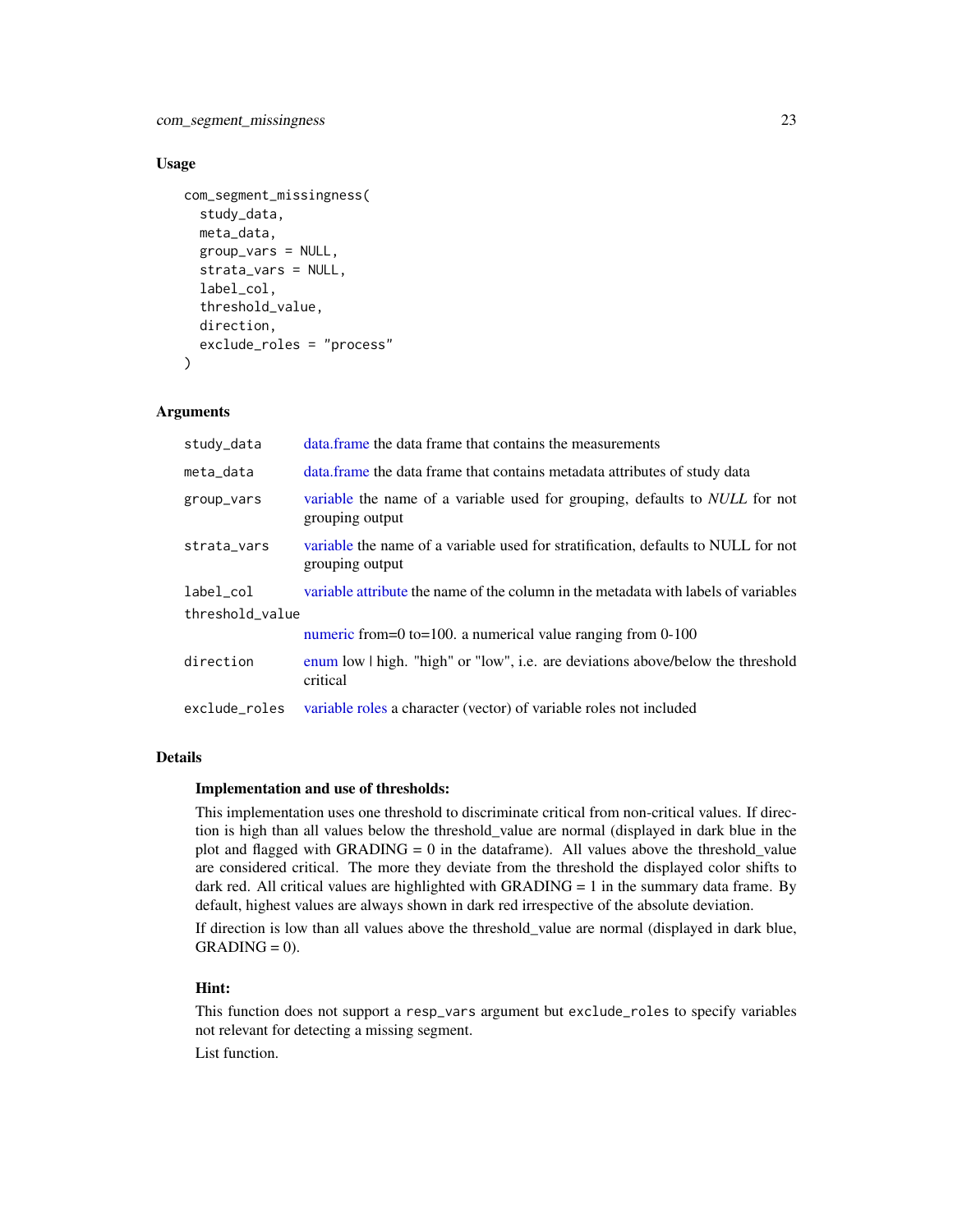### Usage

```
com_segment_missingness(
  study_data,
  meta_data,
  group_vars = NULL,
  strata_vars = NULL,
  label_col,
  threshold_value,
  direction,
  exclude_roles = "process"
)
```

### Arguments

| | |
|---|---|
| `study_data` | data.frame the data frame that contains the measurements |
| `meta_data` | data.frame the data frame that contains metadata attributes of study data |
| `group_vars` | variable the name of a variable used for grouping, defaults to *NULL* for not grouping output |
| `strata_vars` | variable the name of a variable used for stratification, defaults to NULL for not grouping output |
| `label_col` | variable attribute the name of the column in the metadata with labels of variables |
| `threshold_value` | numeric from=0 to=100. a numerical value ranging from 0-100 |
| `direction` | enum low \| high. "high" or "low", i.e. are deviations above/below the threshold critical |
| `exclude_roles` | variable roles a character (vector) of variable roles not included |

### Details

**Implementation and use of thresholds:**

This implementation uses one threshold to discriminate critical from non-critical values. If direction is high than all values below the threshold_value are normal (displayed in dark blue in the plot and flagged with GRADING = 0 in the dataframe). All values above the threshold_value are considered critical. The more they deviate from the threshold the displayed color shifts to dark red. All critical values are highlighted with GRADING = 1 in the summary data frame. By default, highest values are always shown in dark red irrespective of the absolute deviation.

If direction is low than all values above the threshold_value are normal (displayed in dark blue, GRADING = 0).

**Hint:**

This function does not support a `resp_vars` argument but `exclude_roles` to specify variables not relevant for detecting a missing segment.

List function.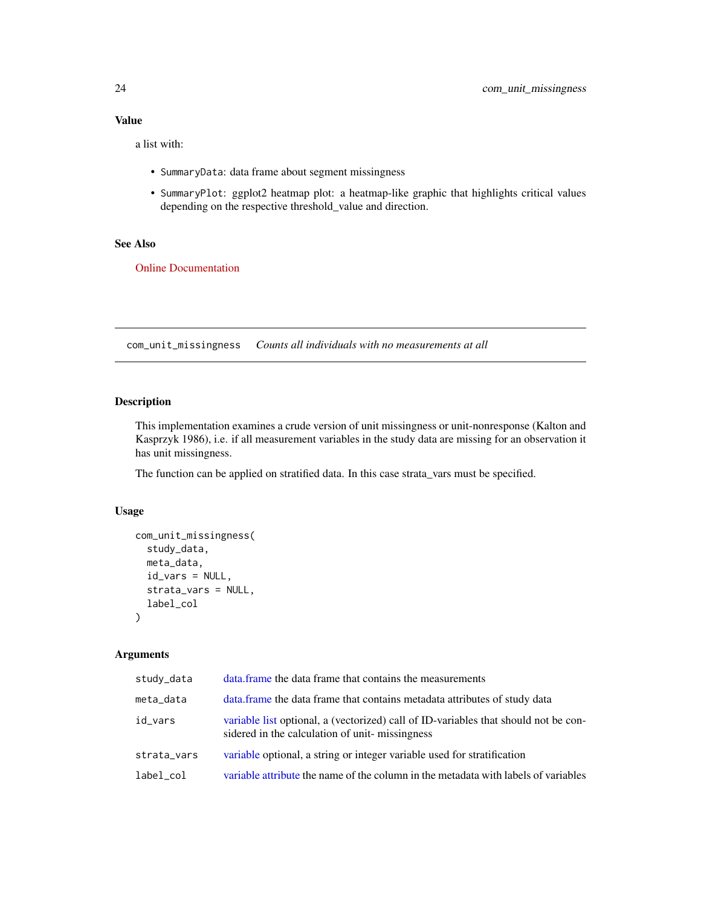### Value

a list with:

- `SummaryData`: data frame about segment missingness
- `SummaryPlot`: ggplot2 heatmap plot: a heatmap-like graphic that highlights critical values depending on the respective threshold_value and direction.

### See Also

Online Documentation

---

## com_unit_missingness *Counts all individuals with no measurements at all*

### Description

This implementation examines a crude version of unit missingness or unit-nonresponse (Kalton and Kasprzyk 1986), i.e. if all measurement variables in the study data are missing for an observation it has unit missingness.

The function can be applied on stratified data. In this case strata_vars must be specified.

### Usage

```
com_unit_missingness(
  study_data,
  meta_data,
  id_vars = NULL,
  strata_vars = NULL,
  label_col
)
```

### Arguments

| | |
|---|---|
| `study_data` | data.frame the data frame that contains the measurements |
| `meta_data` | data.frame the data frame that contains metadata attributes of study data |
| `id_vars` | variable list optional, a (vectorized) call of ID-variables that should not be considered in the calculation of unit- missingness |
| `strata_vars` | variable optional, a string or integer variable used for stratification |
| `label_col` | variable attribute the name of the column in the metadata with labels of variables |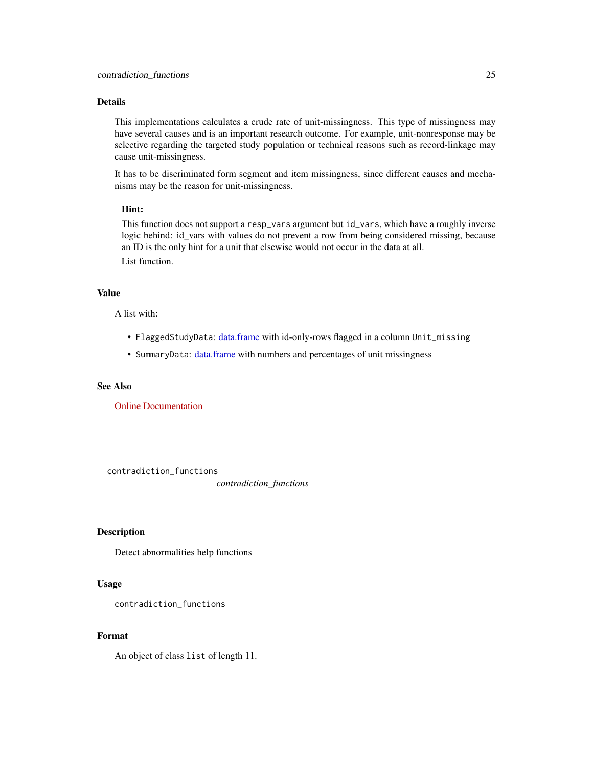### Details

This implementations calculates a crude rate of unit-missingness. This type of missingness may have several causes and is an important research outcome. For example, unit-nonresponse may be selective regarding the targeted study population or technical reasons such as record-linkage may cause unit-missingness.

It has to be discriminated form segment and item missingness, since different causes and mechanisms may be the reason for unit-missingness.

**Hint:**

This function does not support a `resp_vars` argument but `id_vars`, which have a roughly inverse logic behind: id_vars with values do not prevent a row from being considered missing, because an ID is the only hint for a unit that elsewise would not occur in the data at all.

List function.

### Value

A list with:

- `FlaggedStudyData`: data.frame with id-only-rows flagged in a column `Unit_missing`
- `SummaryData`: data.frame with numbers and percentages of unit missingness

### See Also

Online Documentation

---

## contradiction_functions

*contradiction_functions*

---

### Description

Detect abnormalities help functions

### Usage

```
contradiction_functions
```

### Format

An object of class `list` of length 11.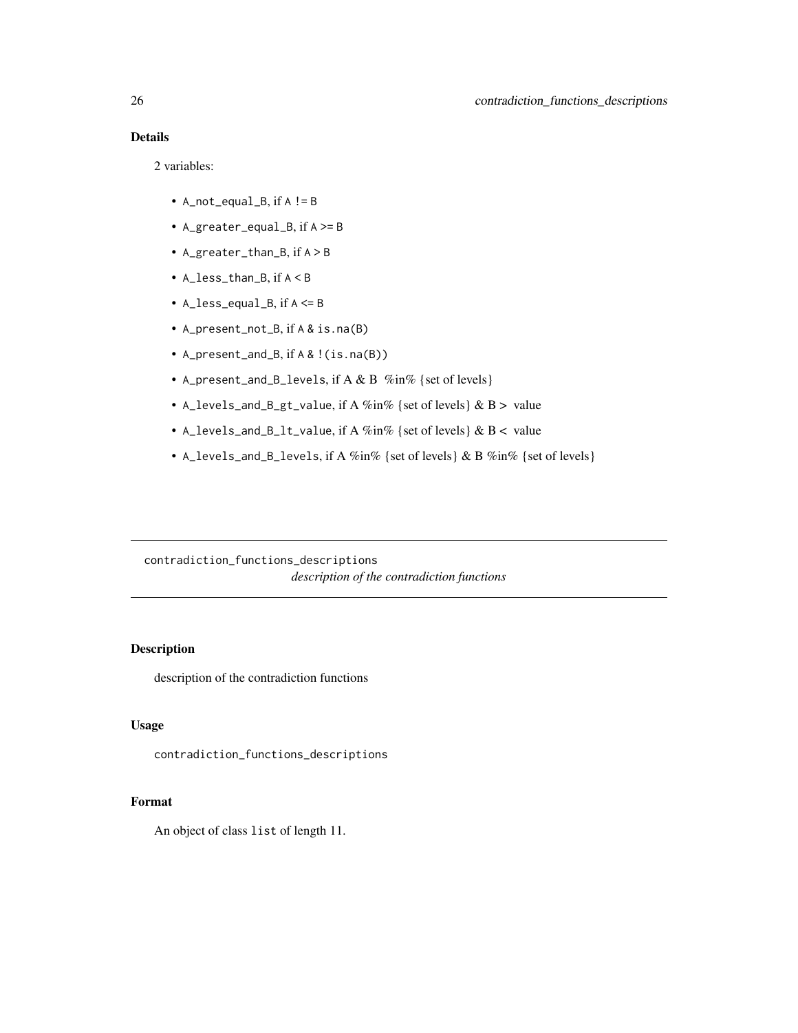### Details

2 variables:

- `A_not_equal_B`, if `A != B`
- `A_greater_equal_B`, if `A >= B`
- `A_greater_than_B`, if `A > B`
- `A_less_than_B`, if `A < B`
- `A_less_equal_B`, if `A <= B`
- `A_present_not_B`, if `A & is.na(B)`
- `A_present_and_B`, if `A & !(is.na(B))`
- `A_present_and_B_levels`, if A & B %in% {set of levels}
- `A_levels_and_B_gt_value`, if A %in% {set of levels} & B > value
- `A_levels_and_B_lt_value`, if A %in% {set of levels} & B < value
- `A_levels_and_B_levels`, if A %in% {set of levels} & B %in% {set of levels}

---

## contradiction_functions_descriptions

*description of the contradiction functions*

---

### Description

description of the contradiction functions

### Usage

```
contradiction_functions_descriptions
```

### Format

An object of class `list` of length 11.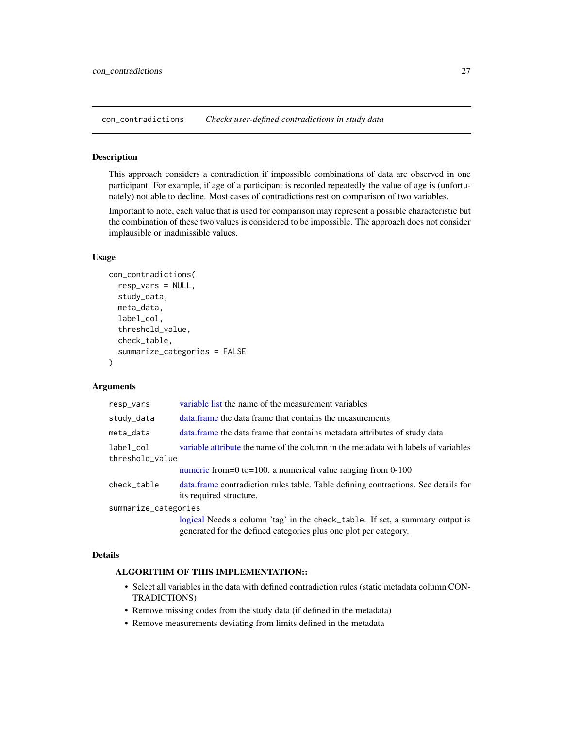## con_contradictions *Checks user-defined contradictions in study data*

### Description

This approach considers a contradiction if impossible combinations of data are observed in one participant. For example, if age of a participant is recorded repeatedly the value of age is (unfortunately) not able to decline. Most cases of contradictions rest on comparison of two variables.

Important to note, each value that is used for comparison may represent a possible characteristic but the combination of these two values is considered to be impossible. The approach does not consider implausible or inadmissible values.

### Usage

```
con_contradictions(
  resp_vars = NULL,
  study_data,
  meta_data,
  label_col,
  threshold_value,
  check_table,
  summarize_categories = FALSE
)
```

### Arguments

| | |
|---|---|
| `resp_vars` | variable list the name of the measurement variables |
| `study_data` | data.frame the data frame that contains the measurements |
| `meta_data` | data.frame the data frame that contains metadata attributes of study data |
| `label_col` | variable attribute the name of the column in the metadata with labels of variables |
| `threshold_value` | numeric from=0 to=100. a numerical value ranging from 0-100 |
| `check_table` | data.frame contradiction rules table. Table defining contractions. See details for its required structure. |
| `summarize_categories` | logical Needs a column 'tag' in the `check_table`. If set, a summary output is generated for the defined categories plus one plot per category. |

### Details

#### ALGORITHM OF THIS IMPLEMENTATION::

- Select all variables in the data with defined contradiction rules (static metadata column CONTRADICTIONS)
- Remove missing codes from the study data (if defined in the metadata)
- Remove measurements deviating from limits defined in the metadata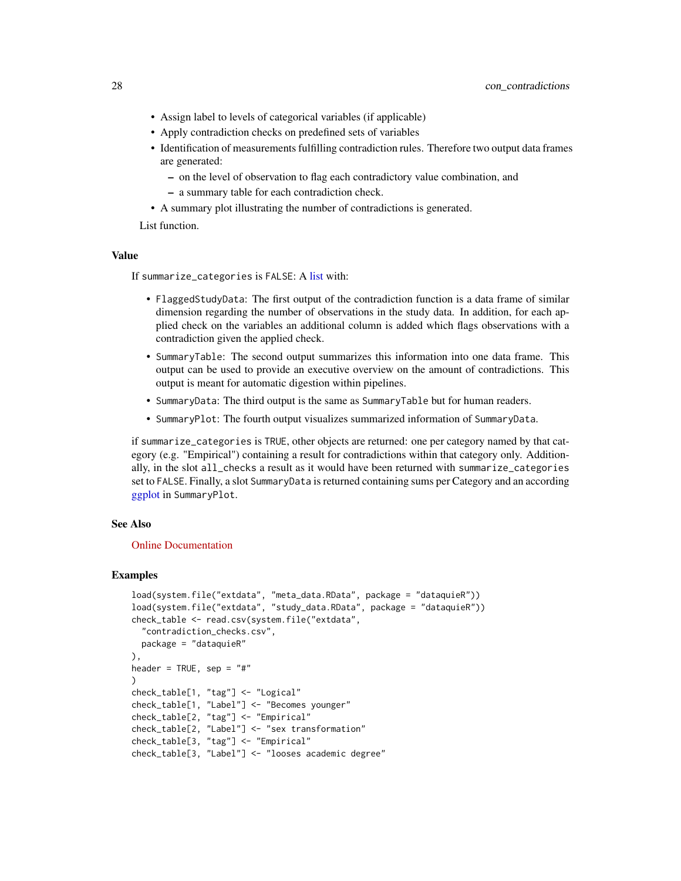- Assign label to levels of categorical variables (if applicable)
- Apply contradiction checks on predefined sets of variables
- Identification of measurements fulfilling contradiction rules. Therefore two output data frames are generated:
  - on the level of observation to flag each contradictory value combination, and
  - a summary table for each contradiction check.
- A summary plot illustrating the number of contradictions is generated.

List function.

### Value

If summarize_categories is FALSE: A list with:

- FlaggedStudyData: The first output of the contradiction function is a data frame of similar dimension regarding the number of observations in the study data. In addition, for each applied check on the variables an additional column is added which flags observations with a contradiction given the applied check.
- SummaryTable: The second output summarizes this information into one data frame. This output can be used to provide an executive overview on the amount of contradictions. This output is meant for automatic digestion within pipelines.
- SummaryData: The third output is the same as SummaryTable but for human readers.
- SummaryPlot: The fourth output visualizes summarized information of SummaryData.

if summarize_categories is TRUE, other objects are returned: one per category named by that category (e.g. "Empirical") containing a result for contradictions within that category only. Additionally, in the slot all_checks a result as it would have been returned with summarize_categories set to FALSE. Finally, a slot SummaryData is returned containing sums per Category and an according ggplot in SummaryPlot.

### See Also

Online Documentation

### Examples

```
load(system.file("extdata", "meta_data.RData", package = "dataquieR"))
load(system.file("extdata", "study_data.RData", package = "dataquieR"))
check_table <- read.csv(system.file("extdata",
  "contradiction_checks.csv",
  package = "dataquieR"
),
header = TRUE, sep = "#"
)
check_table[1, "tag"] <- "Logical"
check_table[1, "Label"] <- "Becomes younger"
check_table[2, "tag"] <- "Empirical"
check_table[2, "Label"] <- "sex transformation"
check_table[3, "tag"] <- "Empirical"
check_table[3, "Label"] <- "looses academic degree"
```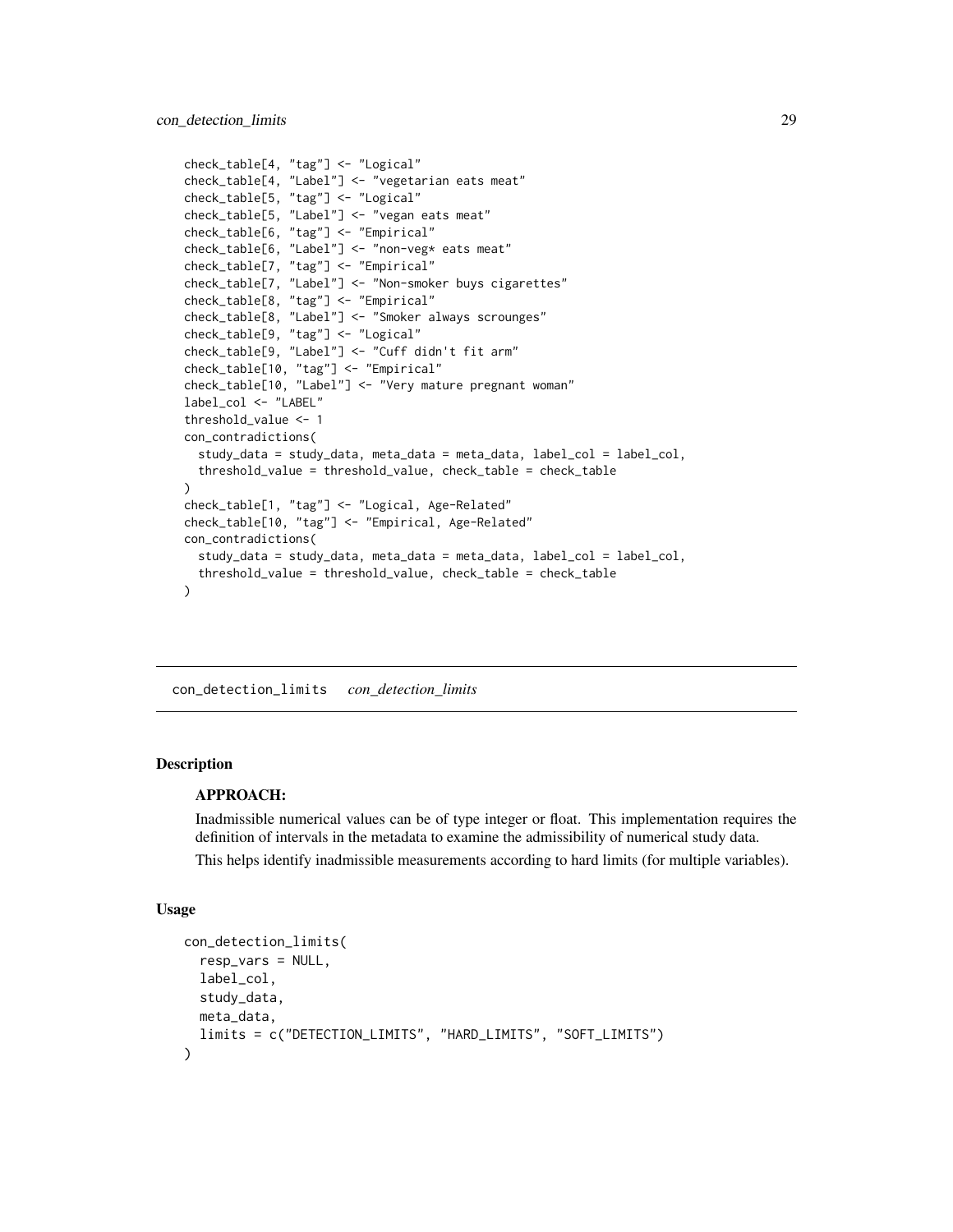```
check_table[4, "tag"] <- "Logical"
check_table[4, "Label"] <- "vegetarian eats meat"
check_table[5, "tag"] <- "Logical"
check_table[5, "Label"] <- "vegan eats meat"
check_table[6, "tag"] <- "Empirical"
check_table[6, "Label"] <- "non-veg* eats meat"
check_table[7, "tag"] <- "Empirical"
check_table[7, "Label"] <- "Non-smoker buys cigarettes"
check_table[8, "tag"] <- "Empirical"
check_table[8, "Label"] <- "Smoker always scrounges"
check_table[9, "tag"] <- "Logical"
check_table[9, "Label"] <- "Cuff didn't fit arm"
check_table[10, "tag"] <- "Empirical"
check_table[10, "Label"] <- "Very mature pregnant woman"
label_col <- "LABEL"
threshold_value <- 1
con_contradictions(
  study_data = study_data, meta_data = meta_data, label_col = label_col,
  threshold_value = threshold_value, check_table = check_table
)
check_table[1, "tag"] <- "Logical, Age-Related"
check_table[10, "tag"] <- "Empirical, Age-Related"
con_contradictions(
  study_data = study_data, meta_data = meta_data, label_col = label_col,
  threshold_value = threshold_value, check_table = check_table
)
```

---

## con_detection_limits *con_detection_limits*

### Description

**APPROACH:**

Inadmissible numerical values can be of type integer or float. This implementation requires the definition of intervals in the metadata to examine the admissibility of numerical study data.

This helps identify inadmissible measurements according to hard limits (for multiple variables).

### Usage

```
con_detection_limits(
  resp_vars = NULL,
  label_col,
  study_data,
  meta_data,
  limits = c("DETECTION_LIMITS", "HARD_LIMITS", "SOFT_LIMITS")
)
```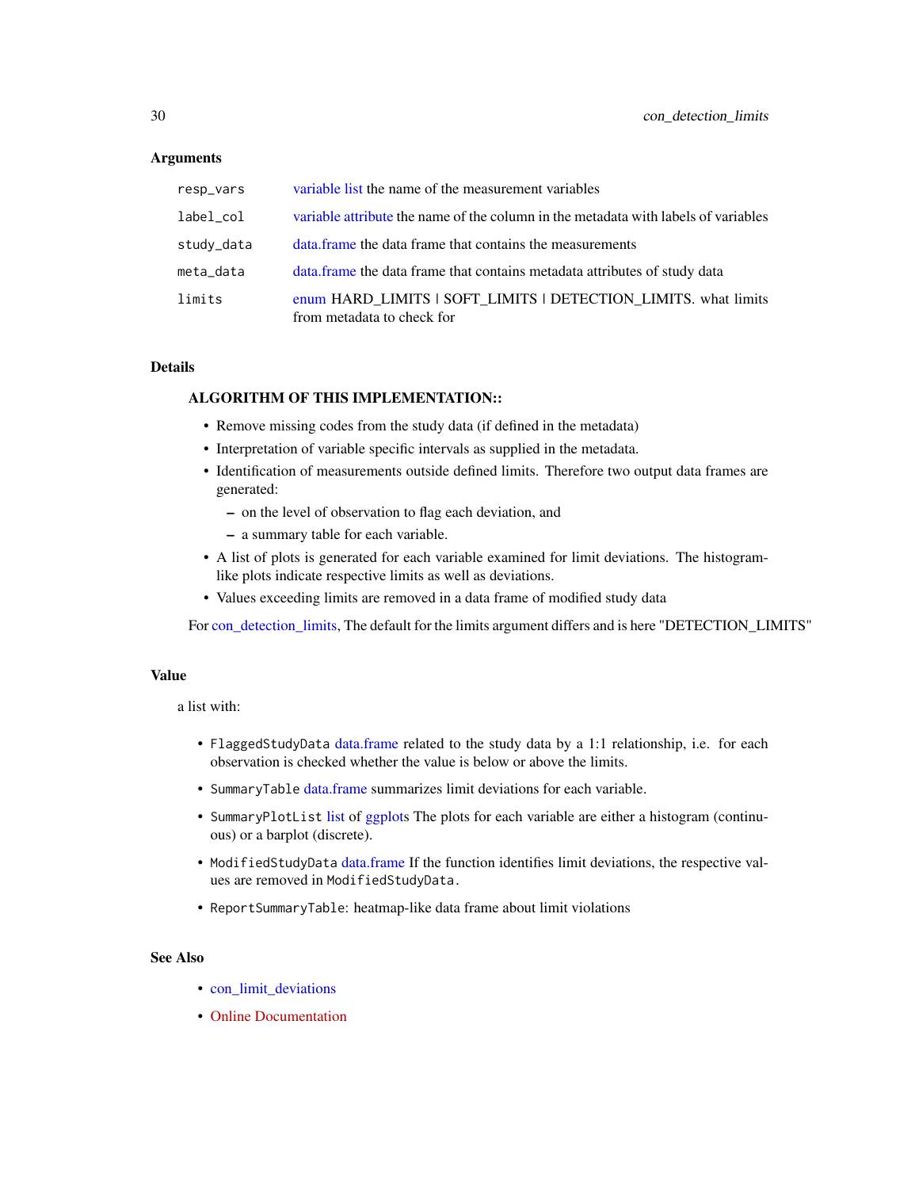### Arguments

| | |
|---|---|
| `resp_vars` | variable list the name of the measurement variables |
| `label_col` | variable attribute the name of the column in the metadata with labels of variables |
| `study_data` | data.frame the data frame that contains the measurements |
| `meta_data` | data.frame the data frame that contains metadata attributes of study data |
| `limits` | enum HARD_LIMITS \| SOFT_LIMITS \| DETECTION_LIMITS. what limits from metadata to check for |

### Details

**ALGORITHM OF THIS IMPLEMENTATION::**

- Remove missing codes from the study data (if defined in the metadata)
- Interpretation of variable specific intervals as supplied in the metadata.
- Identification of measurements outside defined limits. Therefore two output data frames are generated:
  - on the level of observation to flag each deviation, and
  - a summary table for each variable.
- A list of plots is generated for each variable examined for limit deviations. The histogram-like plots indicate respective limits as well as deviations.
- Values exceeding limits are removed in a data frame of modified study data

For con_detection_limits, The default for the limits argument differs and is here "DETECTION_LIMITS"

### Value

a list with:

- `FlaggedStudyData` data.frame related to the study data by a 1:1 relationship, i.e. for each observation is checked whether the value is below or above the limits.
- `SummaryTable` data.frame summarizes limit deviations for each variable.
- `SummaryPlotList` list of ggplots The plots for each variable are either a histogram (continuous) or a barplot (discrete).
- `ModifiedStudyData` data.frame If the function identifies limit deviations, the respective values are removed in `ModifiedStudyData`.
- `ReportSummaryTable`: heatmap-like data frame about limit violations

### See Also

- con_limit_deviations
- Online Documentation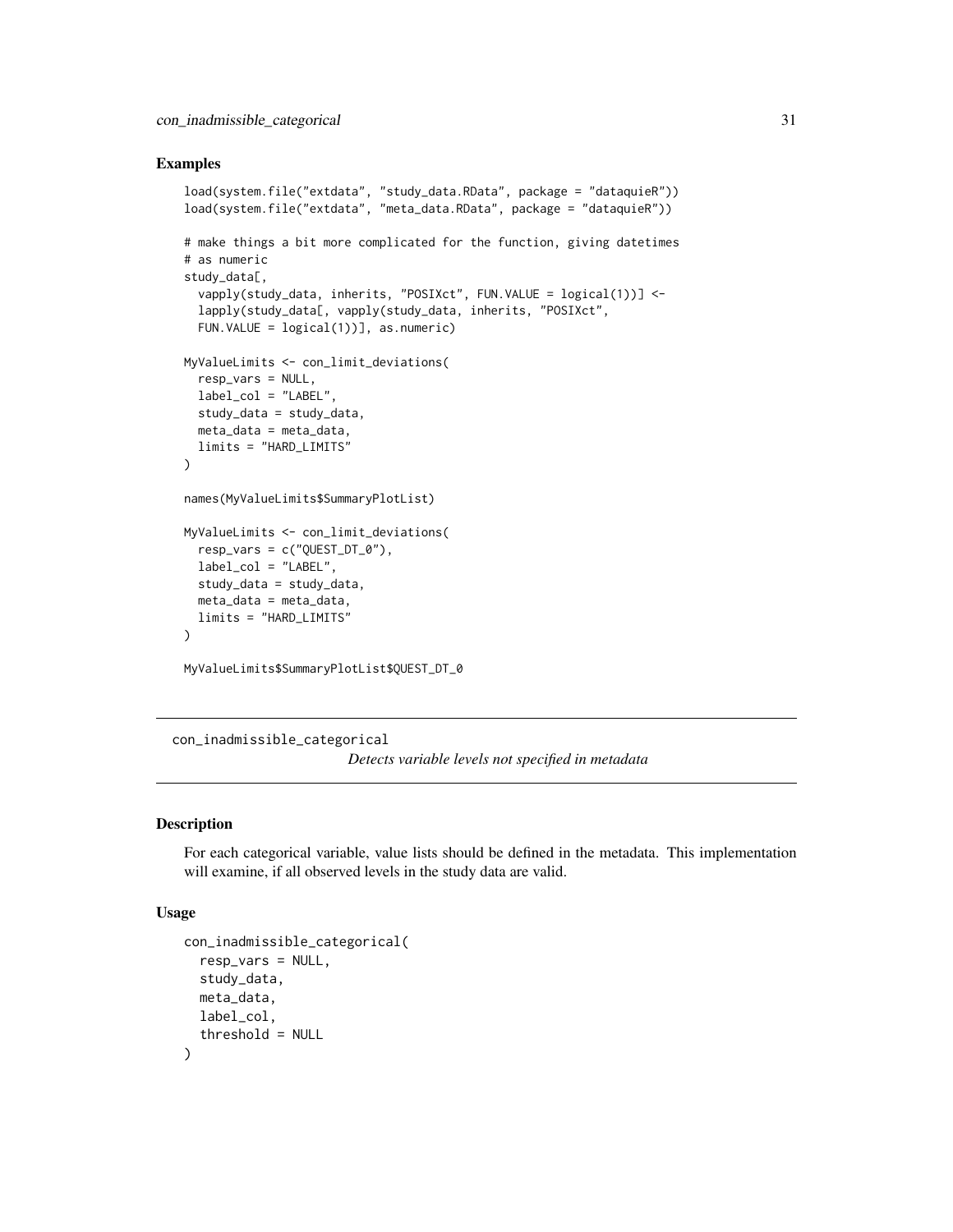## Examples

```
load(system.file("extdata", "study_data.RData", package = "dataquieR"))
load(system.file("extdata", "meta_data.RData", package = "dataquieR"))

# make things a bit more complicated for the function, giving datetimes
# as numeric
study_data[,
  vapply(study_data, inherits, "POSIXct", FUN.VALUE = logical(1))] <-
  lapply(study_data[, vapply(study_data, inherits, "POSIXct",
  FUN.VALUE = logical(1))], as.numeric)

MyValueLimits <- con_limit_deviations(
  resp_vars = NULL,
  label_col = "LABEL",
  study_data = study_data,
  meta_data = meta_data,
  limits = "HARD_LIMITS"
)

names(MyValueLimits$SummaryPlotList)

MyValueLimits <- con_limit_deviations(
  resp_vars = c("QUEST_DT_0"),
  label_col = "LABEL",
  study_data = study_data,
  meta_data = meta_data,
  limits = "HARD_LIMITS"
)

MyValueLimits$SummaryPlotList$QUEST_DT_0
```

---

# con_inadmissible_categorical

*Detects variable levels not specified in metadata*

---

## Description

For each categorical variable, value lists should be defined in the metadata. This implementation will examine, if all observed levels in the study data are valid.

## Usage

```
con_inadmissible_categorical(
  resp_vars = NULL,
  study_data,
  meta_data,
  label_col,
  threshold = NULL
)
```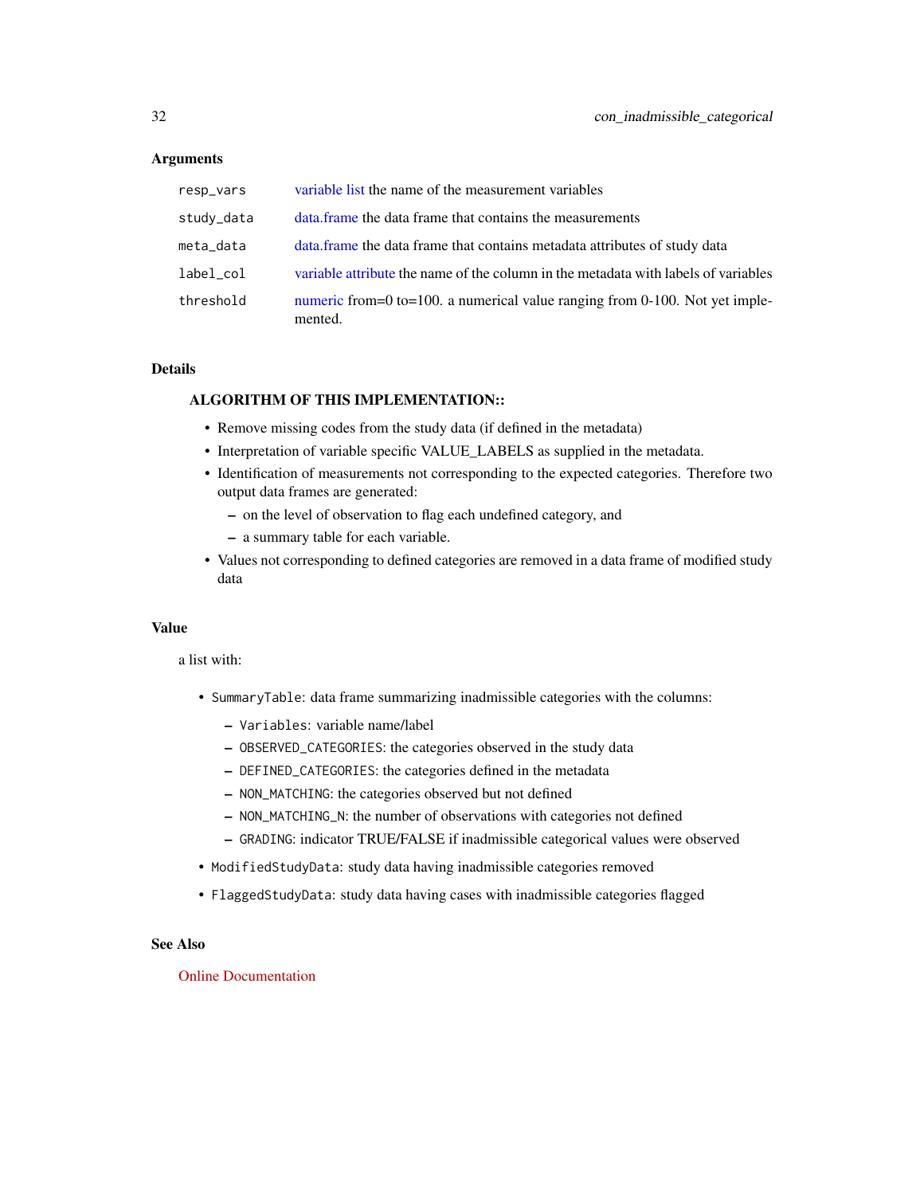### Arguments

| | |
|---|---|
| `resp_vars` | variable list the name of the measurement variables |
| `study_data` | data.frame the data frame that contains the measurements |
| `meta_data` | data.frame the data frame that contains metadata attributes of study data |
| `label_col` | variable attribute the name of the column in the metadata with labels of variables |
| `threshold` | numeric from=0 to=100. a numerical value ranging from 0-100. Not yet implemented. |

### Details

**ALGORITHM OF THIS IMPLEMENTATION::**

- Remove missing codes from the study data (if defined in the metadata)
- Interpretation of variable specific VALUE_LABELS as supplied in the metadata.
- Identification of measurements not corresponding to the expected categories. Therefore two output data frames are generated:
  - on the level of observation to flag each undefined category, and
  - a summary table for each variable.
- Values not corresponding to defined categories are removed in a data frame of modified study data

### Value

a list with:

- `SummaryTable`: data frame summarizing inadmissible categories with the columns:
  - `Variables`: variable name/label
  - `OBSERVED_CATEGORIES`: the categories observed in the study data
  - `DEFINED_CATEGORIES`: the categories defined in the metadata
  - `NON_MATCHING`: the categories observed but not defined
  - `NON_MATCHING_N`: the number of observations with categories not defined
  - `GRADING`: indicator TRUE/FALSE if inadmissible categorical values were observed
- `ModifiedStudyData`: study data having inadmissible categories removed
- `FlaggedStudyData`: study data having cases with inadmissible categories flagged

### See Also

Online Documentation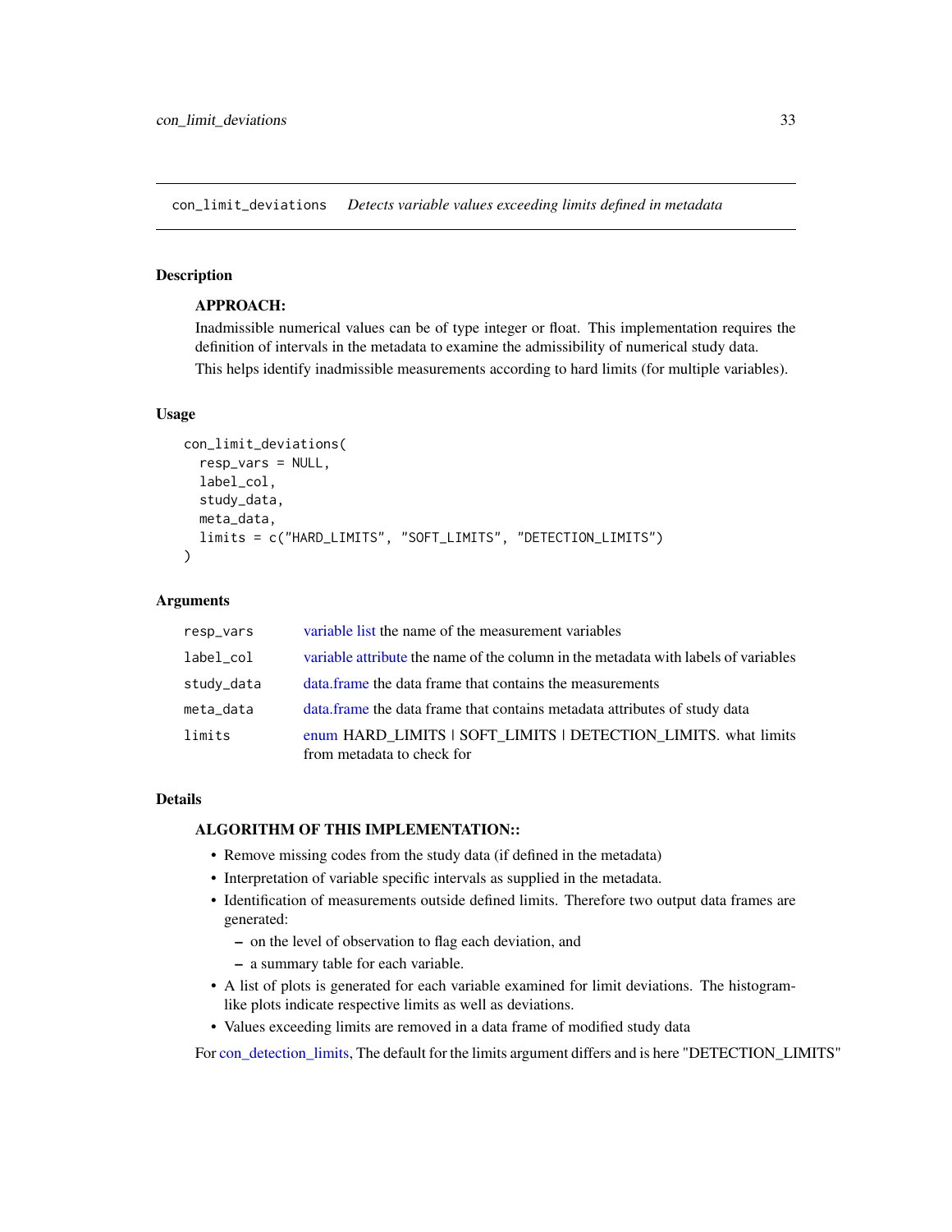## con_limit_deviations *Detects variable values exceeding limits defined in metadata*

### Description

**APPROACH:**

Inadmissible numerical values can be of type integer or float. This implementation requires the definition of intervals in the metadata to examine the admissibility of numerical study data.

This helps identify inadmissible measurements according to hard limits (for multiple variables).

### Usage

```
con_limit_deviations(
  resp_vars = NULL,
  label_col,
  study_data,
  meta_data,
  limits = c("HARD_LIMITS", "SOFT_LIMITS", "DETECTION_LIMITS")
)
```

### Arguments

| | |
|---|---|
| `resp_vars` | variable list the name of the measurement variables |
| `label_col` | variable attribute the name of the column in the metadata with labels of variables |
| `study_data` | data.frame the data frame that contains the measurements |
| `meta_data` | data.frame the data frame that contains metadata attributes of study data |
| `limits` | enum HARD_LIMITS \| SOFT_LIMITS \| DETECTION_LIMITS. what limits from metadata to check for |

### Details

**ALGORITHM OF THIS IMPLEMENTATION::**

- Remove missing codes from the study data (if defined in the metadata)
- Interpretation of variable specific intervals as supplied in the metadata.
- Identification of measurements outside defined limits. Therefore two output data frames are generated:
  - on the level of observation to flag each deviation, and
  - a summary table for each variable.
- A list of plots is generated for each variable examined for limit deviations. The histogram-like plots indicate respective limits as well as deviations.
- Values exceeding limits are removed in a data frame of modified study data

For con_detection_limits, The default for the limits argument differs and is here "DETECTION_LIMITS"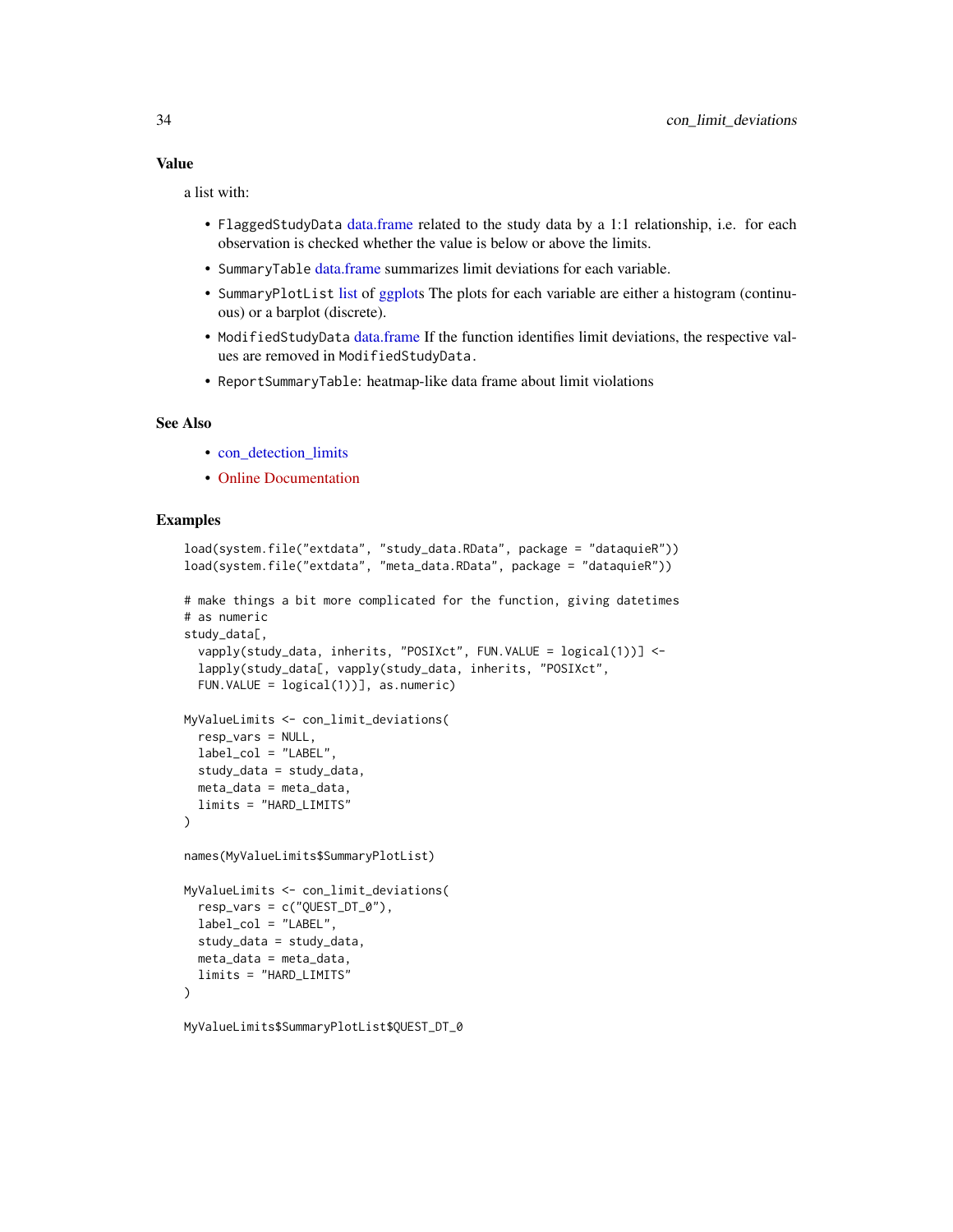### Value

a list with:

- `FlaggedStudyData` data.frame related to the study data by a 1:1 relationship, i.e. for each observation is checked whether the value is below or above the limits.
- `SummaryTable` data.frame summarizes limit deviations for each variable.
- `SummaryPlotList` list of ggplots The plots for each variable are either a histogram (continuous) or a barplot (discrete).
- `ModifiedStudyData` data.frame If the function identifies limit deviations, the respective values are removed in `ModifiedStudyData`.
- `ReportSummaryTable`: heatmap-like data frame about limit violations

### See Also

- con_detection_limits
- Online Documentation

### Examples

```
load(system.file("extdata", "study_data.RData", package = "dataquieR"))
load(system.file("extdata", "meta_data.RData", package = "dataquieR"))

# make things a bit more complicated for the function, giving datetimes
# as numeric
study_data[,
  vapply(study_data, inherits, "POSIXct", FUN.VALUE = logical(1))] <-
  lapply(study_data[, vapply(study_data, inherits, "POSIXct",
  FUN.VALUE = logical(1))], as.numeric)

MyValueLimits <- con_limit_deviations(
  resp_vars = NULL,
  label_col = "LABEL",
  study_data = study_data,
  meta_data = meta_data,
  limits = "HARD_LIMITS"
)

names(MyValueLimits$SummaryPlotList)

MyValueLimits <- con_limit_deviations(
  resp_vars = c("QUEST_DT_0"),
  label_col = "LABEL",
  study_data = study_data,
  meta_data = meta_data,
  limits = "HARD_LIMITS"
)

MyValueLimits$SummaryPlotList$QUEST_DT_0
```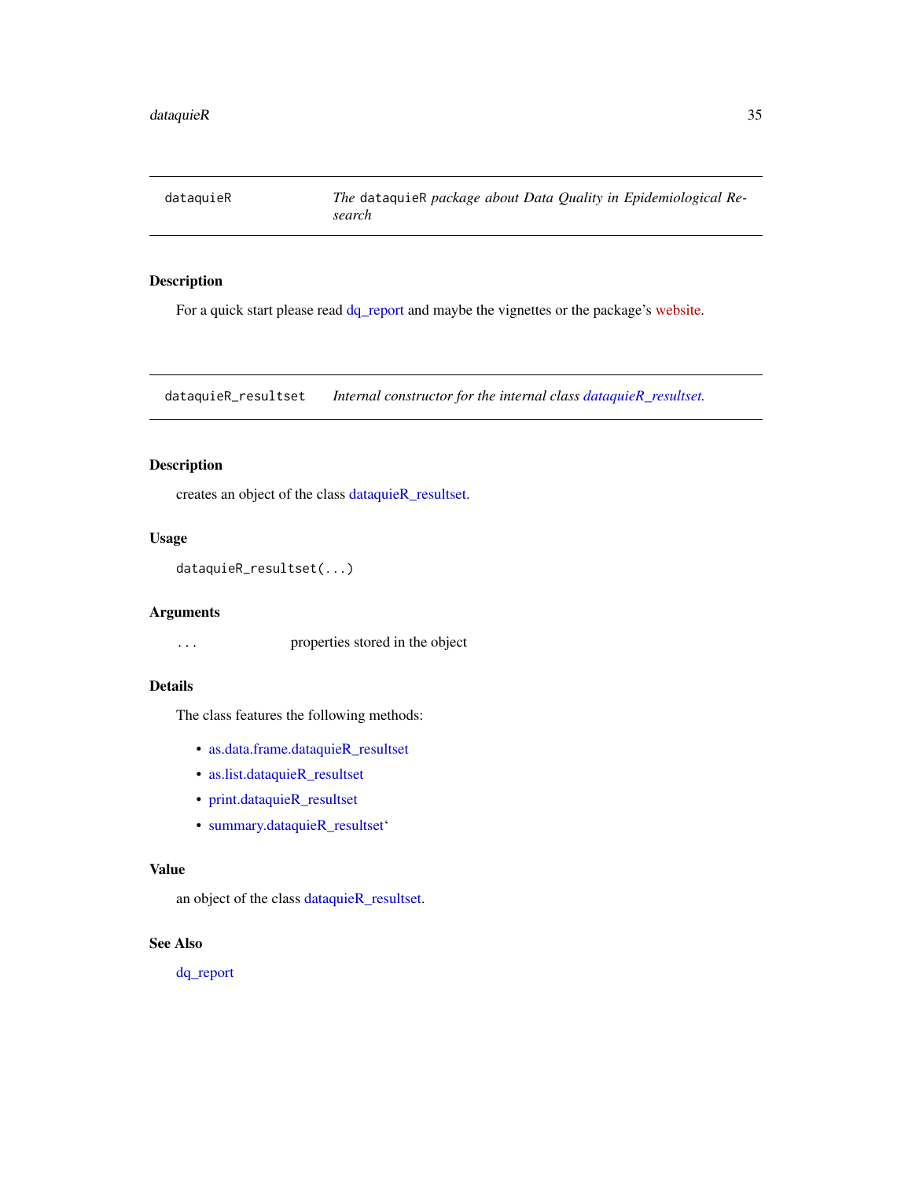## dataquieR — *The* `dataquieR` *package about Data Quality in Epidemiological Research*

### Description

For a quick start please read dq_report and maybe the vignettes or the package's website.

## dataquieR_resultset — *Internal constructor for the internal class dataquieR_resultset.*

### Description

creates an object of the class dataquieR_resultset.

### Usage

```
dataquieR_resultset(...)
```

### Arguments

| | |
|---|---|
| `...` | properties stored in the object |

### Details

The class features the following methods:

- as.data.frame.dataquieR_resultset
- as.list.dataquieR_resultset
- print.dataquieR_resultset
- summary.dataquieR_resultset`

### Value

an object of the class dataquieR_resultset.

### See Also

dq_report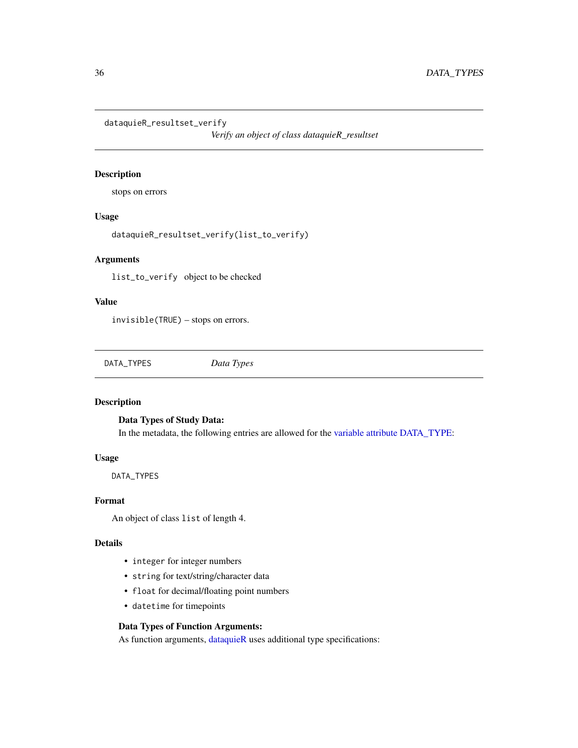## dataquieR_resultset_verify

*Verify an object of class dataquieR_resultset*

### Description

stops on errors

### Usage

```
dataquieR_resultset_verify(list_to_verify)
```

### Arguments

`list_to_verify` object to be checked

### Value

`invisible(TRUE)` – stops on errors.

## DATA_TYPES

*Data Types*

### Description

**Data Types of Study Data:**

In the metadata, the following entries are allowed for the variable attribute DATA_TYPE:

### Usage

```
DATA_TYPES
```

### Format

An object of class `list` of length 4.

### Details

- `integer` for integer numbers
- `string` for text/string/character data
- `float` for decimal/floating point numbers
- `datetime` for timepoints

**Data Types of Function Arguments:**

As function arguments, dataquieR uses additional type specifications: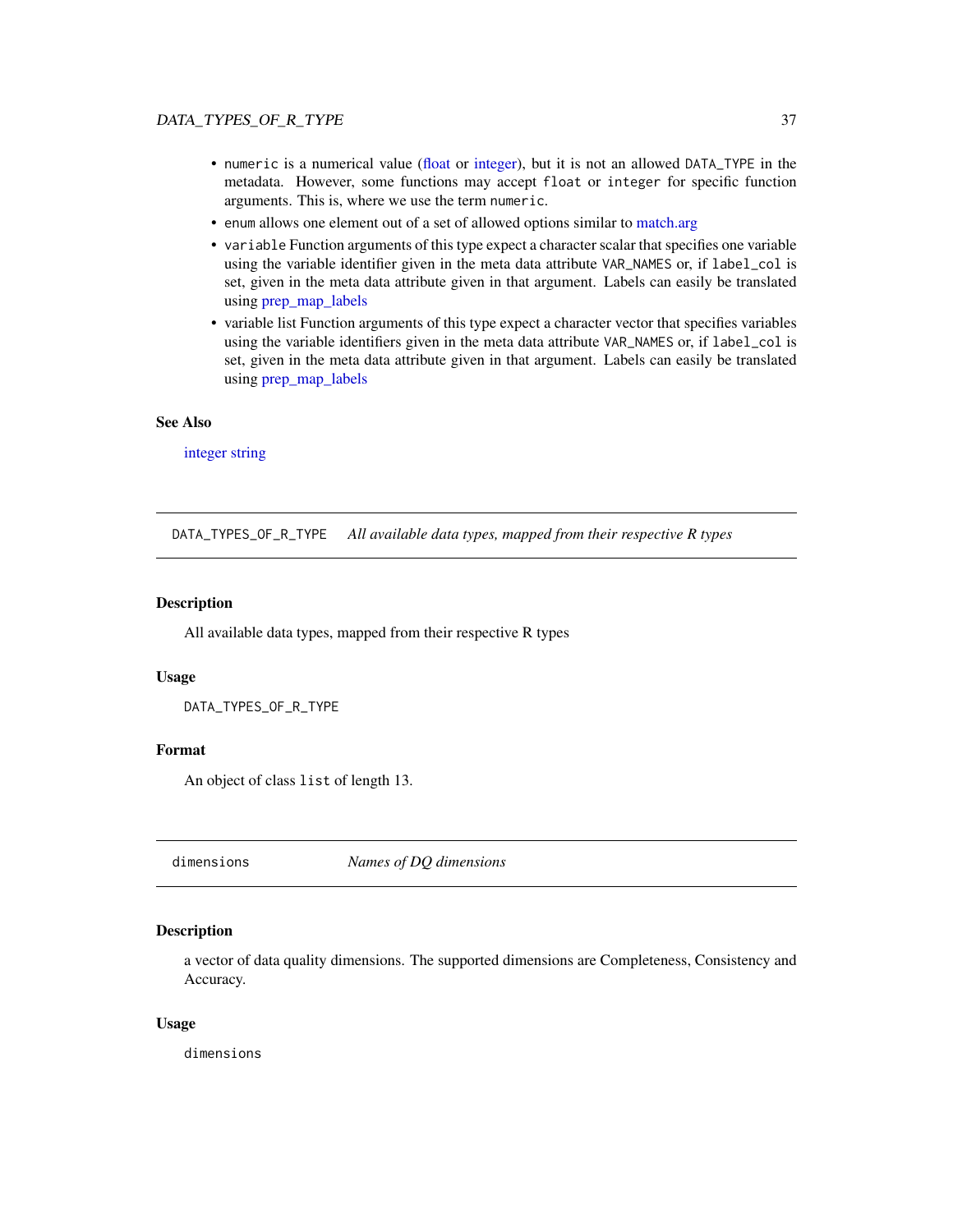- `numeric` is a numerical value (float or integer), but it is not an allowed `DATA_TYPE` in the metadata. However, some functions may accept `float` or `integer` for specific function arguments. This is, where we use the term `numeric`.
- `enum` allows one element out of a set of allowed options similar to match.arg
- `variable` Function arguments of this type expect a character scalar that specifies one variable using the variable identifier given in the meta data attribute `VAR_NAMES` or, if `label_col` is set, given in the meta data attribute given in that argument. Labels can easily be translated using prep_map_labels
- variable list Function arguments of this type expect a character vector that specifies variables using the variable identifiers given in the meta data attribute `VAR_NAMES` or, if `label_col` is set, given in the meta data attribute given in that argument. Labels can easily be translated using prep_map_labels

### See Also

integer string

---

## `DATA_TYPES_OF_R_TYPE` *All available data types, mapped from their respective R types*

### Description

All available data types, mapped from their respective R types

### Usage

```
DATA_TYPES_OF_R_TYPE
```

### Format

An object of class `list` of length 13.

---

## `dimensions` *Names of DQ dimensions*

### Description

a vector of data quality dimensions. The supported dimensions are Completeness, Consistency and Accuracy.

### Usage

```
dimensions
```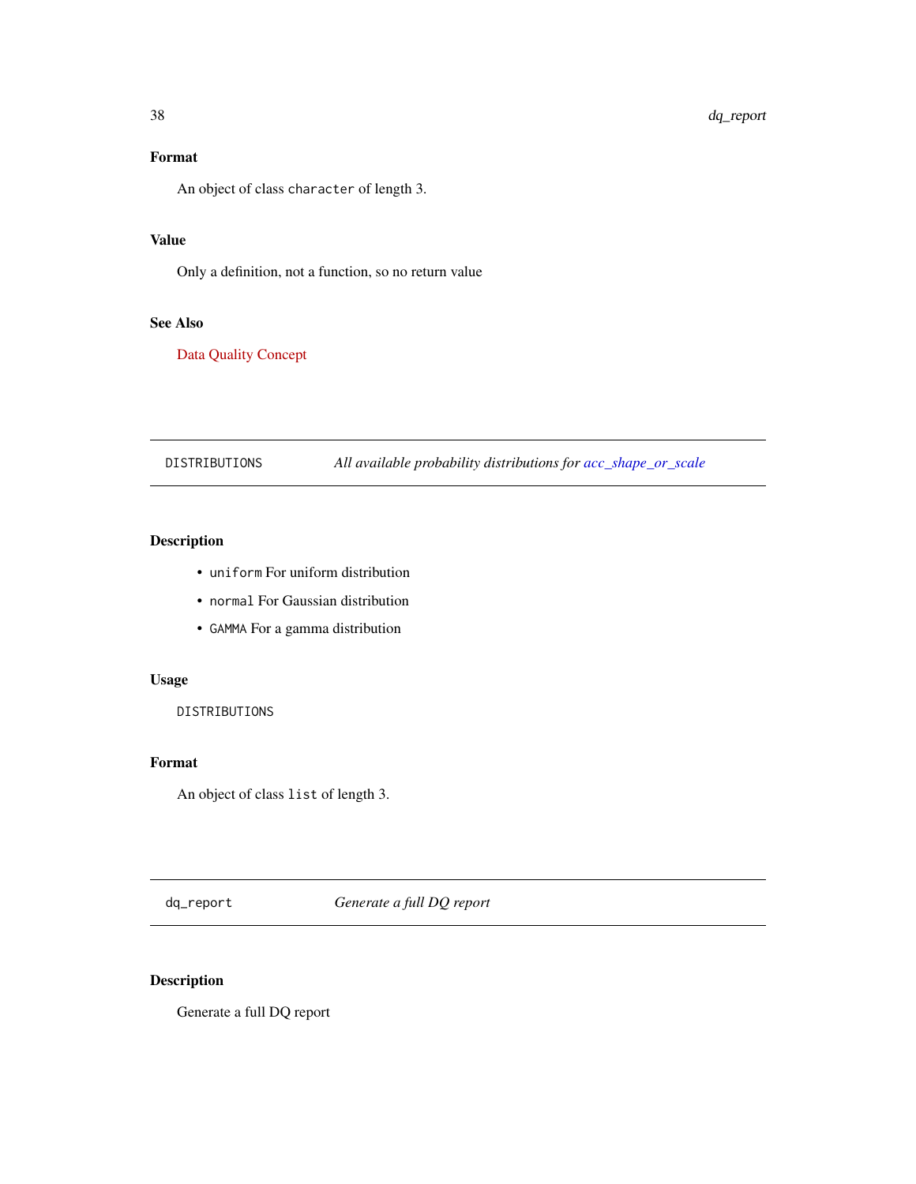### Format

An object of class `character` of length 3.

### Value

Only a definition, not a function, so no return value

### See Also

Data Quality Concept

---

## DISTRIBUTIONS — *All available probability distributions for acc_shape_or_scale*

---

### Description

- `uniform` For uniform distribution
- `normal` For Gaussian distribution
- `GAMMA` For a gamma distribution

### Usage

```
DISTRIBUTIONS
```

### Format

An object of class `list` of length 3.

---

## dq_report — *Generate a full DQ report*

---

### Description

Generate a full DQ report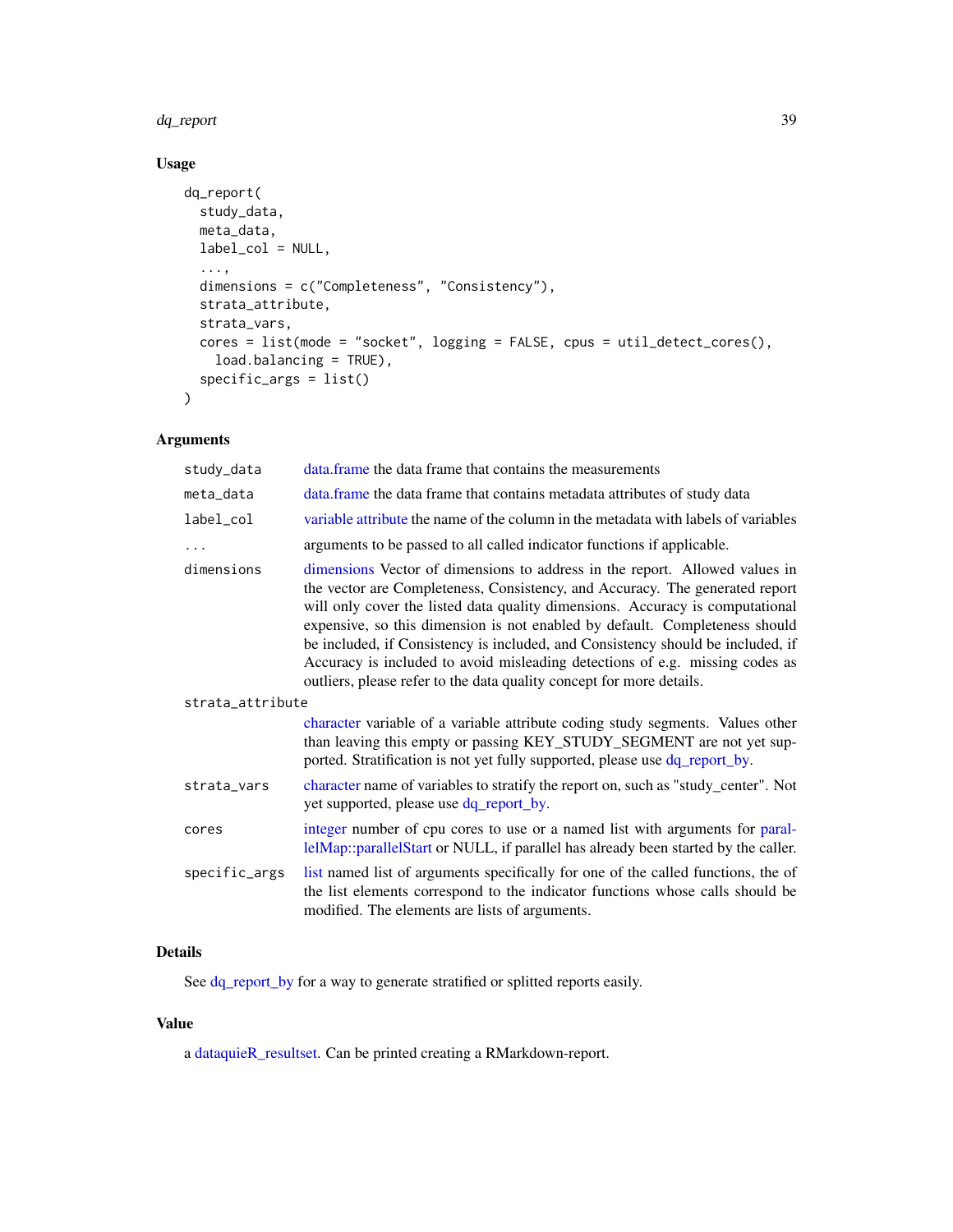## Usage

```
dq_report(
  study_data,
  meta_data,
  label_col = NULL,
  ...,
  dimensions = c("Completeness", "Consistency"),
  strata_attribute,
  strata_vars,
  cores = list(mode = "socket", logging = FALSE, cpus = util_detect_cores(),
    load.balancing = TRUE),
  specific_args = list()
)
```

## Arguments

| Argument | Description |
|---|---|
| `study_data` | data.frame the data frame that contains the measurements |
| `meta_data` | data.frame the data frame that contains metadata attributes of study data |
| `label_col` | variable attribute the name of the column in the metadata with labels of variables |
| `...` | arguments to be passed to all called indicator functions if applicable. |
| `dimensions` | dimensions Vector of dimensions to address in the report. Allowed values in the vector are Completeness, Consistency, and Accuracy. The generated report will only cover the listed data quality dimensions. Accuracy is computational expensive, so this dimension is not enabled by default. Completeness should be included, if Consistency is included, and Consistency should be included, if Accuracy is included to avoid misleading detections of e.g. missing codes as outliers, please refer to the data quality concept for more details. |
| `strata_attribute` | character variable of a variable attribute coding study segments. Values other than leaving this empty or passing KEY_STUDY_SEGMENT are not yet supported. Stratification is not yet fully supported, please use dq_report_by. |
| `strata_vars` | character name of variables to stratify the report on, such as "study_center". Not yet supported, please use dq_report_by. |
| `cores` | integer number of cpu cores to use or a named list with arguments for parallelMap::parallelStart or NULL, if parallel has already been started by the caller. |
| `specific_args` | list named list of arguments specifically for one of the called functions, the of the list elements correspond to the indicator functions whose calls should be modified. The elements are lists of arguments. |

## Details

See dq_report_by for a way to generate stratified or splitted reports easily.

## Value

a dataquieR_resultset. Can be printed creating a RMarkdown-report.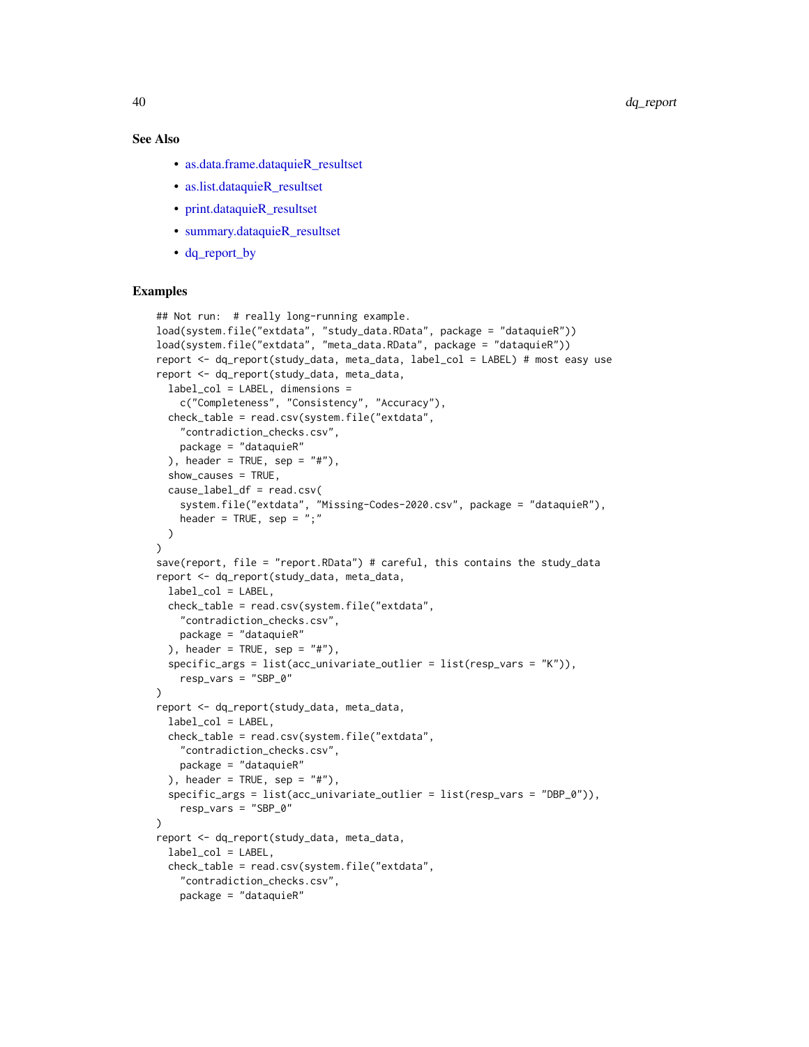## See Also

- as.data.frame.dataquieR_resultset
- as.list.dataquieR_resultset
- print.dataquieR_resultset
- summary.dataquieR_resultset
- dq_report_by

## Examples

```
## Not run:  # really long-running example.
load(system.file("extdata", "study_data.RData", package = "dataquieR"))
load(system.file("extdata", "meta_data.RData", package = "dataquieR"))
report <- dq_report(study_data, meta_data, label_col = LABEL) # most easy use
report <- dq_report(study_data, meta_data,
  label_col = LABEL, dimensions =
    c("Completeness", "Consistency", "Accuracy"),
  check_table = read.csv(system.file("extdata",
    "contradiction_checks.csv",
    package = "dataquieR"
  ), header = TRUE, sep = "#"),
  show_causes = TRUE,
  cause_label_df = read.csv(
    system.file("extdata", "Missing-Codes-2020.csv", package = "dataquieR"),
    header = TRUE, sep = ";"
  )
)
save(report, file = "report.RData") # careful, this contains the study_data
report <- dq_report(study_data, meta_data,
  label_col = LABEL,
  check_table = read.csv(system.file("extdata",
    "contradiction_checks.csv",
    package = "dataquieR"
  ), header = TRUE, sep = "#"),
  specific_args = list(acc_univariate_outlier = list(resp_vars = "K")),
    resp_vars = "SBP_0"
)
report <- dq_report(study_data, meta_data,
  label_col = LABEL,
  check_table = read.csv(system.file("extdata",
    "contradiction_checks.csv",
    package = "dataquieR"
  ), header = TRUE, sep = "#"),
  specific_args = list(acc_univariate_outlier = list(resp_vars = "DBP_0")),
    resp_vars = "SBP_0"
)
report <- dq_report(study_data, meta_data,
  label_col = LABEL,
  check_table = read.csv(system.file("extdata",
    "contradiction_checks.csv",
    package = "dataquieR"
```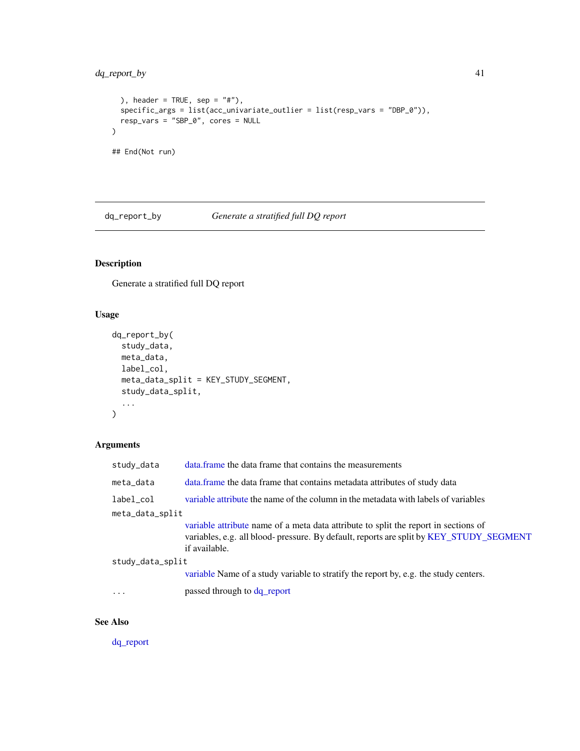```
  ), header = TRUE, sep = "#"),
  specific_args = list(acc_univariate_outlier = list(resp_vars = "DBP_0")),
  resp_vars = "SBP_0", cores = NULL
)

## End(Not run)
```

---

## dq_report_by — *Generate a stratified full DQ report*

### Description

Generate a stratified full DQ report

### Usage

```
dq_report_by(
  study_data,
  meta_data,
  label_col,
  meta_data_split = KEY_STUDY_SEGMENT,
  study_data_split,
  ...
)
```

### Arguments

| | |
|---|---|
| `study_data` | data.frame the data frame that contains the measurements |
| `meta_data` | data.frame the data frame that contains metadata attributes of study data |
| `label_col` | variable attribute the name of the column in the metadata with labels of variables |
| `meta_data_split` | variable attribute name of a meta data attribute to split the report in sections of variables, e.g. all blood- pressure. By default, reports are split by KEY_STUDY_SEGMENT if available. |
| `study_data_split` | variable Name of a study variable to stratify the report by, e.g. the study centers. |
| `...` | passed through to dq_report |

### See Also

dq_report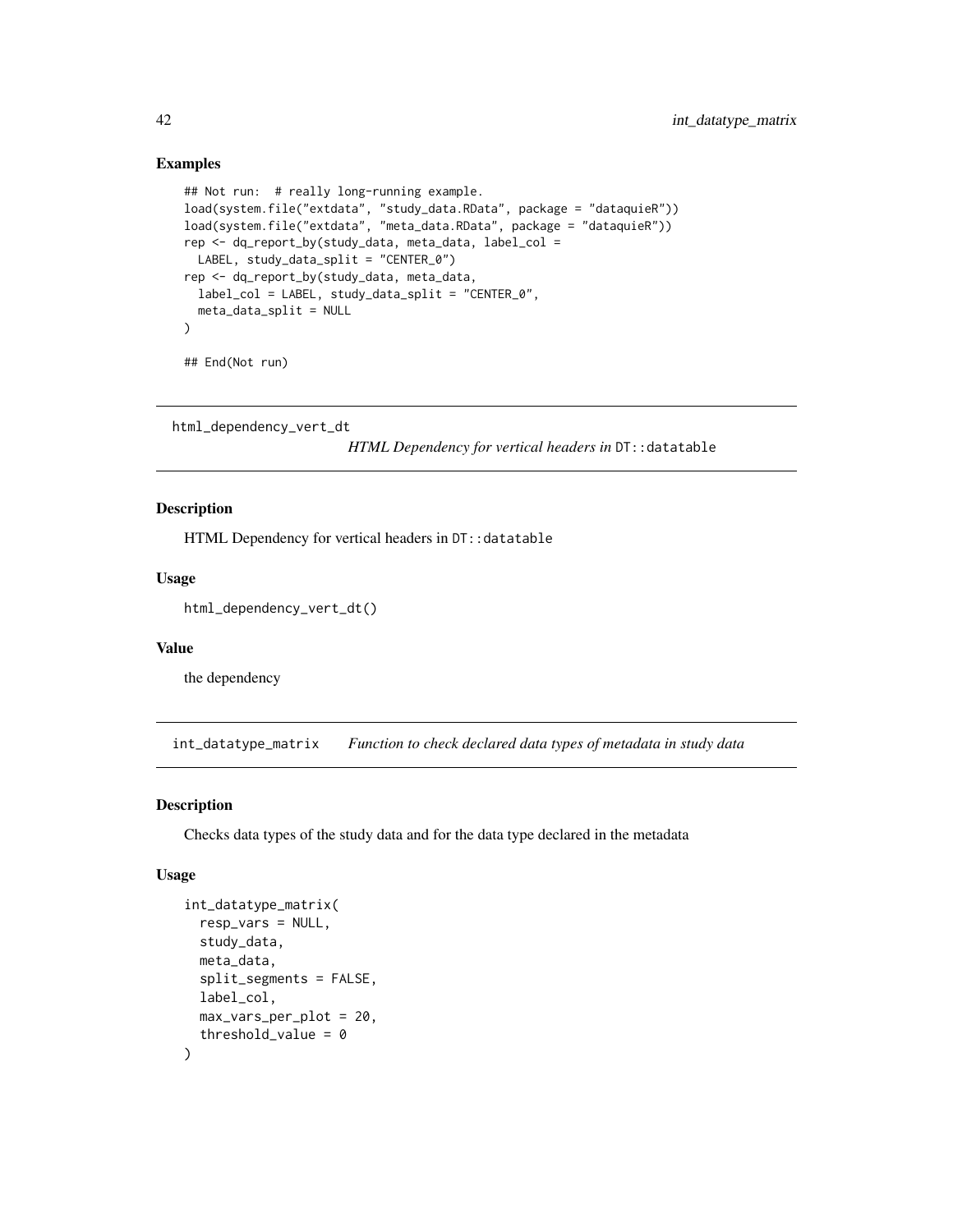### Examples

```
## Not run:  # really long-running example.
load(system.file("extdata", "study_data.RData", package = "dataquieR"))
load(system.file("extdata", "meta_data.RData", package = "dataquieR"))
rep <- dq_report_by(study_data, meta_data, label_col =
  LABEL, study_data_split = "CENTER_0")
rep <- dq_report_by(study_data, meta_data,
  label_col = LABEL, study_data_split = "CENTER_0",
  meta_data_split = NULL
)

## End(Not run)
```

---

## html_dependency_vert_dt    *HTML Dependency for vertical headers in* `DT::datatable`

### Description

HTML Dependency for vertical headers in `DT::datatable`

### Usage

```
html_dependency_vert_dt()
```

### Value

the dependency

---

## int_datatype_matrix    *Function to check declared data types of metadata in study data*

### Description

Checks data types of the study data and for the data type declared in the metadata

### Usage

```
int_datatype_matrix(
  resp_vars = NULL,
  study_data,
  meta_data,
  split_segments = FALSE,
  label_col,
  max_vars_per_plot = 20,
  threshold_value = 0
)
```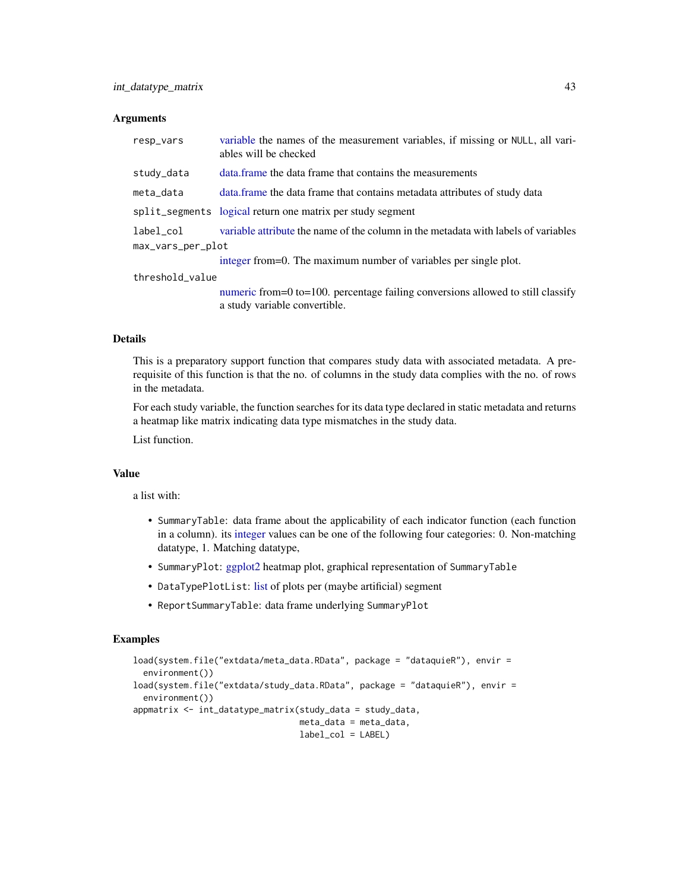### Arguments

| | |
|---|---|
| `resp_vars` | variable the names of the measurement variables, if missing or `NULL`, all variables will be checked |
| `study_data` | data.frame the data frame that contains the measurements |
| `meta_data` | data.frame the data frame that contains metadata attributes of study data |
| `split_segments` | logical return one matrix per study segment |
| `label_col` | variable attribute the name of the column in the metadata with labels of variables |
| `max_vars_per_plot` | integer from=0. The maximum number of variables per single plot. |
| `threshold_value` | numeric from=0 to=100. percentage failing conversions allowed to still classify a study variable convertible. |

### Details

This is a preparatory support function that compares study data with associated metadata. A prerequisite of this function is that the no. of columns in the study data complies with the no. of rows in the metadata.

For each study variable, the function searches for its data type declared in static metadata and returns a heatmap like matrix indicating data type mismatches in the study data.

List function.

### Value

a list with:

- `SummaryTable`: data frame about the applicability of each indicator function (each function in a column). its integer values can be one of the following four categories: 0. Non-matching datatype, 1. Matching datatype,
- `SummaryPlot`: ggplot2 heatmap plot, graphical representation of `SummaryTable`
- `DataTypePlotList`: list of plots per (maybe artificial) segment
- `ReportSummaryTable`: data frame underlying `SummaryPlot`

### Examples

```
load(system.file("extdata/meta_data.RData", package = "dataquieR"), envir =
  environment())
load(system.file("extdata/study_data.RData", package = "dataquieR"), envir =
  environment())
appmatrix <- int_datatype_matrix(study_data = study_data,
                                 meta_data = meta_data,
                                 label_col = LABEL)
```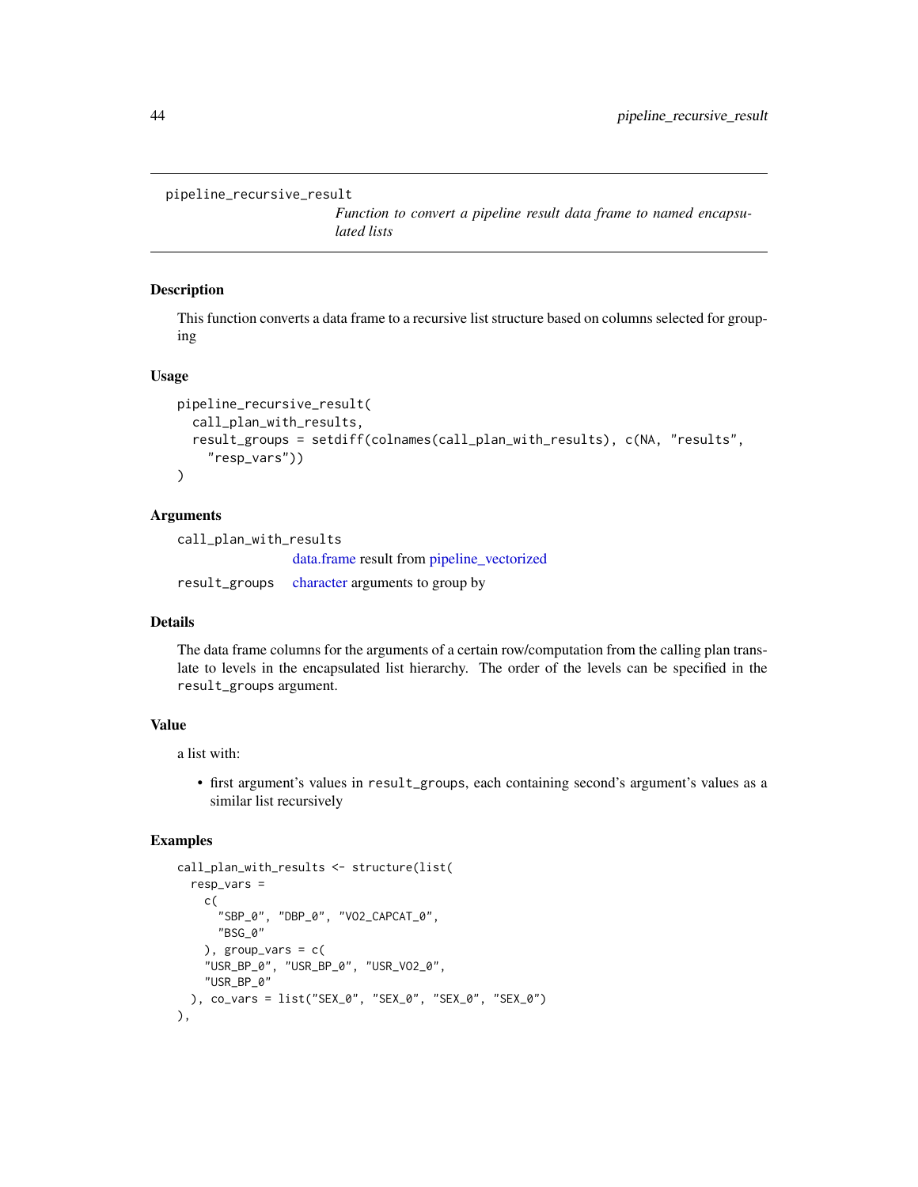## pipeline_recursive_result

*Function to convert a pipeline result data frame to named encapsulated lists*

### Description

This function converts a data frame to a recursive list structure based on columns selected for grouping

### Usage

```
pipeline_recursive_result(
  call_plan_with_results,
  result_groups = setdiff(colnames(call_plan_with_results), c(NA, "results",
    "resp_vars"))
)
```

### Arguments

`call_plan_with_results`
: data.frame result from pipeline_vectorized

`result_groups`
: character arguments to group by

### Details

The data frame columns for the arguments of a certain row/computation from the calling plan translate to levels in the encapsulated list hierarchy. The order of the levels can be specified in the `result_groups` argument.

### Value

a list with:

- first argument's values in `result_groups`, each containing second's argument's values as a similar list recursively

### Examples

```
call_plan_with_results <- structure(list(
  resp_vars =
    c(
      "SBP_0", "DBP_0", "VO2_CAPCAT_0",
      "BSG_0"
    ), group_vars = c(
    "USR_BP_0", "USR_BP_0", "USR_VO2_0",
    "USR_BP_0"
  ), co_vars = list("SEX_0", "SEX_0", "SEX_0", "SEX_0")
),
```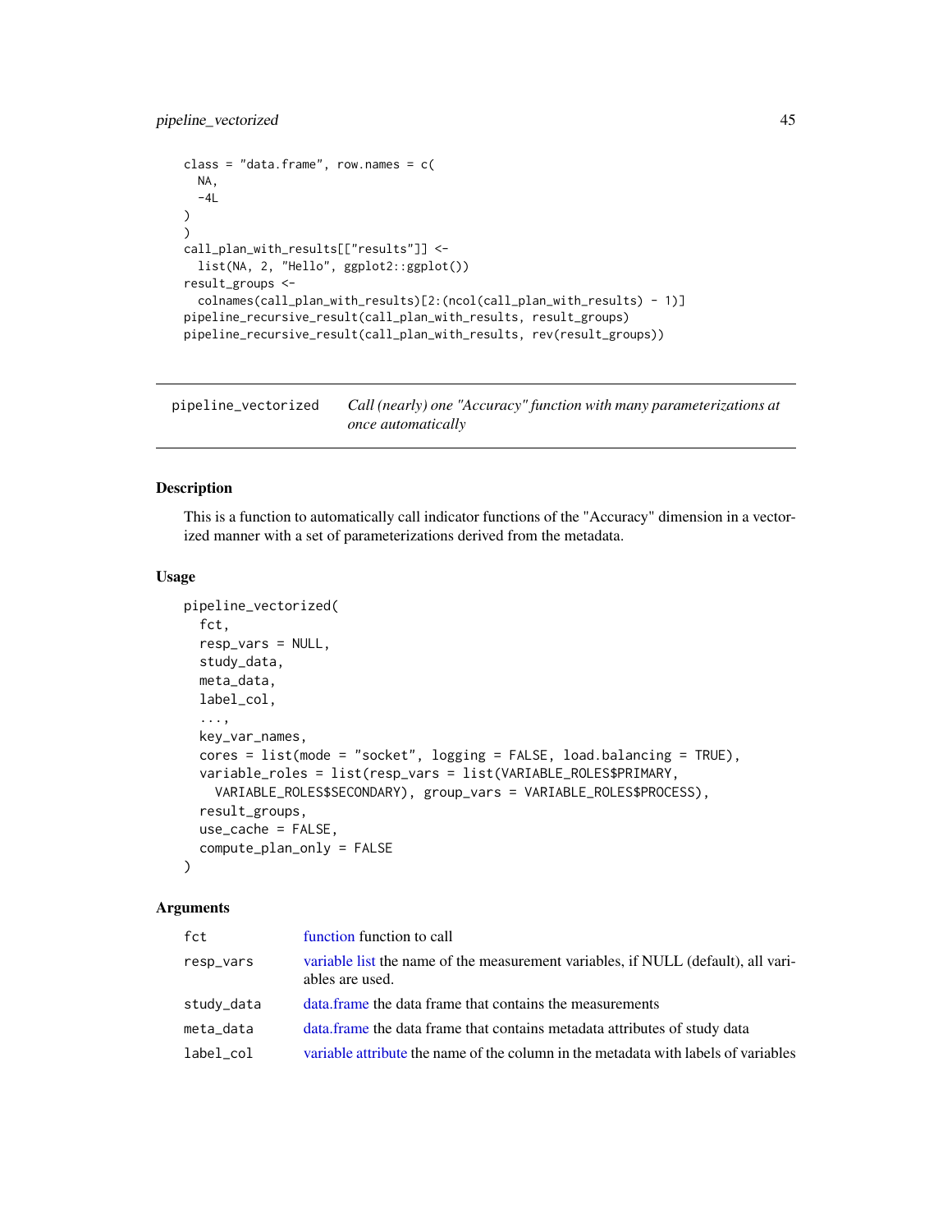```
class = "data.frame", row.names = c(
  NA,
  -4L
)
)
call_plan_with_results[["results"]] <-
  list(NA, 2, "Hello", ggplot2::ggplot())
result_groups <-
  colnames(call_plan_with_results)[2:(ncol(call_plan_with_results) - 1)]
pipeline_recursive_result(call_plan_with_results, result_groups)
pipeline_recursive_result(call_plan_with_results, rev(result_groups))
```

---

`pipeline_vectorized` *Call (nearly) one "Accuracy" function with many parameterizations at once automatically*

---

## Description

This is a function to automatically call indicator functions of the "Accuracy" dimension in a vectorized manner with a set of parameterizations derived from the metadata.

## Usage

```
pipeline_vectorized(
  fct,
  resp_vars = NULL,
  study_data,
  meta_data,
  label_col,
  ...,
  key_var_names,
  cores = list(mode = "socket", logging = FALSE, load.balancing = TRUE),
  variable_roles = list(resp_vars = list(VARIABLE_ROLES$PRIMARY,
    VARIABLE_ROLES$SECONDARY), group_vars = VARIABLE_ROLES$PROCESS),
  result_groups,
  use_cache = FALSE,
  compute_plan_only = FALSE
)
```

## Arguments

| | |
|---|---|
| `fct` | function function to call |
| `resp_vars` | variable list the name of the measurement variables, if NULL (default), all variables are used. |
| `study_data` | data.frame the data frame that contains the measurements |
| `meta_data` | data.frame the data frame that contains metadata attributes of study data |
| `label_col` | variable attribute the name of the column in the metadata with labels of variables |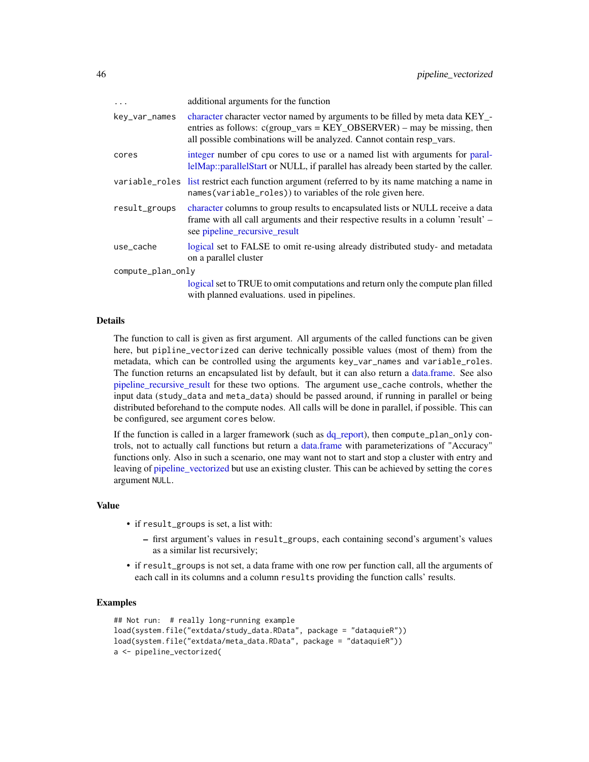| | |
|---|---|
| `...` | additional arguments for the function |
| `key_var_names` | character character vector named by arguments to be filled by meta data KEY_-entries as follows: c(group_vars = KEY_OBSERVER) – may be missing, then all possible combinations will be analyzed. Cannot contain resp_vars. |
| `cores` | integer number of cpu cores to use or a named list with arguments for parallelMap::parallelStart or NULL, if parallel has already been started by the caller. |
| `variable_roles` | list restrict each function argument (referred to by its name matching a name in `names(variable_roles)`) to variables of the role given here. |
| `result_groups` | character columns to group results to encapsulated lists or NULL receive a data frame with all call arguments and their respective results in a column 'result' – see pipeline_recursive_result |
| `use_cache` | logical set to FALSE to omit re-using already distributed study- and metadata on a parallel cluster |
| `compute_plan_only` | logical set to TRUE to omit computations and return only the compute plan filled with planned evaluations. used in pipelines. |

## Details

The function to call is given as first argument. All arguments of the called functions can be given here, but `pipline_vectorized` can derive technically possible values (most of them) from the metadata, which can be controlled using the arguments `key_var_names` and `variable_roles`. The function returns an encapsulated list by default, but it can also return a data.frame. See also pipeline_recursive_result for these two options. The argument `use_cache` controls, whether the input data (`study_data` and `meta_data`) should be passed around, if running in parallel or being distributed beforehand to the compute nodes. All calls will be done in parallel, if possible. This can be configured, see argument `cores` below.

If the function is called in a larger framework (such as dq_report), then `compute_plan_only` controls, not to actually call functions but return a data.frame with parameterizations of "Accuracy" functions only. Also in such a scenario, one may want not to start and stop a cluster with entry and leaving of pipeline_vectorized but use an existing cluster. This can be achieved by setting the `cores` argument `NULL`.

## Value

- if `result_groups` is set, a list with:
  - first argument's values in `result_groups`, each containing second's argument's values as a similar list recursively;
- if `result_groups` is not set, a data frame with one row per function call, all the arguments of each call in its columns and a column `results` providing the function calls' results.

## Examples

```
## Not run:  # really long-running example
load(system.file("extdata/study_data.RData", package = "dataquieR"))
load(system.file("extdata/meta_data.RData", package = "dataquieR"))
a <- pipeline_vectorized(
```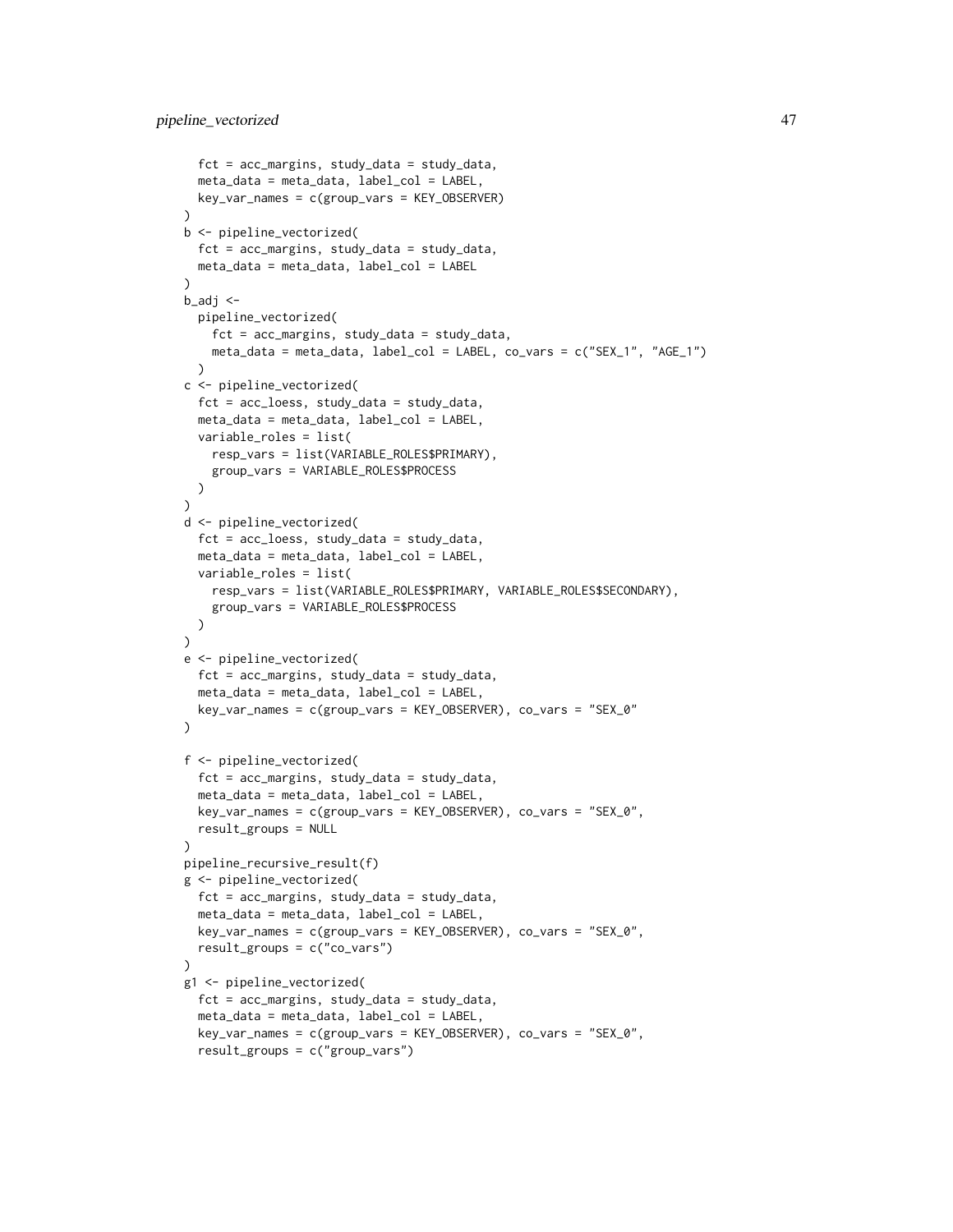```
  fct = acc_margins, study_data = study_data,
  meta_data = meta_data, label_col = LABEL,
  key_var_names = c(group_vars = KEY_OBSERVER)
)
b <- pipeline_vectorized(
  fct = acc_margins, study_data = study_data,
  meta_data = meta_data, label_col = LABEL
)
b_adj <-
  pipeline_vectorized(
    fct = acc_margins, study_data = study_data,
    meta_data = meta_data, label_col = LABEL, co_vars = c("SEX_1", "AGE_1")
  )
c <- pipeline_vectorized(
  fct = acc_loess, study_data = study_data,
  meta_data = meta_data, label_col = LABEL,
  variable_roles = list(
    resp_vars = list(VARIABLE_ROLES$PRIMARY),
    group_vars = VARIABLE_ROLES$PROCESS
  )
)
d <- pipeline_vectorized(
  fct = acc_loess, study_data = study_data,
  meta_data = meta_data, label_col = LABEL,
  variable_roles = list(
    resp_vars = list(VARIABLE_ROLES$PRIMARY, VARIABLE_ROLES$SECONDARY),
    group_vars = VARIABLE_ROLES$PROCESS
  )
)
e <- pipeline_vectorized(
  fct = acc_margins, study_data = study_data,
  meta_data = meta_data, label_col = LABEL,
  key_var_names = c(group_vars = KEY_OBSERVER), co_vars = "SEX_0"
)

f <- pipeline_vectorized(
  fct = acc_margins, study_data = study_data,
  meta_data = meta_data, label_col = LABEL,
  key_var_names = c(group_vars = KEY_OBSERVER), co_vars = "SEX_0",
  result_groups = NULL
)
pipeline_recursive_result(f)
g <- pipeline_vectorized(
  fct = acc_margins, study_data = study_data,
  meta_data = meta_data, label_col = LABEL,
  key_var_names = c(group_vars = KEY_OBSERVER), co_vars = "SEX_0",
  result_groups = c("co_vars")
)
g1 <- pipeline_vectorized(
  fct = acc_margins, study_data = study_data,
  meta_data = meta_data, label_col = LABEL,
  key_var_names = c(group_vars = KEY_OBSERVER), co_vars = "SEX_0",
  result_groups = c("group_vars")
```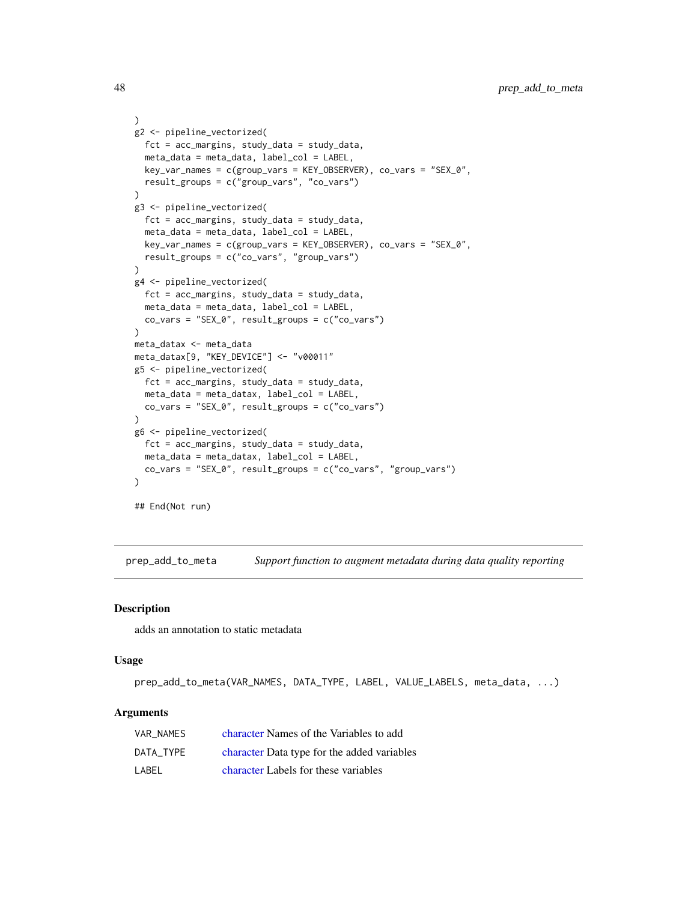```
)
g2 <- pipeline_vectorized(
  fct = acc_margins, study_data = study_data,
  meta_data = meta_data, label_col = LABEL,
  key_var_names = c(group_vars = KEY_OBSERVER), co_vars = "SEX_0",
  result_groups = c("group_vars", "co_vars")
)
g3 <- pipeline_vectorized(
  fct = acc_margins, study_data = study_data,
  meta_data = meta_data, label_col = LABEL,
  key_var_names = c(group_vars = KEY_OBSERVER), co_vars = "SEX_0",
  result_groups = c("co_vars", "group_vars")
)
g4 <- pipeline_vectorized(
  fct = acc_margins, study_data = study_data,
  meta_data = meta_data, label_col = LABEL,
  co_vars = "SEX_0", result_groups = c("co_vars")
)
meta_datax <- meta_data
meta_datax[9, "KEY_DEVICE"] <- "v00011"
g5 <- pipeline_vectorized(
  fct = acc_margins, study_data = study_data,
  meta_data = meta_datax, label_col = LABEL,
  co_vars = "SEX_0", result_groups = c("co_vars")
)
g6 <- pipeline_vectorized(
  fct = acc_margins, study_data = study_data,
  meta_data = meta_datax, label_col = LABEL,
  co_vars = "SEX_0", result_groups = c("co_vars", "group_vars")
)

## End(Not run)
```

## prep_add_to_meta — *Support function to augment metadata during data quality reporting*

### Description

adds an annotation to static metadata

### Usage

```
prep_add_to_meta(VAR_NAMES, DATA_TYPE, LABEL, VALUE_LABELS, meta_data, ...)
```

### Arguments

| | |
|---|---|
| VAR_NAMES | character Names of the Variables to add |
| DATA_TYPE | character Data type for the added variables |
| LABEL | character Labels for these variables |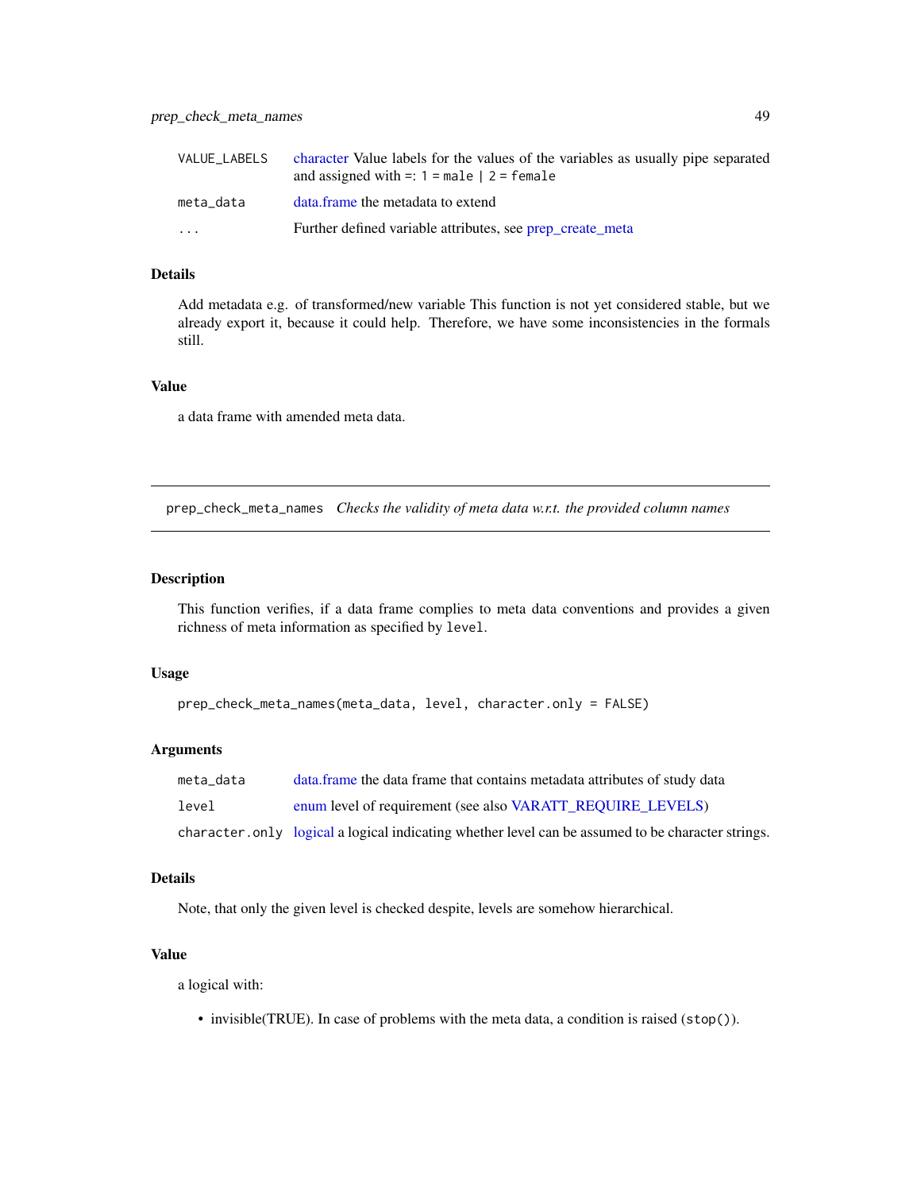| | |
|---|---|
| `VALUE_LABELS` | character Value labels for the values of the variables as usually pipe separated and assigned with =: `1 = male | 2 = female` |
| `meta_data` | data.frame the metadata to extend |
| `...` | Further defined variable attributes, see prep_create_meta |

### Details

Add metadata e.g. of transformed/new variable This function is not yet considered stable, but we already export it, because it could help. Therefore, we have some inconsistencies in the formals still.

### Value

a data frame with amended meta data.

---

## prep_check_meta_names *Checks the validity of meta data w.r.t. the provided column names*

---

### Description

This function verifies, if a data frame complies to meta data conventions and provides a given richness of meta information as specified by `level`.

### Usage

```
prep_check_meta_names(meta_data, level, character.only = FALSE)
```

### Arguments

| | |
|---|---|
| `meta_data` | data.frame the data frame that contains metadata attributes of study data |
| `level` | enum level of requirement (see also VARATT_REQUIRE_LEVELS) |
| `character.only` | logical a logical indicating whether level can be assumed to be character strings. |

### Details

Note, that only the given level is checked despite, levels are somehow hierarchical.

### Value

a logical with:

- invisible(TRUE). In case of problems with the meta data, a condition is raised (`stop()`).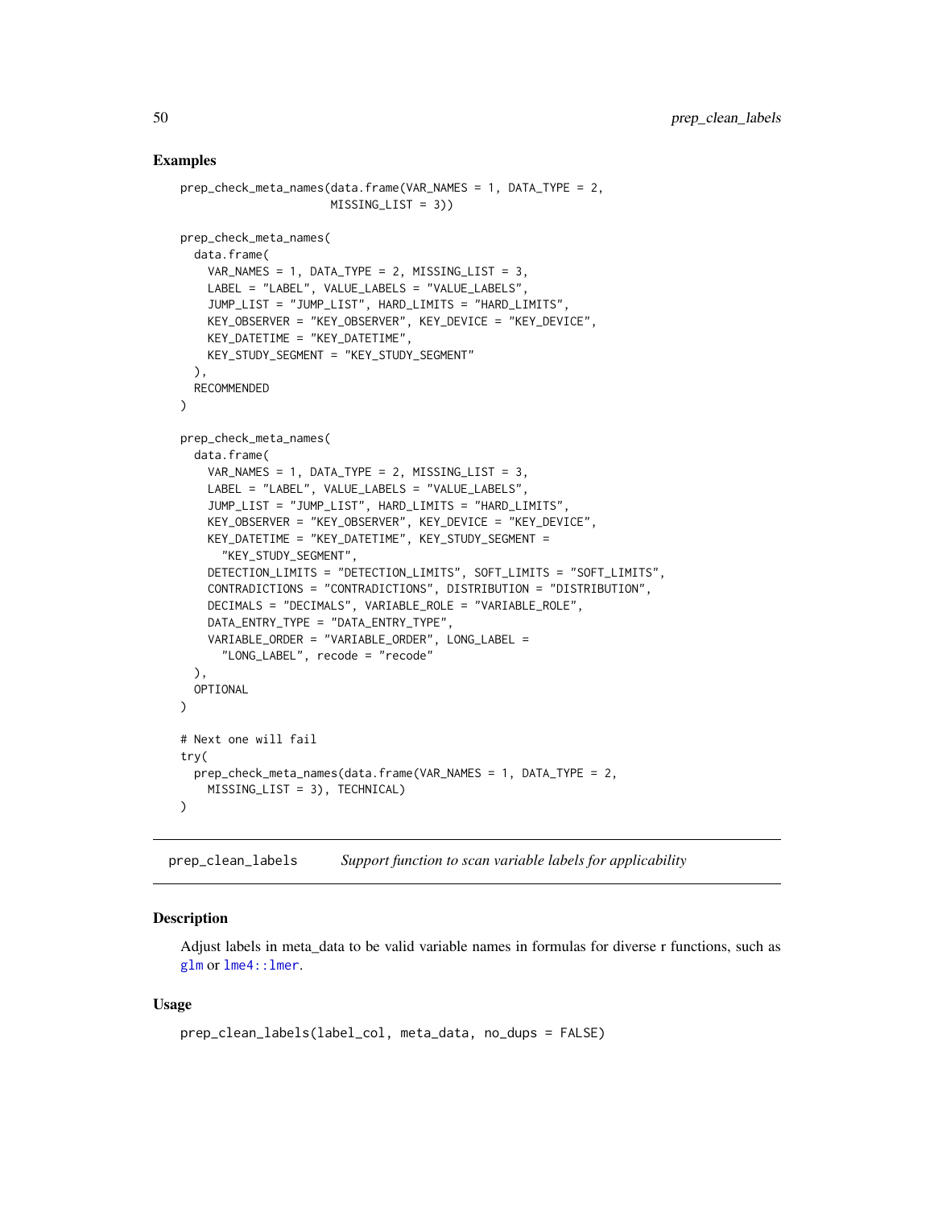### Examples

```
prep_check_meta_names(data.frame(VAR_NAMES = 1, DATA_TYPE = 2,
                      MISSING_LIST = 3))

prep_check_meta_names(
  data.frame(
    VAR_NAMES = 1, DATA_TYPE = 2, MISSING_LIST = 3,
    LABEL = "LABEL", VALUE_LABELS = "VALUE_LABELS",
    JUMP_LIST = "JUMP_LIST", HARD_LIMITS = "HARD_LIMITS",
    KEY_OBSERVER = "KEY_OBSERVER", KEY_DEVICE = "KEY_DEVICE",
    KEY_DATETIME = "KEY_DATETIME",
    KEY_STUDY_SEGMENT = "KEY_STUDY_SEGMENT"
  ),
  RECOMMENDED
)

prep_check_meta_names(
  data.frame(
    VAR_NAMES = 1, DATA_TYPE = 2, MISSING_LIST = 3,
    LABEL = "LABEL", VALUE_LABELS = "VALUE_LABELS",
    JUMP_LIST = "JUMP_LIST", HARD_LIMITS = "HARD_LIMITS",
    KEY_OBSERVER = "KEY_OBSERVER", KEY_DEVICE = "KEY_DEVICE",
    KEY_DATETIME = "KEY_DATETIME", KEY_STUDY_SEGMENT =
      "KEY_STUDY_SEGMENT",
    DETECTION_LIMITS = "DETECTION_LIMITS", SOFT_LIMITS = "SOFT_LIMITS",
    CONTRADICTIONS = "CONTRADICTIONS", DISTRIBUTION = "DISTRIBUTION",
    DECIMALS = "DECIMALS", VARIABLE_ROLE = "VARIABLE_ROLE",
    DATA_ENTRY_TYPE = "DATA_ENTRY_TYPE",
    VARIABLE_ORDER = "VARIABLE_ORDER", LONG_LABEL =
      "LONG_LABEL", recode = "recode"
  ),
  OPTIONAL
)

# Next one will fail
try(
  prep_check_meta_names(data.frame(VAR_NAMES = 1, DATA_TYPE = 2,
    MISSING_LIST = 3), TECHNICAL)
)
```

---

## prep_clean_labels *Support function to scan variable labels for applicability*

### Description

Adjust labels in meta_data to be valid variable names in formulas for diverse r functions, such as glm or lme4::lmer.

### Usage

```
prep_clean_labels(label_col, meta_data, no_dups = FALSE)
```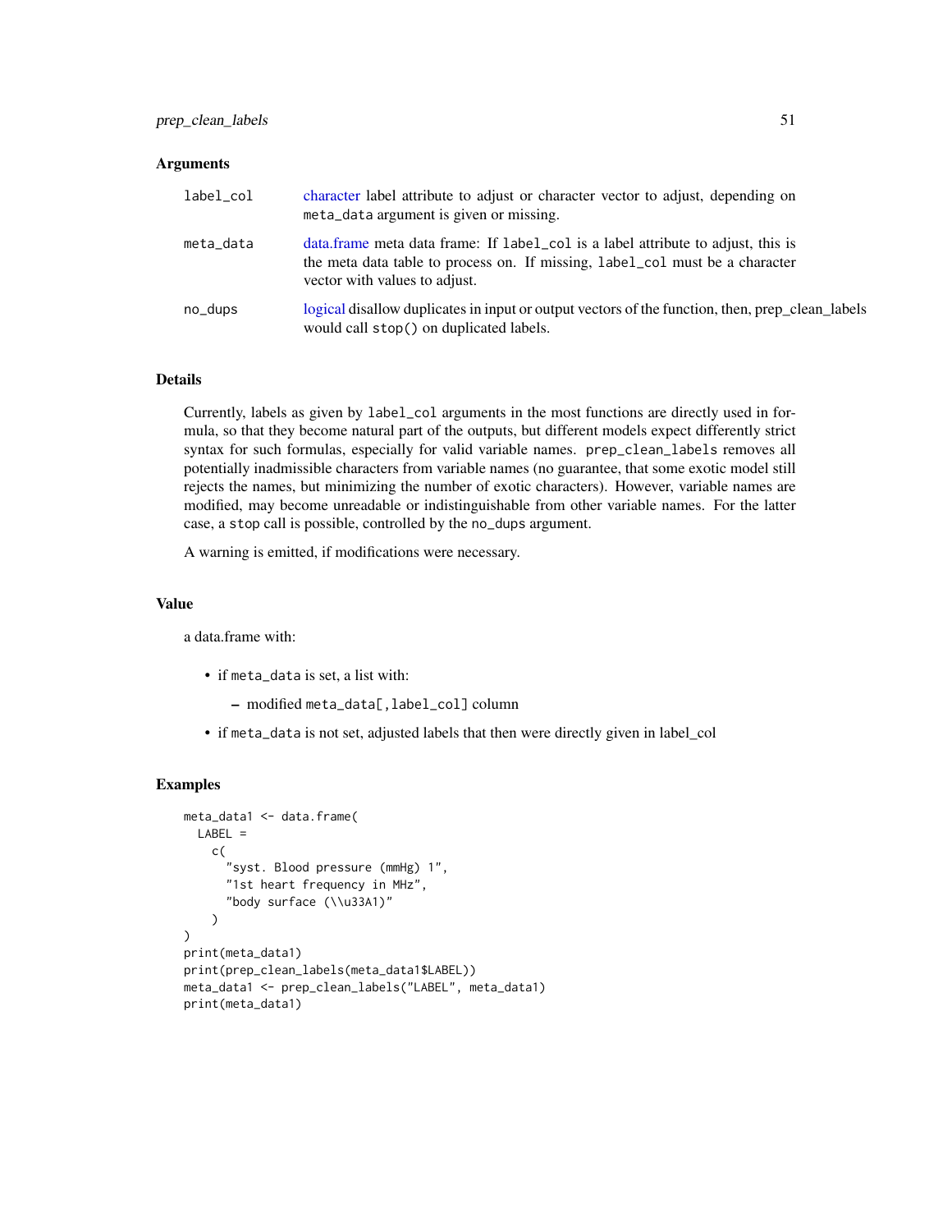### Arguments

| | |
|---|---|
| label_col | character label attribute to adjust or character vector to adjust, depending on meta_data argument is given or missing. |
| meta_data | data.frame meta data frame: If label_col is a label attribute to adjust, this is the meta data table to process on. If missing, label_col must be a character vector with values to adjust. |
| no_dups | logical disallow duplicates in input or output vectors of the function, then, prep_clean_labels would call stop() on duplicated labels. |

### Details

Currently, labels as given by label_col arguments in the most functions are directly used in formula, so that they become natural part of the outputs, but different models expect differently strict syntax for such formulas, especially for valid variable names. prep_clean_labels removes all potentially inadmissible characters from variable names (no guarantee, that some exotic model still rejects the names, but minimizing the number of exotic characters). However, variable names are modified, may become unreadable or indistinguishable from other variable names. For the latter case, a stop call is possible, controlled by the no_dups argument.

A warning is emitted, if modifications were necessary.

### Value

a data.frame with:

- if meta_data is set, a list with:
  - modified meta_data[,label_col] column
- if meta_data is not set, adjusted labels that then were directly given in label_col

### Examples

```
meta_data1 <- data.frame(
  LABEL =
    c(
      "syst. Blood pressure (mmHg) 1",
      "1st heart frequency in MHz",
      "body surface (\\u33A1)"
    )
)
print(meta_data1)
print(prep_clean_labels(meta_data1$LABEL))
meta_data1 <- prep_clean_labels("LABEL", meta_data1)
print(meta_data1)
```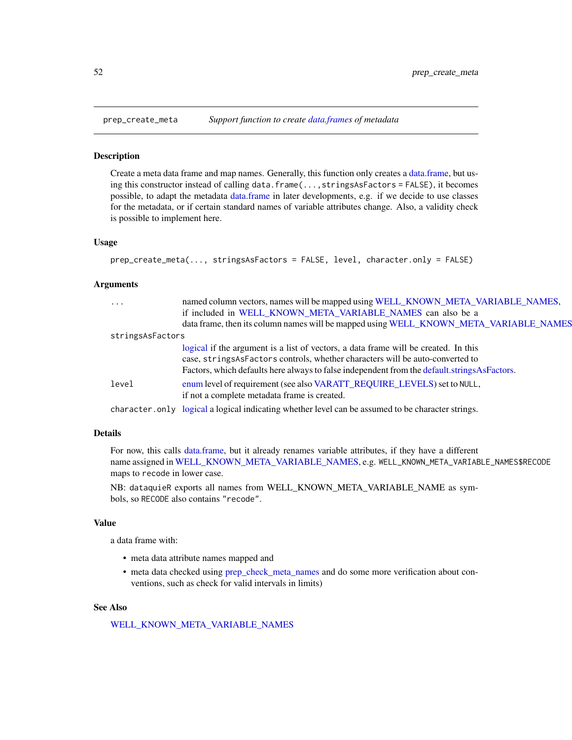## prep_create_meta    *Support function to create data.frames of metadata*

### Description

Create a meta data frame and map names. Generally, this function only creates a data.frame, but using this constructor instead of calling `data.frame(...,stringsAsFactors = FALSE)`, it becomes possible, to adapt the metadata data.frame in later developments, e.g. if we decide to use classes for the metadata, or if certain standard names of variable attributes change. Also, a validity check is possible to implement here.

### Usage

```
prep_create_meta(..., stringsAsFactors = FALSE, level, character.only = FALSE)
```

### Arguments

| | |
|---|---|
| `...` | named column vectors, names will be mapped using WELL_KNOWN_META_VARIABLE_NAMES, if included in WELL_KNOWN_META_VARIABLE_NAMES can also be a data frame, then its column names will be mapped using WELL_KNOWN_META_VARIABLE_NAMES |
| `stringsAsFactors` | logical if the argument is a list of vectors, a data frame will be created. In this case, `stringsAsFactors` controls, whether characters will be auto-converted to Factors, which defaults here always to false independent from the default.stringsAsFactors. |
| `level` | enum level of requirement (see also VARATT_REQUIRE_LEVELS) set to `NULL`, if not a complete metadata frame is created. |
| `character.only` | logical a logical indicating whether level can be assumed to be character strings. |

### Details

For now, this calls data.frame, but it already renames variable attributes, if they have a different name assigned in WELL_KNOWN_META_VARIABLE_NAMES, e.g. `WELL_KNOWN_META_VARIABLE_NAMES$RECODE` maps to `recode` in lower case.

NB: `dataquieR` exports all names from WELL_KNOWN_META_VARIABLE_NAME as symbols, so `RECODE` also contains `"recode"`.

### Value

a data frame with:

- meta data attribute names mapped and
- meta data checked using prep_check_meta_names and do some more verification about conventions, such as check for valid intervals in limits)

### See Also

WELL_KNOWN_META_VARIABLE_NAMES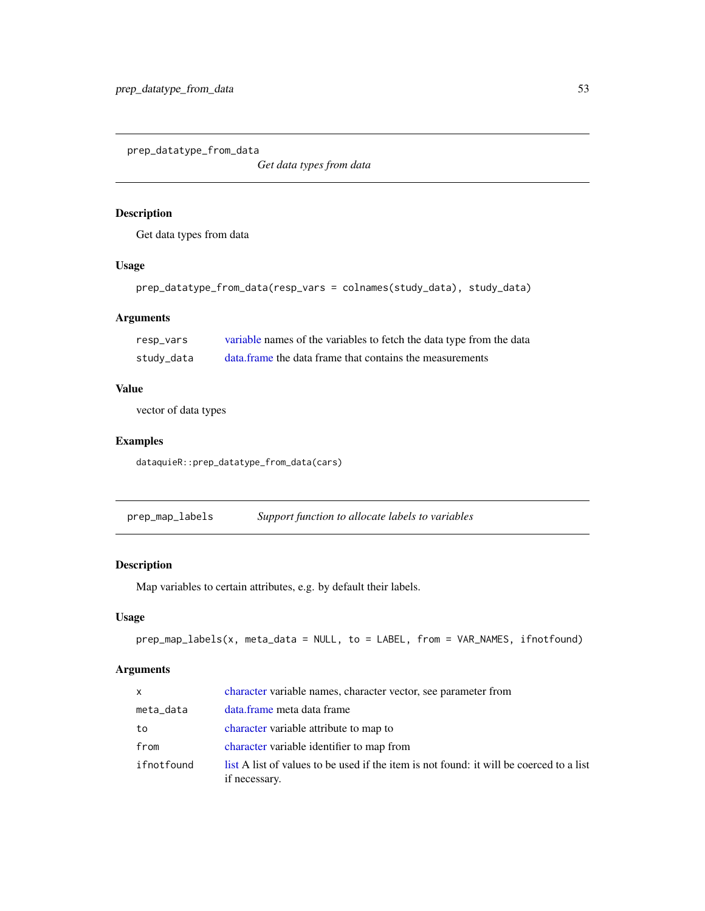## prep_datatype_from_data

*Get data types from data*

### Description

Get data types from data

### Usage

```
prep_datatype_from_data(resp_vars = colnames(study_data), study_data)
```

### Arguments

| | |
|---|---|
| resp_vars | variable names of the variables to fetch the data type from the data |
| study_data | data.frame the data frame that contains the measurements |

### Value

vector of data types

### Examples

```
dataquieR::prep_datatype_from_data(cars)
```

## prep_map_labels

*Support function to allocate labels to variables*

### Description

Map variables to certain attributes, e.g. by default their labels.

### Usage

```
prep_map_labels(x, meta_data = NULL, to = LABEL, from = VAR_NAMES, ifnotfound)
```

### Arguments

| | |
|---|---|
| x | character variable names, character vector, see parameter from |
| meta_data | data.frame meta data frame |
| to | character variable attribute to map to |
| from | character variable identifier to map from |
| ifnotfound | list A list of values to be used if the item is not found: it will be coerced to a list if necessary. |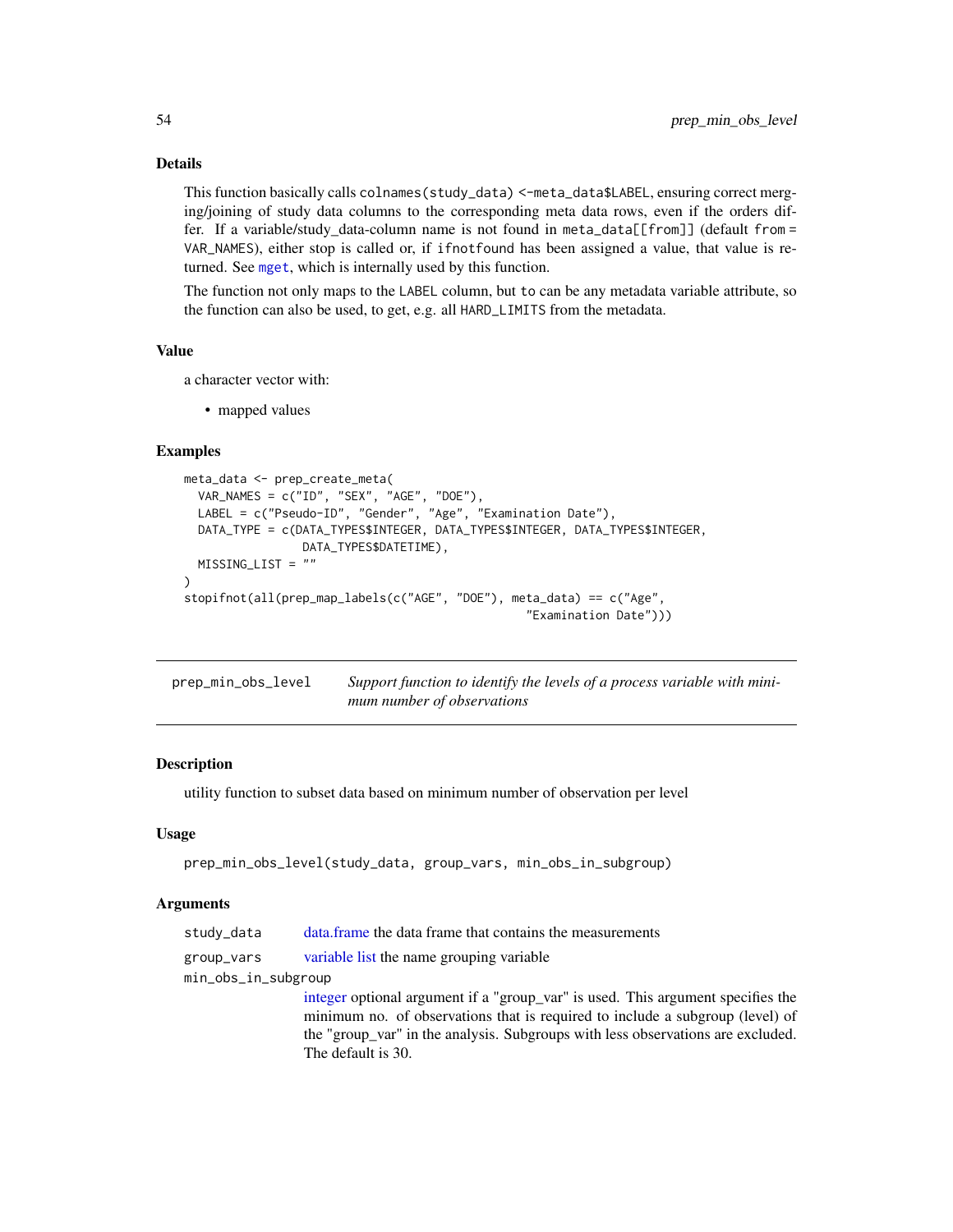### Details

This function basically calls `colnames(study_data) <-meta_data$LABEL`, ensuring correct merging/joining of study data columns to the corresponding meta data rows, even if the orders differ. If a variable/study_data-column name is not found in `meta_data[[from]]` (default `from = VAR_NAMES`), either stop is called or, if `ifnotfound` has been assigned a value, that value is returned. See `mget`, which is internally used by this function.

The function not only maps to the `LABEL` column, but `to` can be any metadata variable attribute, so the function can also be used, to get, e.g. all `HARD_LIMITS` from the metadata.

### Value

a character vector with:

- mapped values

### Examples

```
meta_data <- prep_create_meta(
  VAR_NAMES = c("ID", "SEX", "AGE", "DOE"),
  LABEL = c("Pseudo-ID", "Gender", "Age", "Examination Date"),
  DATA_TYPE = c(DATA_TYPES$INTEGER, DATA_TYPES$INTEGER, DATA_TYPES$INTEGER,
               DATA_TYPES$DATETIME),
  MISSING_LIST = ""
)
stopifnot(all(prep_map_labels(c("AGE", "DOE"), meta_data) == c("Age",
                                                 "Examination Date")))
```

---

## prep_min_obs_level — *Support function to identify the levels of a process variable with minimum number of observations*

---

### Description

utility function to subset data based on minimum number of observation per level

### Usage

```
prep_min_obs_level(study_data, group_vars, min_obs_in_subgroup)
```

### Arguments

| Argument | Description |
|---|---|
| `study_data` | data.frame the data frame that contains the measurements |
| `group_vars` | variable list the name grouping variable |
| `min_obs_in_subgroup` | integer optional argument if a "group_var" is used. This argument specifies the minimum no. of observations that is required to include a subgroup (level) of the "group_var" in the analysis. Subgroups with less observations are excluded. The default is 30. |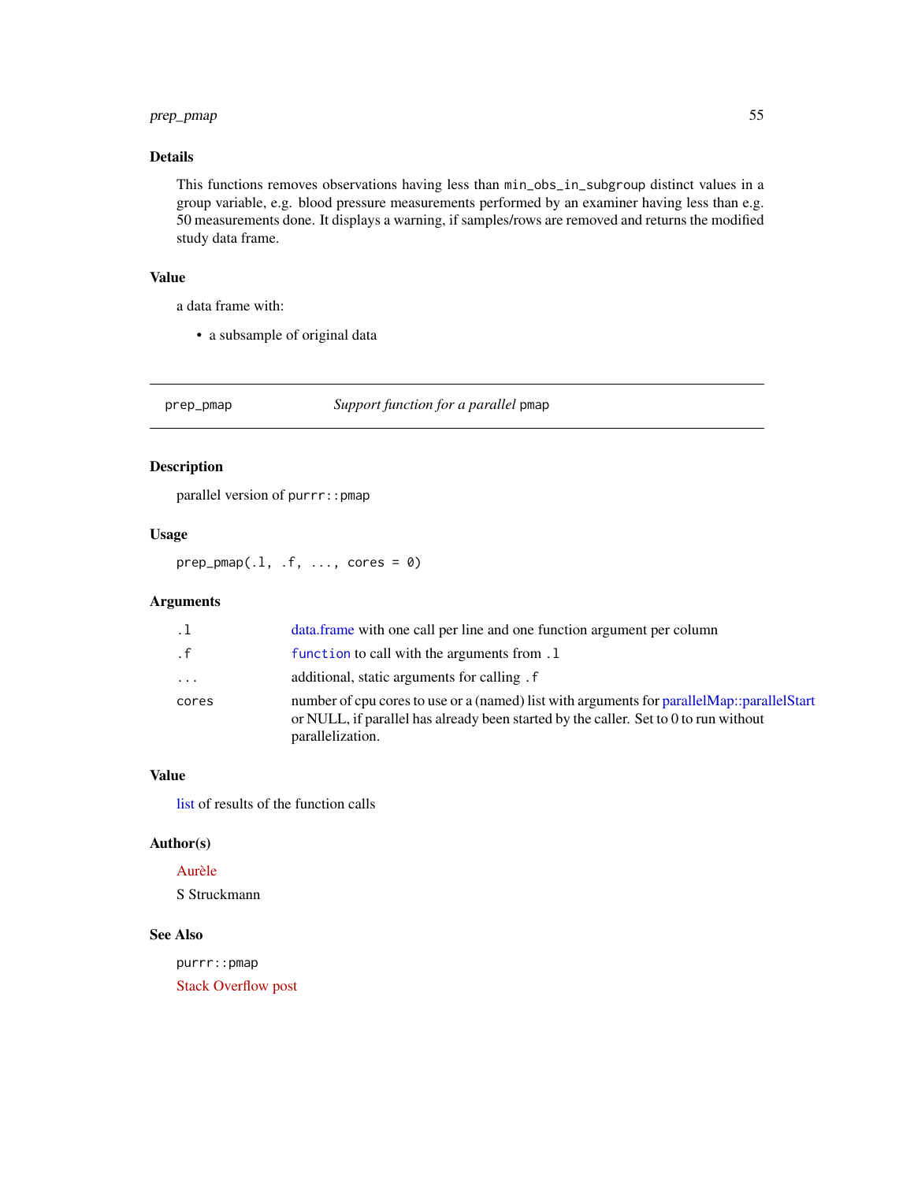## Details

This functions removes observations having less than `min_obs_in_subgroup` distinct values in a group variable, e.g. blood pressure measurements performed by an examiner having less than e.g. 50 measurements done. It displays a warning, if samples/rows are removed and returns the modified study data frame.

## Value

a data frame with:

- a subsample of original data

---

`prep_pmap` *Support function for a parallel* `pmap`

---

## Description

parallel version of `purrr::pmap`

## Usage

```
prep_pmap(.l, .f, ..., cores = 0)
```

## Arguments

| | |
|---|---|
| `.l` | data.frame with one call per line and one function argument per column |
| `.f` | `function` to call with the arguments from `.l` |
| `...` | additional, static arguments for calling `.f` |
| `cores` | number of cpu cores to use or a (named) list with arguments for parallelMap::parallelStart or NULL, if parallel has already been started by the caller. Set to 0 to run without parallelization. |

## Value

list of results of the function calls

## Author(s)

Aurèle

S Struckmann

## See Also

`purrr::pmap`

Stack Overflow post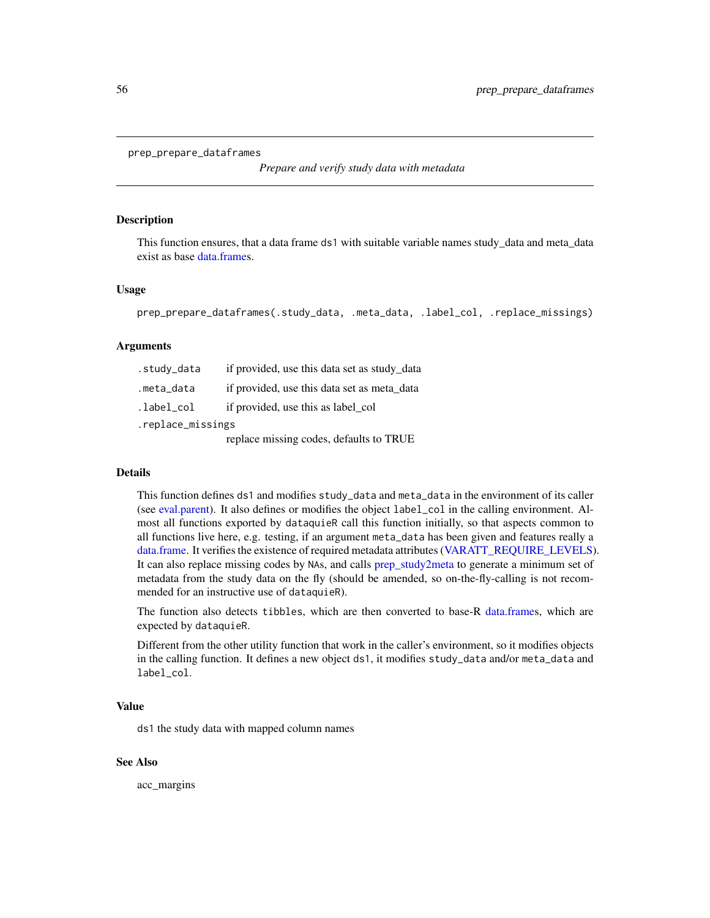prep_prepare_dataframes

*Prepare and verify study data with metadata*

## Description

This function ensures, that a data frame `ds1` with suitable variable names study_data and meta_data exist as base data.frames.

## Usage

```
prep_prepare_dataframes(.study_data, .meta_data, .label_col, .replace_missings)
```

## Arguments

| | |
|---|---|
| `.study_data` | if provided, use this data set as study_data |
| `.meta_data` | if provided, use this data set as meta_data |
| `.label_col` | if provided, use this as label_col |
| `.replace_missings` | replace missing codes, defaults to TRUE |

## Details

This function defines `ds1` and modifies `study_data` and `meta_data` in the environment of its caller (see eval.parent). It also defines or modifies the object `label_col` in the calling environment. Almost all functions exported by `dataquieR` call this function initially, so that aspects common to all functions live here, e.g. testing, if an argument `meta_data` has been given and features really a data.frame. It verifies the existence of required metadata attributes (VARATT_REQUIRE_LEVELS). It can also replace missing codes by `NA`s, and calls prep_study2meta to generate a minimum set of metadata from the study data on the fly (should be amended, so on-the-fly-calling is not recommended for an instructive use of `dataquieR`).

The function also detects `tibble`s, which are then converted to base-R data.frames, which are expected by `dataquieR`.

Different from the other utility function that work in the caller's environment, so it modifies objects in the calling function. It defines a new object `ds1`, it modifies `study_data` and/or `meta_data` and `label_col`.

## Value

`ds1` the study data with mapped column names

## See Also

acc_margins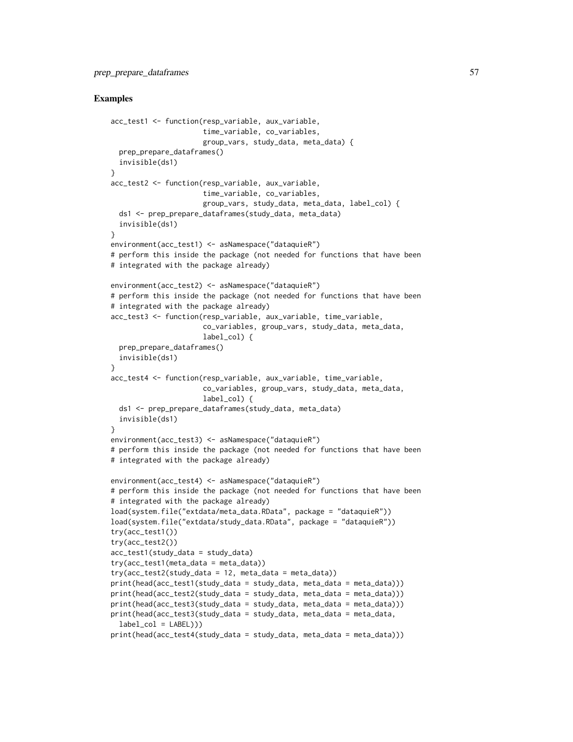## Examples

```
acc_test1 <- function(resp_variable, aux_variable,
                      time_variable, co_variables,
                      group_vars, study_data, meta_data) {
  prep_prepare_dataframes()
  invisible(ds1)
}
acc_test2 <- function(resp_variable, aux_variable,
                      time_variable, co_variables,
                      group_vars, study_data, meta_data, label_col) {
  ds1 <- prep_prepare_dataframes(study_data, meta_data)
  invisible(ds1)
}
environment(acc_test1) <- asNamespace("dataquieR")
# perform this inside the package (not needed for functions that have been
# integrated with the package already)

environment(acc_test2) <- asNamespace("dataquieR")
# perform this inside the package (not needed for functions that have been
# integrated with the package already)
acc_test3 <- function(resp_variable, aux_variable, time_variable,
                      co_variables, group_vars, study_data, meta_data,
                      label_col) {
  prep_prepare_dataframes()
  invisible(ds1)
}
acc_test4 <- function(resp_variable, aux_variable, time_variable,
                      co_variables, group_vars, study_data, meta_data,
                      label_col) {
  ds1 <- prep_prepare_dataframes(study_data, meta_data)
  invisible(ds1)
}
environment(acc_test3) <- asNamespace("dataquieR")
# perform this inside the package (not needed for functions that have been
# integrated with the package already)

environment(acc_test4) <- asNamespace("dataquieR")
# perform this inside the package (not needed for functions that have been
# integrated with the package already)
load(system.file("extdata/meta_data.RData", package = "dataquieR"))
load(system.file("extdata/study_data.RData", package = "dataquieR"))
try(acc_test1())
try(acc_test2())
acc_test1(study_data = study_data)
try(acc_test1(meta_data = meta_data))
try(acc_test2(study_data = 12, meta_data = meta_data))
print(head(acc_test1(study_data = study_data, meta_data = meta_data)))
print(head(acc_test2(study_data = study_data, meta_data = meta_data)))
print(head(acc_test3(study_data = study_data, meta_data = meta_data)))
print(head(acc_test3(study_data = study_data, meta_data = meta_data,
  label_col = LABEL)))
print(head(acc_test4(study_data = study_data, meta_data = meta_data)))
```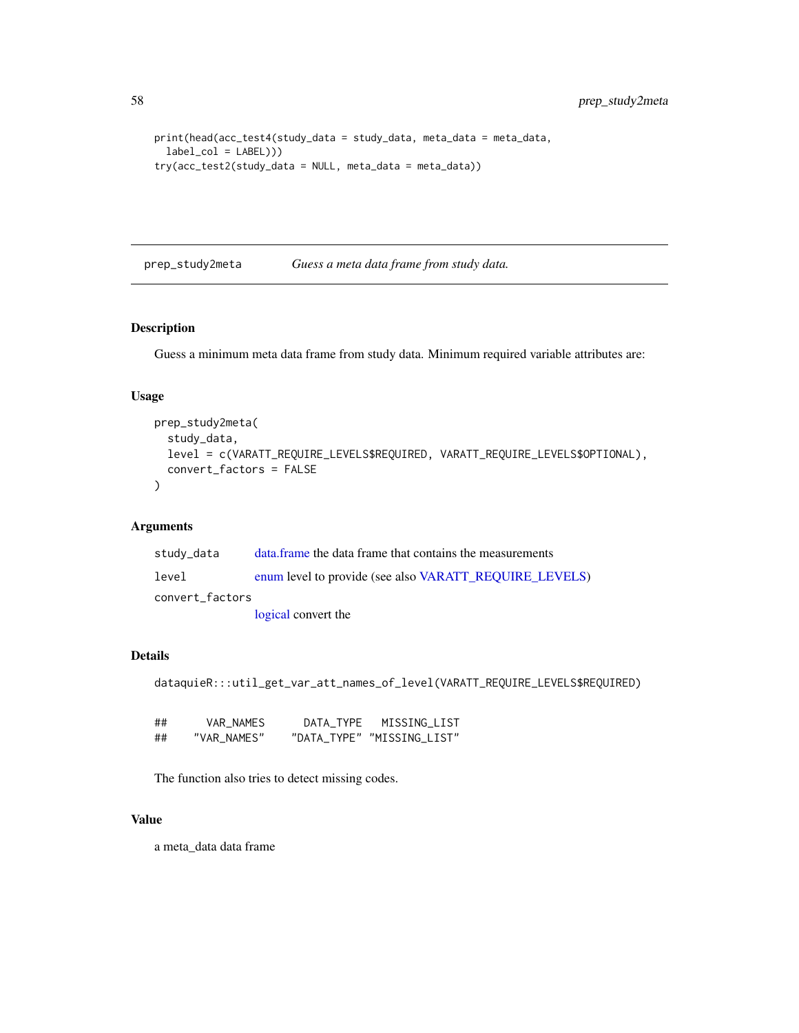```
print(head(acc_test4(study_data = study_data, meta_data = meta_data,
  label_col = LABEL)))
try(acc_test2(study_data = NULL, meta_data = meta_data))
```

---

## prep_study2meta — *Guess a meta data frame from study data.*

---

### Description

Guess a minimum meta data frame from study data. Minimum required variable attributes are:

### Usage

```
prep_study2meta(
  study_data,
  level = c(VARATT_REQUIRE_LEVELS$REQUIRED, VARATT_REQUIRE_LEVELS$OPTIONAL),
  convert_factors = FALSE
)
```

### Arguments

| | |
|---|---|
| `study_data` | data.frame the data frame that contains the measurements |
| `level` | enum level to provide (see also VARATT_REQUIRE_LEVELS) |
| `convert_factors` | logical convert the |

### Details

```
dataquieR:::util_get_var_att_names_of_level(VARATT_REQUIRE_LEVELS$REQUIRED)
```

```
##      VAR_NAMES      DATA_TYPE   MISSING_LIST
##    "VAR_NAMES"    "DATA_TYPE" "MISSING_LIST"
```

The function also tries to detect missing codes.

### Value

a meta_data data frame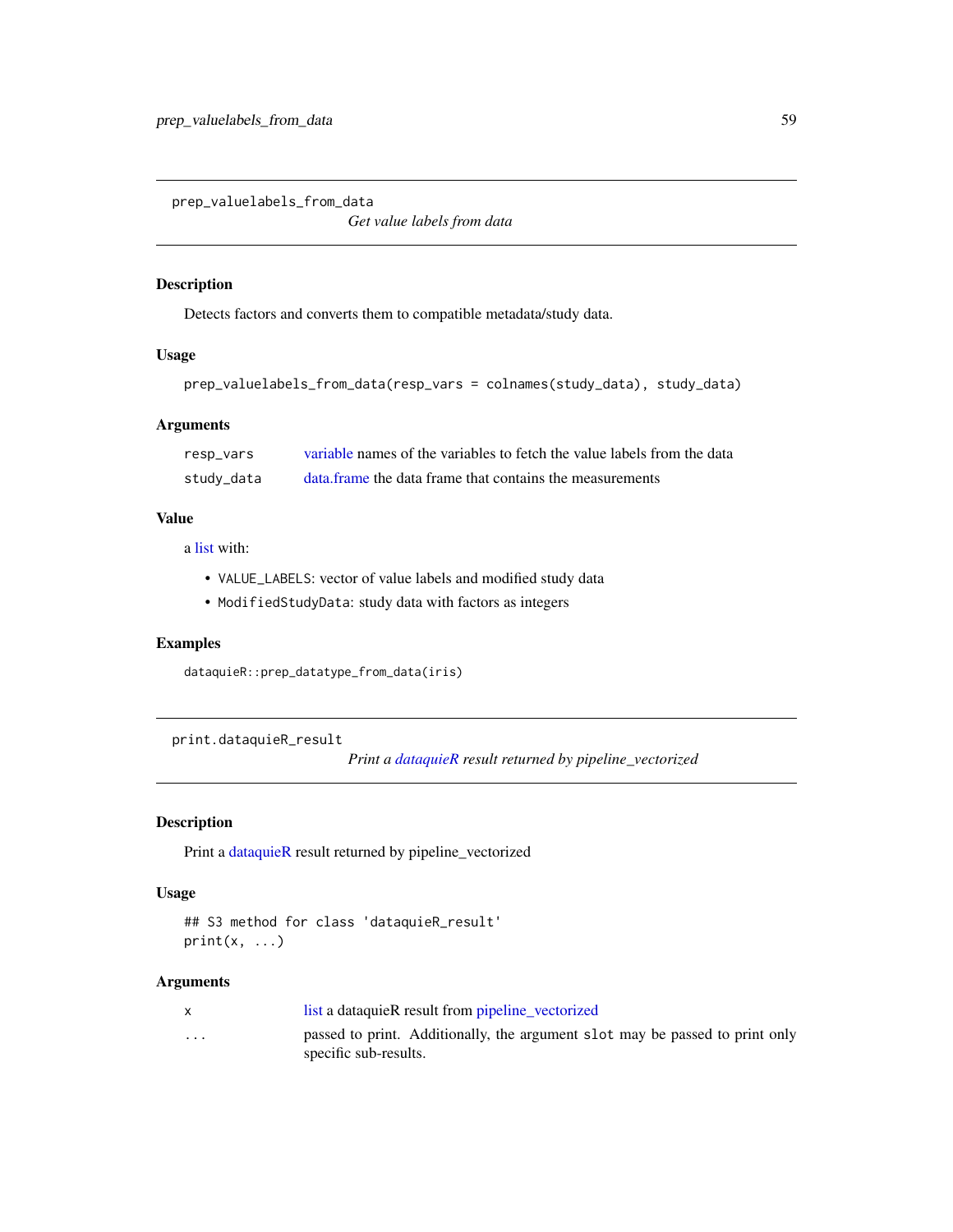## prep_valuelabels_from_data

*Get value labels from data*

### Description

Detects factors and converts them to compatible metadata/study data.

### Usage

```
prep_valuelabels_from_data(resp_vars = colnames(study_data), study_data)
```

### Arguments

| | |
|---|---|
| resp_vars | variable names of the variables to fetch the value labels from the data |
| study_data | data.frame the data frame that contains the measurements |

### Value

a list with:

- `VALUE_LABELS`: vector of value labels and modified study data
- `ModifiedStudyData`: study data with factors as integers

### Examples

```
dataquieR::prep_datatype_from_data(iris)
```

## print.dataquieR_result

*Print a dataquieR result returned by pipeline_vectorized*

### Description

Print a dataquieR result returned by pipeline_vectorized

### Usage

```
## S3 method for class 'dataquieR_result'
print(x, ...)
```

### Arguments

| | |
|---|---|
| x | list a dataquieR result from pipeline_vectorized |
| ... | passed to print. Additionally, the argument `slot` may be passed to print only specific sub-results. |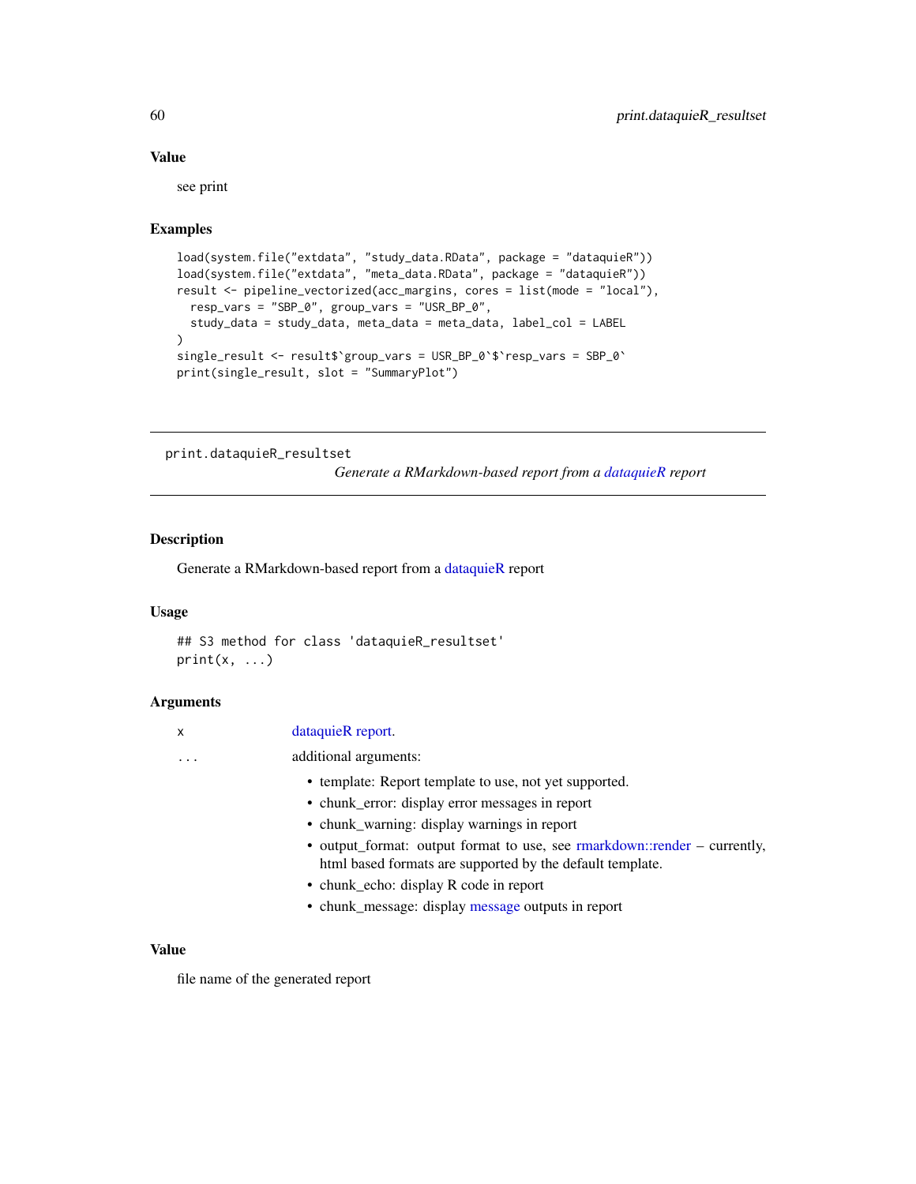### Value

see print

### Examples

```
load(system.file("extdata", "study_data.RData", package = "dataquieR"))
load(system.file("extdata", "meta_data.RData", package = "dataquieR"))
result <- pipeline_vectorized(acc_margins, cores = list(mode = "local"),
  resp_vars = "SBP_0", group_vars = "USR_BP_0",
  study_data = study_data, meta_data = meta_data, label_col = LABEL
)
single_result <- result$`group_vars = USR_BP_0`$`resp_vars = SBP_0`
print(single_result, slot = "SummaryPlot")
```

---

## print.dataquieR_resultset

*Generate a RMarkdown-based report from a dataquieR report*

### Description

Generate a RMarkdown-based report from a dataquieR report

### Usage

```
## S3 method for class 'dataquieR_resultset'
print(x, ...)
```

### Arguments

| | |
|---|---|
| x | dataquieR report. |
| ... | additional arguments: |

- template: Report template to use, not yet supported.
- chunk_error: display error messages in report
- chunk_warning: display warnings in report
- output_format: output format to use, see rmarkdown::render – currently, html based formats are supported by the default template.
- chunk_echo: display R code in report
- chunk_message: display message outputs in report

### Value

file name of the generated report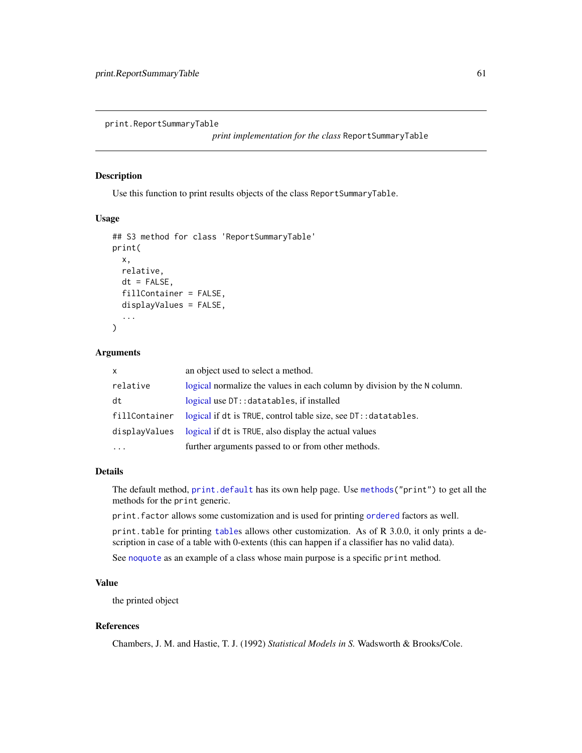print.ReportSummaryTable *print implementation for the class* ReportSummaryTable

## Description

Use this function to print results objects of the class ReportSummaryTable.

## Usage

```
## S3 method for class 'ReportSummaryTable'
print(
  x,
  relative,
  dt = FALSE,
  fillContainer = FALSE,
  displayValues = FALSE,
  ...
)
```

## Arguments

| | |
|---|---|
| x | an object used to select a method. |
| relative | logical normalize the values in each column by division by the N column. |
| dt | logical use DT::datatables, if installed |
| fillContainer | logical if dt is TRUE, control table size, see DT::datatables. |
| displayValues | logical if dt is TRUE, also display the actual values |
| ... | further arguments passed to or from other methods. |

## Details

The default method, print.default has its own help page. Use methods("print") to get all the methods for the print generic.

print.factor allows some customization and is used for printing ordered factors as well.

print.table for printing tables allows other customization. As of R 3.0.0, it only prints a description in case of a table with 0-extents (this can happen if a classifier has no valid data).

See noquote as an example of a class whose main purpose is a specific print method.

## Value

the printed object

## References

Chambers, J. M. and Hastie, T. J. (1992) *Statistical Models in S.* Wadsworth & Brooks/Cole.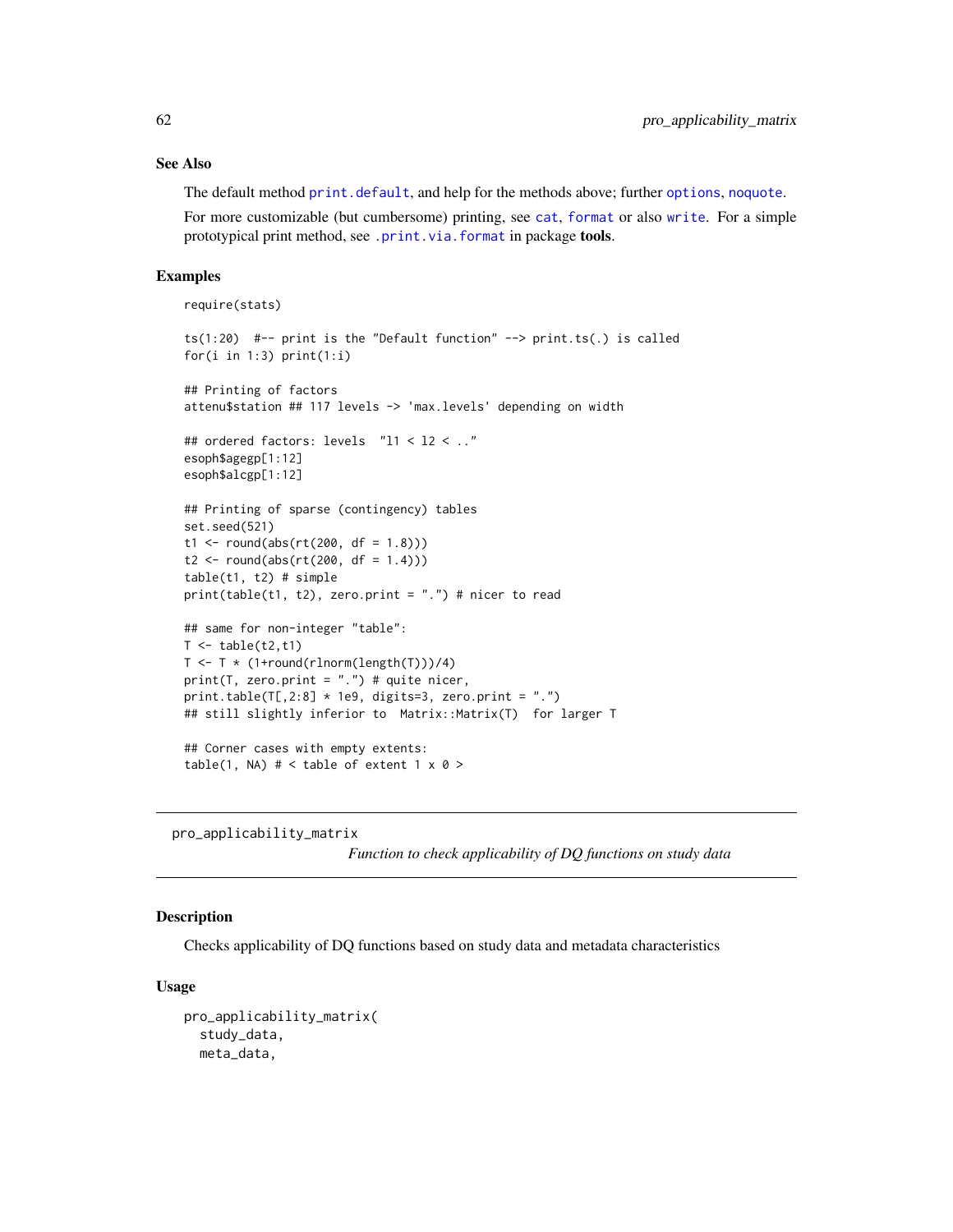### See Also

The default method `print.default`, and help for the methods above; further `options`, `noquote`.

For more customizable (but cumbersome) printing, see `cat`, `format` or also `write`. For a simple prototypical print method, see `.print.via.format` in package **tools**.

### Examples

```
require(stats)

ts(1:20)  #-- print is the "Default function" --> print.ts(.) is called
for(i in 1:3) print(1:i)

## Printing of factors
attenu$station ## 117 levels -> 'max.levels' depending on width

## ordered factors: levels  "l1 < l2 < .."
esoph$agegp[1:12]
esoph$alcgp[1:12]

## Printing of sparse (contingency) tables
set.seed(521)
t1 <- round(abs(rt(200, df = 1.8)))
t2 <- round(abs(rt(200, df = 1.4)))
table(t1, t2) # simple
print(table(t1, t2), zero.print = ".") # nicer to read

## same for non-integer "table":
T <- table(t2,t1)
T <- T * (1+round(rlnorm(length(T)))/4)
print(T, zero.print = ".") # quite nicer,
print.table(T[,2:8] * 1e9, digits=3, zero.print = ".")
## still slightly inferior to  Matrix::Matrix(T)  for larger T

## Corner cases with empty extents:
table(1, NA) # < table of extent 1 x 0 >
```

---

## pro_applicability_matrix

*Function to check applicability of DQ functions on study data*

### Description

Checks applicability of DQ functions based on study data and metadata characteristics

### Usage

```
pro_applicability_matrix(
  study_data,
  meta_data,
```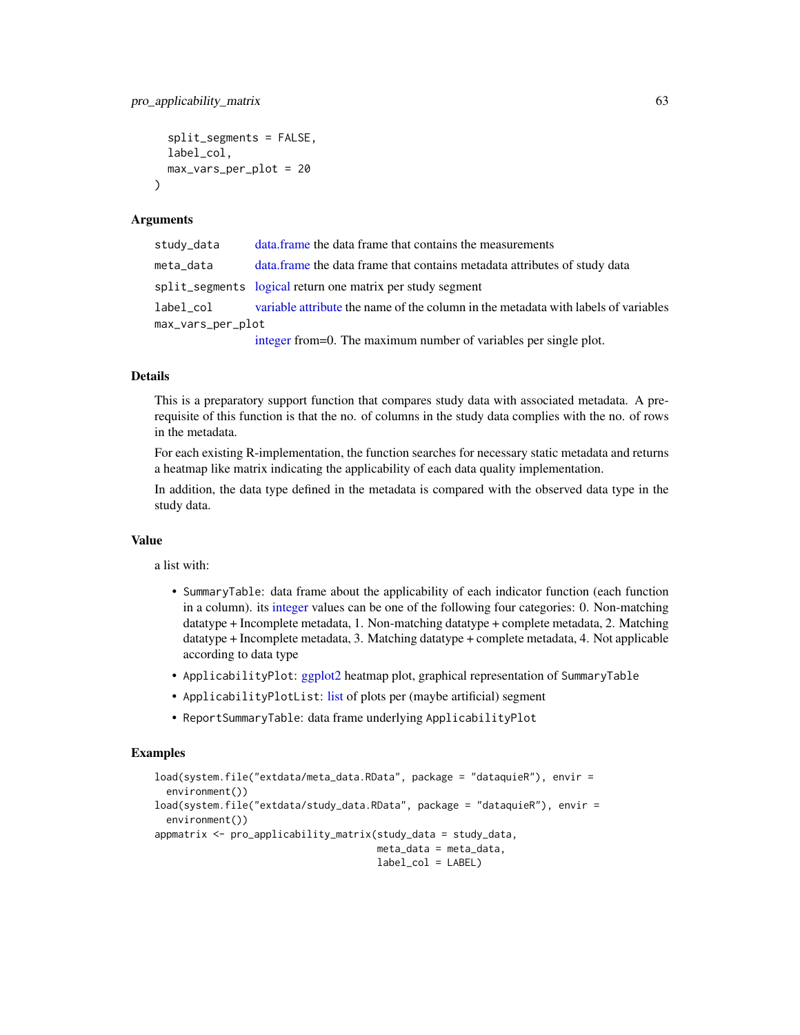```
  split_segments = FALSE,
  label_col,
  max_vars_per_plot = 20
)
```

## Arguments

| | |
|---|---|
| `study_data` | data.frame the data frame that contains the measurements |
| `meta_data` | data.frame the data frame that contains metadata attributes of study data |
| `split_segments` | logical return one matrix per study segment |
| `label_col` | variable attribute the name of the column in the metadata with labels of variables |
| `max_vars_per_plot` | integer from=0. The maximum number of variables per single plot. |

## Details

This is a preparatory support function that compares study data with associated metadata. A prerequisite of this function is that the no. of columns in the study data complies with the no. of rows in the metadata.

For each existing R-implementation, the function searches for necessary static metadata and returns a heatmap like matrix indicating the applicability of each data quality implementation.

In addition, the data type defined in the metadata is compared with the observed data type in the study data.

## Value

a list with:

- `SummaryTable`: data frame about the applicability of each indicator function (each function in a column). its integer values can be one of the following four categories: 0. Non-matching datatype + Incomplete metadata, 1. Non-matching datatype + complete metadata, 2. Matching datatype + Incomplete metadata, 3. Matching datatype + complete metadata, 4. Not applicable according to data type
- `ApplicabilityPlot`: ggplot2 heatmap plot, graphical representation of `SummaryTable`
- `ApplicabilityPlotList`: list of plots per (maybe artificial) segment
- `ReportSummaryTable`: data frame underlying `ApplicabilityPlot`

## Examples

```
load(system.file("extdata/meta_data.RData", package = "dataquieR"), envir =
  environment())
load(system.file("extdata/study_data.RData", package = "dataquieR"), envir =
  environment())
appmatrix <- pro_applicability_matrix(study_data = study_data,
                                      meta_data = meta_data,
                                      label_col = LABEL)
```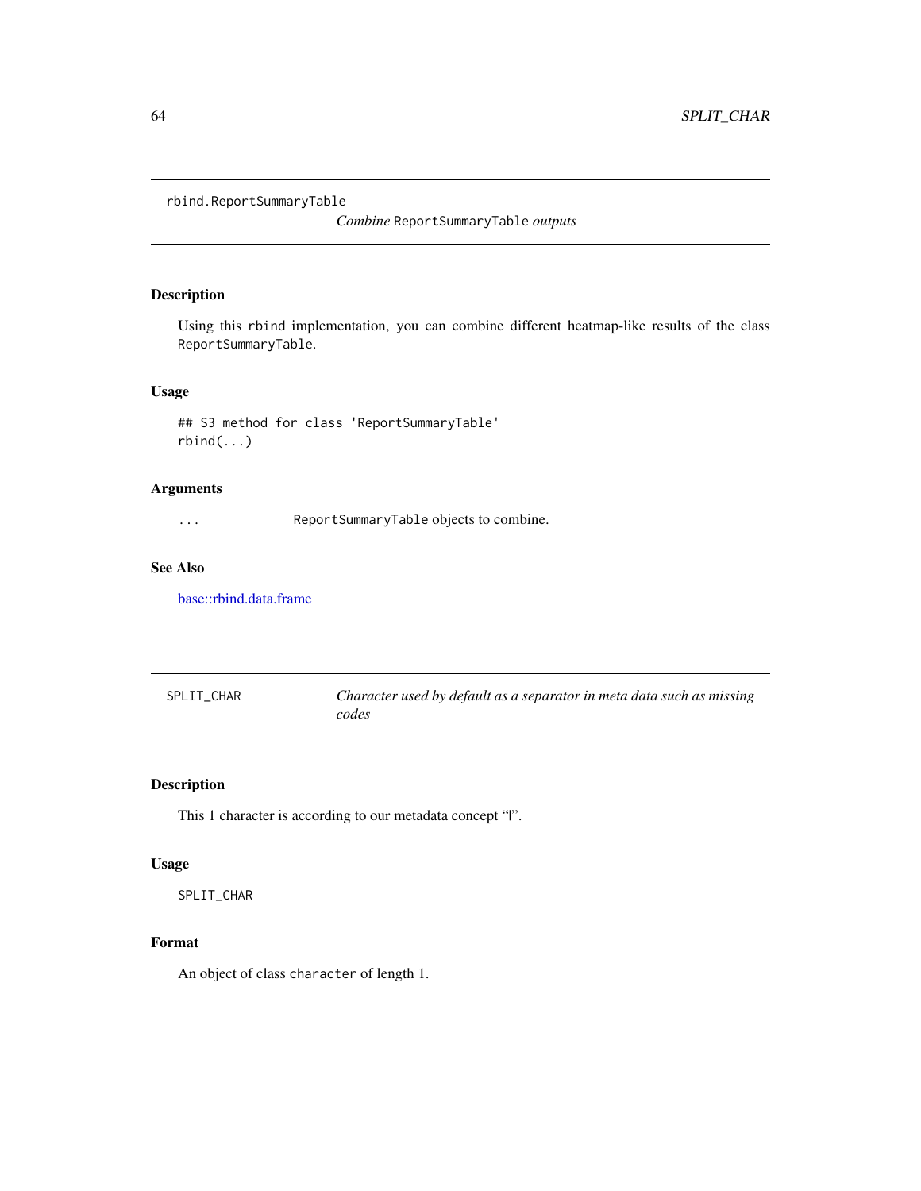## rbind.ReportSummaryTable

*Combine* `ReportSummaryTable` *outputs*

### Description

Using this `rbind` implementation, you can combine different heatmap-like results of the class `ReportSummaryTable`.

### Usage

```
## S3 method for class 'ReportSummaryTable'
rbind(...)
```

### Arguments

| | |
|---|---|
| `...` | `ReportSummaryTable` objects to combine. |

### See Also

base::rbind.data.frame

## SPLIT_CHAR

*Character used by default as a separator in meta data such as missing codes*

### Description

This 1 character is according to our metadata concept "|".

### Usage

```
SPLIT_CHAR
```

### Format

An object of class `character` of length 1.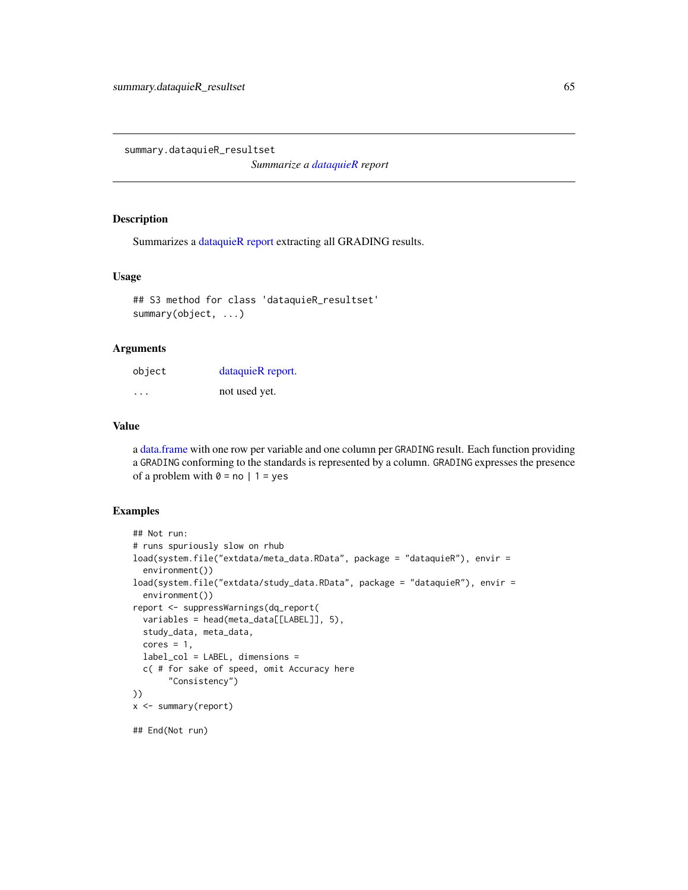summary.dataquieR_resultset

*Summarize a dataquieR report*

## Description

Summarizes a dataquieR report extracting all GRADING results.

## Usage

```
## S3 method for class 'dataquieR_resultset'
summary(object, ...)
```

## Arguments

| | |
|---|---|
| object | dataquieR report. |
| ... | not used yet. |

## Value

a data.frame with one row per variable and one column per GRADING result. Each function providing a GRADING conforming to the standards is represented by a column. GRADING expresses the presence of a problem with 0 = no | 1 = yes

## Examples

```
## Not run:
# runs spuriously slow on rhub
load(system.file("extdata/meta_data.RData", package = "dataquieR"), envir =
  environment())
load(system.file("extdata/study_data.RData", package = "dataquieR"), envir =
  environment())
report <- suppressWarnings(dq_report(
  variables = head(meta_data[[LABEL]], 5),
  study_data, meta_data,
  cores = 1,
  label_col = LABEL, dimensions =
  c( # for sake of speed, omit Accuracy here
      "Consistency")
))
x <- summary(report)

## End(Not run)
```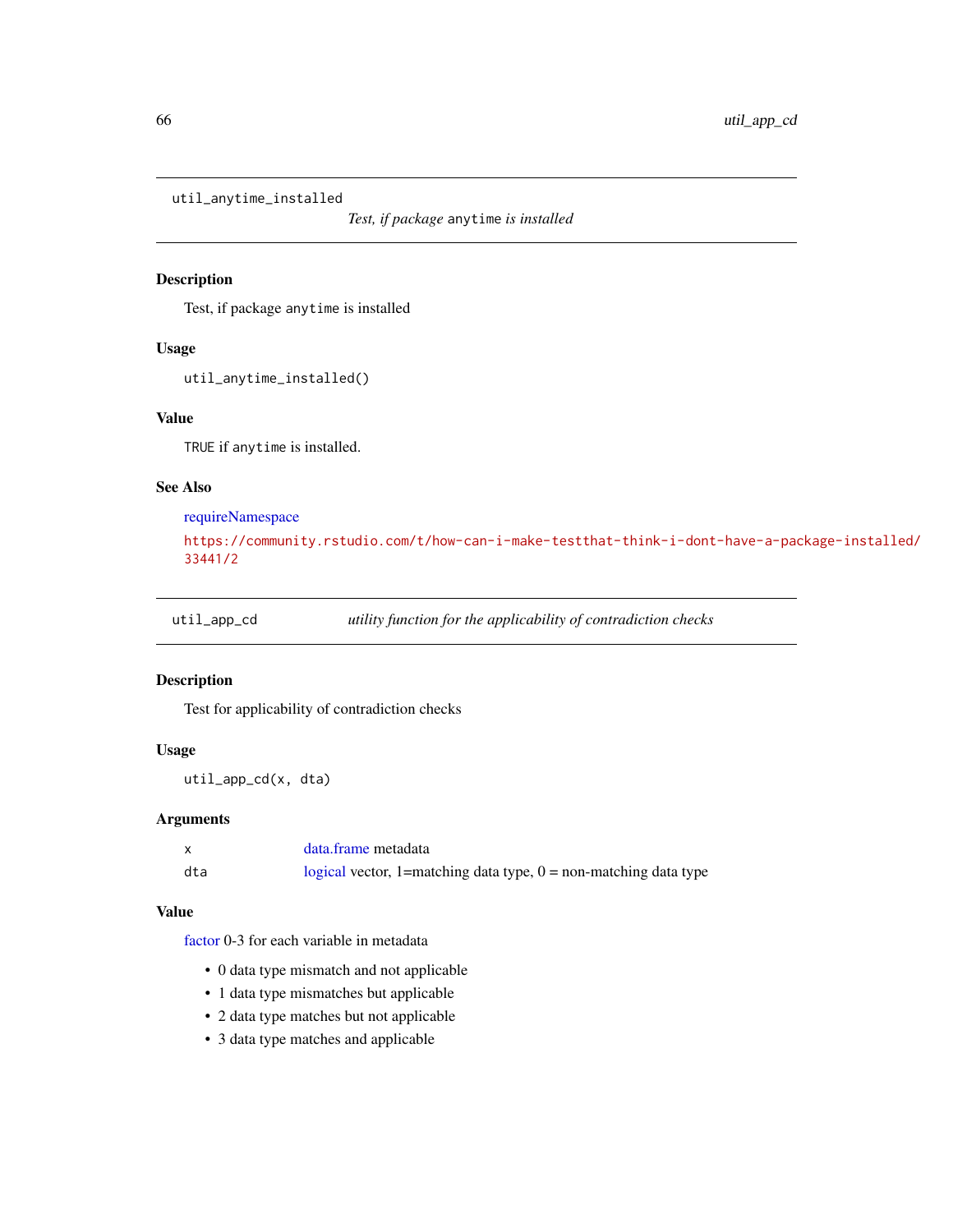## util_anytime_installed

*Test, if package `anytime` is installed*

### Description

Test, if package `anytime` is installed

### Usage

```
util_anytime_installed()
```

### Value

`TRUE` if `anytime` is installed.

### See Also

requireNamespace

https://community.rstudio.com/t/how-can-i-make-testthat-think-i-dont-have-a-package-installed/33441/2

## util_app_cd

*utility function for the applicability of contradiction checks*

### Description

Test for applicability of contradiction checks

### Usage

```
util_app_cd(x, dta)
```

### Arguments

| | |
|---|---|
| x | data.frame metadata |
| dta | logical vector, 1=matching data type, 0 = non-matching data type |

### Value

factor 0-3 for each variable in metadata

- 0 data type mismatch and not applicable
- 1 data type mismatches but applicable
- 2 data type matches but not applicable
- 3 data type matches and applicable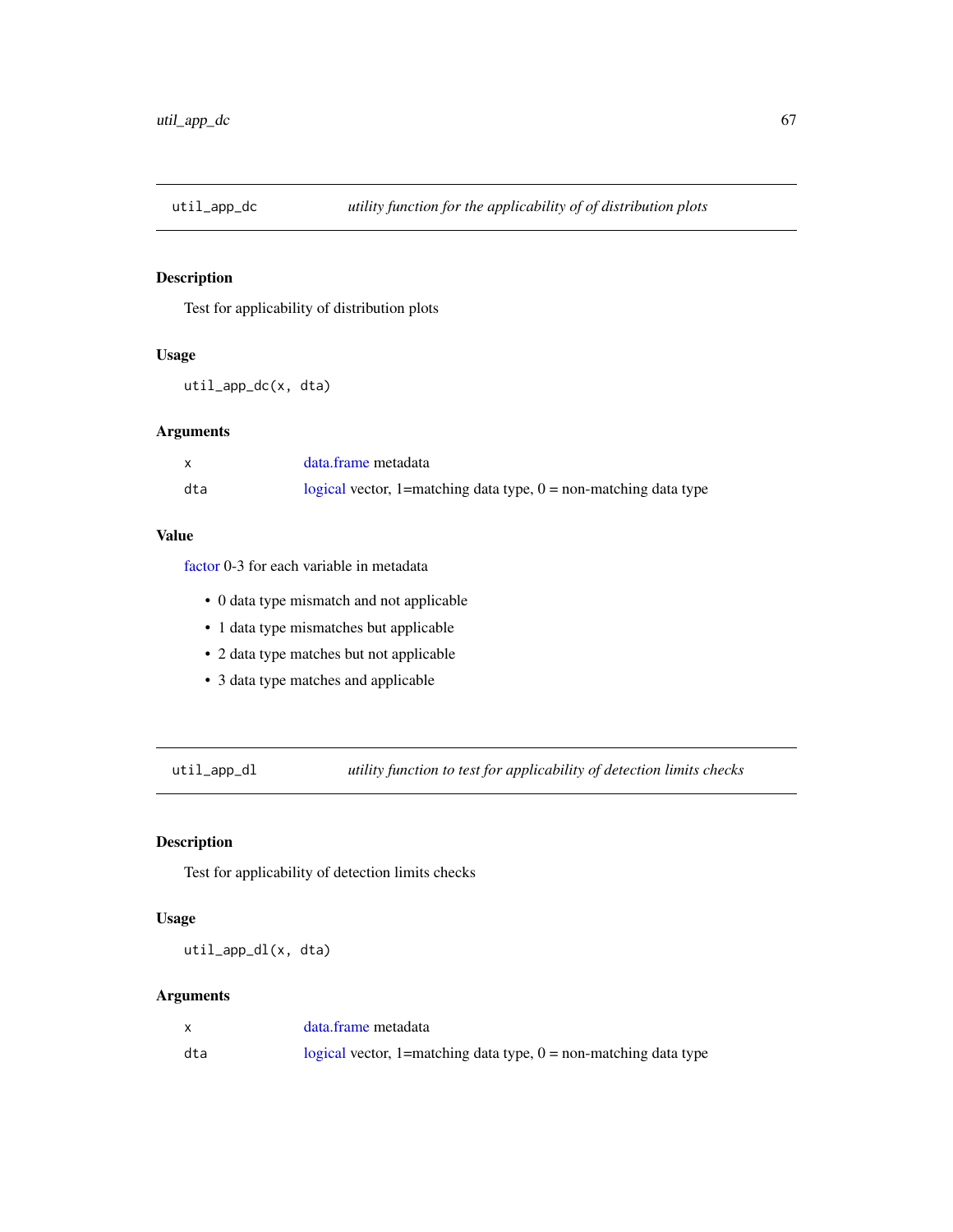## util_app_dc — *utility function for the applicability of of distribution plots*

### Description

Test for applicability of distribution plots

### Usage

```
util_app_dc(x, dta)
```

### Arguments

| | |
|---|---|
| x | data.frame metadata |
| dta | logical vector, 1=matching data type, 0 = non-matching data type |

### Value

factor 0-3 for each variable in metadata

- 0 data type mismatch and not applicable
- 1 data type mismatches but applicable
- 2 data type matches but not applicable
- 3 data type matches and applicable

## util_app_dl — *utility function to test for applicability of detection limits checks*

### Description

Test for applicability of detection limits checks

### Usage

```
util_app_dl(x, dta)
```

### Arguments

| | |
|---|---|
| x | data.frame metadata |
| dta | logical vector, 1=matching data type, 0 = non-matching data type |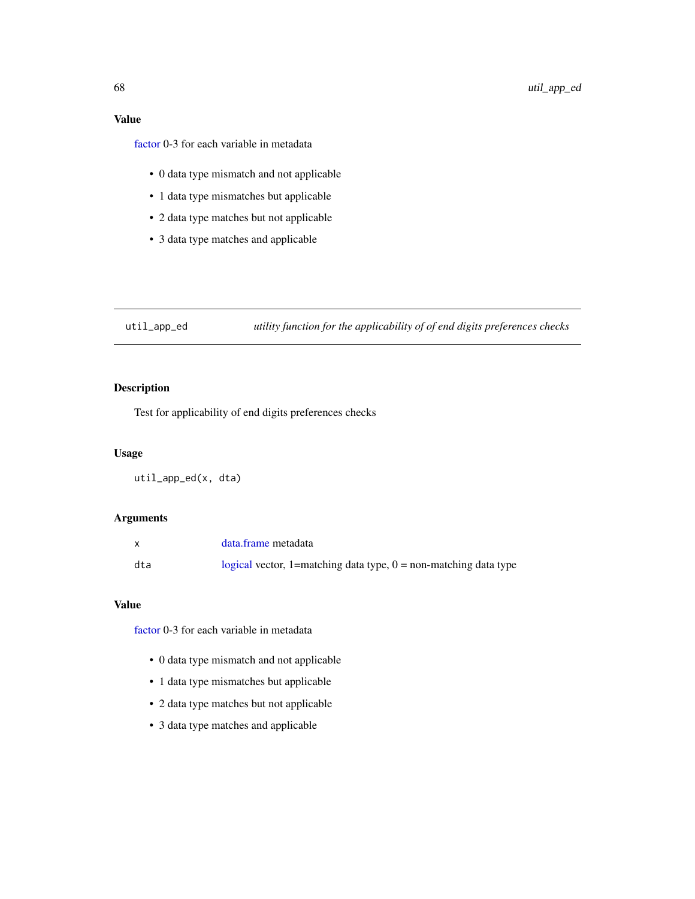### Value

factor 0-3 for each variable in metadata

- 0 data type mismatch and not applicable
- 1 data type mismatches but applicable
- 2 data type matches but not applicable
- 3 data type matches and applicable

---

## util_app_ed — *utility function for the applicability of of end digits preferences checks*

---

### Description

Test for applicability of end digits preferences checks

### Usage

```
util_app_ed(x, dta)
```

### Arguments

| | |
|---|---|
| x | data.frame metadata |
| dta | logical vector, 1=matching data type, 0 = non-matching data type |

### Value

factor 0-3 for each variable in metadata

- 0 data type mismatch and not applicable
- 1 data type mismatches but applicable
- 2 data type matches but not applicable
- 3 data type matches and applicable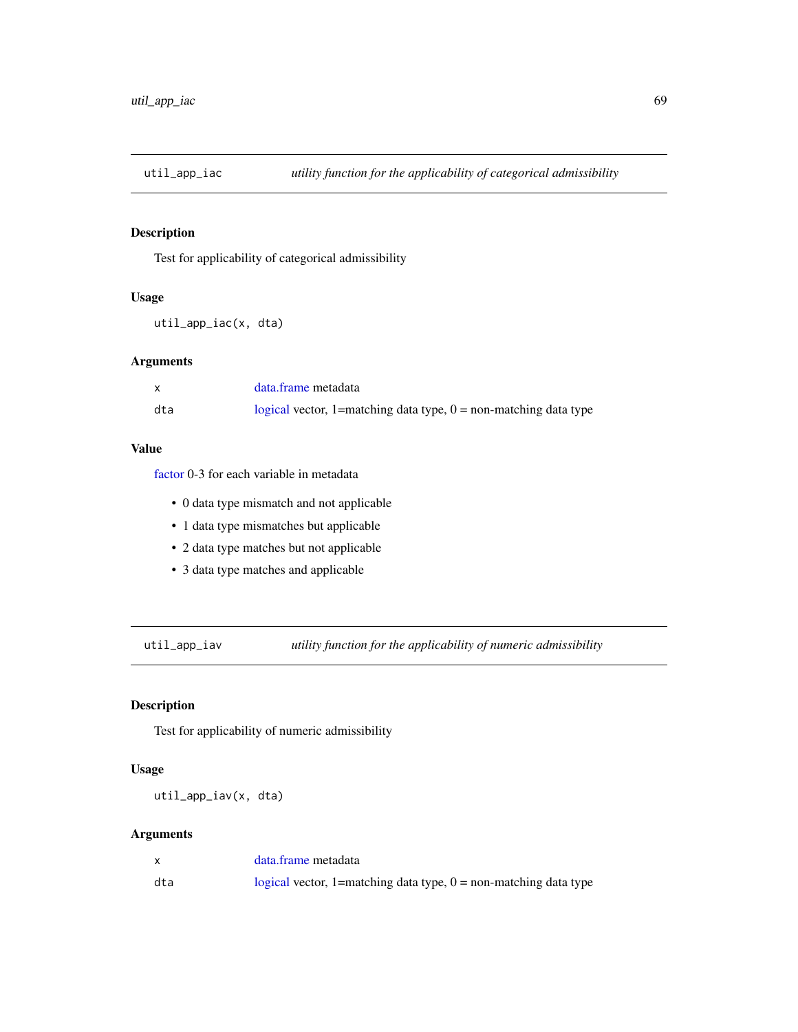## util_app_iac — *utility function for the applicability of categorical admissibility*

### Description

Test for applicability of categorical admissibility

### Usage

```
util_app_iac(x, dta)
```

### Arguments

| | |
|---|---|
| x | data.frame metadata |
| dta | logical vector, 1=matching data type, 0 = non-matching data type |

### Value

factor 0-3 for each variable in metadata

- 0 data type mismatch and not applicable
- 1 data type mismatches but applicable
- 2 data type matches but not applicable
- 3 data type matches and applicable

## util_app_iav — *utility function for the applicability of numeric admissibility*

### Description

Test for applicability of numeric admissibility

### Usage

```
util_app_iav(x, dta)
```

### Arguments

| | |
|---|---|
| x | data.frame metadata |
| dta | logical vector, 1=matching data type, 0 = non-matching data type |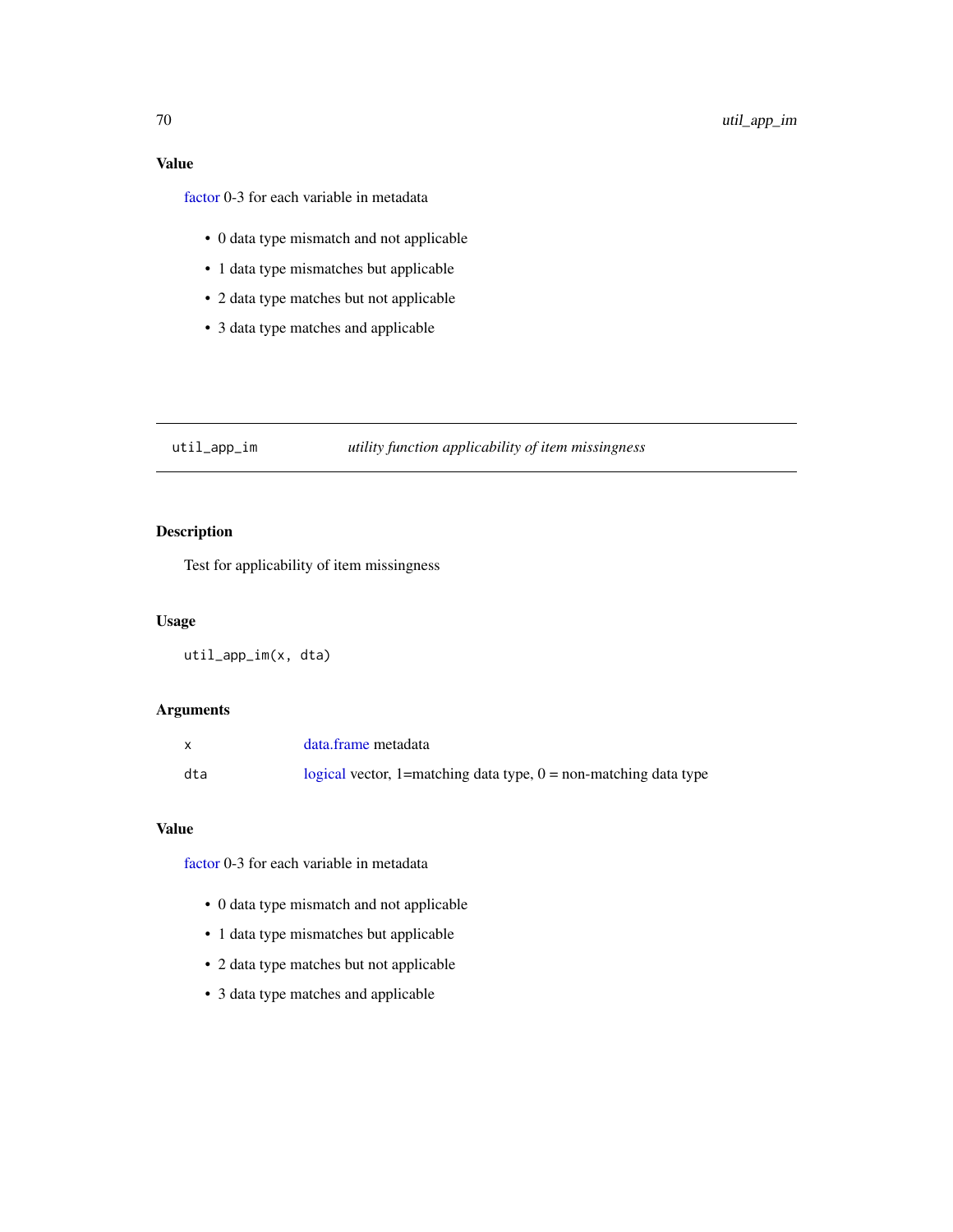## Value

factor 0-3 for each variable in metadata

- 0 data type mismatch and not applicable
- 1 data type mismatches but applicable
- 2 data type matches but not applicable
- 3 data type matches and applicable

---

# util_app_im — *utility function applicability of item missingness*

## Description

Test for applicability of item missingness

## Usage

```
util_app_im(x, dta)
```

## Arguments

| | |
|---|---|
| x | data.frame metadata |
| dta | logical vector, 1=matching data type, 0 = non-matching data type |

## Value

factor 0-3 for each variable in metadata

- 0 data type mismatch and not applicable
- 1 data type mismatches but applicable
- 2 data type matches but not applicable
- 3 data type matches and applicable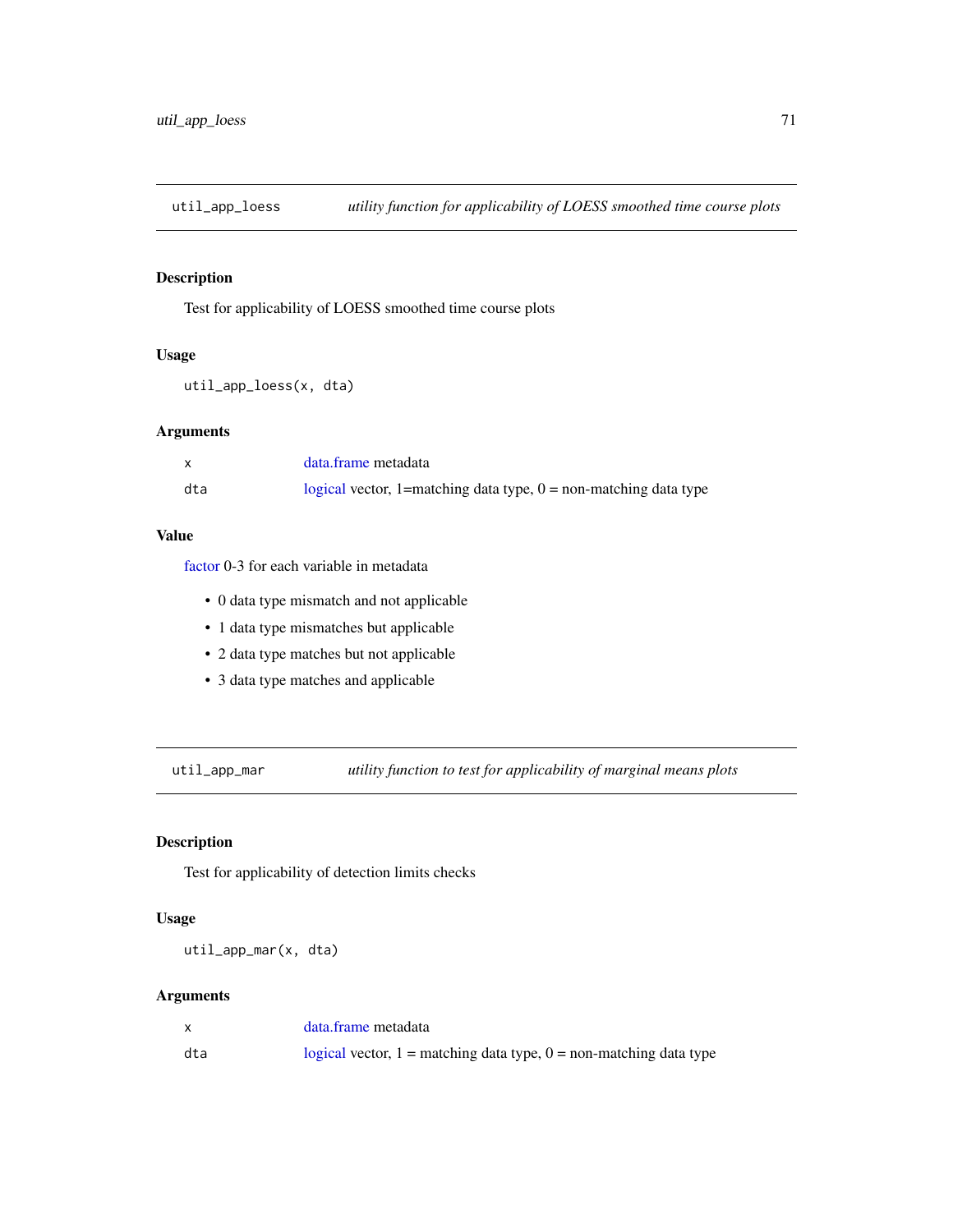## util_app_loess — *utility function for applicability of LOESS smoothed time course plots*

### Description

Test for applicability of LOESS smoothed time course plots

### Usage

```
util_app_loess(x, dta)
```

### Arguments

| | |
|---|---|
| x | data.frame metadata |
| dta | logical vector, 1=matching data type, 0 = non-matching data type |

### Value

factor 0-3 for each variable in metadata

- 0 data type mismatch and not applicable
- 1 data type mismatches but applicable
- 2 data type matches but not applicable
- 3 data type matches and applicable

## util_app_mar — *utility function to test for applicability of marginal means plots*

### Description

Test for applicability of detection limits checks

### Usage

```
util_app_mar(x, dta)
```

### Arguments

| | |
|---|---|
| x | data.frame metadata |
| dta | logical vector, 1 = matching data type, 0 = non-matching data type |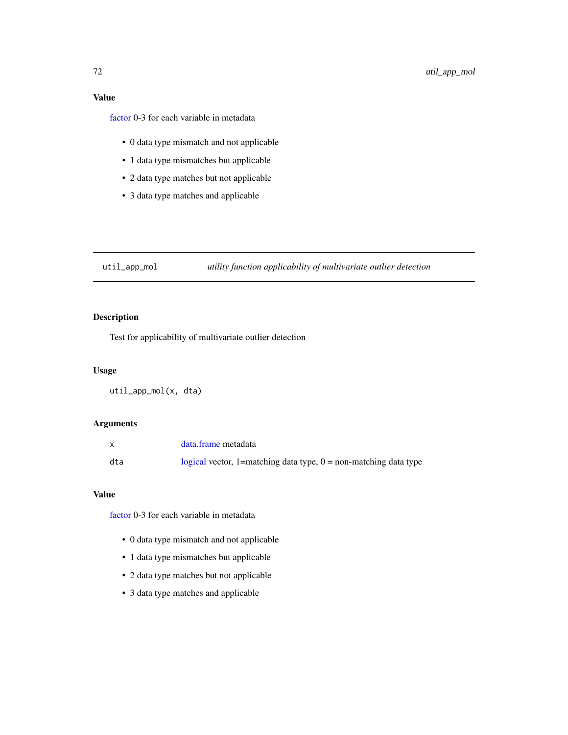### Value

factor 0-3 for each variable in metadata

- 0 data type mismatch and not applicable
- 1 data type mismatches but applicable
- 2 data type matches but not applicable
- 3 data type matches and applicable

---

## util_app_mol — *utility function applicability of multivariate outlier detection*

### Description

Test for applicability of multivariate outlier detection

### Usage

```
util_app_mol(x, dta)
```

### Arguments

| | |
|---|---|
| x | data.frame metadata |
| dta | logical vector, 1=matching data type, 0 = non-matching data type |

### Value

factor 0-3 for each variable in metadata

- 0 data type mismatch and not applicable
- 1 data type mismatches but applicable
- 2 data type matches but not applicable
- 3 data type matches and applicable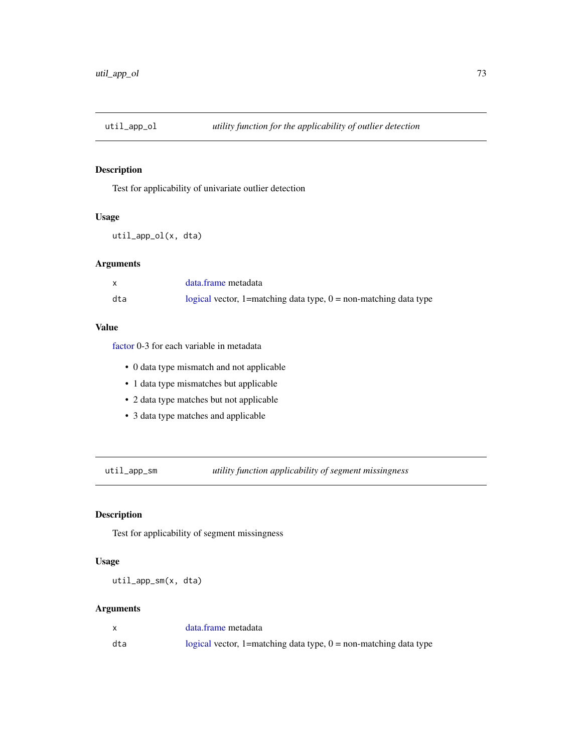## util_app_ol — *utility function for the applicability of outlier detection*

### Description

Test for applicability of univariate outlier detection

### Usage

```
util_app_ol(x, dta)
```

### Arguments

| | |
|---|---|
| x | data.frame metadata |
| dta | logical vector, 1=matching data type, 0 = non-matching data type |

### Value

factor 0-3 for each variable in metadata

- 0 data type mismatch and not applicable
- 1 data type mismatches but applicable
- 2 data type matches but not applicable
- 3 data type matches and applicable

## util_app_sm — *utility function applicability of segment missingness*

### Description

Test for applicability of segment missingness

### Usage

```
util_app_sm(x, dta)
```

### Arguments

| | |
|---|---|
| x | data.frame metadata |
| dta | logical vector, 1=matching data type, 0 = non-matching data type |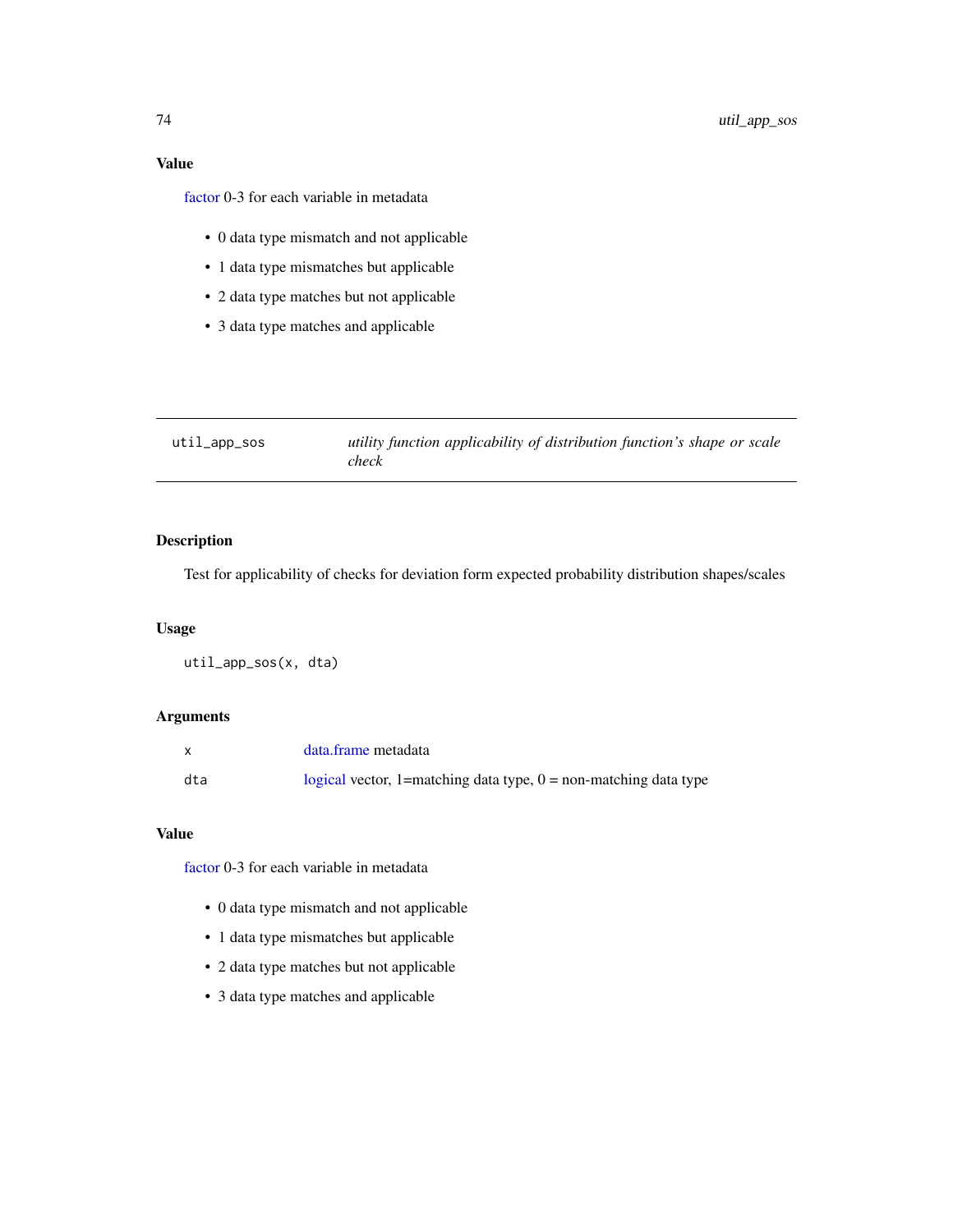### Value

factor 0-3 for each variable in metadata

- 0 data type mismatch and not applicable
- 1 data type mismatches but applicable
- 2 data type matches but not applicable
- 3 data type matches and applicable

---

## util_app_sos — *utility function applicability of distribution function's shape or scale check*

---

### Description

Test for applicability of checks for deviation form expected probability distribution shapes/scales

### Usage

```
util_app_sos(x, dta)
```

### Arguments

| | |
|---|---|
| `x` | data.frame metadata |
| `dta` | logical vector, 1=matching data type, 0 = non-matching data type |

### Value

factor 0-3 for each variable in metadata

- 0 data type mismatch and not applicable
- 1 data type mismatches but applicable
- 2 data type matches but not applicable
- 3 data type matches and applicable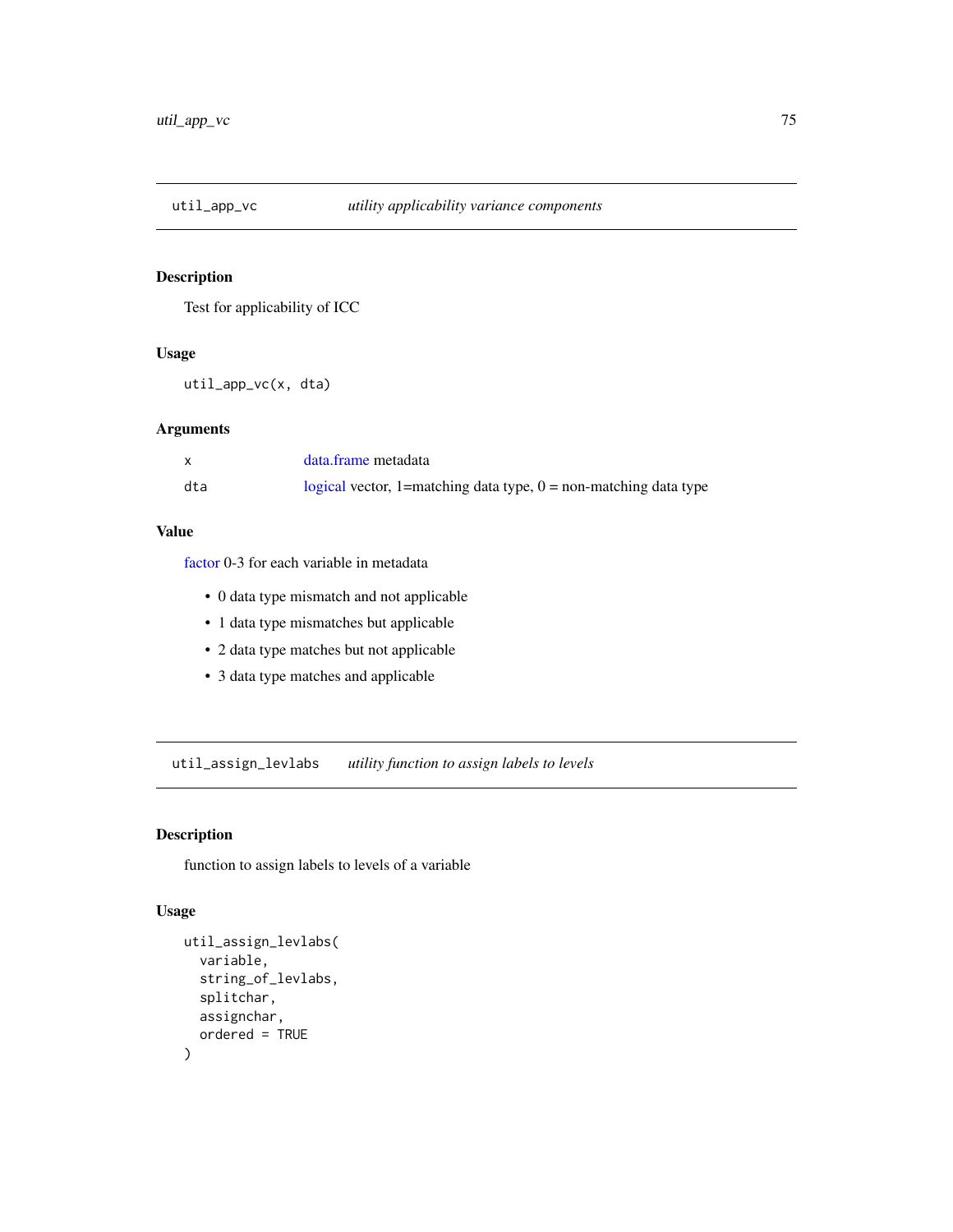## util_app_vc — *utility applicability variance components*

### Description

Test for applicability of ICC

### Usage

```
util_app_vc(x, dta)
```

### Arguments

| | |
|---|---|
| x | data.frame metadata |
| dta | logical vector, 1=matching data type, 0 = non-matching data type |

### Value

factor 0-3 for each variable in metadata

- 0 data type mismatch and not applicable
- 1 data type mismatches but applicable
- 2 data type matches but not applicable
- 3 data type matches and applicable

## util_assign_levlabs — *utility function to assign labels to levels*

### Description

function to assign labels to levels of a variable

### Usage

```
util_assign_levlabs(
  variable,
  string_of_levlabs,
  splitchar,
  assignchar,
  ordered = TRUE
)
```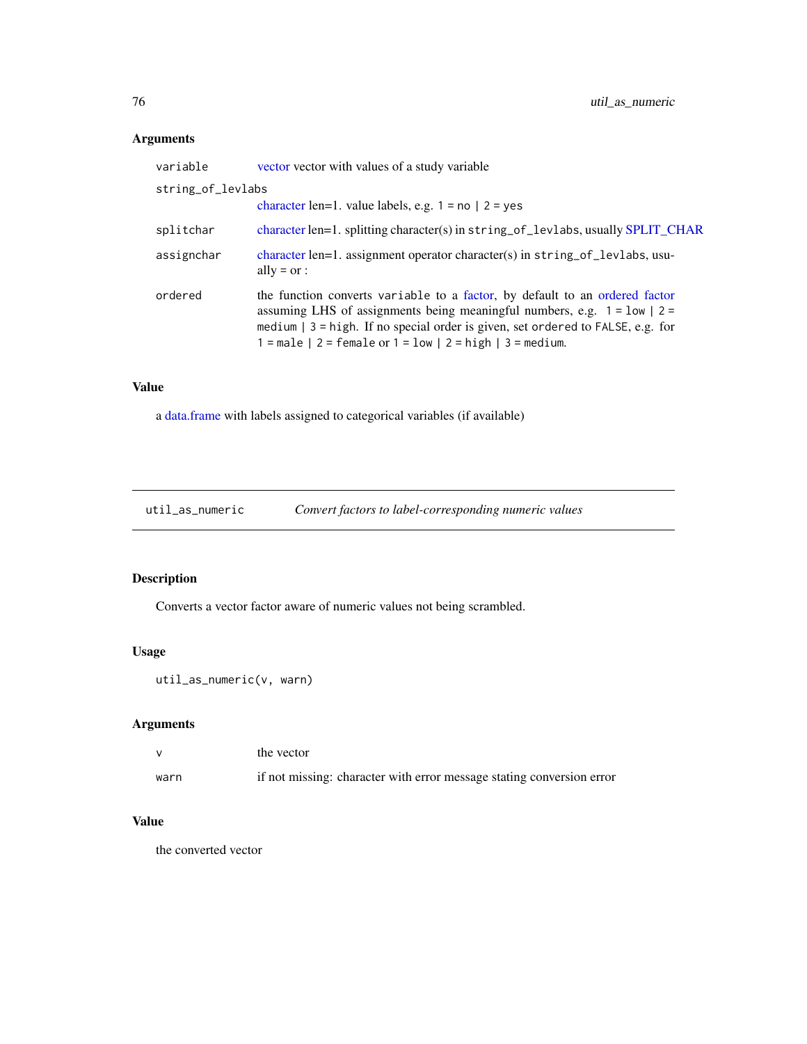### Arguments

| | |
|---|---|
| variable | vector vector with values of a study variable |
| string_of_levlabs | character len=1. value labels, e.g. `1 = no | 2 = yes` |
| splitchar | character len=1. splitting character(s) in `string_of_levlabs`, usually SPLIT_CHAR |
| assignchar | character len=1. assignment operator character(s) in `string_of_levlabs`, usually = or : |
| ordered | the function converts `variable` to a factor, by default to an ordered factor assuming LHS of assignments being meaningful numbers, e.g. `1 = low | 2 = medium | 3 = high`. If no special order is given, set `ordered` to `FALSE`, e.g. for `1 = male | 2 = female` or `1 = low | 2 = high | 3 = medium`. |

### Value

a data.frame with labels assigned to categorical variables (if available)

---

## util_as_numeric — *Convert factors to label-corresponding numeric values*

---

### Description

Converts a vector factor aware of numeric values not being scrambled.

### Usage

```
util_as_numeric(v, warn)
```

### Arguments

| | |
|---|---|
| v | the vector |
| warn | if not missing: character with error message stating conversion error |

### Value

the converted vector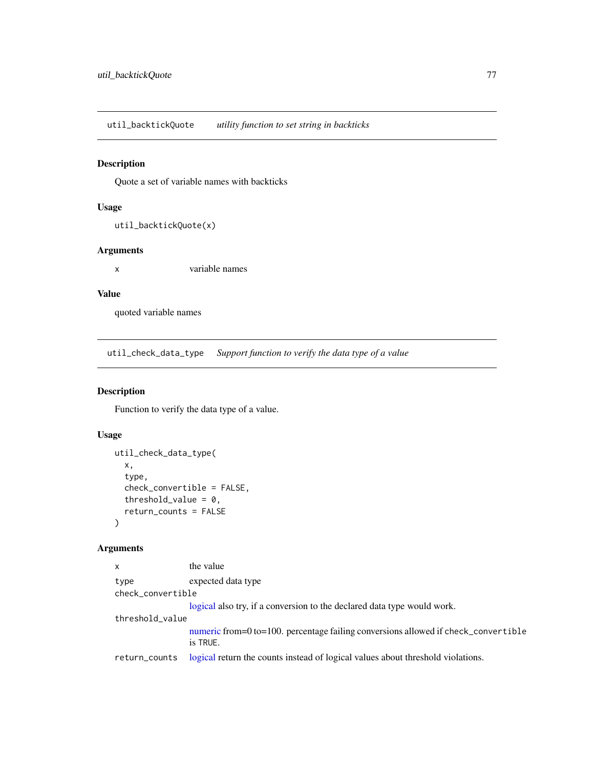## util_backtickQuote *utility function to set string in backticks*

### Description

Quote a set of variable names with backticks

### Usage

```
util_backtickQuote(x)
```

### Arguments

| | |
|---|---|
| x | variable names |

### Value

quoted variable names

## util_check_data_type *Support function to verify the data type of a value*

### Description

Function to verify the data type of a value.

### Usage

```
util_check_data_type(
  x,
  type,
  check_convertible = FALSE,
  threshold_value = 0,
  return_counts = FALSE
)
```

### Arguments

| | |
|---|---|
| x | the value |
| type | expected data type |
| check_convertible | logical also try, if a conversion to the declared data type would work. |
| threshold_value | numeric from=0 to=100. percentage failing conversions allowed if check_convertible is TRUE. |
| return_counts | logical return the counts instead of logical values about threshold violations. |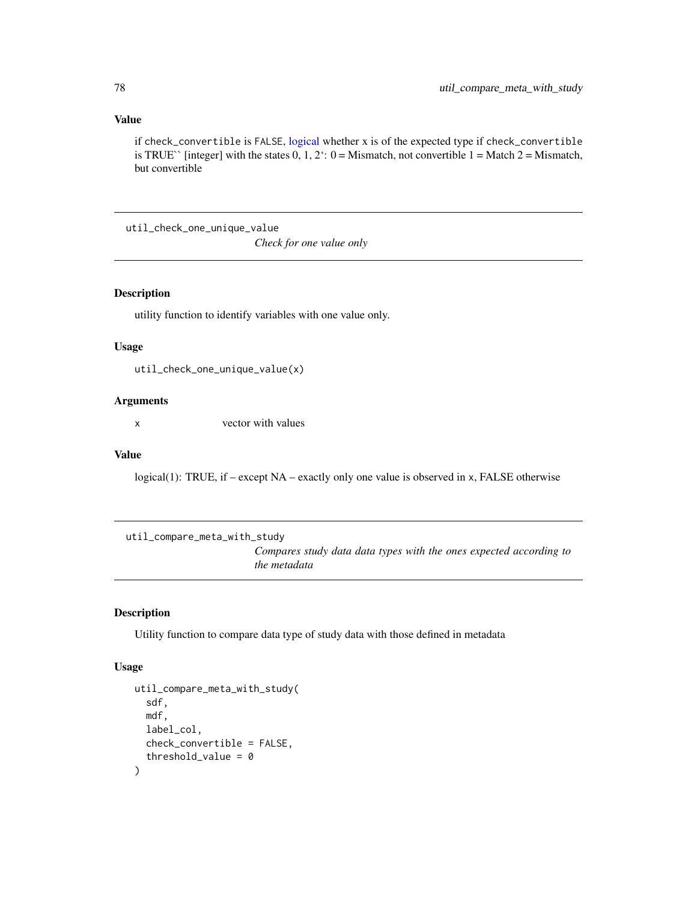### Value

if check_convertible is FALSE, logical whether x is of the expected type if check_convertible is TRUE`` [integer] with the states 0, 1, 2`: 0 = Mismatch, not convertible 1 = Match 2 = Mismatch, but convertible

---

## util_check_one_unique_value

*Check for one value only*

### Description

utility function to identify variables with one value only.

### Usage

```
util_check_one_unique_value(x)
```

### Arguments

| | |
|---|---|
| x | vector with values |

### Value

logical(1): TRUE, if – except NA – exactly only one value is observed in x, FALSE otherwise

---

## util_compare_meta_with_study

*Compares study data data types with the ones expected according to the metadata*

### Description

Utility function to compare data type of study data with those defined in metadata

### Usage

```
util_compare_meta_with_study(
  sdf,
  mdf,
  label_col,
  check_convertible = FALSE,
  threshold_value = 0
)
```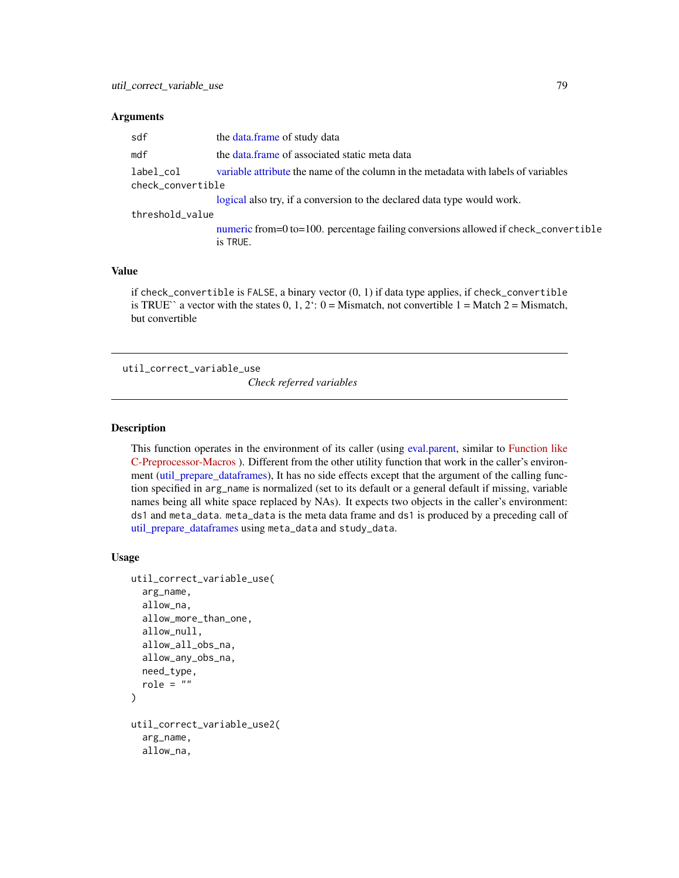### Arguments

| | |
|---|---|
| `sdf` | the data.frame of study data |
| `mdf` | the data.frame of associated static meta data |
| `label_col` | variable attribute the name of the column in the metadata with labels of variables |
| `check_convertible` | logical also try, if a conversion to the declared data type would work. |
| `threshold_value` | numeric from=0 to=100. percentage failing conversions allowed if `check_convertible` is `TRUE`. |

### Value

if `check_convertible` is `FALSE`, a binary vector (0, 1) if data type applies, if `check_convertible` is TRUE`` a vector with the states 0, 1, 2`: 0 = Mismatch, not convertible 1 = Match 2 = Mismatch, but convertible

---

## util_correct_variable_use

*Check referred variables*

---

### Description

This function operates in the environment of its caller (using eval.parent, similar to Function like C-Preprocessor-Macros ). Different from the other utility function that work in the caller's environment (util_prepare_dataframes), It has no side effects except that the argument of the calling function specified in `arg_name` is normalized (set to its default or a general default if missing, variable names being all white space replaced by NAs). It expects two objects in the caller's environment: `ds1` and `meta_data`. `meta_data` is the meta data frame and `ds1` is produced by a preceding call of util_prepare_dataframes using `meta_data` and `study_data`.

### Usage

```
util_correct_variable_use(
  arg_name,
  allow_na,
  allow_more_than_one,
  allow_null,
  allow_all_obs_na,
  allow_any_obs_na,
  need_type,
  role = ""
)

util_correct_variable_use2(
  arg_name,
  allow_na,
```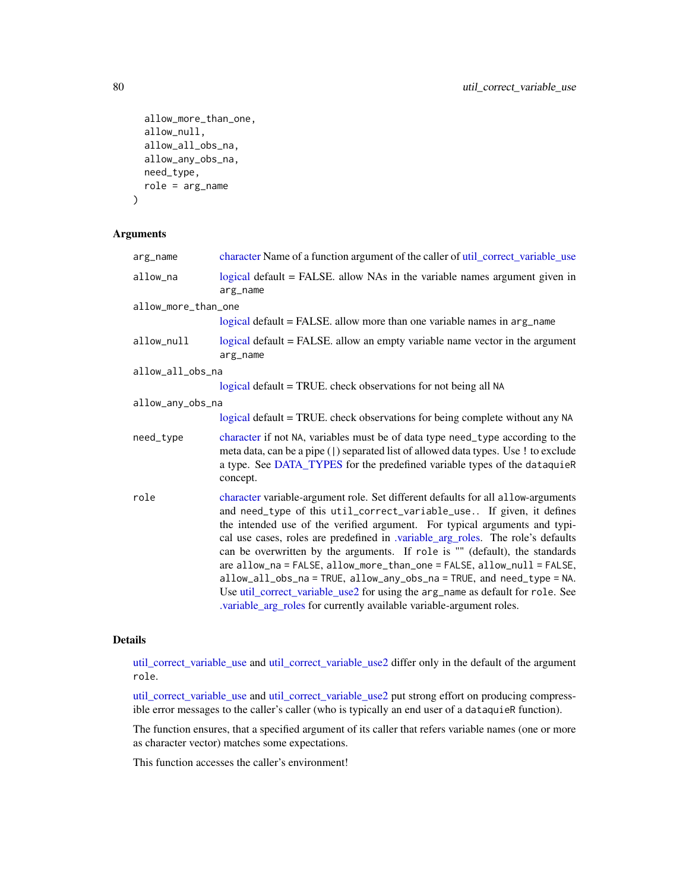```
  allow_more_than_one,
  allow_null,
  allow_all_obs_na,
  allow_any_obs_na,
  need_type,
  role = arg_name
)
```

## Arguments

| | |
|---|---|
| `arg_name` | character Name of a function argument of the caller of util_correct_variable_use |
| `allow_na` | logical default = FALSE. allow NAs in the variable names argument given in `arg_name` |
| `allow_more_than_one` | logical default = FALSE. allow more than one variable names in `arg_name` |
| `allow_null` | logical default = FALSE. allow an empty variable name vector in the argument `arg_name` |
| `allow_all_obs_na` | logical default = TRUE. check observations for not being all `NA` |
| `allow_any_obs_na` | logical default = TRUE. check observations for being complete without any `NA` |
| `need_type` | character if not `NA`, variables must be of data type `need_type` according to the meta data, can be a pipe (`\|`) separated list of allowed data types. Use `!` to exclude a type. See DATA_TYPES for the predefined variable types of the `dataquieR` concept. |
| `role` | character variable-argument role. Set different defaults for all `allow`-arguments and `need_type` of this `util_correct_variable_use`.. If given, it defines the intended use of the verified argument. For typical arguments and typical use cases, roles are predefined in .variable_arg_roles. The role's defaults can be overwritten by the arguments. If `role` is "" (default), the standards are `allow_na = FALSE`, `allow_more_than_one = FALSE`, `allow_null = FALSE`, `allow_all_obs_na = TRUE`, `allow_any_obs_na = TRUE`, and `need_type = NA`. Use util_correct_variable_use2 for using the `arg_name` as default for `role`. See .variable_arg_roles for currently available variable-argument roles. |

## Details

util_correct_variable_use and util_correct_variable_use2 differ only in the default of the argument `role`.

util_correct_variable_use and util_correct_variable_use2 put strong effort on producing compressible error messages to the caller's caller (who is typically an end user of a `dataquieR` function).

The function ensures, that a specified argument of its caller that refers variable names (one or more as character vector) matches some expectations.

This function accesses the caller's environment!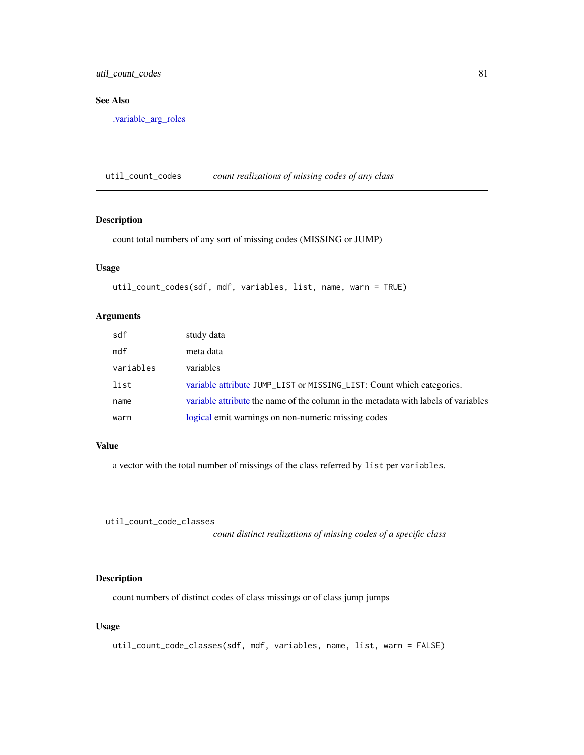## See Also

.variable_arg_roles

---

## util_count_codes — *count realizations of missing codes of any class*

### Description

count total numbers of any sort of missing codes (MISSING or JUMP)

### Usage

```
util_count_codes(sdf, mdf, variables, list, name, warn = TRUE)
```

### Arguments

| | |
|---|---|
| `sdf` | study data |
| `mdf` | meta data |
| `variables` | variables |
| `list` | variable attribute `JUMP_LIST` or `MISSING_LIST`: Count which categories. |
| `name` | variable attribute the name of the column in the metadata with labels of variables |
| `warn` | logical emit warnings on non-numeric missing codes |

### Value

a vector with the total number of missings of the class referred by `list` per `variables`.

---

## util_count_code_classes — *count distinct realizations of missing codes of a specific class*

### Description

count numbers of distinct codes of class missings or of class jump jumps

### Usage

```
util_count_code_classes(sdf, mdf, variables, name, list, warn = FALSE)
```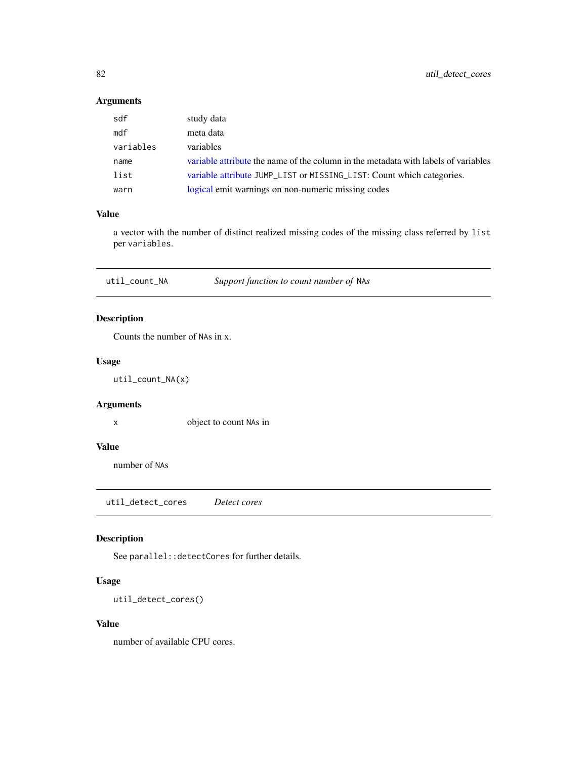### Arguments

| | |
|---|---|
| `sdf` | study data |
| `mdf` | meta data |
| `variables` | variables |
| `name` | variable attribute the name of the column in the metadata with labels of variables |
| `list` | variable attribute `JUMP_LIST` or `MISSING_LIST`: Count which categories. |
| `warn` | logical emit warnings on non-numeric missing codes |

### Value

a vector with the number of distinct realized missing codes of the missing class referred by `list` per `variables`.

---

## util_count_NA — *Support function to count number of* `NA`*s*

### Description

Counts the number of `NA`s in x.

### Usage

```
util_count_NA(x)
```

### Arguments

| | |
|---|---|
| `x` | object to count `NA`s in |

### Value

number of `NA`s

---

## util_detect_cores — *Detect cores*

### Description

See `parallel::detectCores` for further details.

### Usage

```
util_detect_cores()
```

### Value

number of available CPU cores.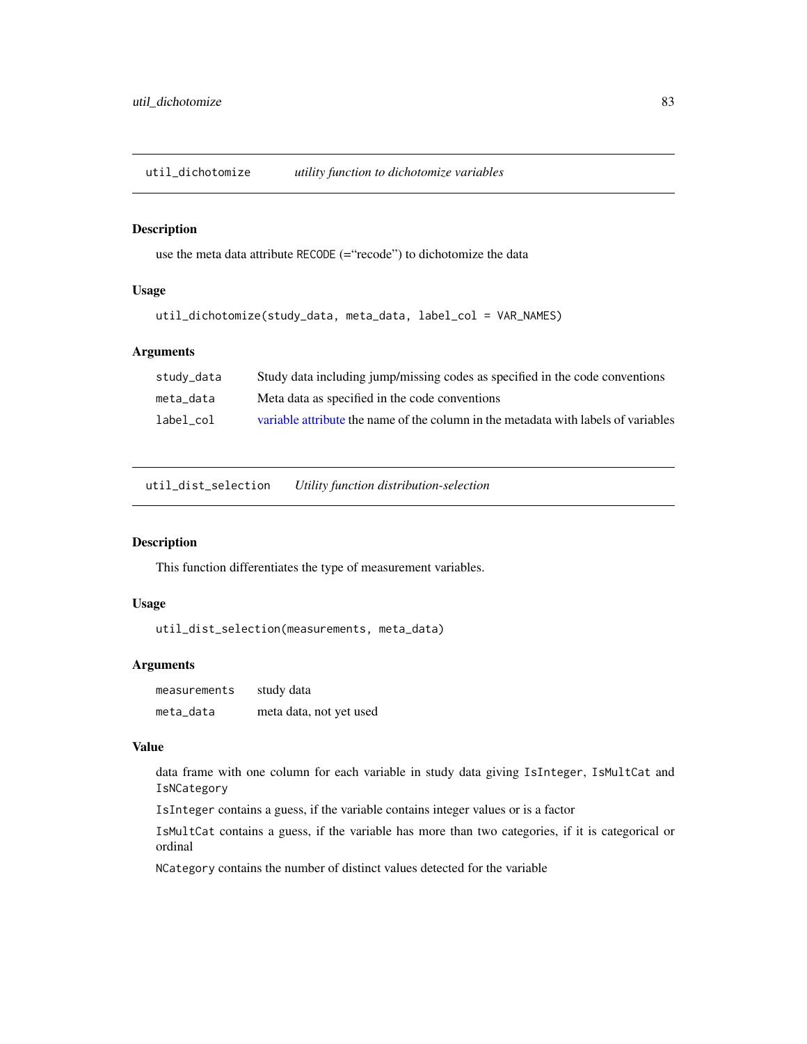## util_dichotomize — *utility function to dichotomize variables*

### Description

use the meta data attribute `RECODE` (="recode") to dichotomize the data

### Usage

```
util_dichotomize(study_data, meta_data, label_col = VAR_NAMES)
```

### Arguments

| | |
|---|---|
| `study_data` | Study data including jump/missing codes as specified in the code conventions |
| `meta_data` | Meta data as specified in the code conventions |
| `label_col` | variable attribute the name of the column in the metadata with labels of variables |

## util_dist_selection — *Utility function distribution-selection*

### Description

This function differentiates the type of measurement variables.

### Usage

```
util_dist_selection(measurements, meta_data)
```

### Arguments

| | |
|---|---|
| `measurements` | study data |
| `meta_data` | meta data, not yet used |

### Value

data frame with one column for each variable in study data giving `IsInteger`, `IsMultCat` and `IsNCategory`

`IsInteger` contains a guess, if the variable contains integer values or is a factor

`IsMultCat` contains a guess, if the variable has more than two categories, if it is categorical or ordinal

`NCategory` contains the number of distinct values detected for the variable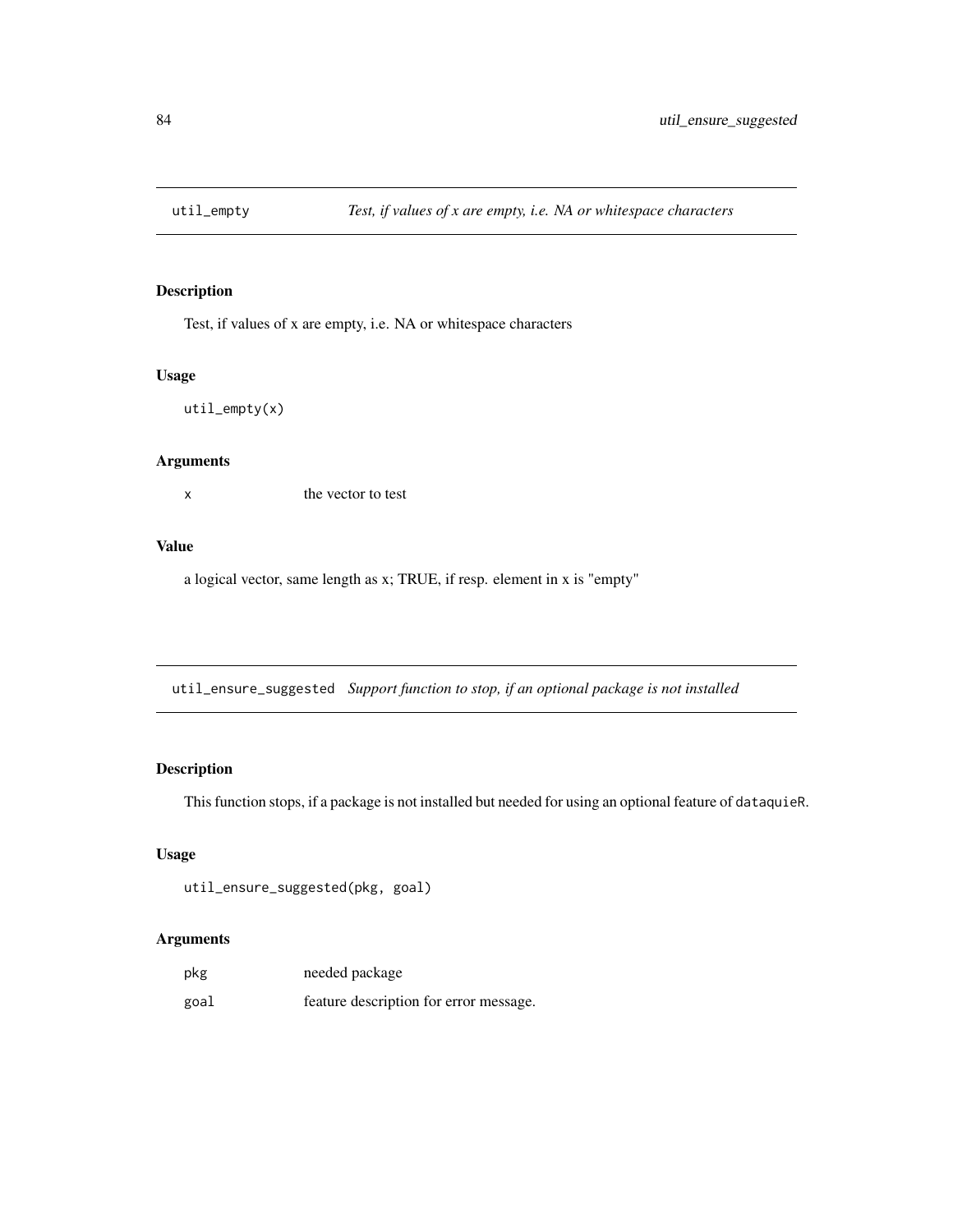## util_empty *Test, if values of x are empty, i.e. NA or whitespace characters*

### Description

Test, if values of x are empty, i.e. NA or whitespace characters

### Usage

```
util_empty(x)
```

### Arguments

| | |
|---|---|
| x | the vector to test |

### Value

a logical vector, same length as x; TRUE, if resp. element in x is "empty"

## util_ensure_suggested *Support function to stop, if an optional package is not installed*

### Description

This function stops, if a package is not installed but needed for using an optional feature of `dataquieR`.

### Usage

```
util_ensure_suggested(pkg, goal)
```

### Arguments

| | |
|---|---|
| pkg | needed package |
| goal | feature description for error message. |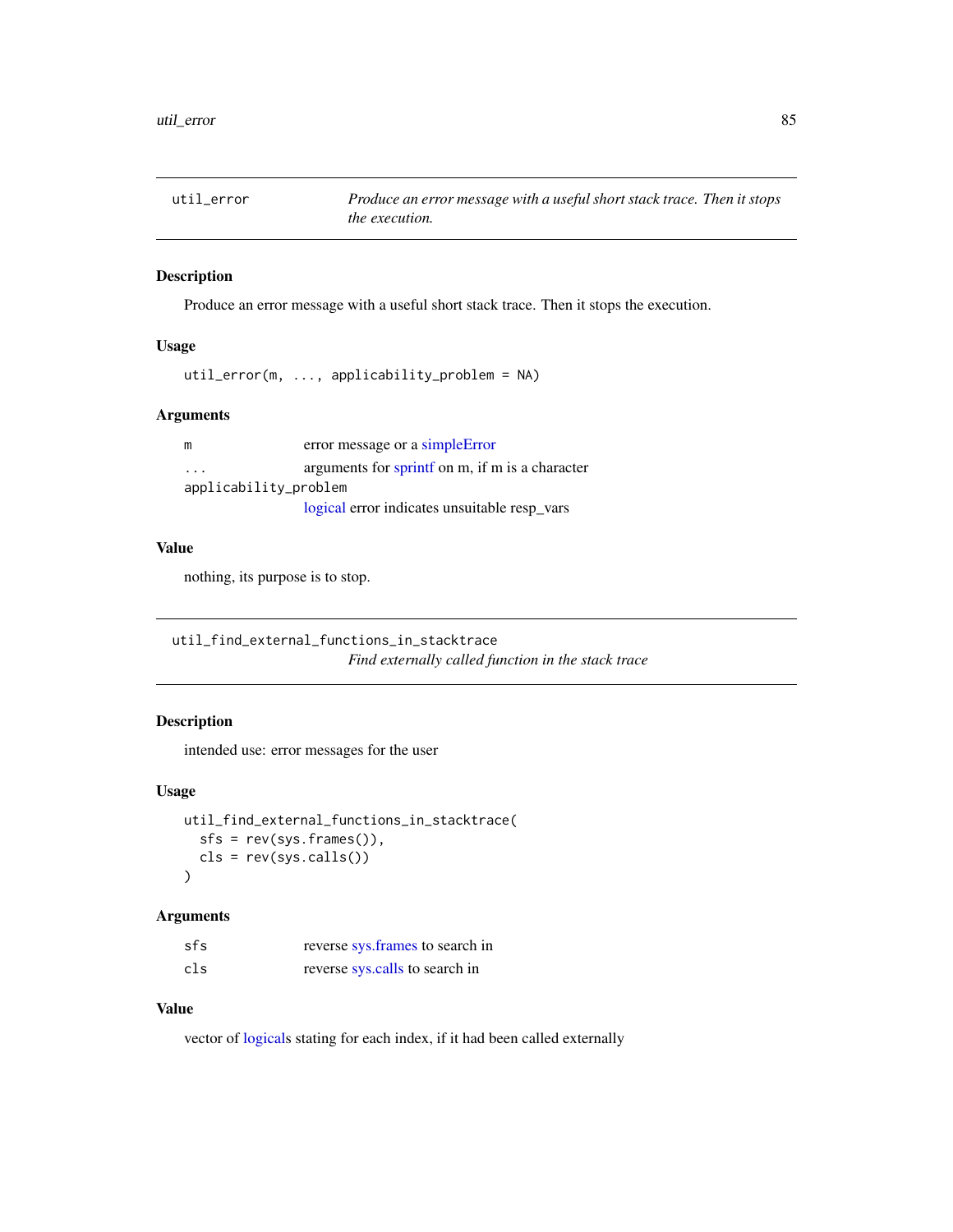## util_error — *Produce an error message with a useful short stack trace. Then it stops the execution.*

### Description

Produce an error message with a useful short stack trace. Then it stops the execution.

### Usage

```
util_error(m, ..., applicability_problem = NA)
```

### Arguments

| | |
|---|---|
| `m` | error message or a simpleError |
| `...` | arguments for sprintf on m, if m is a character |
| `applicability_problem` | logical error indicates unsuitable resp_vars |

### Value

nothing, its purpose is to stop.

## util_find_external_functions_in_stacktrace — *Find externally called function in the stack trace*

### Description

intended use: error messages for the user

### Usage

```
util_find_external_functions_in_stacktrace(
  sfs = rev(sys.frames()),
  cls = rev(sys.calls())
)
```

### Arguments

| | |
|---|---|
| `sfs` | reverse sys.frames to search in |
| `cls` | reverse sys.calls to search in |

### Value

vector of logicals stating for each index, if it had been called externally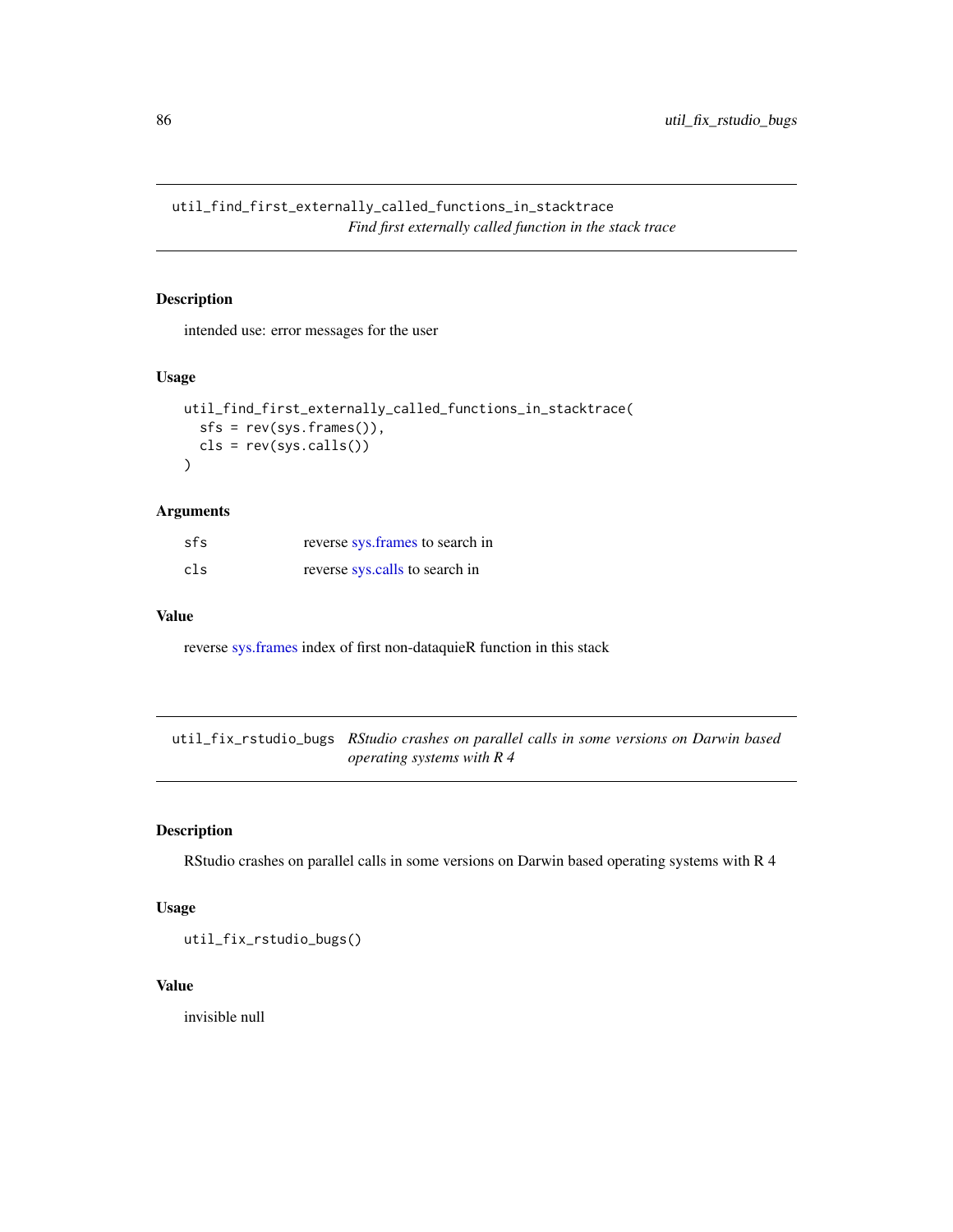## util_find_first_externally_called_functions_in_stacktrace

*Find first externally called function in the stack trace*

### Description

intended use: error messages for the user

### Usage

```
util_find_first_externally_called_functions_in_stacktrace(
  sfs = rev(sys.frames()),
  cls = rev(sys.calls())
)
```

### Arguments

| | |
|---|---|
| sfs | reverse sys.frames to search in |
| cls | reverse sys.calls to search in |

### Value

reverse sys.frames index of first non-dataquieR function in this stack

## util_fix_rstudio_bugs

*RStudio crashes on parallel calls in some versions on Darwin based operating systems with R 4*

### Description

RStudio crashes on parallel calls in some versions on Darwin based operating systems with R 4

### Usage

```
util_fix_rstudio_bugs()
```

### Value

invisible null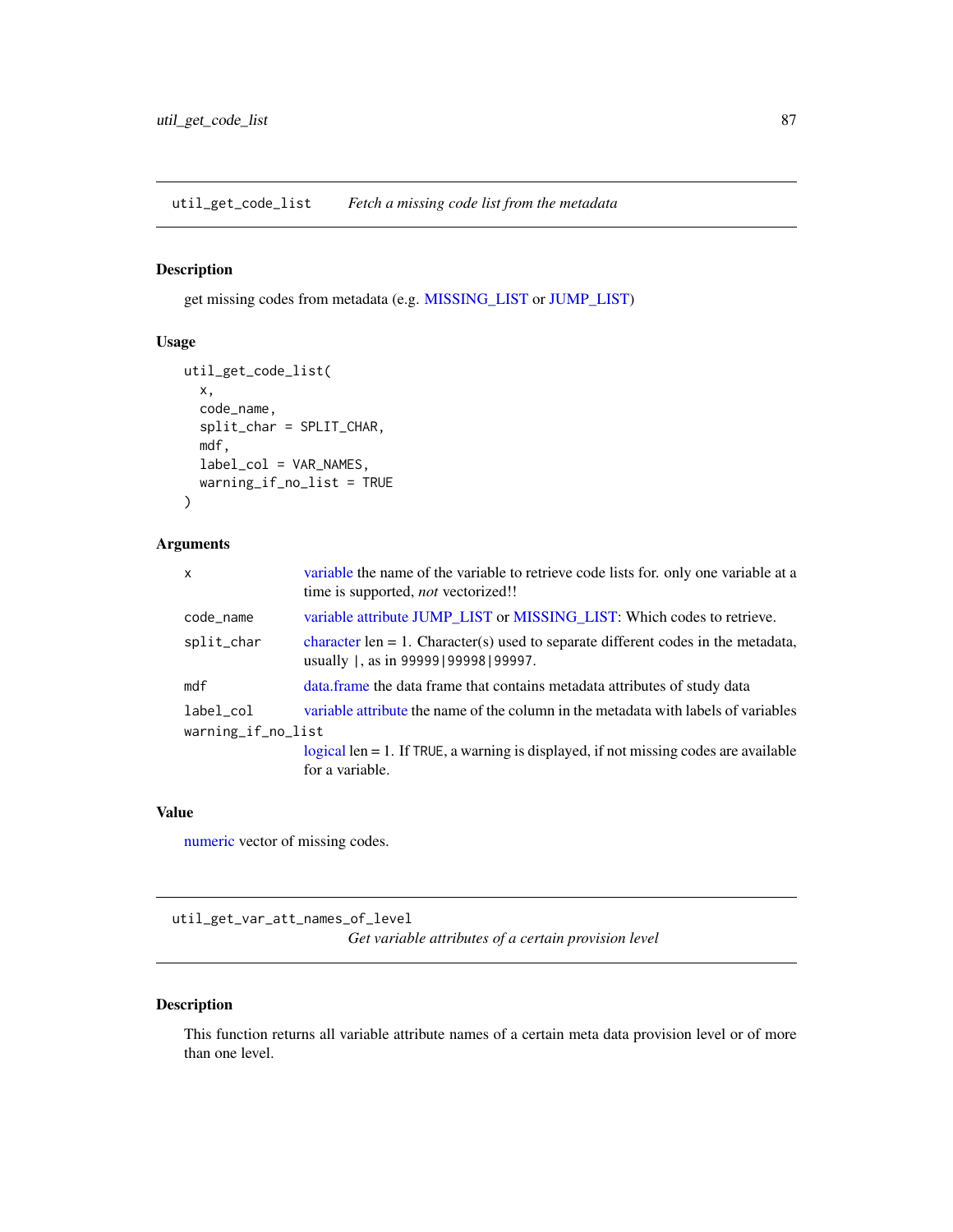## util_get_code_list — *Fetch a missing code list from the metadata*

### Description

get missing codes from metadata (e.g. MISSING_LIST or JUMP_LIST)

### Usage

```
util_get_code_list(
  x,
  code_name,
  split_char = SPLIT_CHAR,
  mdf,
  label_col = VAR_NAMES,
  warning_if_no_list = TRUE
)
```

### Arguments

| Argument | Description |
|---|---|
| `x` | variable the name of the variable to retrieve code lists for. only one variable at a time is supported, *not* vectorized!! |
| `code_name` | variable attribute JUMP_LIST or MISSING_LIST: Which codes to retrieve. |
| `split_char` | character len = 1. Character(s) used to separate different codes in the metadata, usually `|`, as in `99999|99998|99997`. |
| `mdf` | data.frame the data frame that contains metadata attributes of study data |
| `label_col` | variable attribute the name of the column in the metadata with labels of variables |
| `warning_if_no_list` | logical len = 1. If `TRUE`, a warning is displayed, if not missing codes are available for a variable. |

### Value

numeric vector of missing codes.

## util_get_var_att_names_of_level — *Get variable attributes of a certain provision level*

### Description

This function returns all variable attribute names of a certain meta data provision level or of more than one level.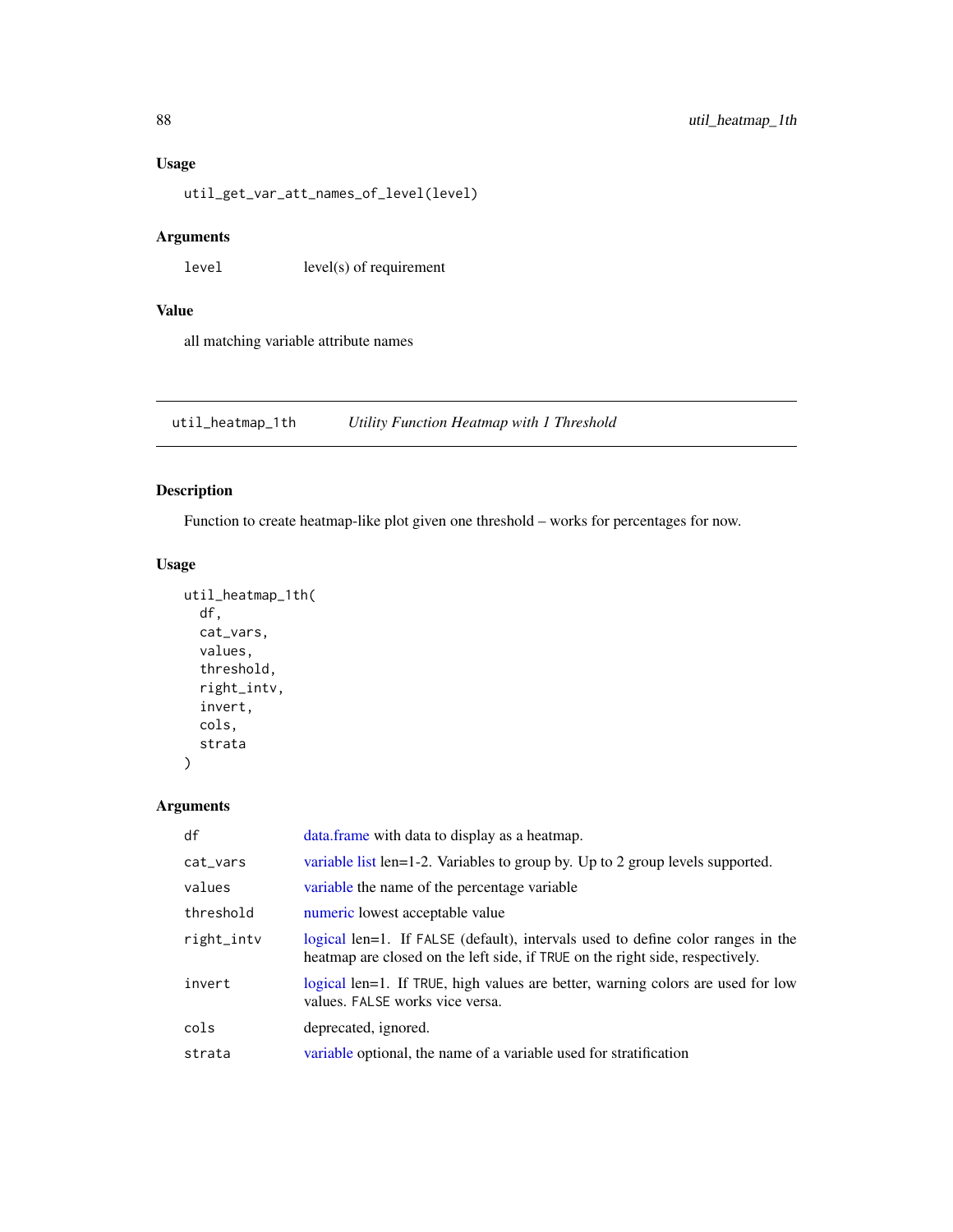### Usage

```
util_get_var_att_names_of_level(level)
```

### Arguments

| | |
|---|---|
| level | level(s) of requirement |

### Value

all matching variable attribute names

---

## util_heatmap_1th — *Utility Function Heatmap with 1 Threshold*

### Description

Function to create heatmap-like plot given one threshold – works for percentages for now.

### Usage

```
util_heatmap_1th(
  df,
  cat_vars,
  values,
  threshold,
  right_intv,
  invert,
  cols,
  strata
)
```

### Arguments

| | |
|---|---|
| df | data.frame with data to display as a heatmap. |
| cat_vars | variable list len=1-2. Variables to group by. Up to 2 group levels supported. |
| values | variable the name of the percentage variable |
| threshold | numeric lowest acceptable value |
| right_intv | logical len=1. If FALSE (default), intervals used to define color ranges in the heatmap are closed on the left side, if TRUE on the right side, respectively. |
| invert | logical len=1. If TRUE, high values are better, warning colors are used for low values. FALSE works vice versa. |
| cols | deprecated, ignored. |
| strata | variable optional, the name of a variable used for stratification |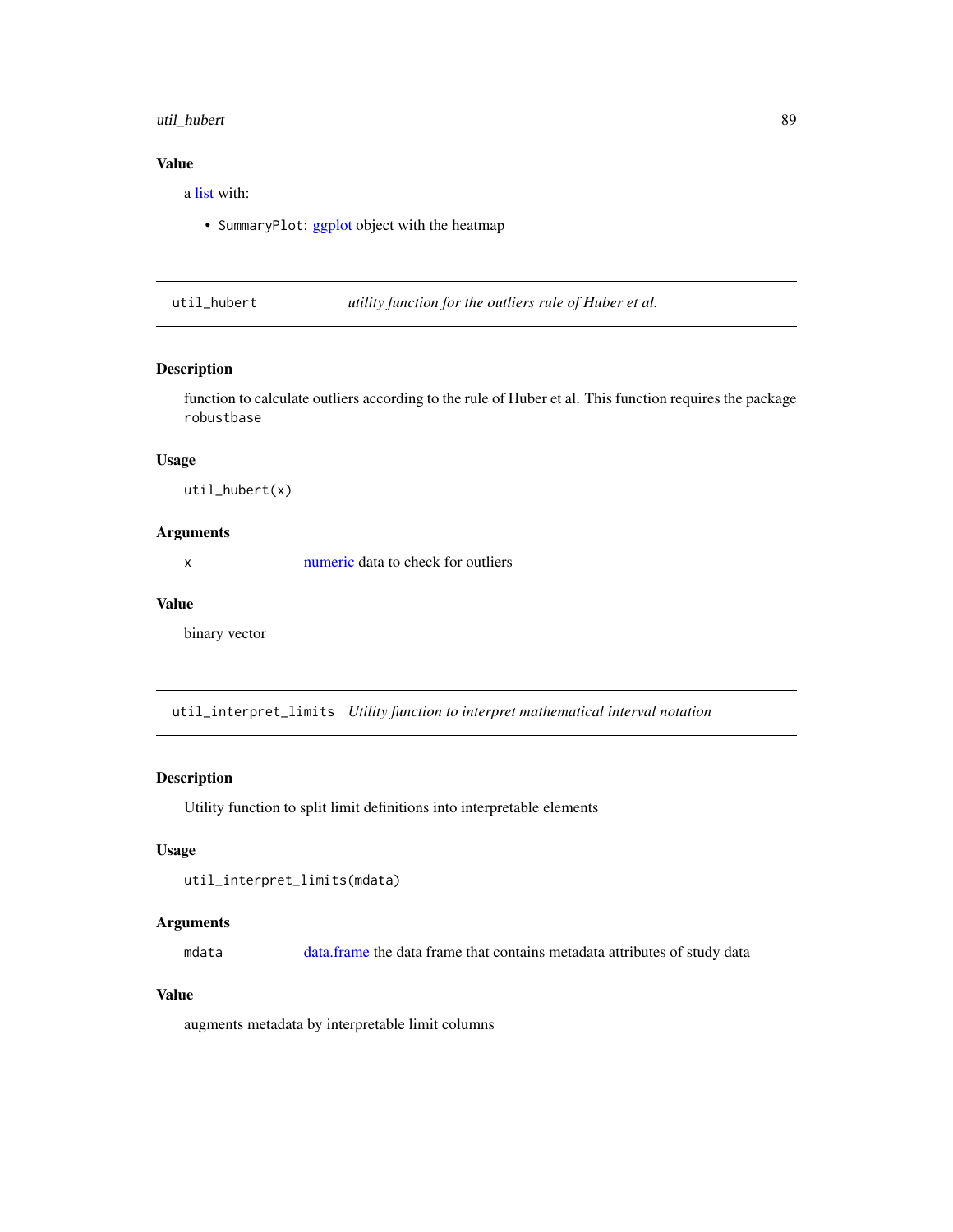### Value

a list with:

- `SummaryPlot`: ggplot object with the heatmap

## util_hubert — *utility function for the outliers rule of Huber et al.*

### Description

function to calculate outliers according to the rule of Huber et al. This function requires the package `robustbase`

### Usage

```
util_hubert(x)
```

### Arguments

| | |
|---|---|
| `x` | numeric data to check for outliers |

### Value

binary vector

## util_interpret_limits — *Utility function to interpret mathematical interval notation*

### Description

Utility function to split limit definitions into interpretable elements

### Usage

```
util_interpret_limits(mdata)
```

### Arguments

| | |
|---|---|
| `mdata` | data.frame the data frame that contains metadata attributes of study data |

### Value

augments metadata by interpretable limit columns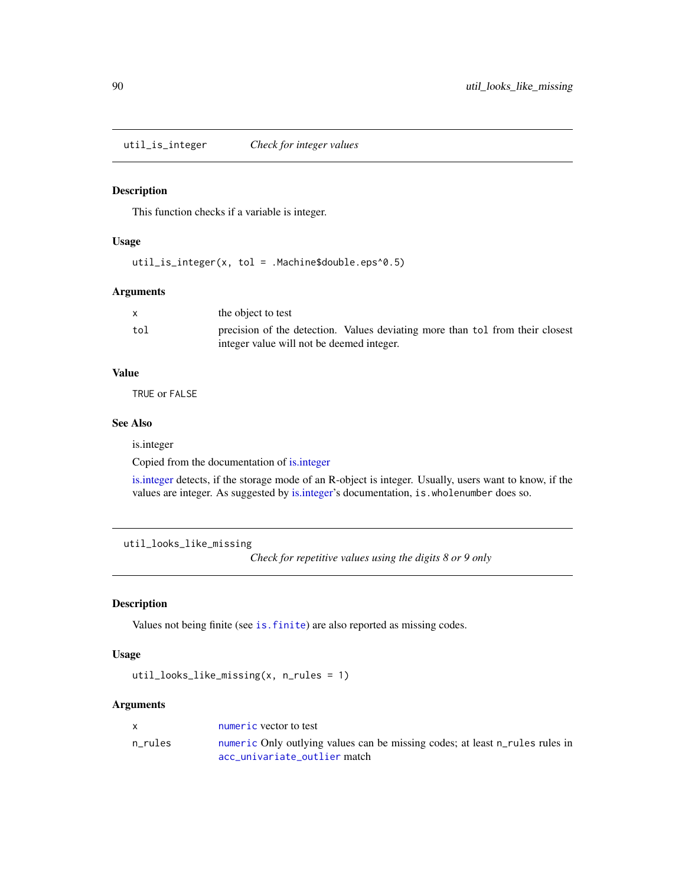## util_is_integer *Check for integer values*

### Description

This function checks if a variable is integer.

### Usage

```
util_is_integer(x, tol = .Machine$double.eps^0.5)
```

### Arguments

| | |
|---|---|
| x | the object to test |
| tol | precision of the detection. Values deviating more than `tol` from their closest integer value will not be deemed integer. |

### Value

`TRUE` or `FALSE`

### See Also

is.integer

Copied from the documentation of is.integer

is.integer detects, if the storage mode of an R-object is integer. Usually, users want to know, if the values are integer. As suggested by is.integer's documentation, `is.wholenumber` does so.

## util_looks_like_missing *Check for repetitive values using the digits 8 or 9 only*

### Description

Values not being finite (see `is.finite`) are also reported as missing codes.

### Usage

```
util_looks_like_missing(x, n_rules = 1)
```

### Arguments

| | |
|---|---|
| x | `numeric` vector to test |
| n_rules | `numeric` Only outlying values can be missing codes; at least `n_rules` rules in `acc_univariate_outlier` match |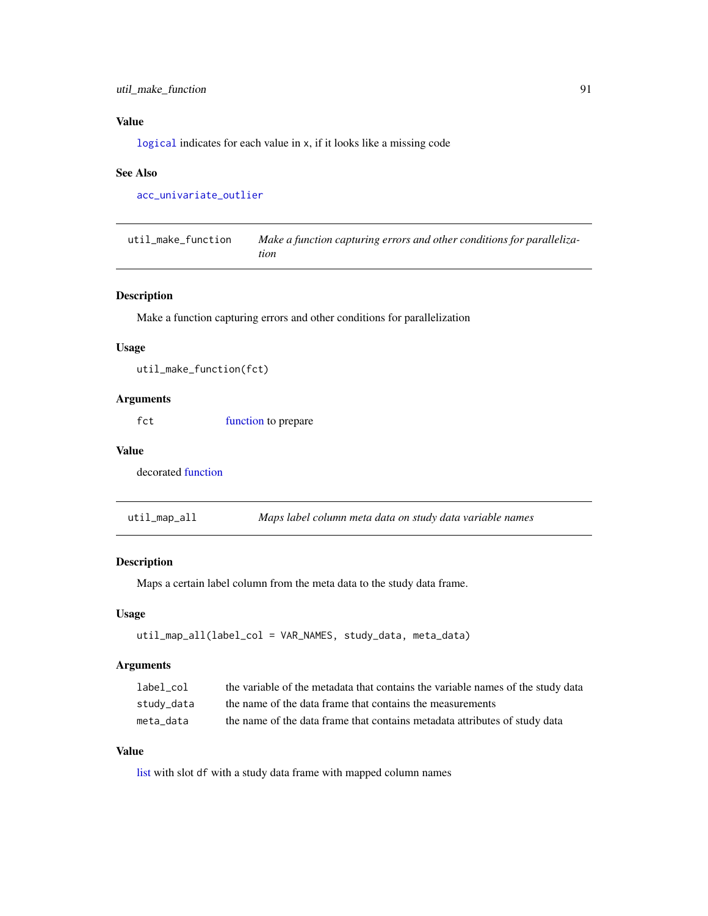### Value

`logical` indicates for each value in x, if it looks like a missing code

### See Also

`acc_univariate_outlier`

---

## util_make_function — *Make a function capturing errors and other conditions for parallelization*

### Description

Make a function capturing errors and other conditions for parallelization

### Usage

```
util_make_function(fct)
```

### Arguments

| | |
|---|---|
| `fct` | function to prepare |

### Value

decorated function

---

## util_map_all — *Maps label column meta data on study data variable names*

### Description

Maps a certain label column from the meta data to the study data frame.

### Usage

```
util_map_all(label_col = VAR_NAMES, study_data, meta_data)
```

### Arguments

| | |
|---|---|
| `label_col` | the variable of the metadata that contains the variable names of the study data |
| `study_data` | the name of the data frame that contains the measurements |
| `meta_data` | the name of the data frame that contains metadata attributes of study data |

### Value

list with slot `df` with a study data frame with mapped column names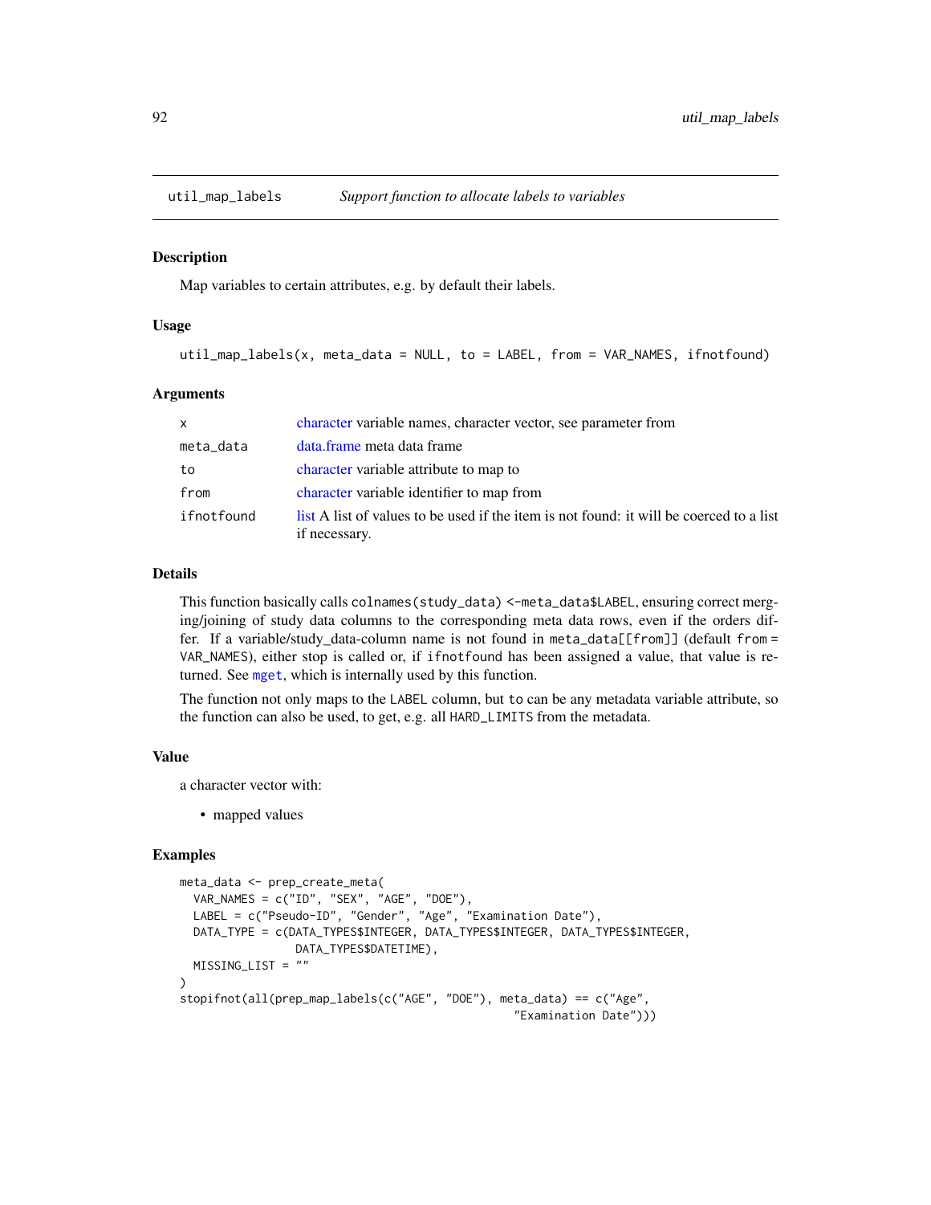## util_map_labels *Support function to allocate labels to variables*

### Description

Map variables to certain attributes, e.g. by default their labels.

### Usage

```
util_map_labels(x, meta_data = NULL, to = LABEL, from = VAR_NAMES, ifnotfound)
```

### Arguments

| | |
|---|---|
| x | character variable names, character vector, see parameter from |
| meta_data | data.frame meta data frame |
| to | character variable attribute to map to |
| from | character variable identifier to map from |
| ifnotfound | list A list of values to be used if the item is not found: it will be coerced to a list if necessary. |

### Details

This function basically calls `colnames(study_data) <-meta_data$LABEL`, ensuring correct merging/joining of study data columns to the corresponding meta data rows, even if the orders differ. If a variable/study_data-column name is not found in `meta_data[[from]]` (default `from = VAR_NAMES`), either stop is called or, if `ifnotfound` has been assigned a value, that value is returned. See `mget`, which is internally used by this function.

The function not only maps to the `LABEL` column, but `to` can be any metadata variable attribute, so the function can also be used, to get, e.g. all `HARD_LIMITS` from the metadata.

### Value

a character vector with:

- mapped values

### Examples

```
meta_data <- prep_create_meta(
  VAR_NAMES = c("ID", "SEX", "AGE", "DOE"),
  LABEL = c("Pseudo-ID", "Gender", "Age", "Examination Date"),
  DATA_TYPE = c(DATA_TYPES$INTEGER, DATA_TYPES$INTEGER, DATA_TYPES$INTEGER,
               DATA_TYPES$DATETIME),
  MISSING_LIST = ""
)
stopifnot(all(prep_map_labels(c("AGE", "DOE"), meta_data) == c("Age",
                                                 "Examination Date")))
```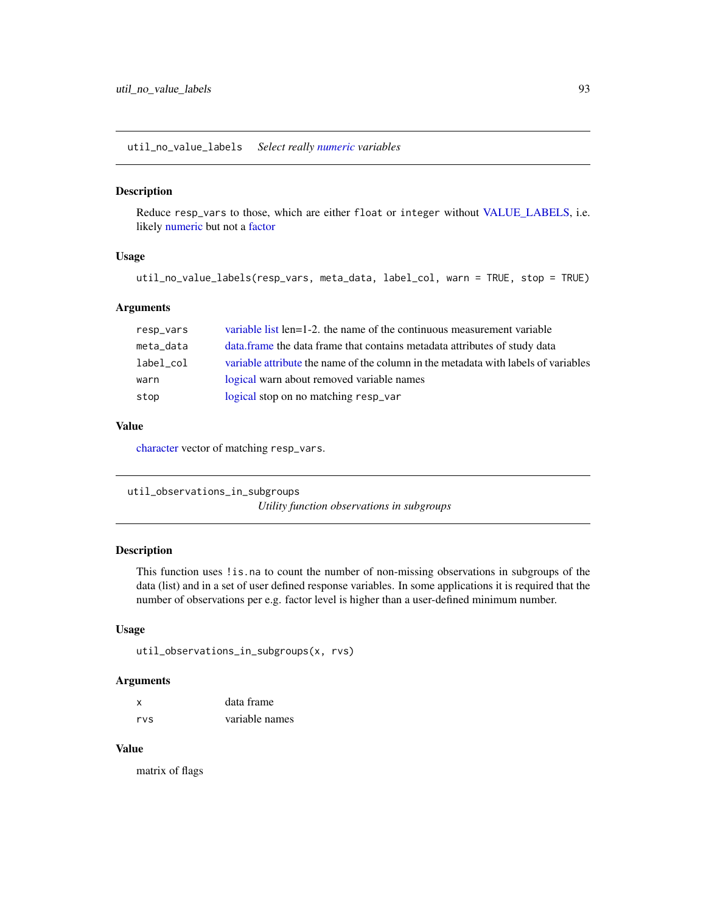## util_no_value_labels — *Select really numeric variables*

### Description

Reduce `resp_vars` to those, which are either `float` or `integer` without VALUE_LABELS, i.e. likely numeric but not a factor

### Usage

```
util_no_value_labels(resp_vars, meta_data, label_col, warn = TRUE, stop = TRUE)
```

### Arguments

| | |
|---|---|
| `resp_vars` | variable list len=1-2. the name of the continuous measurement variable |
| `meta_data` | data.frame the data frame that contains metadata attributes of study data |
| `label_col` | variable attribute the name of the column in the metadata with labels of variables |
| `warn` | logical warn about removed variable names |
| `stop` | logical stop on no matching `resp_var` |

### Value

character vector of matching `resp_vars`.

## util_observations_in_subgroups — *Utility function observations in subgroups*

### Description

This function uses `!is.na` to count the number of non-missing observations in subgroups of the data (list) and in a set of user defined response variables. In some applications it is required that the number of observations per e.g. factor level is higher than a user-defined minimum number.

### Usage

```
util_observations_in_subgroups(x, rvs)
```

### Arguments

| | |
|---|---|
| `x` | data frame |
| `rvs` | variable names |

### Value

matrix of flags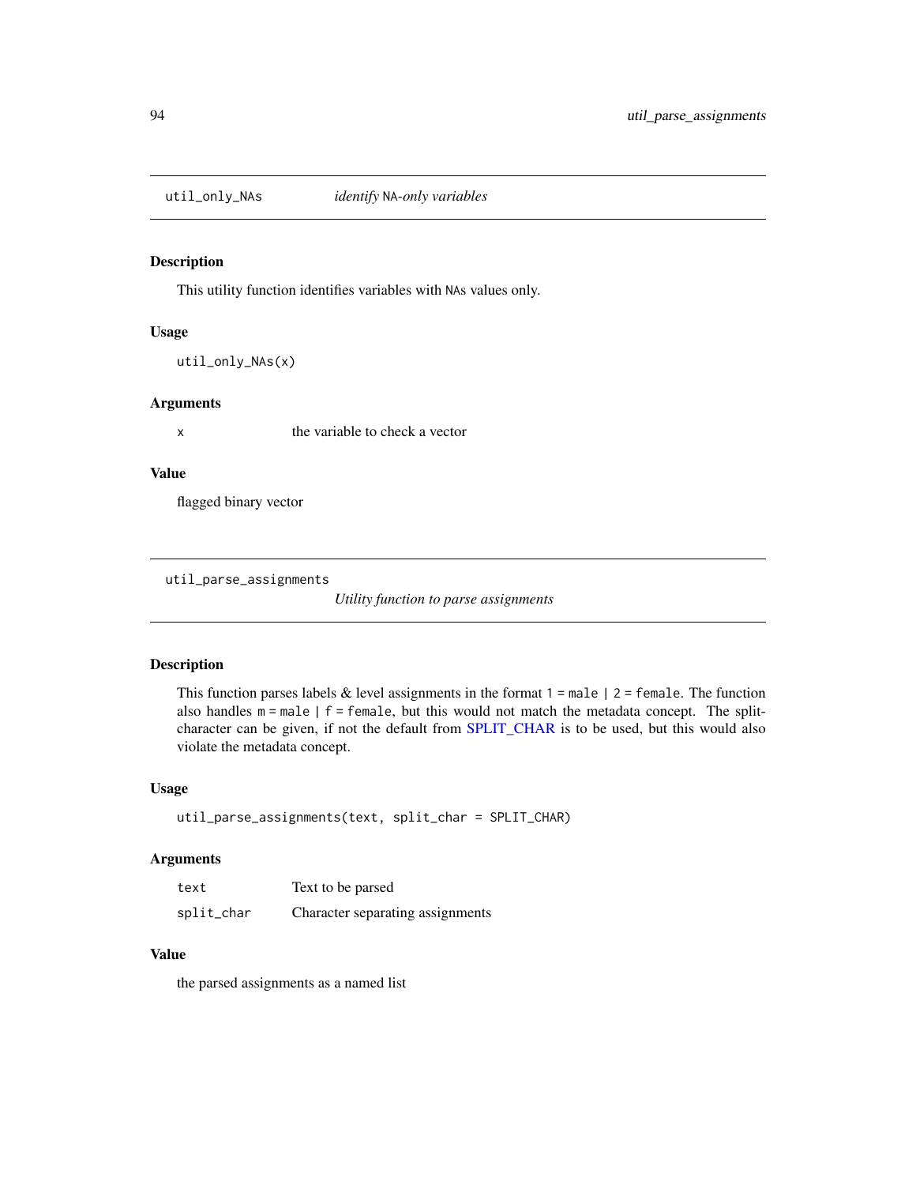## `util_only_NAs` *identify `NA`-only variables*

### Description

This utility function identifies variables with `NAs` values only.

### Usage

```
util_only_NAs(x)
```

### Arguments

| | |
|---|---|
| `x` | the variable to check a vector |

### Value

flagged binary vector

## `util_parse_assignments` *Utility function to parse assignments*

### Description

This function parses labels & level assignments in the format `1 = male | 2 = female`. The function also handles `m = male | f = female`, but this would not match the metadata concept. The split-character can be given, if not the default from SPLIT_CHAR is to be used, but this would also violate the metadata concept.

### Usage

```
util_parse_assignments(text, split_char = SPLIT_CHAR)
```

### Arguments

| | |
|---|---|
| `text` | Text to be parsed |
| `split_char` | Character separating assignments |

### Value

the parsed assignments as a named list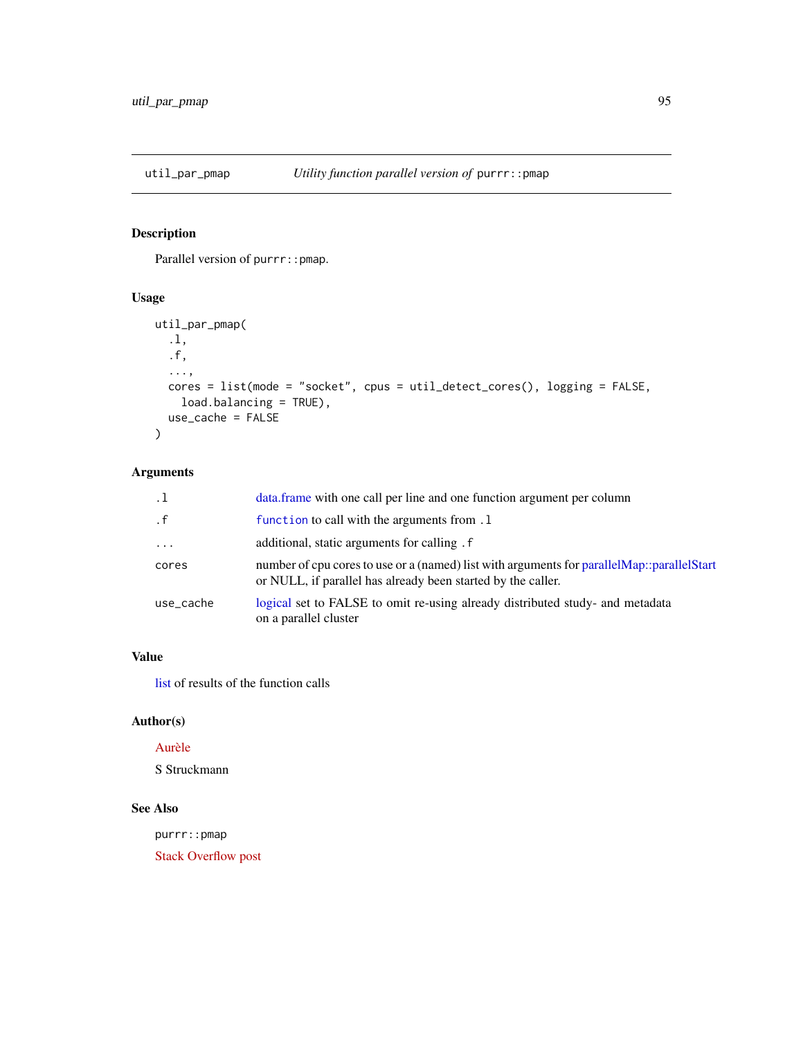## util_par_pmap — *Utility function parallel version of* `purrr::pmap`

### Description

Parallel version of `purrr::pmap`.

### Usage

```
util_par_pmap(
  .l,
  .f,
  ...,
  cores = list(mode = "socket", cpus = util_detect_cores(), logging = FALSE,
    load.balancing = TRUE),
  use_cache = FALSE
)
```

### Arguments

| | |
|---|---|
| `.l` | data.frame with one call per line and one function argument per column |
| `.f` | `function` to call with the arguments from `.l` |
| `...` | additional, static arguments for calling `.f` |
| `cores` | number of cpu cores to use or a (named) list with arguments for parallelMap::parallelStart or NULL, if parallel has already been started by the caller. |
| `use_cache` | logical set to FALSE to omit re-using already distributed study- and metadata on a parallel cluster |

### Value

list of results of the function calls

### Author(s)

Aurèle

S Struckmann

### See Also

`purrr::pmap`

Stack Overflow post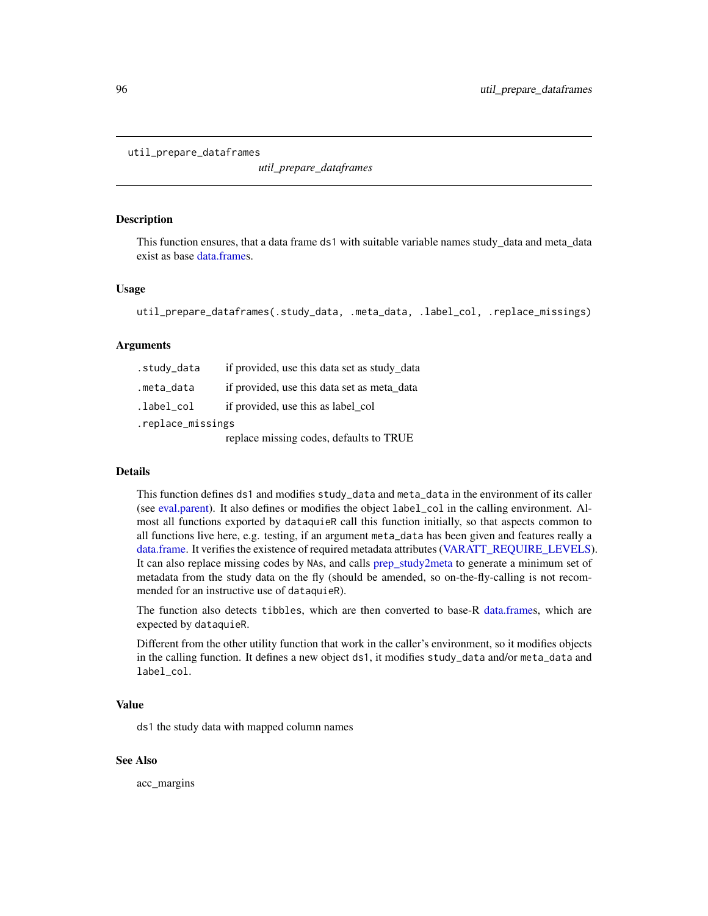util_prepare_dataframes

*util_prepare_dataframes*

## Description

This function ensures, that a data frame `ds1` with suitable variable names study_data and meta_data exist as base data.frames.

## Usage

```
util_prepare_dataframes(.study_data, .meta_data, .label_col, .replace_missings)
```

## Arguments

| | |
|---|---|
| `.study_data` | if provided, use this data set as study_data |
| `.meta_data` | if provided, use this data set as meta_data |
| `.label_col` | if provided, use this as label_col |
| `.replace_missings` | replace missing codes, defaults to TRUE |

## Details

This function defines `ds1` and modifies `study_data` and `meta_data` in the environment of its caller (see eval.parent). It also defines or modifies the object `label_col` in the calling environment. Almost all functions exported by `dataquieR` call this function initially, so that aspects common to all functions live here, e.g. testing, if an argument `meta_data` has been given and features really a data.frame. It verifies the existence of required metadata attributes (VARATT_REQUIRE_LEVELS). It can also replace missing codes by `NA`s, and calls prep_study2meta to generate a minimum set of metadata from the study data on the fly (should be amended, so on-the-fly-calling is not recommended for an instructive use of `dataquieR`).

The function also detects `tibble`s, which are then converted to base-R data.frames, which are expected by `dataquieR`.

Different from the other utility function that work in the caller's environment, so it modifies objects in the calling function. It defines a new object `ds1`, it modifies `study_data` and/or `meta_data` and `label_col`.

## Value

`ds1` the study data with mapped column names

## See Also

acc_margins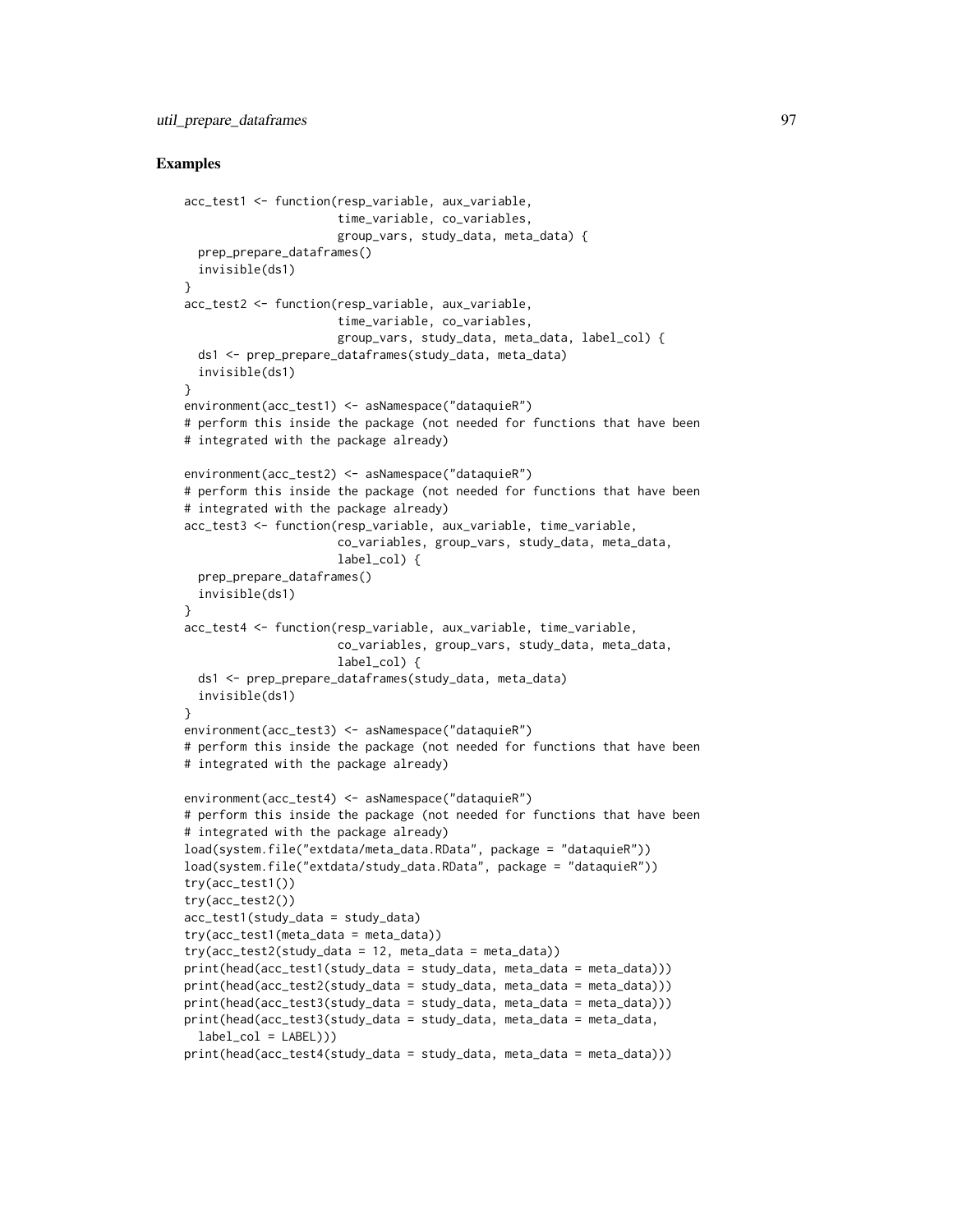## Examples

```
acc_test1 <- function(resp_variable, aux_variable,
                      time_variable, co_variables,
                      group_vars, study_data, meta_data) {
  prep_prepare_dataframes()
  invisible(ds1)
}
acc_test2 <- function(resp_variable, aux_variable,
                      time_variable, co_variables,
                      group_vars, study_data, meta_data, label_col) {
  ds1 <- prep_prepare_dataframes(study_data, meta_data)
  invisible(ds1)
}
environment(acc_test1) <- asNamespace("dataquieR")
# perform this inside the package (not needed for functions that have been
# integrated with the package already)

environment(acc_test2) <- asNamespace("dataquieR")
# perform this inside the package (not needed for functions that have been
# integrated with the package already)
acc_test3 <- function(resp_variable, aux_variable, time_variable,
                      co_variables, group_vars, study_data, meta_data,
                      label_col) {
  prep_prepare_dataframes()
  invisible(ds1)
}
acc_test4 <- function(resp_variable, aux_variable, time_variable,
                      co_variables, group_vars, study_data, meta_data,
                      label_col) {
  ds1 <- prep_prepare_dataframes(study_data, meta_data)
  invisible(ds1)
}
environment(acc_test3) <- asNamespace("dataquieR")
# perform this inside the package (not needed for functions that have been
# integrated with the package already)

environment(acc_test4) <- asNamespace("dataquieR")
# perform this inside the package (not needed for functions that have been
# integrated with the package already)
load(system.file("extdata/meta_data.RData", package = "dataquieR"))
load(system.file("extdata/study_data.RData", package = "dataquieR"))
try(acc_test1())
try(acc_test2())
acc_test1(study_data = study_data)
try(acc_test1(meta_data = meta_data))
try(acc_test2(study_data = 12, meta_data = meta_data))
print(head(acc_test1(study_data = study_data, meta_data = meta_data)))
print(head(acc_test2(study_data = study_data, meta_data = meta_data)))
print(head(acc_test3(study_data = study_data, meta_data = meta_data)))
print(head(acc_test3(study_data = study_data, meta_data = meta_data,
  label_col = LABEL)))
print(head(acc_test4(study_data = study_data, meta_data = meta_data)))
```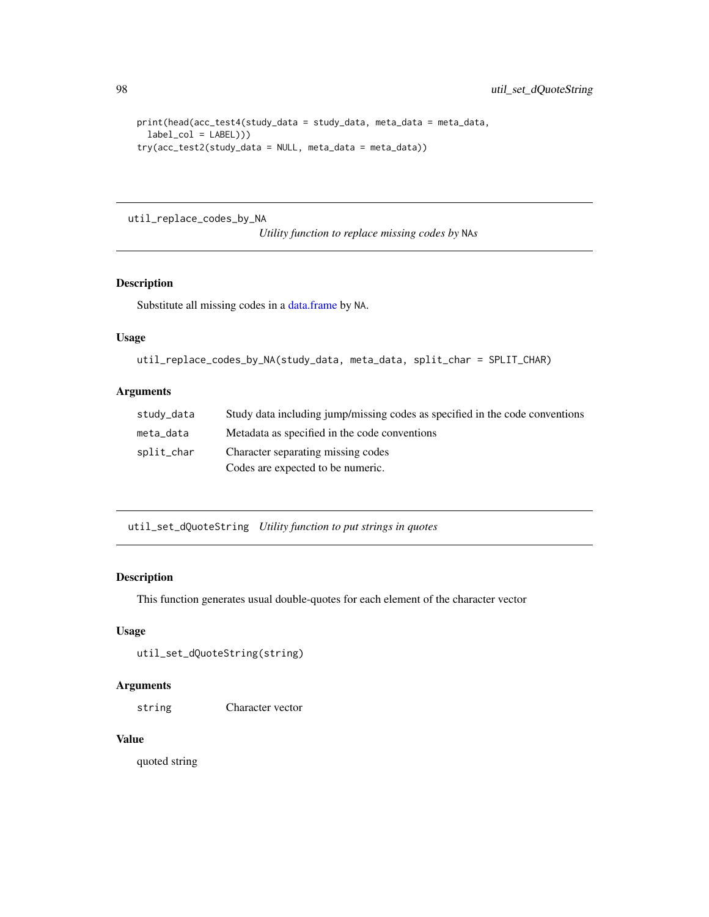```
print(head(acc_test4(study_data = study_data, meta_data = meta_data,
  label_col = LABEL)))
try(acc_test2(study_data = NULL, meta_data = meta_data))
```

---

## util_replace_codes_by_NA — *Utility function to replace missing codes by* NA*s*

### Description

Substitute all missing codes in a data.frame by NA.

### Usage

```
util_replace_codes_by_NA(study_data, meta_data, split_char = SPLIT_CHAR)
```

### Arguments

| | |
|---|---|
| study_data | Study data including jump/missing codes as specified in the code conventions |
| meta_data | Metadata as specified in the code conventions |
| split_char | Character separating missing codes<br>Codes are expected to be numeric. |

---

## util_set_dQuoteString — *Utility function to put strings in quotes*

### Description

This function generates usual double-quotes for each element of the character vector

### Usage

```
util_set_dQuoteString(string)
```

### Arguments

| | |
|---|---|
| string | Character vector |

### Value

quoted string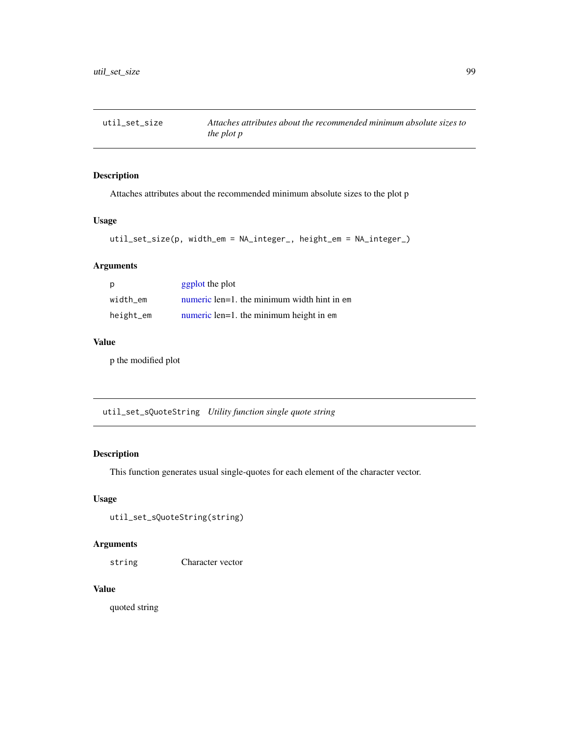## util_set_size — *Attaches attributes about the recommended minimum absolute sizes to the plot p*

### Description

Attaches attributes about the recommended minimum absolute sizes to the plot p

### Usage

```
util_set_size(p, width_em = NA_integer_, height_em = NA_integer_)
```

### Arguments

| | |
|---|---|
| `p` | ggplot the plot |
| `width_em` | numeric len=1. the minimum width hint in `em` |
| `height_em` | numeric len=1. the minimum height in `em` |

### Value

p the modified plot

## util_set_sQuoteString — *Utility function single quote string*

### Description

This function generates usual single-quotes for each element of the character vector.

### Usage

```
util_set_sQuoteString(string)
```

### Arguments

| | |
|---|---|
| `string` | Character vector |

### Value

quoted string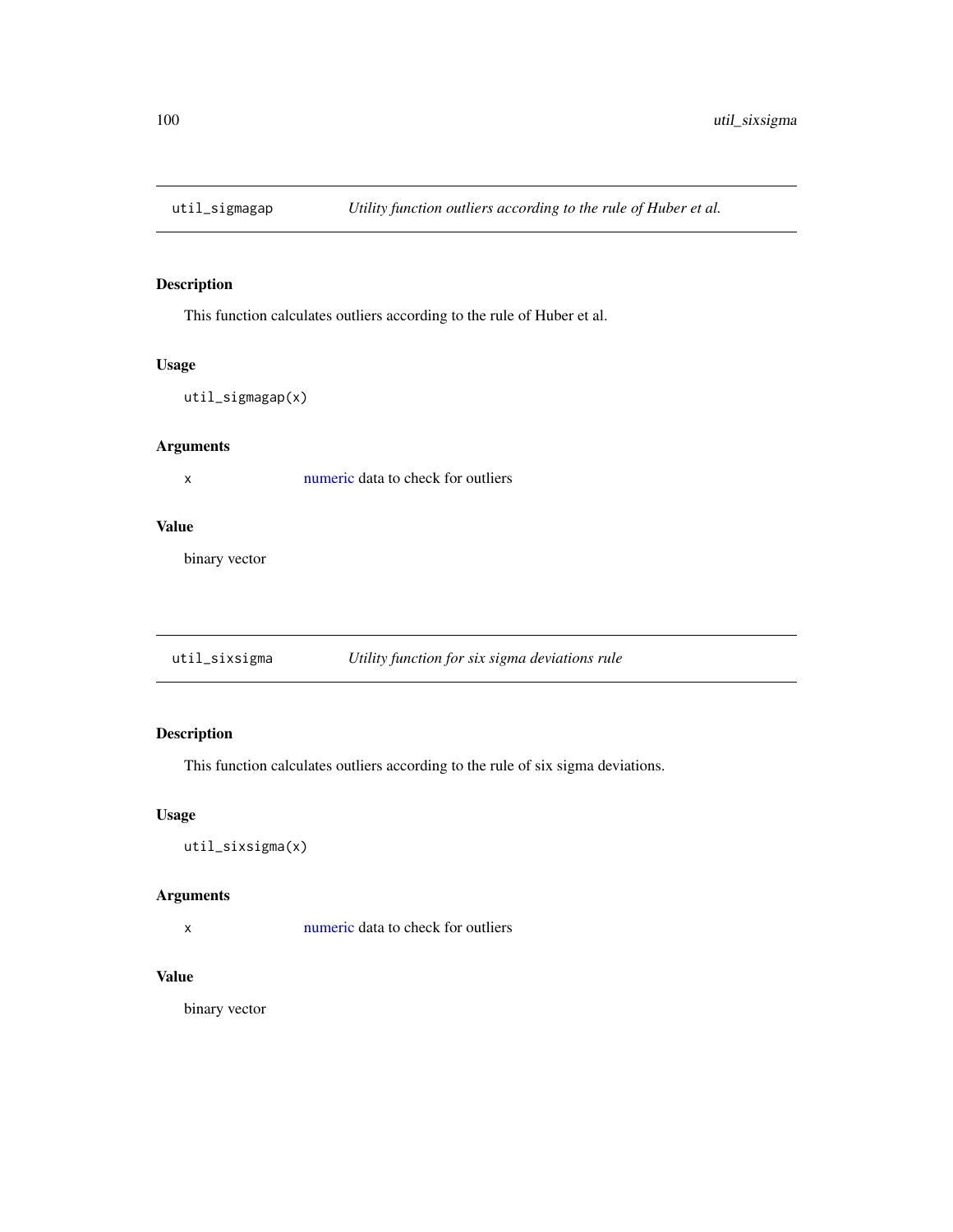## util_sigmagap — *Utility function outliers according to the rule of Huber et al.*

### Description

This function calculates outliers according to the rule of Huber et al.

### Usage

```
util_sigmagap(x)
```

### Arguments

| | |
|---|---|
| x | numeric data to check for outliers |

### Value

binary vector

## util_sixsigma — *Utility function for six sigma deviations rule*

### Description

This function calculates outliers according to the rule of six sigma deviations.

### Usage

```
util_sixsigma(x)
```

### Arguments

| | |
|---|---|
| x | numeric data to check for outliers |

### Value

binary vector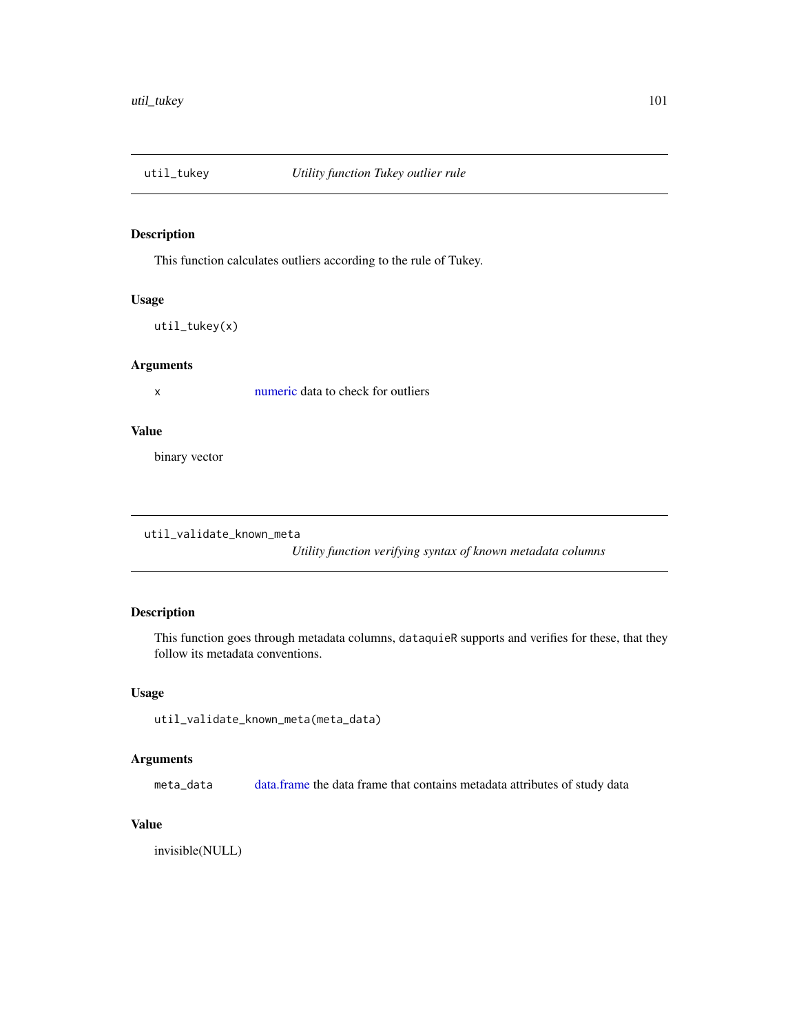## util_tukey — *Utility function Tukey outlier rule*

### Description

This function calculates outliers according to the rule of Tukey.

### Usage

```
util_tukey(x)
```

### Arguments

| | |
|---|---|
| `x` | numeric data to check for outliers |

### Value

binary vector

## util_validate_known_meta — *Utility function verifying syntax of known metadata columns*

### Description

This function goes through metadata columns, `dataquieR` supports and verifies for these, that they follow its metadata conventions.

### Usage

```
util_validate_known_meta(meta_data)
```

### Arguments

| | |
|---|---|
| `meta_data` | data.frame the data frame that contains metadata attributes of study data |

### Value

invisible(NULL)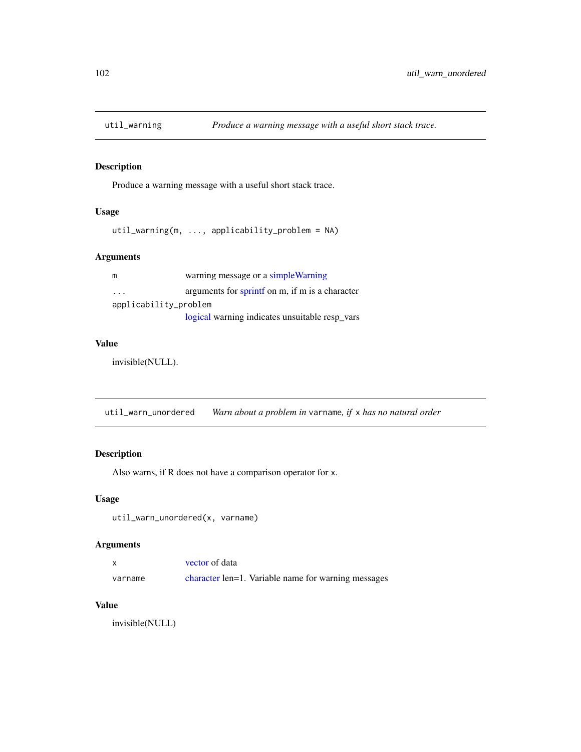## util_warning — *Produce a warning message with a useful short stack trace.*

### Description

Produce a warning message with a useful short stack trace.

### Usage

```
util_warning(m, ..., applicability_problem = NA)
```

### Arguments

| | |
|---|---|
| m | warning message or a simpleWarning |
| ... | arguments for sprintf on m, if m is a character |
| applicability_problem | logical warning indicates unsuitable resp_vars |

### Value

invisible(NULL).

## util_warn_unordered — *Warn about a problem in* `varname`*, if* `x` *has no natural order*

### Description

Also warns, if R does not have a comparison operator for `x`.

### Usage

```
util_warn_unordered(x, varname)
```

### Arguments

| | |
|---|---|
| x | vector of data |
| varname | character len=1. Variable name for warning messages |

### Value

invisible(NULL)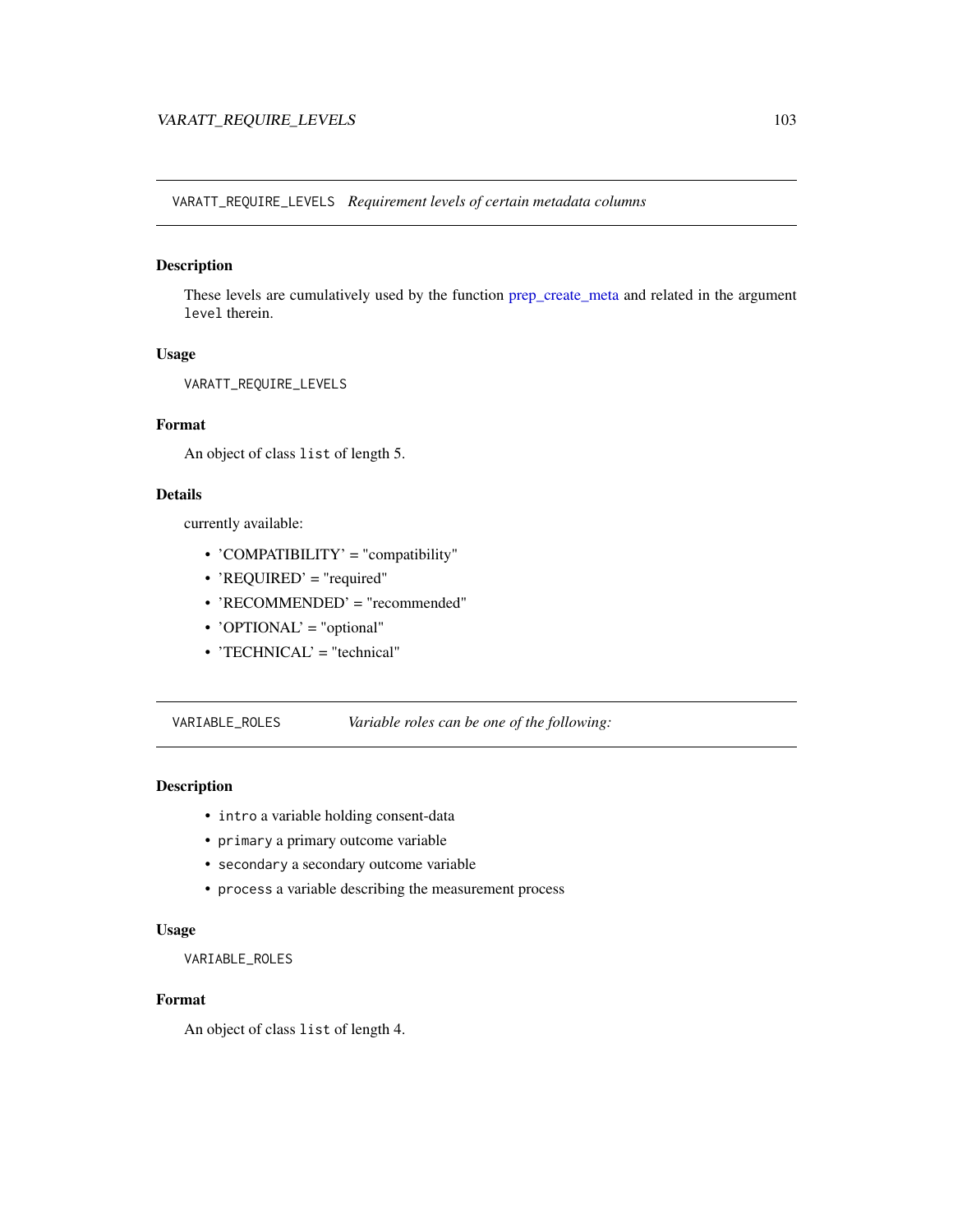## VARATT_REQUIRE_LEVELS *Requirement levels of certain metadata columns*

### Description

These levels are cumulatively used by the function prep_create_meta and related in the argument `level` therein.

### Usage

```
VARATT_REQUIRE_LEVELS
```

### Format

An object of class `list` of length 5.

### Details

currently available:

- 'COMPATIBILITY' = "compatibility"
- 'REQUIRED' = "required"
- 'RECOMMENDED' = "recommended"
- 'OPTIONAL' = "optional"
- 'TECHNICAL' = "technical"

## VARIABLE_ROLES *Variable roles can be one of the following:*

### Description

- `intro` a variable holding consent-data
- `primary` a primary outcome variable
- `secondary` a secondary outcome variable
- `process` a variable describing the measurement process

### Usage

```
VARIABLE_ROLES
```

### Format

An object of class `list` of length 4.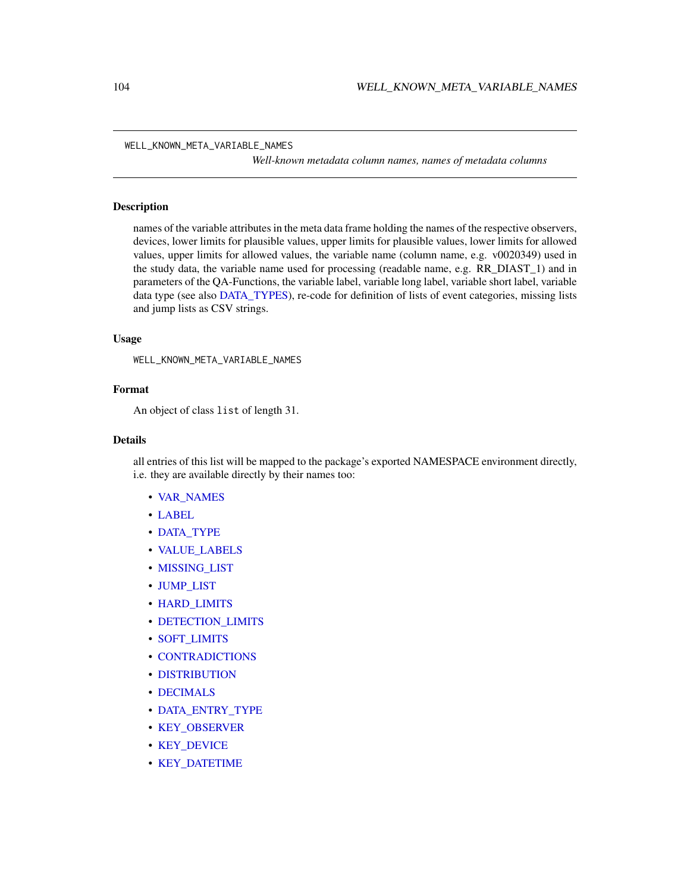WELL_KNOWN_META_VARIABLE_NAMES

*Well-known metadata column names, names of metadata columns*

## Description

names of the variable attributes in the meta data frame holding the names of the respective observers, devices, lower limits for plausible values, upper limits for plausible values, lower limits for allowed values, upper limits for allowed values, the variable name (column name, e.g. v0020349) used in the study data, the variable name used for processing (readable name, e.g. RR_DIAST_1) and in parameters of the QA-Functions, the variable label, variable long label, variable short label, variable data type (see also DATA_TYPES), re-code for definition of lists of event categories, missing lists and jump lists as CSV strings.

## Usage

```
WELL_KNOWN_META_VARIABLE_NAMES
```

## Format

An object of class `list` of length 31.

## Details

all entries of this list will be mapped to the package's exported NAMESPACE environment directly, i.e. they are available directly by their names too:

- VAR_NAMES
- LABEL
- DATA_TYPE
- VALUE_LABELS
- MISSING_LIST
- JUMP_LIST
- HARD_LIMITS
- DETECTION_LIMITS
- SOFT_LIMITS
- CONTRADICTIONS
- DISTRIBUTION
- DECIMALS
- DATA_ENTRY_TYPE
- KEY_OBSERVER
- KEY_DEVICE
- KEY_DATETIME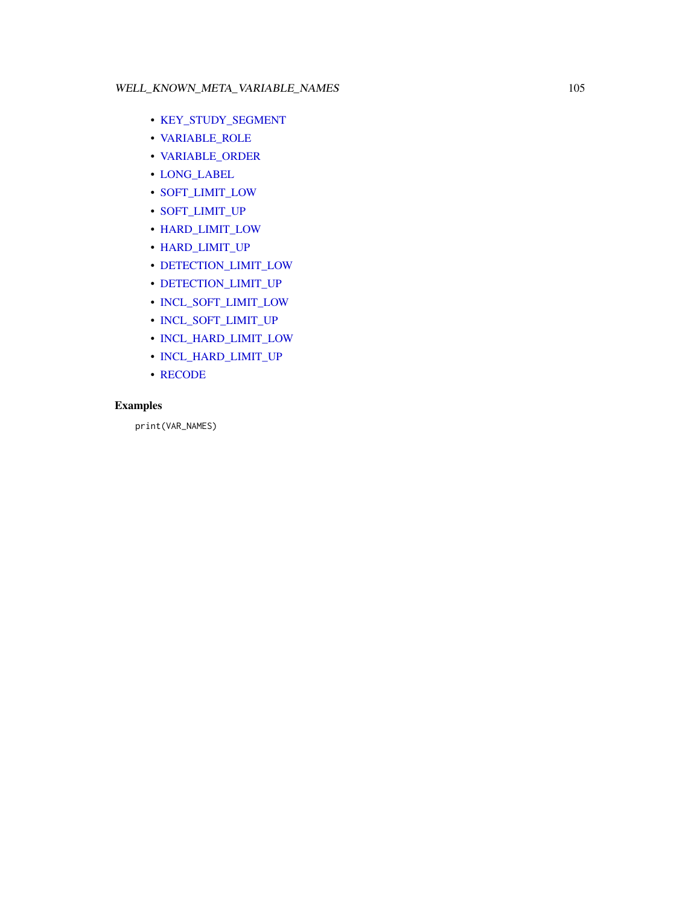- KEY_STUDY_SEGMENT
- VARIABLE_ROLE
- VARIABLE_ORDER
- LONG_LABEL
- SOFT_LIMIT_LOW
- SOFT_LIMIT_UP
- HARD_LIMIT_LOW
- HARD_LIMIT_UP
- DETECTION_LIMIT_LOW
- DETECTION_LIMIT_UP
- INCL_SOFT_LIMIT_LOW
- INCL_SOFT_LIMIT_UP
- INCL_HARD_LIMIT_LOW
- INCL_HARD_LIMIT_UP
- RECODE

## Examples

```
print(VAR_NAMES)
```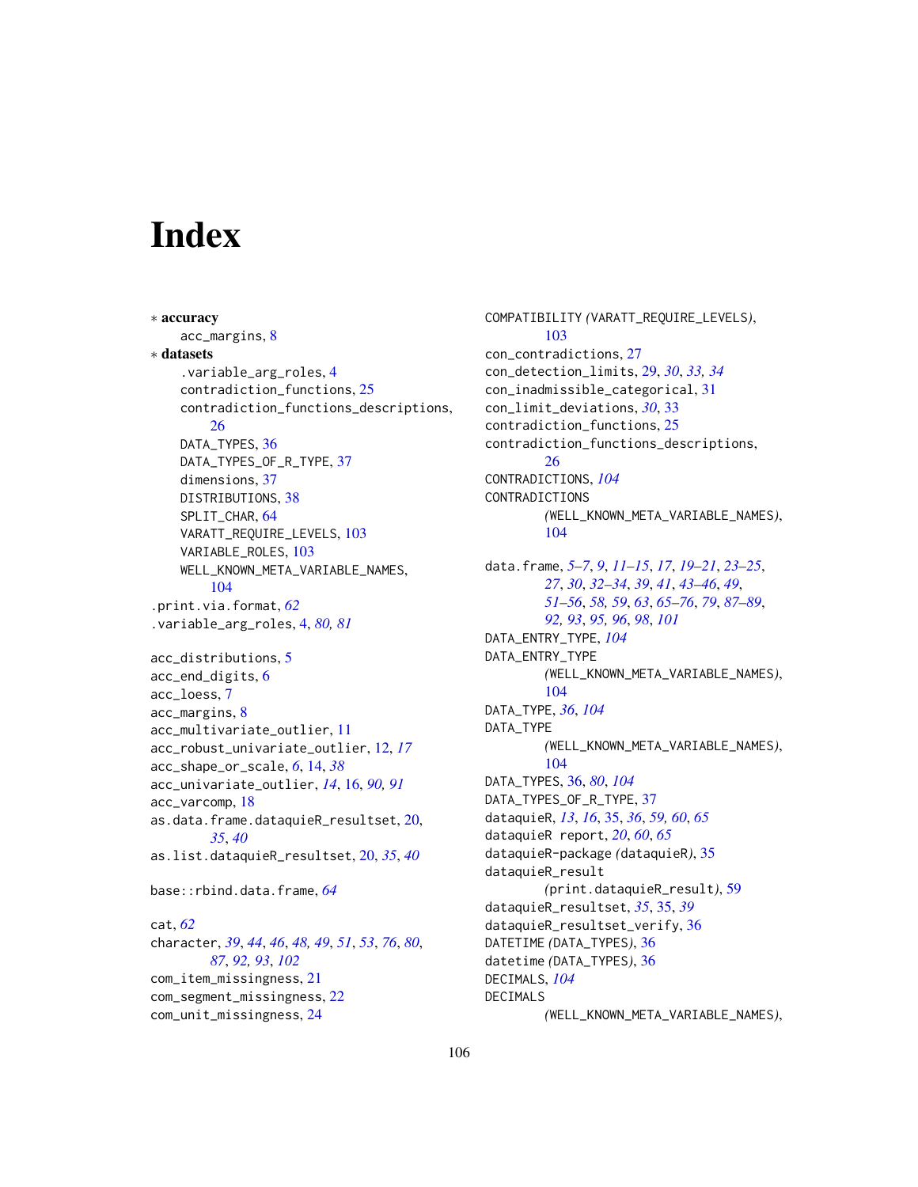# Index

∗ **accuracy**
  acc_margins, 8
∗ **datasets**
  .variable_arg_roles, 4
  contradiction_functions, 25
  contradiction_functions_descriptions, 26
  DATA_TYPES, 36
  DATA_TYPES_OF_R_TYPE, 37
  dimensions, 37
  DISTRIBUTIONS, 38
  SPLIT_CHAR, 64
  VARATT_REQUIRE_LEVELS, 103
  VARIABLE_ROLES, 103
  WELL_KNOWN_META_VARIABLE_NAMES, 104
.print.via.format, *62*
.variable_arg_roles, 4, *80, 81*

acc_distributions, 5
acc_end_digits, 6
acc_loess, 7
acc_margins, 8
acc_multivariate_outlier, 11
acc_robust_univariate_outlier, 12, *17*
acc_shape_or_scale, *6*, 14, *38*
acc_univariate_outlier, *14*, 16, *90, 91*
acc_varcomp, 18
as.data.frame.dataquieR_resultset, 20, *35*, *40*
as.list.dataquieR_resultset, 20, *35*, *40*

base::rbind.data.frame, *64*

cat, *62*
character, *39*, *44*, *46*, *48, 49*, *51*, *53*, *76*, *80*, *87*, *92, 93*, *102*
com_item_missingness, 21
com_segment_missingness, 22
com_unit_missingness, 24
COMPATIBILITY *(*VARATT_REQUIRE_LEVELS*)*, 103
con_contradictions, 27
con_detection_limits, 29, *30*, *33, 34*
con_inadmissible_categorical, 31
con_limit_deviations, *30*, 33
contradiction_functions, 25
contradiction_functions_descriptions, 26
CONTRADICTIONS, *104*
CONTRADICTIONS *(*WELL_KNOWN_META_VARIABLE_NAMES*)*, 104

data.frame, *5–7*, *9*, *11–15*, *17*, *19–21*, *23–25*, *27*, *30*, *32–34*, *39*, *41*, *43–46*, *49*, *51–56*, *58, 59*, *63*, *65–76*, *79*, *87–89*, *92, 93*, *95, 96*, *98*, *101*
DATA_ENTRY_TYPE, *104*
DATA_ENTRY_TYPE *(*WELL_KNOWN_META_VARIABLE_NAMES*)*, 104
DATA_TYPE, *36*, *104*
DATA_TYPE *(*WELL_KNOWN_META_VARIABLE_NAMES*)*, 104
DATA_TYPES, 36, *80*, *104*
DATA_TYPES_OF_R_TYPE, 37
dataquieR, *13*, *16*, 35, *36*, *59, 60*, *65*
dataquieR report, *20*, *60*, *65*
dataquieR-package *(*dataquieR*)*, 35
dataquieR_result *(*print.dataquieR_result*)*, 59
dataquieR_resultset, *35*, 35, *39*
dataquieR_resultset_verify, 36
DATETIME *(*DATA_TYPES*)*, 36
datetime *(*DATA_TYPES*)*, 36
DECIMALS, *104*
DECIMALS *(*WELL_KNOWN_META_VARIABLE_NAMES*)*,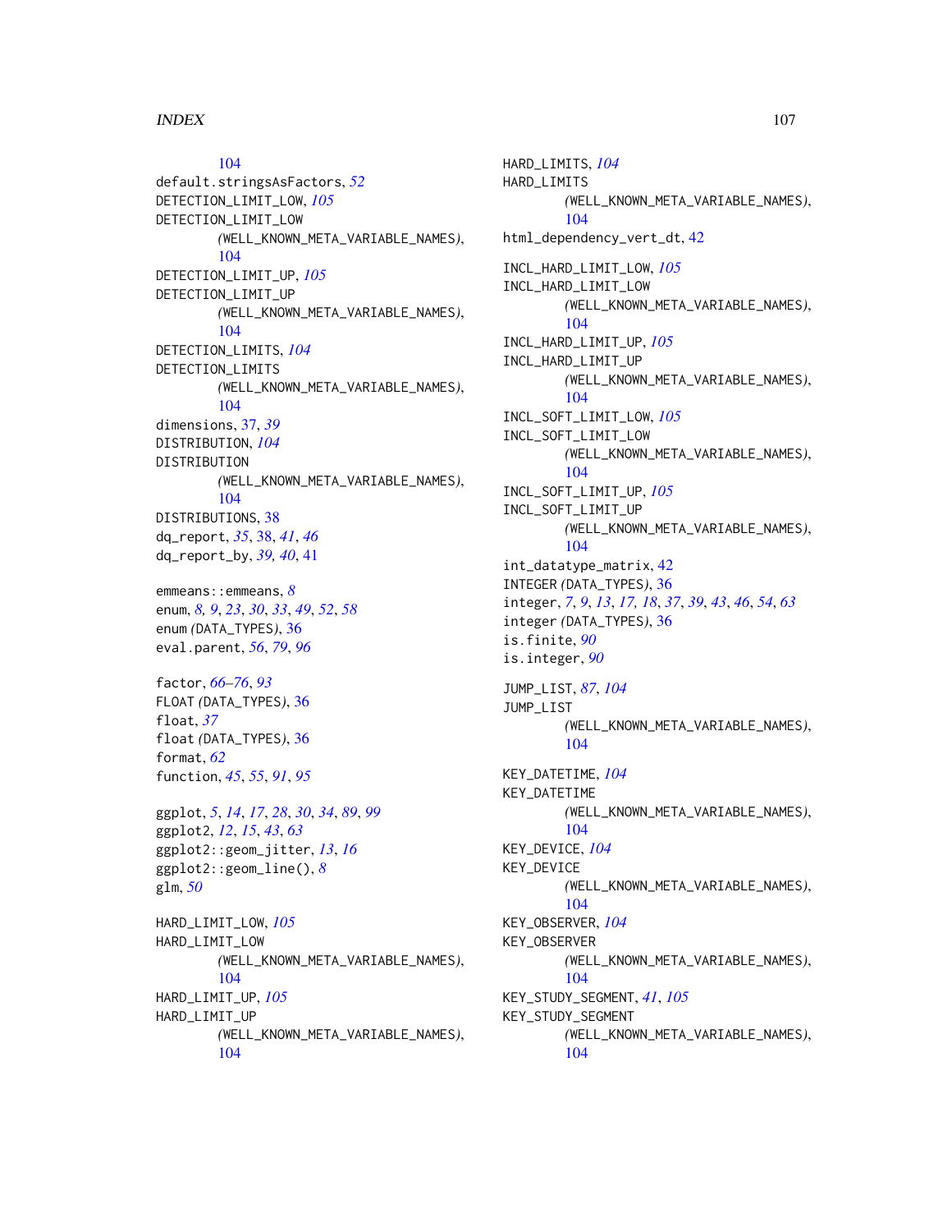104
default.stringsAsFactors, *52*
DETECTION_LIMIT_LOW, *105*
DETECTION_LIMIT_LOW (WELL_KNOWN_META_VARIABLE_NAMES), 104
DETECTION_LIMIT_UP, *105*
DETECTION_LIMIT_UP (WELL_KNOWN_META_VARIABLE_NAMES), 104
DETECTION_LIMITS, *104*
DETECTION_LIMITS (WELL_KNOWN_META_VARIABLE_NAMES), 104
dimensions, 37, *39*
DISTRIBUTION, *104*
DISTRIBUTION (WELL_KNOWN_META_VARIABLE_NAMES), 104
DISTRIBUTIONS, 38
dq_report, *35*, 38, *41*, *46*
dq_report_by, *39, 40*, 41

emmeans::emmeans, *8*
enum, *8, 9*, *23*, *30*, *33*, *49*, *52*, *58*
enum (DATA_TYPES), 36
eval.parent, *56*, *79*, *96*

factor, *66–76*, *93*
FLOAT (DATA_TYPES), 36
float, *37*
float (DATA_TYPES), 36
format, *62*
function, *45*, *55*, *91*, *95*

ggplot, *5*, *14*, *17*, *28*, *30*, *34*, *89*, *99*
ggplot2, *12*, *15*, *43*, *63*
ggplot2::geom_jitter, *13*, *16*
ggplot2::geom_line(), *8*
glm, *50*

HARD_LIMIT_LOW, *105*
HARD_LIMIT_LOW (WELL_KNOWN_META_VARIABLE_NAMES), 104
HARD_LIMIT_UP, *105*
HARD_LIMIT_UP (WELL_KNOWN_META_VARIABLE_NAMES), 104
HARD_LIMITS, *104*
HARD_LIMITS (WELL_KNOWN_META_VARIABLE_NAMES), 104
html_dependency_vert_dt, 42

INCL_HARD_LIMIT_LOW, *105*
INCL_HARD_LIMIT_LOW (WELL_KNOWN_META_VARIABLE_NAMES), 104
INCL_HARD_LIMIT_UP, *105*
INCL_HARD_LIMIT_UP (WELL_KNOWN_META_VARIABLE_NAMES), 104
INCL_SOFT_LIMIT_LOW, *105*
INCL_SOFT_LIMIT_LOW (WELL_KNOWN_META_VARIABLE_NAMES), 104
INCL_SOFT_LIMIT_UP, *105*
INCL_SOFT_LIMIT_UP (WELL_KNOWN_META_VARIABLE_NAMES), 104
int_datatype_matrix, 42
INTEGER (DATA_TYPES), 36
integer, *7*, *9*, *13*, *17, 18*, *37*, *39*, *43*, *46*, *54*, *63*
integer (DATA_TYPES), 36
is.finite, *90*
is.integer, *90*

JUMP_LIST, *87*, *104*
JUMP_LIST (WELL_KNOWN_META_VARIABLE_NAMES), 104

KEY_DATETIME, *104*
KEY_DATETIME (WELL_KNOWN_META_VARIABLE_NAMES), 104
KEY_DEVICE, *104*
KEY_DEVICE (WELL_KNOWN_META_VARIABLE_NAMES), 104
KEY_OBSERVER, *104*
KEY_OBSERVER (WELL_KNOWN_META_VARIABLE_NAMES), 104
KEY_STUDY_SEGMENT, *41*, *105*
KEY_STUDY_SEGMENT (WELL_KNOWN_META_VARIABLE_NAMES), 104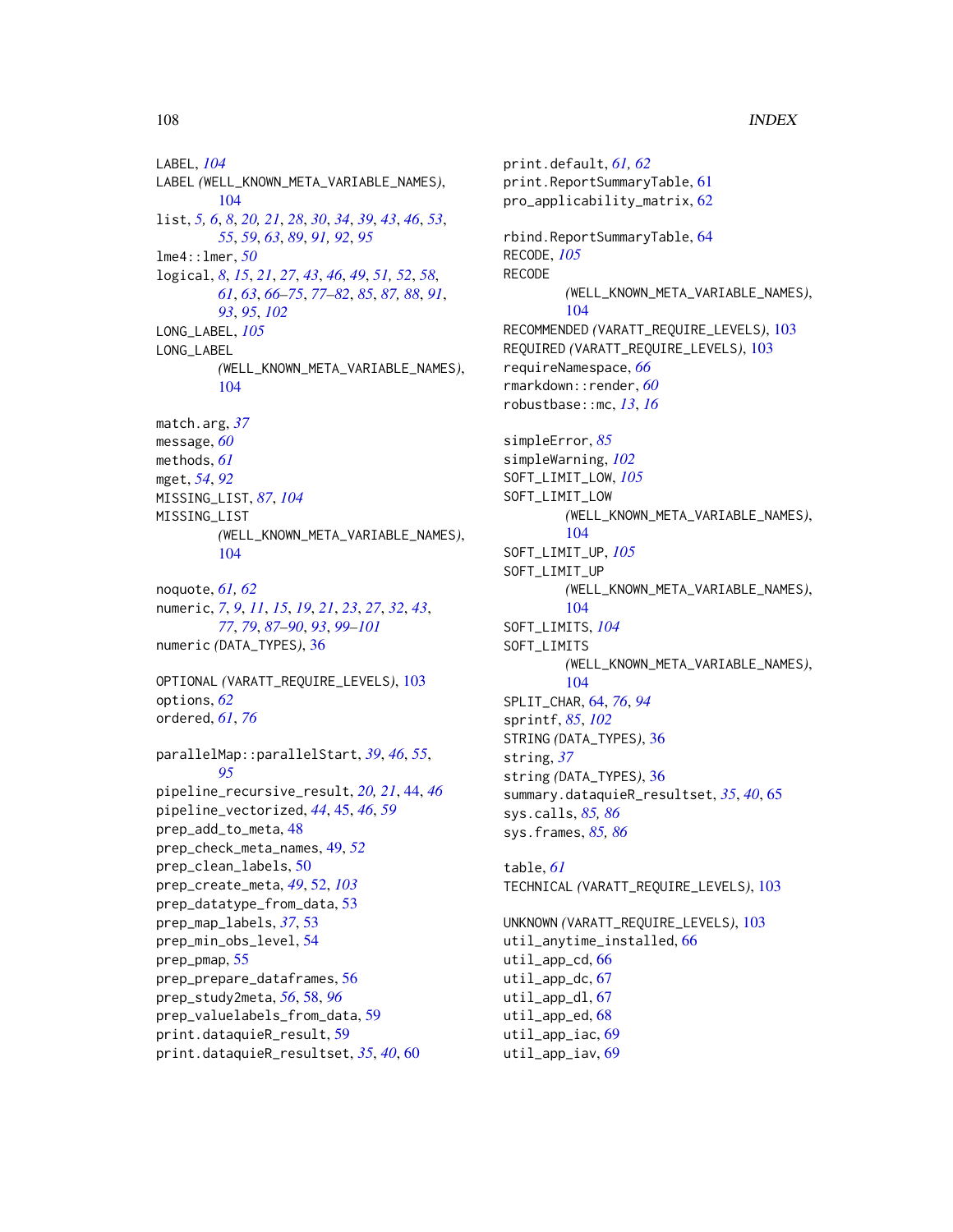LABEL, *104*
LABEL *(*WELL_KNOWN_META_VARIABLE_NAMES*)*, 104
list, *5, 6*, *8*, *20, 21*, *28*, *30*, *34*, *39*, *43*, *46*, *53*, *55*, *59*, *63*, *89*, *91, 92*, *95*
lme4::lmer, *50*
logical, *8*, *15*, *21*, *27*, *43*, *46*, *49*, *51, 52*, *58*, *61*, *63*, *66–75*, *77–82*, *85*, *87, 88*, *91*, *93*, *95*, *102*
LONG_LABEL, *105*
LONG_LABEL *(*WELL_KNOWN_META_VARIABLE_NAMES*)*, 104

match.arg, *37*
message, *60*
methods, *61*
mget, *54*, *92*
MISSING_LIST, *87*, *104*
MISSING_LIST *(*WELL_KNOWN_META_VARIABLE_NAMES*)*, 104

noquote, *61, 62*
numeric, *7*, *9*, *11*, *15*, *19*, *21*, *23*, *27*, *32*, *43*, *77*, *79*, *87–90*, *93*, *99–101*
numeric *(*DATA_TYPES*)*, 36

OPTIONAL *(*VARATT_REQUIRE_LEVELS*)*, 103
options, *62*
ordered, *61*, *76*

parallelMap::parallelStart, *39*, *46*, *55*, *95*
pipeline_recursive_result, *20, 21*, 44, *46*
pipeline_vectorized, *44*, 45, *46*, *59*
prep_add_to_meta, 48
prep_check_meta_names, 49, *52*
prep_clean_labels, 50
prep_create_meta, *49*, 52, *103*
prep_datatype_from_data, 53
prep_map_labels, *37*, 53
prep_min_obs_level, 54
prep_pmap, 55
prep_prepare_dataframes, 56
prep_study2meta, *56*, 58, *96*
prep_valuelabels_from_data, 59
print.dataquieR_result, 59
print.dataquieR_resultset, *35*, *40*, 60
print.default, *61, 62*
print.ReportSummaryTable, 61
pro_applicability_matrix, 62

rbind.ReportSummaryTable, 64
RECODE, *105*
RECODE *(*WELL_KNOWN_META_VARIABLE_NAMES*)*, 104
RECOMMENDED *(*VARATT_REQUIRE_LEVELS*)*, 103
REQUIRED *(*VARATT_REQUIRE_LEVELS*)*, 103
requireNamespace, *66*
rmarkdown::render, *60*
robustbase::mc, *13*, *16*

simpleError, *85*
simpleWarning, *102*
SOFT_LIMIT_LOW, *105*
SOFT_LIMIT_LOW *(*WELL_KNOWN_META_VARIABLE_NAMES*)*, 104
SOFT_LIMIT_UP, *105*
SOFT_LIMIT_UP *(*WELL_KNOWN_META_VARIABLE_NAMES*)*, 104
SOFT_LIMITS, *104*
SOFT_LIMITS *(*WELL_KNOWN_META_VARIABLE_NAMES*)*, 104
SPLIT_CHAR, 64, *76*, *94*
sprintf, *85*, *102*
STRING *(*DATA_TYPES*)*, 36
string, *37*
string *(*DATA_TYPES*)*, 36
summary.dataquieR_resultset, *35*, *40*, 65
sys.calls, *85, 86*
sys.frames, *85, 86*

table, *61*
TECHNICAL *(*VARATT_REQUIRE_LEVELS*)*, 103

UNKNOWN *(*VARATT_REQUIRE_LEVELS*)*, 103
util_anytime_installed, 66
util_app_cd, 66
util_app_dc, 67
util_app_dl, 67
util_app_ed, 68
util_app_iac, 69
util_app_iav, 69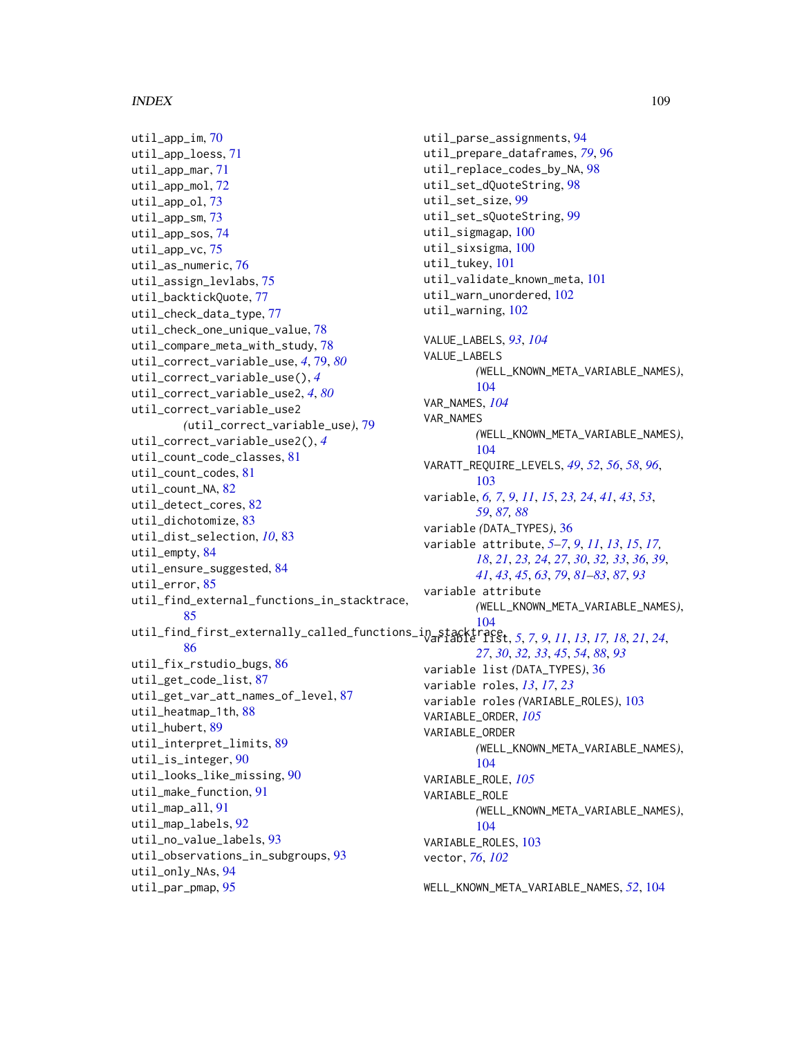util_app_im, 70
util_app_loess, 71
util_app_mar, 71
util_app_mol, 72
util_app_ol, 73
util_app_sm, 73
util_app_sos, 74
util_app_vc, 75
util_as_numeric, 76
util_assign_levlabs, 75
util_backtickQuote, 77
util_check_data_type, 77
util_check_one_unique_value, 78
util_compare_meta_with_study, 78
util_correct_variable_use, *4*, 79, *80*
util_correct_variable_use(), *4*
util_correct_variable_use2, *4*, *80*
util_correct_variable_use2 *(*util_correct_variable_use*)*, 79
util_correct_variable_use2(), *4*
util_count_code_classes, 81
util_count_codes, 81
util_count_NA, 82
util_detect_cores, 82
util_dichotomize, 83
util_dist_selection, *10*, 83
util_empty, 84
util_ensure_suggested, 84
util_error, 85
util_find_external_functions_in_stacktrace, 85
util_find_first_externally_called_functions_in_stacktrace, 86
util_fix_rstudio_bugs, 86
util_get_code_list, 87
util_get_var_att_names_of_level, 87
util_heatmap_1th, 88
util_hubert, 89
util_interpret_limits, 89
util_is_integer, 90
util_looks_like_missing, 90
util_make_function, 91
util_map_all, 91
util_map_labels, 92
util_no_value_labels, 93
util_observations_in_subgroups, 93
util_only_NAs, 94
util_par_pmap, 95
util_parse_assignments, 94
util_prepare_dataframes, *79*, 96
util_replace_codes_by_NA, 98
util_set_dQuoteString, 98
util_set_size, 99
util_set_sQuoteString, 99
util_sigmagap, 100
util_sixsigma, 100
util_tukey, 101
util_validate_known_meta, 101
util_warn_unordered, 102
util_warning, 102

VALUE_LABELS, *93*, *104*
VALUE_LABELS *(*WELL_KNOWN_META_VARIABLE_NAMES*)*, 104
VAR_NAMES, *104*
VAR_NAMES *(*WELL_KNOWN_META_VARIABLE_NAMES*)*, 104
VARATT_REQUIRE_LEVELS, *49*, *52*, *56*, *58*, *96*, 103
variable, *6, 7*, *9*, *11*, *15*, *23, 24*, *41*, *43*, *53*, *59*, *87, 88*
variable *(*DATA_TYPES*)*, 36
variable attribute, *5–7*, *9*, *11*, *13*, *15*, *17, 18*, *21*, *23, 24*, *27*, *30*, *32, 33*, *36*, *39*, *41*, *43*, *45*, *63*, *79*, *81–83*, *87*, *93*
variable attribute *(*WELL_KNOWN_META_VARIABLE_NAMES*)*, 104
variable list, *5*, *7*, *9*, *11*, *13*, *17, 18*, *21*, *24*, *27*, *30*, *32, 33*, *45*, *54*, *88*, *93*
variable list *(*DATA_TYPES*)*, 36
variable roles, *13*, *17*, *23*
variable roles *(*VARIABLE_ROLES*)*, 103
VARIABLE_ORDER, *105*
VARIABLE_ORDER *(*WELL_KNOWN_META_VARIABLE_NAMES*)*, 104
VARIABLE_ROLE, *105*
VARIABLE_ROLE *(*WELL_KNOWN_META_VARIABLE_NAMES*)*, 104
VARIABLE_ROLES, 103
vector, *76*, *102*

WELL_KNOWN_META_VARIABLE_NAMES, *52*, 104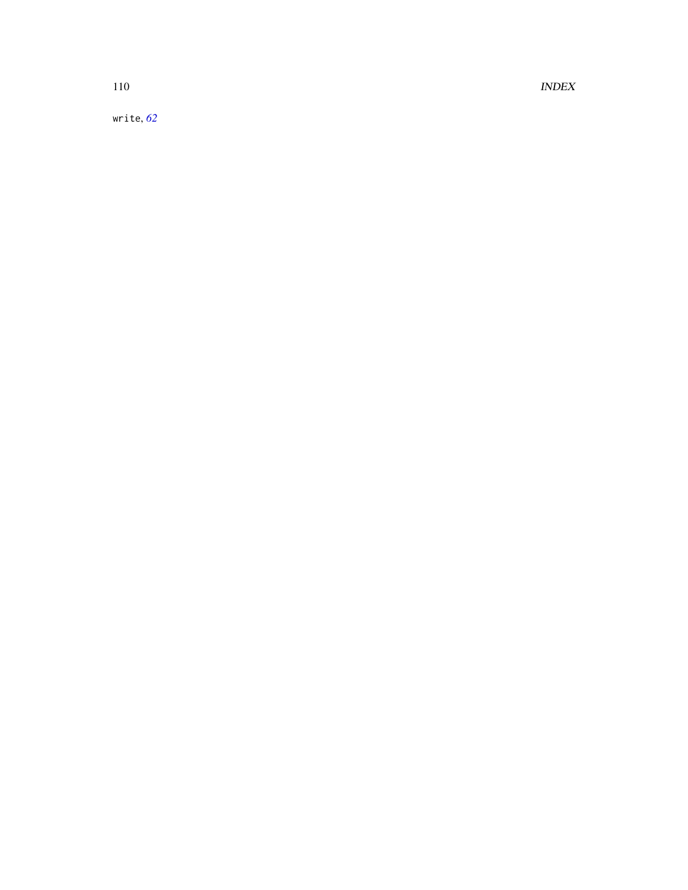`write`, *62*